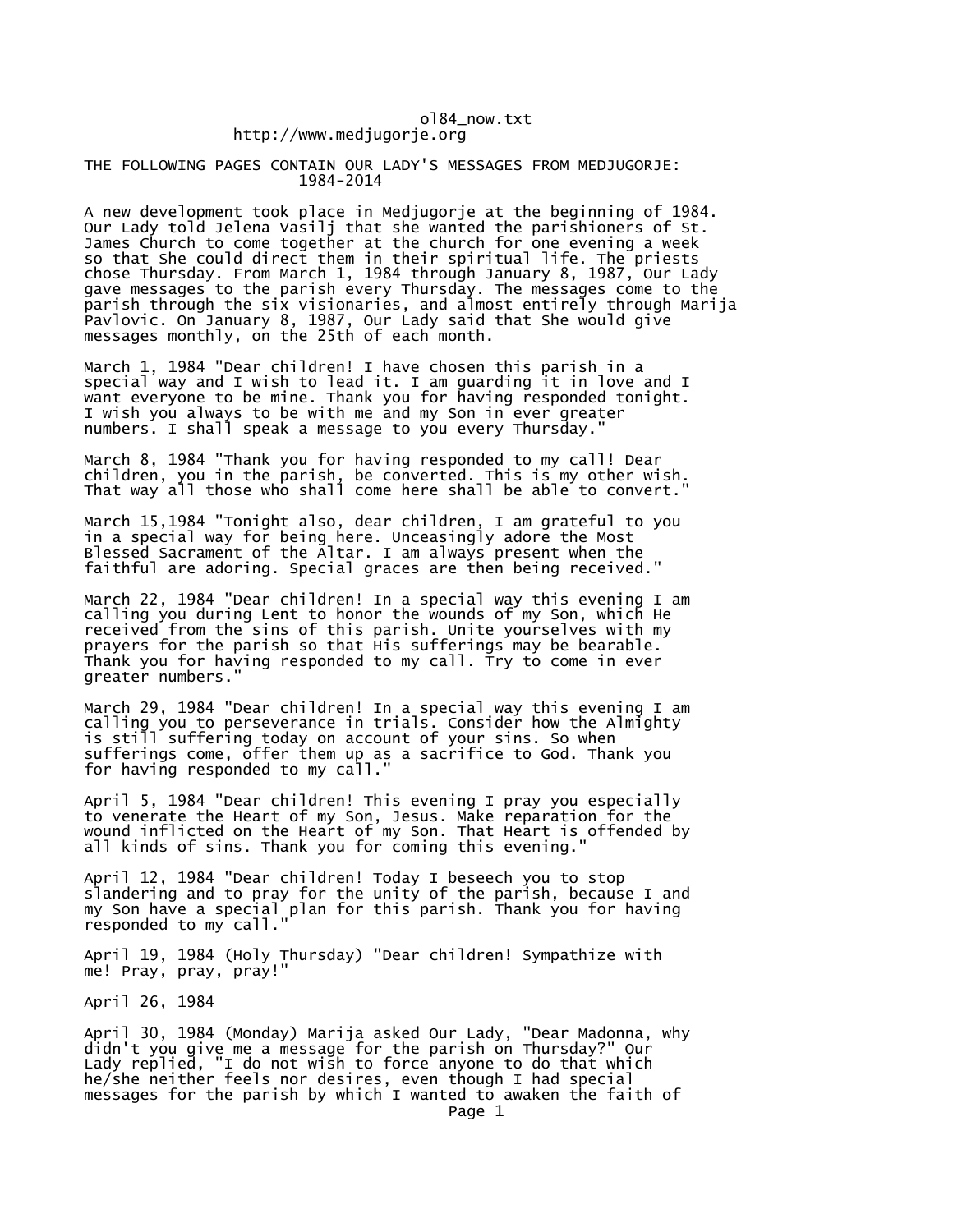ol84_now.txt
http://www.medjugorje.org

# THE FOLLOWING PAGES CONTAIN OUR LADY'S MESSAGES FROM MEDJUGORJE: 1984-2014

A new development took place in Medjugorje at the beginning of 1984. Our Lady told Jelena Vasilj that she wanted the parishioners of St. James Church to come together at the church for one evening a week so that She could direct them in their spiritual life. The priests chose Thursday. From March 1, 1984 through January 8, 1987, Our Lady gave messages to the parish every Thursday. The messages come to the parish through the six visionaries, and almost entirely through Marija Pavlovic. On January 8, 1987, Our Lady said that She would give messages monthly, on the 25th of each month.

March 1, 1984 "Dear children! I have chosen this parish in a special way and I wish to lead it. I am guarding it in love and I want everyone to be mine. Thank you for having responded tonight. I wish you always to be with me and my Son in ever greater numbers. I shall speak a message to you every Thursday."

March 8, 1984 "Thank you for having responded to my call! Dear children, you in the parish, be converted. This is my other wish. That way all those who shall come here shall be able to convert."

March 15,1984 "Tonight also, dear children, I am grateful to you in a special way for being here. Unceasingly adore the Most Blessed Sacrament of the Altar. I am always present when the faithful are adoring. Special graces are then being received."

March 22, 1984 "Dear children! In a special way this evening I am calling you during Lent to honor the wounds of my Son, which He received from the sins of this parish. Unite yourselves with my prayers for the parish so that His sufferings may be bearable. Thank you for having responded to my call. Try to come in ever greater numbers."

March 29, 1984 "Dear children! In a special way this evening I am calling you to perseverance in trials. Consider how the Almighty is still suffering today on account of your sins. So when sufferings come, offer them up as a sacrifice to God. Thank you for having responded to my call."

April 5, 1984 "Dear children! This evening I pray you especially to venerate the Heart of my Son, Jesus. Make reparation for the wound inflicted on the Heart of my Son. That Heart is offended by all kinds of sins. Thank you for coming this evening."

April 12, 1984 "Dear children! Today I beseech you to stop slandering and to pray for the unity of the parish, because I and my Son have a special plan for this parish. Thank you for having responded to my call."

April 19, 1984 (Holy Thursday) "Dear children! Sympathize with me! Pray, pray, pray!"

April 26, 1984

April 30, 1984 (Monday) Marija asked Our Lady, "Dear Madonna, why didn't you give me a message for the parish on Thursday?" Our Lady replied, "I do not wish to force anyone to do that which he/she neither feels nor desires, even though I had special messages for the parish by which I wanted to awaken the faith of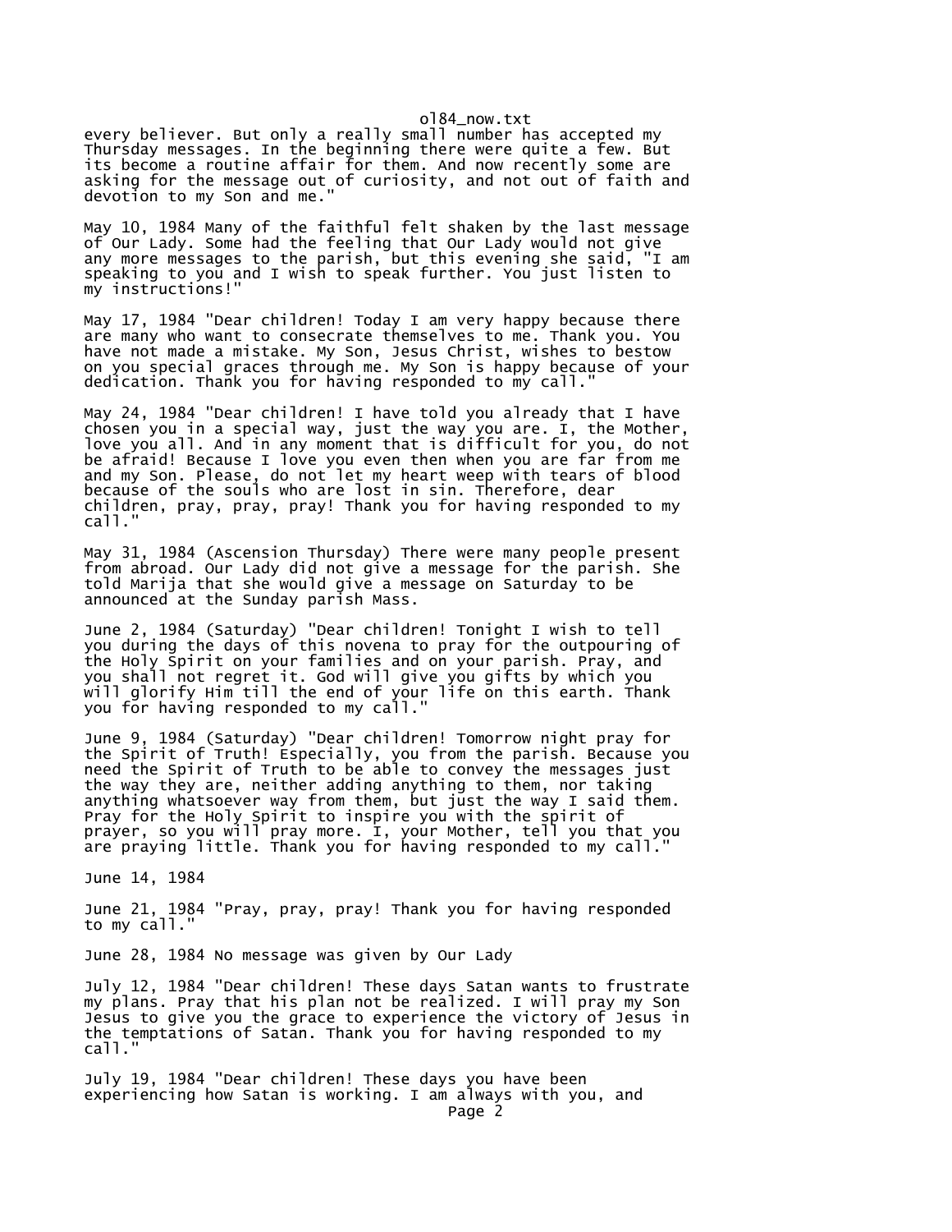every believer. But only a really small number has accepted my Thursday messages. In the beginning there were quite a few. But its become a routine affair for them. And now recently some are asking for the message out of curiosity, and not out of faith and devotion to my Son and me."

May 10, 1984 Many of the faithful felt shaken by the last message of Our Lady. Some had the feeling that Our Lady would not give any more messages to the parish, but this evening she said, "I am speaking to you and I wish to speak further. You just listen to my instructions!"

May 17, 1984 "Dear children! Today I am very happy because there are many who want to consecrate themselves to me. Thank you. You have not made a mistake. My Son, Jesus Christ, wishes to bestow on you special graces through me. My Son is happy because of your dedication. Thank you for having responded to my call."

May 24, 1984 "Dear children! I have told you already that I have chosen you in a special way, just the way you are. I, the Mother, love you all. And in any moment that is difficult for you, do not be afraid! Because I love you even then when you are far from me and my Son. Please, do not let my heart weep with tears of blood because of the souls who are lost in sin. Therefore, dear children, pray, pray, pray! Thank you for having responded to my call."

May 31, 1984 (Ascension Thursday) There were many people present from abroad. Our Lady did not give a message for the parish. She told Marija that she would give a message on Saturday to be announced at the Sunday parish Mass.

June 2, 1984 (Saturday) "Dear children! Tonight I wish to tell you during the days of this novena to pray for the outpouring of the Holy Spirit on your families and on your parish. Pray, and you shall not regret it. God will give you gifts by which you will glorify Him till the end of your life on this earth. Thank you for having responded to my call."

June 9, 1984 (Saturday) "Dear children! Tomorrow night pray for the Spirit of Truth! Especially, you from the parish. Because you need the Spirit of Truth to be able to convey the messages just the way they are, neither adding anything to them, nor taking anything whatsoever way from them, but just the way I said them. Pray for the Holy Spirit to inspire you with the spirit of prayer, so you will pray more. I, your Mother, tell you that you are praying little. Thank you for having responded to my call."

June 14, 1984

June 21, 1984 "Pray, pray, pray! Thank you for having responded to my call."

June 28, 1984 No message was given by Our Lady

July 12, 1984 "Dear children! These days Satan wants to frustrate my plans. Pray that his plan not be realized. I will pray my Son Jesus to give you the grace to experience the victory of Jesus in the temptations of Satan. Thank you for having responded to my call."

July 19, 1984 "Dear children! These days you have been experiencing how Satan is working. I am always with you, and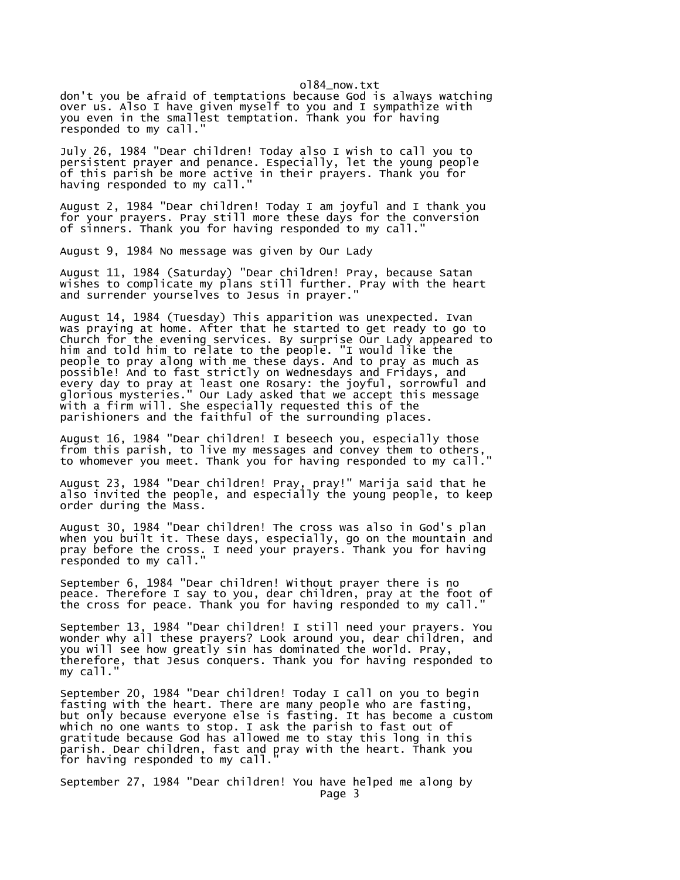don't you be afraid of temptations because God is always watching over us. Also I have given myself to you and I sympathize with you even in the smallest temptation. Thank you for having responded to my call."

July 26, 1984 "Dear children! Today also I wish to call you to persistent prayer and penance. Especially, let the young people of this parish be more active in their prayers. Thank you for having responded to my call."

August 2, 1984 "Dear children! Today I am joyful and I thank you for your prayers. Pray still more these days for the conversion of sinners. Thank you for having responded to my call."

August 9, 1984 No message was given by Our Lady

August 11, 1984 (Saturday) "Dear children! Pray, because Satan wishes to complicate my plans still further. Pray with the heart and surrender yourselves to Jesus in prayer."

August 14, 1984 (Tuesday) This apparition was unexpected. Ivan was praying at home. After that he started to get ready to go to Church for the evening services. By surprise Our Lady appeared to him and told him to relate to the people. "I would like the people to pray along with me these days. And to pray as much as possible! And to fast strictly on Wednesdays and Fridays, and every day to pray at least one Rosary: the joyful, sorrowful and glorious mysteries." Our Lady asked that we accept this message with a firm will. She especially requested this of the parishioners and the faithful of the surrounding places.

August 16, 1984 "Dear children! I beseech you, especially those from this parish, to live my messages and convey them to others, to whomever you meet. Thank you for having responded to my call."

August 23, 1984 "Dear children! Pray, pray!" Marija said that he also invited the people, and especially the young people, to keep order during the Mass.

August 30, 1984 "Dear children! The cross was also in God's plan when you built it. These days, especially, go on the mountain and pray before the cross. I need your prayers. Thank you for having responded to my call."

September 6, 1984 "Dear children! Without prayer there is no peace. Therefore I say to you, dear children, pray at the foot of the cross for peace. Thank you for having responded to my call."

September 13, 1984 "Dear children! I still need your prayers. You wonder why all these prayers? Look around you, dear children, and you will see how greatly sin has dominated the world. Pray, therefore, that Jesus conquers. Thank you for having responded to my call."

September 20, 1984 "Dear children! Today I call on you to begin fasting with the heart. There are many people who are fasting, but only because everyone else is fasting. It has become a custom which no one wants to stop. I ask the parish to fast out of gratitude because God has allowed me to stay this long in this parish. Dear children, fast and pray with the heart. Thank you for having responded to my call."

September 27, 1984 "Dear children! You have helped me along by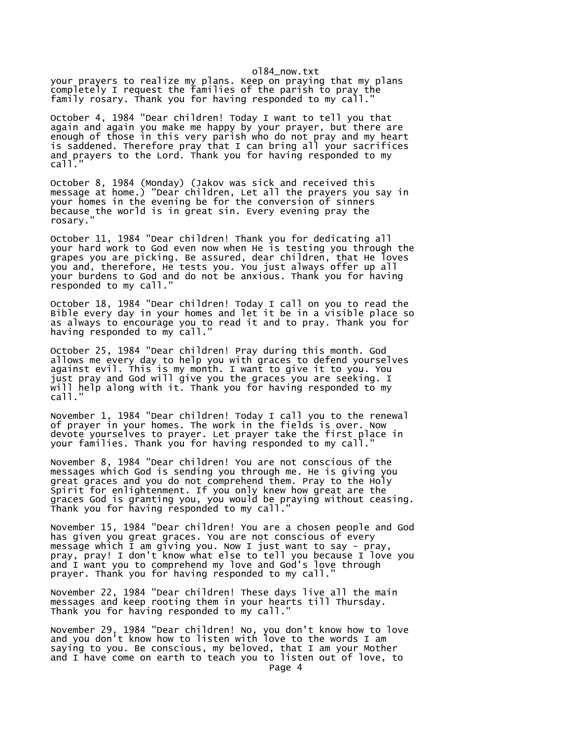your prayers to realize my plans. Keep on praying that my plans completely I request the families of the parish to pray the family rosary. Thank you for having responded to my call."

October 4, 1984 "Dear children! Today I want to tell you that again and again you make me happy by your prayer, but there are enough of those in this very parish who do not pray and my heart is saddened. Therefore pray that I can bring all your sacrifices and prayers to the Lord. Thank you for having responded to my call."

October 8, 1984 (Monday) (Jakov was sick and received this message at home.) "Dear children, Let all the prayers you say in your homes in the evening be for the conversion of sinners because the world is in great sin. Every evening pray the rosary."

October 11, 1984 "Dear children! Thank you for dedicating all your hard work to God even now when He is testing you through the grapes you are picking. Be assured, dear children, that He loves you and, therefore, He tests you. You just always offer up all your burdens to God and do not be anxious. Thank you for having responded to my call."

October 18, 1984 "Dear children! Today I call on you to read the Bible every day in your homes and let it be in a visible place so as always to encourage you to read it and to pray. Thank you for having responded to my call."

October 25, 1984 "Dear children! Pray during this month. God allows me every day to help you with graces to defend yourselves against evil. This is my month. I want to give it to you. You just pray and God will give you the graces you are seeking. I will help along with it. Thank you for having responded to my call."

November 1, 1984 "Dear children! Today I call you to the renewal of prayer in your homes. The work in the fields is over. Now devote yourselves to prayer. Let prayer take the first place in your families. Thank you for having responded to my call."

November 8, 1984 "Dear children! You are not conscious of the messages which God is sending you through me. He is giving you great graces and you do not comprehend them. Pray to the Holy Spirit for enlightenment. If you only knew how great are the graces God is granting you, you would be praying without ceasing. Thank you for having responded to my call."

November 15, 1984 "Dear children! You are a chosen people and God has given you great graces. You are not conscious of every message which I am giving you. Now I just want to say - pray, pray, pray! I don't know what else to tell you because I love you and I want you to comprehend my love and God's love through prayer. Thank you for having responded to my call."

November 22, 1984 "Dear children! These days live all the main messages and keep rooting them in your hearts till Thursday. Thank you for having responded to my call."

November 29, 1984 "Dear children! No, you don't know how to love and you don't know how to listen with love to the words I am saying to you. Be conscious, my beloved, that I am your Mother and I have come on earth to teach you to listen out of love, to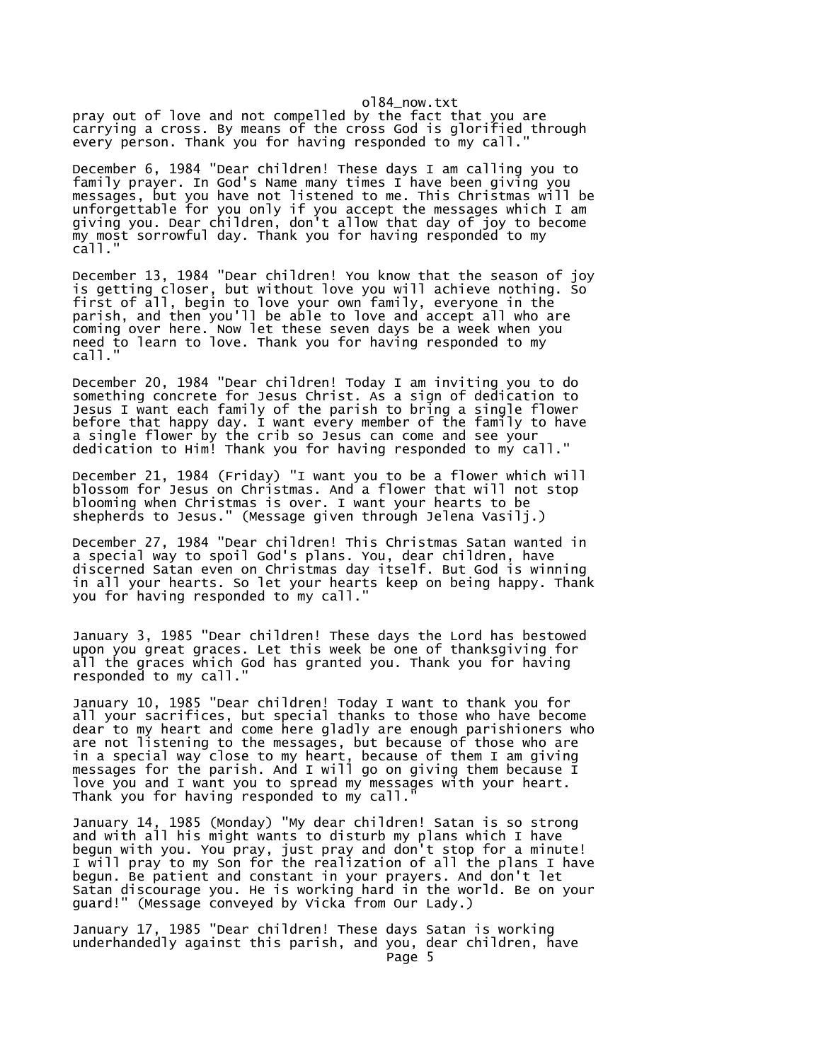pray out of love and not compelled by the fact that you are carrying a cross. By means of the cross God is glorified through every person. Thank you for having responded to my call."

December 6, 1984 "Dear children! These days I am calling you to family prayer. In God's Name many times I have been giving you messages, but you have not listened to me. This Christmas will be unforgettable for you only if you accept the messages which I am giving you. Dear children, don't allow that day of joy to become my most sorrowful day. Thank you for having responded to my call."

December 13, 1984 "Dear children! You know that the season of joy is getting closer, but without love you will achieve nothing. So first of all, begin to love your own family, everyone in the parish, and then you'll be able to love and accept all who are coming over here. Now let these seven days be a week when you need to learn to love. Thank you for having responded to my call."

December 20, 1984 "Dear children! Today I am inviting you to do something concrete for Jesus Christ. As a sign of dedication to Jesus I want each family of the parish to bring a single flower before that happy day. I want every member of the family to have a single flower by the crib so Jesus can come and see your dedication to Him! Thank you for having responded to my call."

December 21, 1984 (Friday) "I want you to be a flower which will blossom for Jesus on Christmas. And a flower that will not stop blooming when Christmas is over. I want your hearts to be shepherds to Jesus." (Message given through Jelena Vasilj.)

December 27, 1984 "Dear children! This Christmas Satan wanted in a special way to spoil God's plans. You, dear children, have discerned Satan even on Christmas day itself. But God is winning in all your hearts. So let your hearts keep on being happy. Thank you for having responded to my call."

January 3, 1985 "Dear children! These days the Lord has bestowed upon you great graces. Let this week be one of thanksgiving for all the graces which God has granted you. Thank you for having responded to my call."

January 10, 1985 "Dear children! Today I want to thank you for all your sacrifices, but special thanks to those who have become dear to my heart and come here gladly are enough parishioners who are not listening to the messages, but because of those who are in a special way close to my heart, because of them I am giving messages for the parish. And I will go on giving them because I love you and I want you to spread my messages with your heart. Thank you for having responded to my call."

January 14, 1985 (Monday) "My dear children! Satan is so strong and with all his might wants to disturb my plans which I have begun with you. You pray, just pray and don't stop for a minute! I will pray to my Son for the realization of all the plans I have begun. Be patient and constant in your prayers. And don't let Satan discourage you. He is working hard in the world. Be on your guard!" (Message conveyed by Vicka from Our Lady.)

January 17, 1985 "Dear children! These days Satan is working underhandedly against this parish, and you, dear children, have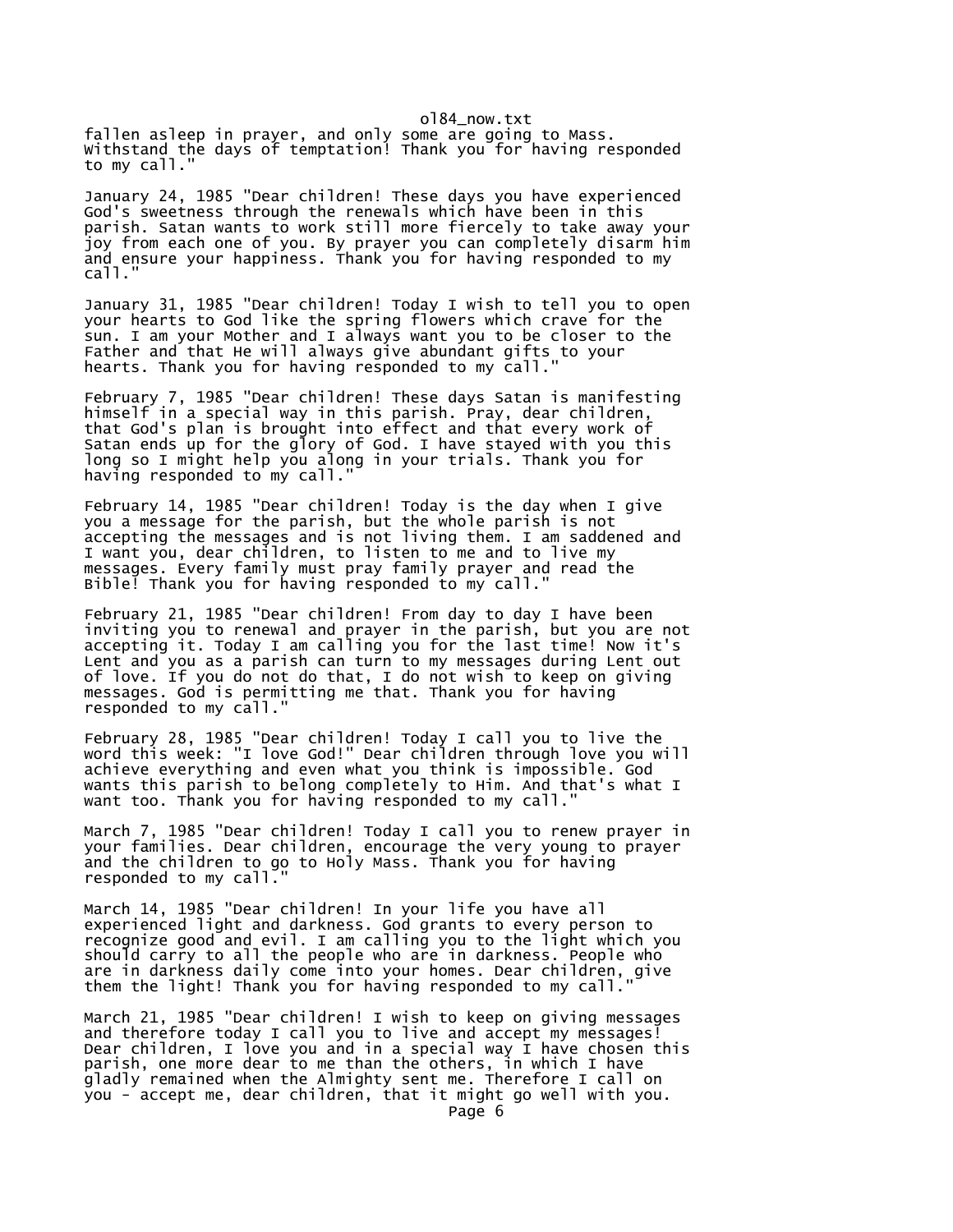fallen asleep in prayer, and only some are going to Mass. Withstand the days of temptation! Thank you for having responded to my call."

January 24, 1985 "Dear children! These days you have experienced God's sweetness through the renewals which have been in this parish. Satan wants to work still more fiercely to take away your joy from each one of you. By prayer you can completely disarm him and ensure your happiness. Thank you for having responded to my call."

January 31, 1985 "Dear children! Today I wish to tell you to open your hearts to God like the spring flowers which crave for the sun. I am your Mother and I always want you to be closer to the Father and that He will always give abundant gifts to your hearts. Thank you for having responded to my call."

February 7, 1985 "Dear children! These days Satan is manifesting himself in a special way in this parish. Pray, dear children, that God's plan is brought into effect and that every work of Satan ends up for the glory of God. I have stayed with you this long so I might help you along in your trials. Thank you for having responded to my call."

February 14, 1985 "Dear children! Today is the day when I give you a message for the parish, but the whole parish is not accepting the messages and is not living them. I am saddened and I want you, dear children, to listen to me and to live my messages. Every family must pray family prayer and read the Bible! Thank you for having responded to my call."

February 21, 1985 "Dear children! From day to day I have been inviting you to renewal and prayer in the parish, but you are not accepting it. Today I am calling you for the last time! Now it's Lent and you as a parish can turn to my messages during Lent out of love. If you do not do that, I do not wish to keep on giving messages. God is permitting me that. Thank you for having responded to my call."

February 28, 1985 "Dear children! Today I call you to live the word this week: "I love God!" Dear children through love you will achieve everything and even what you think is impossible. God wants this parish to belong completely to Him. And that's what I want too. Thank you for having responded to my call."

March 7, 1985 "Dear children! Today I call you to renew prayer in your families. Dear children, encourage the very young to prayer and the children to go to Holy Mass. Thank you for having responded to my call."

March 14, 1985 "Dear children! In your life you have all experienced light and darkness. God grants to every person to recognize good and evil. I am calling you to the light which you should carry to all the people who are in darkness. People who are in darkness daily come into your homes. Dear children, give them the light! Thank you for having responded to my call."

March 21, 1985 "Dear children! I wish to keep on giving messages and therefore today I call you to live and accept my messages! Dear children, I love you and in a special way I have chosen this parish, one more dear to me than the others, in which I have gladly remained when the Almighty sent me. Therefore I call on you - accept me, dear children, that it might go well with you.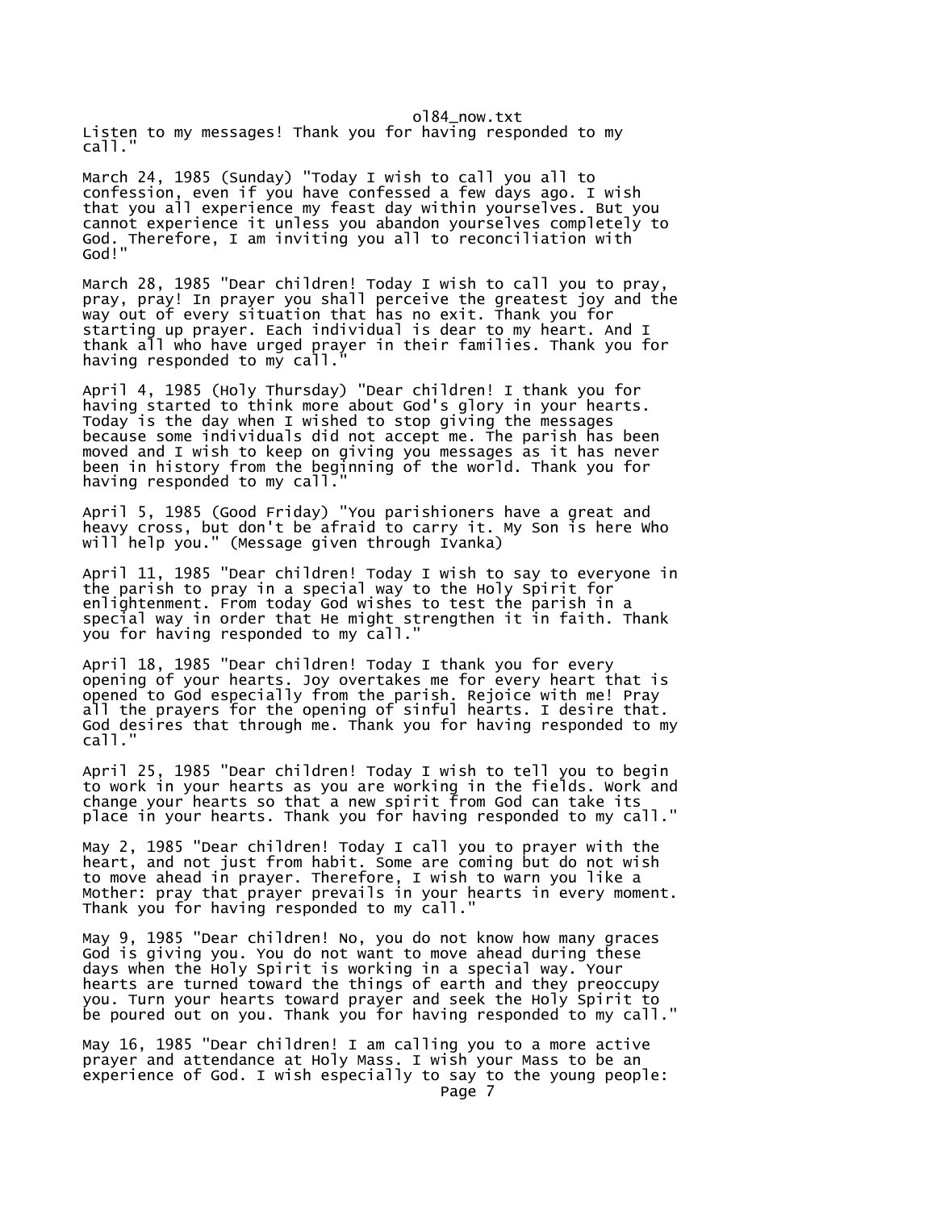Listen to my messages! Thank you for having responded to my call."

March 24, 1985 (Sunday) "Today I wish to call you all to confession, even if you have confessed a few days ago. I wish that you all experience my feast day within yourselves. But you cannot experience it unless you abandon yourselves completely to God. Therefore, I am inviting you all to reconciliation with God!"

March 28, 1985 "Dear children! Today I wish to call you to pray, pray, pray! In prayer you shall perceive the greatest joy and the way out of every situation that has no exit. Thank you for starting up prayer. Each individual is dear to my heart. And I thank all who have urged prayer in their families. Thank you for having responded to my call."

April 4, 1985 (Holy Thursday) "Dear children! I thank you for having started to think more about God's glory in your hearts. Today is the day when I wished to stop giving the messages because some individuals did not accept me. The parish has been moved and I wish to keep on giving you messages as it has never been in history from the beginning of the world. Thank you for having responded to my call."

April 5, 1985 (Good Friday) "You parishioners have a great and heavy cross, but don't be afraid to carry it. My Son is here Who will help you." (Message given through Ivanka)

April 11, 1985 "Dear children! Today I wish to say to everyone in the parish to pray in a special way to the Holy Spirit for enlightenment. From today God wishes to test the parish in a special way in order that He might strengthen it in faith. Thank you for having responded to my call."

April 18, 1985 "Dear children! Today I thank you for every opening of your hearts. Joy overtakes me for every heart that is opened to God especially from the parish. Rejoice with me! Pray all the prayers for the opening of sinful hearts. I desire that. God desires that through me. Thank you for having responded to my call."

April 25, 1985 "Dear children! Today I wish to tell you to begin to work in your hearts as you are working in the fields. Work and change your hearts so that a new spirit from God can take its place in your hearts. Thank you for having responded to my call."

May 2, 1985 "Dear children! Today I call you to prayer with the heart, and not just from habit. Some are coming but do not wish to move ahead in prayer. Therefore, I wish to warn you like a Mother: pray that prayer prevails in your hearts in every moment. Thank you for having responded to my call."

May 9, 1985 "Dear children! No, you do not know how many graces God is giving you. You do not want to move ahead during these days when the Holy Spirit is working in a special way. Your hearts are turned toward the things of earth and they preoccupy you. Turn your hearts toward prayer and seek the Holy Spirit to be poured out on you. Thank you for having responded to my call."

May 16, 1985 "Dear children! I am calling you to a more active prayer and attendance at Holy Mass. I wish your Mass to be an experience of God. I wish especially to say to the young people: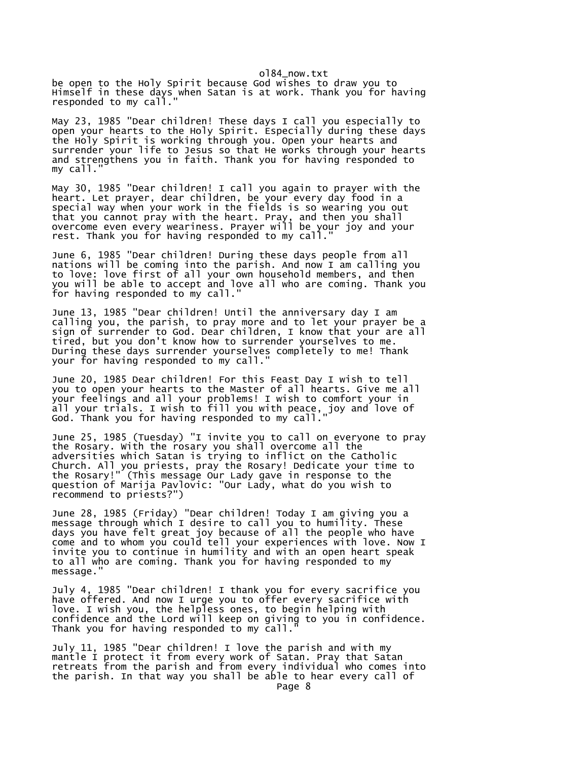be open to the Holy Spirit because God wishes to draw you to Himself in these days when Satan is at work. Thank you for having responded to my call."

May 23, 1985 "Dear children! These days I call you especially to open your hearts to the Holy Spirit. Especially during these days the Holy Spirit is working through you. Open your hearts and surrender your life to Jesus so that He works through your hearts and strengthens you in faith. Thank you for having responded to my call."

May 30, 1985 "Dear children! I call you again to prayer with the heart. Let prayer, dear children, be your every day food in a special way when your work in the fields is so wearing you out that you cannot pray with the heart. Pray, and then you shall overcome even every weariness. Prayer will be your joy and your rest. Thank you for having responded to my call."

June 6, 1985 "Dear children! During these days people from all nations will be coming into the parish. And now I am calling you to love: love first of all your own household members, and then you will be able to accept and love all who are coming. Thank you for having responded to my call."

June 13, 1985 "Dear children! Until the anniversary day I am calling you, the parish, to pray more and to let your prayer be a sign of surrender to God. Dear children, I know that your are all tired, but you don't know how to surrender yourselves to me. During these days surrender yourselves completely to me! Thank your for having responded to my call."

June 20, 1985 Dear children! For this Feast Day I wish to tell you to open your hearts to the Master of all hearts. Give me all your feelings and all your problems! I wish to comfort your in all your trials. I wish to fill you with peace, joy and love of God. Thank you for having responded to my call."

June 25, 1985 (Tuesday) "I invite you to call on everyone to pray the Rosary. With the rosary you shall overcome all the adversities which Satan is trying to inflict on the Catholic Church. All you priests, pray the Rosary! Dedicate your time to the Rosary!" (This message Our Lady gave in response to the question of Marija Pavlovic: "Our Lady, what do you wish to recommend to priests?")

June 28, 1985 (Friday) "Dear children! Today I am giving you a message through which I desire to call you to humility. These days you have felt great joy because of all the people who have come and to whom you could tell your experiences with love. Now I invite you to continue in humility and with an open heart speak to all who are coming. Thank you for having responded to my message."

July 4, 1985 "Dear children! I thank you for every sacrifice you have offered. And now I urge you to offer every sacrifice with love. I wish you, the helpless ones, to begin helping with confidence and the Lord will keep on giving to you in confidence. Thank you for having responded to my call."

July 11, 1985 "Dear children! I love the parish and with my mantle I protect it from every work of Satan. Pray that Satan retreats from the parish and from every individual who comes into the parish. In that way you shall be able to hear every call of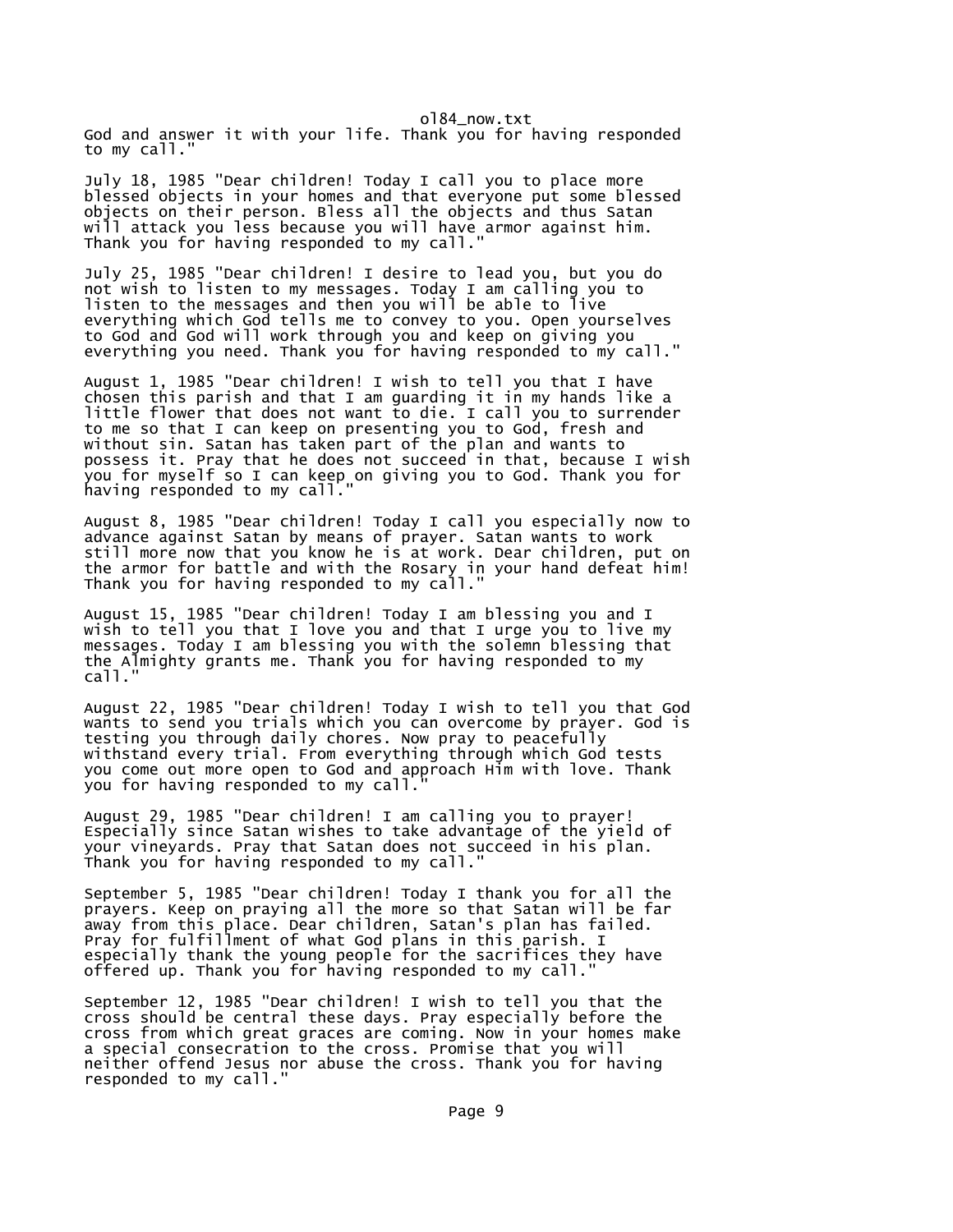God and answer it with your life. Thank you for having responded to my call."

July 18, 1985 "Dear children! Today I call you to place more blessed objects in your homes and that everyone put some blessed objects on their person. Bless all the objects and thus Satan will attack you less because you will have armor against him. Thank you for having responded to my call."

July 25, 1985 "Dear children! I desire to lead you, but you do not wish to listen to my messages. Today I am calling you to listen to the messages and then you will be able to live everything which God tells me to convey to you. Open yourselves to God and God will work through you and keep on giving you everything you need. Thank you for having responded to my call."

August 1, 1985 "Dear children! I wish to tell you that I have chosen this parish and that I am guarding it in my hands like a little flower that does not want to die. I call you to surrender to me so that I can keep on presenting you to God, fresh and without sin. Satan has taken part of the plan and wants to possess it. Pray that he does not succeed in that, because I wish you for myself so I can keep on giving you to God. Thank you for having responded to my call."

August 8, 1985 "Dear children! Today I call you especially now to advance against Satan by means of prayer. Satan wants to work still more now that you know he is at work. Dear children, put on the armor for battle and with the Rosary in your hand defeat him! Thank you for having responded to my call."

August 15, 1985 "Dear children! Today I am blessing you and I wish to tell you that I love you and that I urge you to live my messages. Today I am blessing you with the solemn blessing that the Almighty grants me. Thank you for having responded to my call."

August 22, 1985 "Dear children! Today I wish to tell you that God wants to send you trials which you can overcome by prayer. God is testing you through daily chores. Now pray to peacefully withstand every trial. From everything through which God tests you come out more open to God and approach Him with love. Thank you for having responded to my call."

August 29, 1985 "Dear children! I am calling you to prayer! Especially since Satan wishes to take advantage of the yield of your vineyards. Pray that Satan does not succeed in his plan. Thank you for having responded to my call."

September 5, 1985 "Dear children! Today I thank you for all the prayers. Keep on praying all the more so that Satan will be far away from this place. Dear children, Satan's plan has failed. Pray for fulfillment of what God plans in this parish. I especially thank the young people for the sacrifices they have offered up. Thank you for having responded to my call."

September 12, 1985 "Dear children! I wish to tell you that the cross should be central these days. Pray especially before the cross from which great graces are coming. Now in your homes make a special consecration to the cross. Promise that you will neither offend Jesus nor abuse the cross. Thank you for having responded to my call."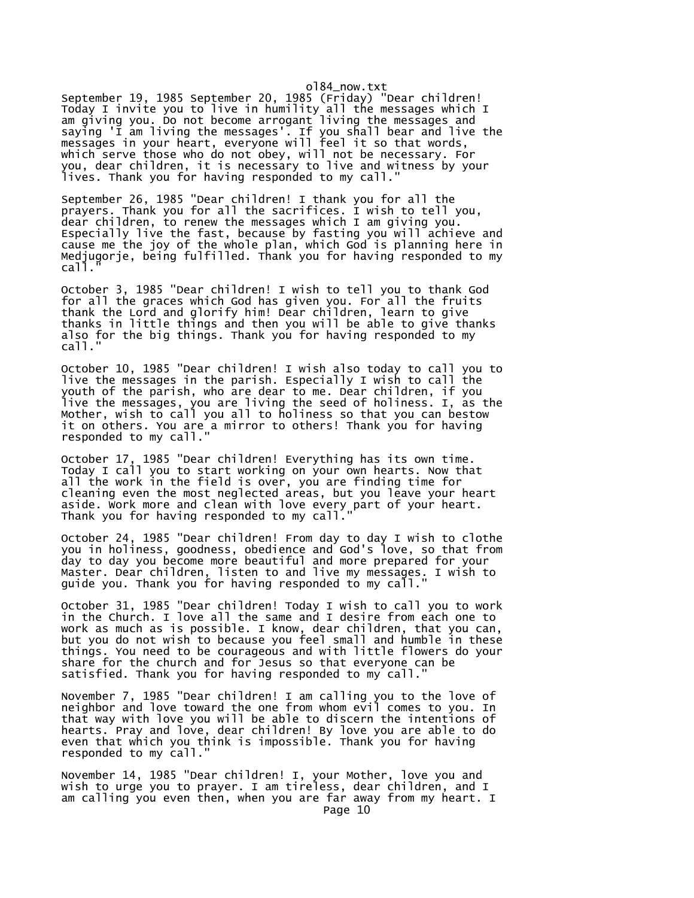September 19, 1985 September 20, 1985 (Friday) "Dear children! Today I invite you to live in humility all the messages which I am giving you. Do not become arrogant living the messages and saying 'I am living the messages'. If you shall bear and live the messages in your heart, everyone will feel it so that words, which serve those who do not obey, will not be necessary. For you, dear children, it is necessary to live and witness by your lives. Thank you for having responded to my call."

September 26, 1985 "Dear children! I thank you for all the prayers. Thank you for all the sacrifices. I wish to tell you, dear children, to renew the messages which I am giving you. Especially live the fast, because by fasting you will achieve and cause me the joy of the whole plan, which God is planning here in Medjugorje, being fulfilled. Thank you for having responded to my call."

October 3, 1985 "Dear children! I wish to tell you to thank God for all the graces which God has given you. For all the fruits thank the Lord and glorify him! Dear children, learn to give thanks in little things and then you will be able to give thanks also for the big things. Thank you for having responded to my call."

October 10, 1985 "Dear children! I wish also today to call you to live the messages in the parish. Especially I wish to call the youth of the parish, who are dear to me. Dear children, if you live the messages, you are living the seed of holiness. I, as the Mother, wish to call you all to holiness so that you can bestow it on others. You are a mirror to others! Thank you for having responded to my call."

October 17, 1985 "Dear children! Everything has its own time. Today I call you to start working on your own hearts. Now that all the work in the field is over, you are finding time for cleaning even the most neglected areas, but you leave your heart aside. Work more and clean with love every part of your heart. Thank you for having responded to my call."

October 24, 1985 "Dear children! From day to day I wish to clothe you in holiness, goodness, obedience and God's love, so that from day to day you become more beautiful and more prepared for your Master. Dear children, listen to and live my messages. I wish to guide you. Thank you for having responded to my call."

October 31, 1985 "Dear children! Today I wish to call you to work in the Church. I love all the same and I desire from each one to work as much as is possible. I know, dear children, that you can, but you do not wish to because you feel small and humble in these things. You need to be courageous and with little flowers do your share for the church and for Jesus so that everyone can be satisfied. Thank you for having responded to my call."

November 7, 1985 "Dear children! I am calling you to the love of neighbor and love toward the one from whom evil comes to you. In that way with love you will be able to discern the intentions of hearts. Pray and love, dear children! By love you are able to do even that which you think is impossible. Thank you for having responded to my call."

November 14, 1985 "Dear children! I, your Mother, love you and wish to urge you to prayer. I am tireless, dear children, and I am calling you even then, when you are far away from my heart. I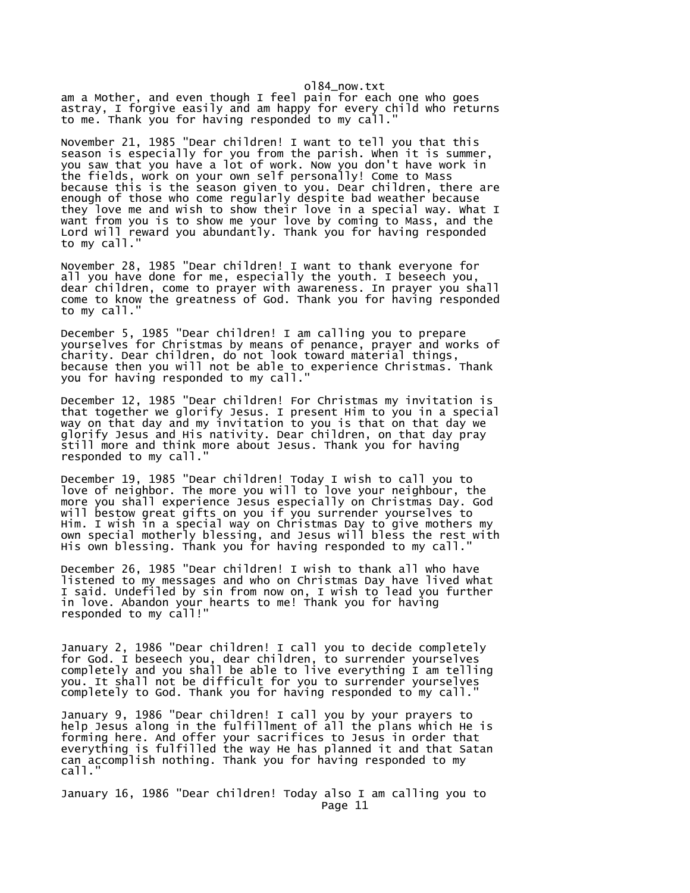am a Mother, and even though I feel pain for each one who goes astray, I forgive easily and am happy for every child who returns to me. Thank you for having responded to my call."

November 21, 1985 "Dear children! I want to tell you that this season is especially for you from the parish. When it is summer, you saw that you have a lot of work. Now you don't have work in the fields, work on your own self personally! Come to Mass because this is the season given to you. Dear children, there are enough of those who come regularly despite bad weather because they love me and wish to show their love in a special way. What I want from you is to show me your love by coming to Mass, and the Lord will reward you abundantly. Thank you for having responded to my call."

November 28, 1985 "Dear children! I want to thank everyone for all you have done for me, especially the youth. I beseech you, dear children, come to prayer with awareness. In prayer you shall come to know the greatness of God. Thank you for having responded to my call."

December 5, 1985 "Dear children! I am calling you to prepare yourselves for Christmas by means of penance, prayer and works of charity. Dear children, do not look toward material things, because then you will not be able to experience Christmas. Thank you for having responded to my call."

December 12, 1985 "Dear children! For Christmas my invitation is that together we glorify Jesus. I present Him to you in a special way on that day and my invitation to you is that on that day we glorify Jesus and His nativity. Dear children, on that day pray still more and think more about Jesus. Thank you for having responded to my call."

December 19, 1985 "Dear children! Today I wish to call you to love of neighbor. The more you will to love your neighbour, the more you shall experience Jesus especially on Christmas Day. God will bestow great gifts on you if you surrender yourselves to Him. I wish in a special way on Christmas Day to give mothers my own special motherly blessing, and Jesus will bless the rest with His own blessing. Thank you for having responded to my call."

December 26, 1985 "Dear children! I wish to thank all who have listened to my messages and who on Christmas Day have lived what I said. Undefiled by sin from now on, I wish to lead you further in love. Abandon your hearts to me! Thank you for having responded to my call!"

January 2, 1986 "Dear children! I call you to decide completely for God. I beseech you, dear children, to surrender yourselves completely and you shall be able to live everything I am telling you. It shall not be difficult for you to surrender yourselves completely to God. Thank you for having responded to my call."

January 9, 1986 "Dear children! I call you by your prayers to help Jesus along in the fulfillment of all the plans which He is forming here. And offer your sacrifices to Jesus in order that everything is fulfilled the way He has planned it and that Satan can accomplish nothing. Thank you for having responded to my call."

January 16, 1986 "Dear children! Today also I am calling you to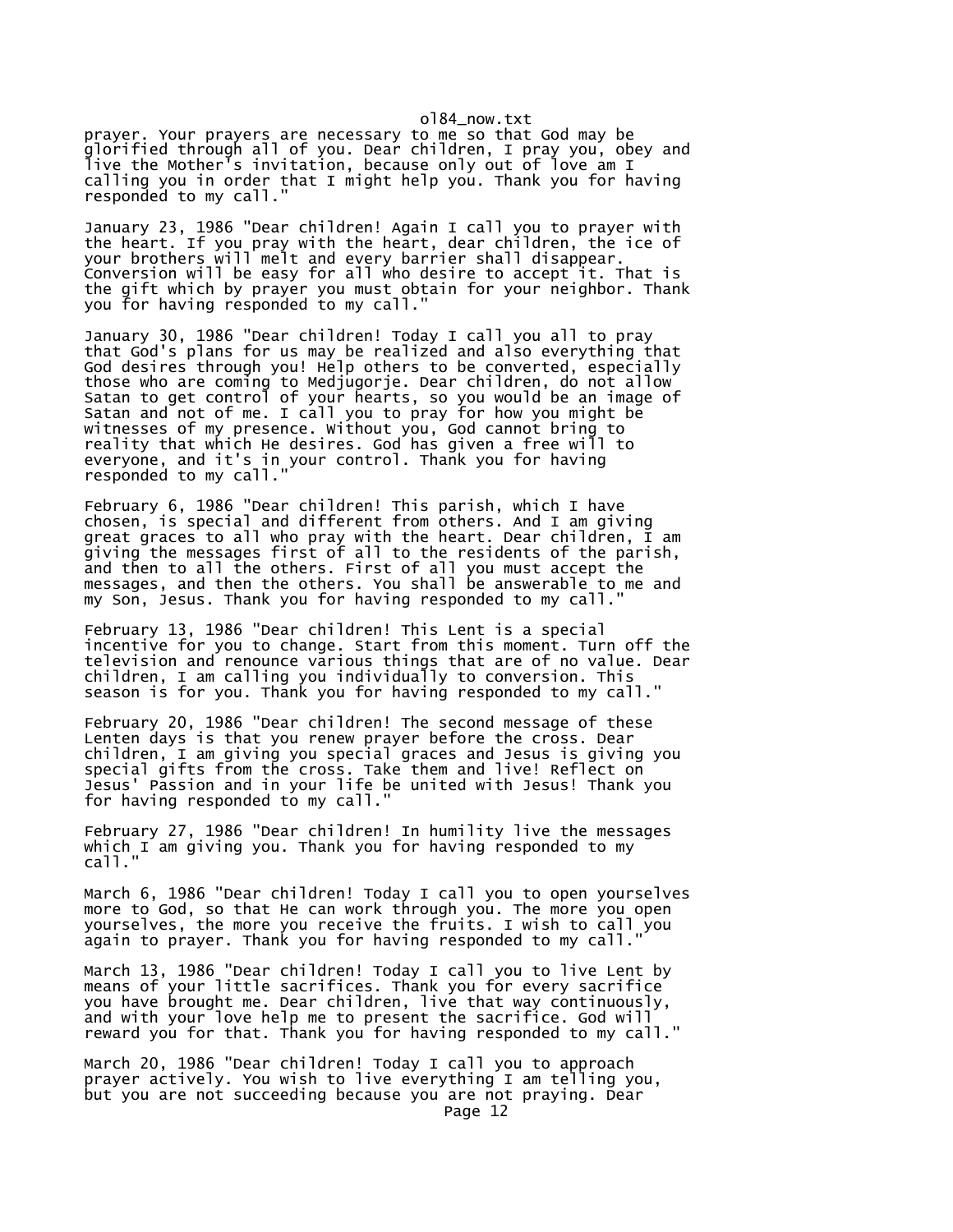prayer. Your prayers are necessary to me so that God may be glorified through all of you. Dear children, I pray you, obey and live the Mother's invitation, because only out of love am I calling you in order that I might help you. Thank you for having responded to my call."

January 23, 1986 "Dear children! Again I call you to prayer with the heart. If you pray with the heart, dear children, the ice of your brothers will melt and every barrier shall disappear. Conversion will be easy for all who desire to accept it. That is the gift which by prayer you must obtain for your neighbor. Thank you for having responded to my call."

January 30, 1986 "Dear children! Today I call you all to pray that God's plans for us may be realized and also everything that God desires through you! Help others to be converted, especially those who are coming to Medjugorje. Dear children, do not allow Satan to get control of your hearts, so you would be an image of Satan and not of me. I call you to pray for how you might be witnesses of my presence. Without you, God cannot bring to reality that which He desires. God has given a free will to everyone, and it's in your control. Thank you for having responded to my call."

February 6, 1986 "Dear children! This parish, which I have chosen, is special and different from others. And I am giving great graces to all who pray with the heart. Dear children, I am giving the messages first of all to the residents of the parish, and then to all the others. First of all you must accept the messages, and then the others. You shall be answerable to me and my Son, Jesus. Thank you for having responded to my call."

February 13, 1986 "Dear children! This Lent is a special incentive for you to change. Start from this moment. Turn off the television and renounce various things that are of no value. Dear children, I am calling you individually to conversion. This season is for you. Thank you for having responded to my call."

February 20, 1986 "Dear children! The second message of these Lenten days is that you renew prayer before the cross. Dear children, I am giving you special graces and Jesus is giving you special gifts from the cross. Take them and live! Reflect on Jesus' Passion and in your life be united with Jesus! Thank you for having responded to my call."

February 27, 1986 "Dear children! In humility live the messages which I am giving you. Thank you for having responded to my call."

March 6, 1986 "Dear children! Today I call you to open yourselves more to God, so that He can work through you. The more you open yourselves, the more you receive the fruits. I wish to call you again to prayer. Thank you for having responded to my call."

March 13, 1986 "Dear children! Today I call you to live Lent by means of your little sacrifices. Thank you for every sacrifice you have brought me. Dear children, live that way continuously, and with your love help me to present the sacrifice. God will reward you for that. Thank you for having responded to my call."

March 20, 1986 "Dear children! Today I call you to approach prayer actively. You wish to live everything I am telling you, but you are not succeeding because you are not praying. Dear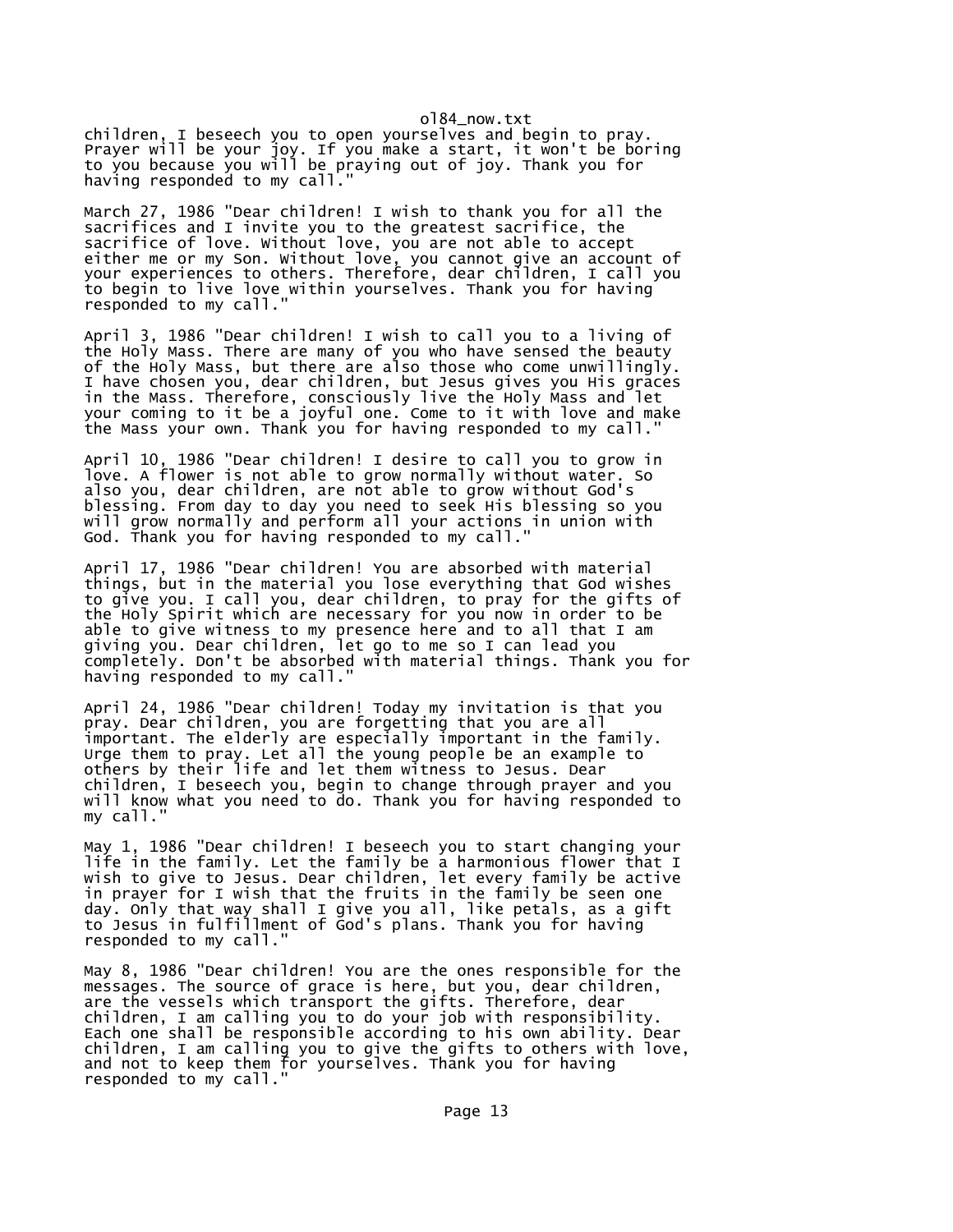children, I beseech you to open yourselves and begin to pray. Prayer will be your joy. If you make a start, it won't be boring to you because you will be praying out of joy. Thank you for having responded to my call."

March 27, 1986 "Dear children! I wish to thank you for all the sacrifices and I invite you to the greatest sacrifice, the sacrifice of love. Without love, you are not able to accept either me or my Son. Without love, you cannot give an account of your experiences to others. Therefore, dear children, I call you to begin to live love within yourselves. Thank you for having responded to my call."

April 3, 1986 "Dear children! I wish to call you to a living of the Holy Mass. There are many of you who have sensed the beauty of the Holy Mass, but there are also those who come unwillingly. I have chosen you, dear children, but Jesus gives you His graces in the Mass. Therefore, consciously live the Holy Mass and let your coming to it be a joyful one. Come to it with love and make the Mass your own. Thank you for having responded to my call."

April 10, 1986 "Dear children! I desire to call you to grow in love. A flower is not able to grow normally without water. So also you, dear children, are not able to grow without God's blessing. From day to day you need to seek His blessing so you will grow normally and perform all your actions in union with God. Thank you for having responded to my call."

April 17, 1986 "Dear children! You are absorbed with material things, but in the material you lose everything that God wishes to give you. I call you, dear children, to pray for the gifts of the Holy Spirit which are necessary for you now in order to be able to give witness to my presence here and to all that I am giving you. Dear children, let go to me so I can lead you completely. Don't be absorbed with material things. Thank you for having responded to my call."

April 24, 1986 "Dear children! Today my invitation is that you pray. Dear children, you are forgetting that you are all important. The elderly are especially important in the family. Urge them to pray. Let all the young people be an example to others by their life and let them witness to Jesus. Dear children, I beseech you, begin to change through prayer and you will know what you need to do. Thank you for having responded to my call."

May 1, 1986 "Dear children! I beseech you to start changing your life in the family. Let the family be a harmonious flower that I wish to give to Jesus. Dear children, let every family be active in prayer for I wish that the fruits in the family be seen one day. Only that way shall I give you all, like petals, as a gift to Jesus in fulfillment of God's plans. Thank you for having responded to my call."

May 8, 1986 "Dear children! You are the ones responsible for the messages. The source of grace is here, but you, dear children, are the vessels which transport the gifts. Therefore, dear children, I am calling you to do your job with responsibility. Each one shall be responsible according to his own ability. Dear children, I am calling you to give the gifts to others with love, and not to keep them for yourselves. Thank you for having responded to my call."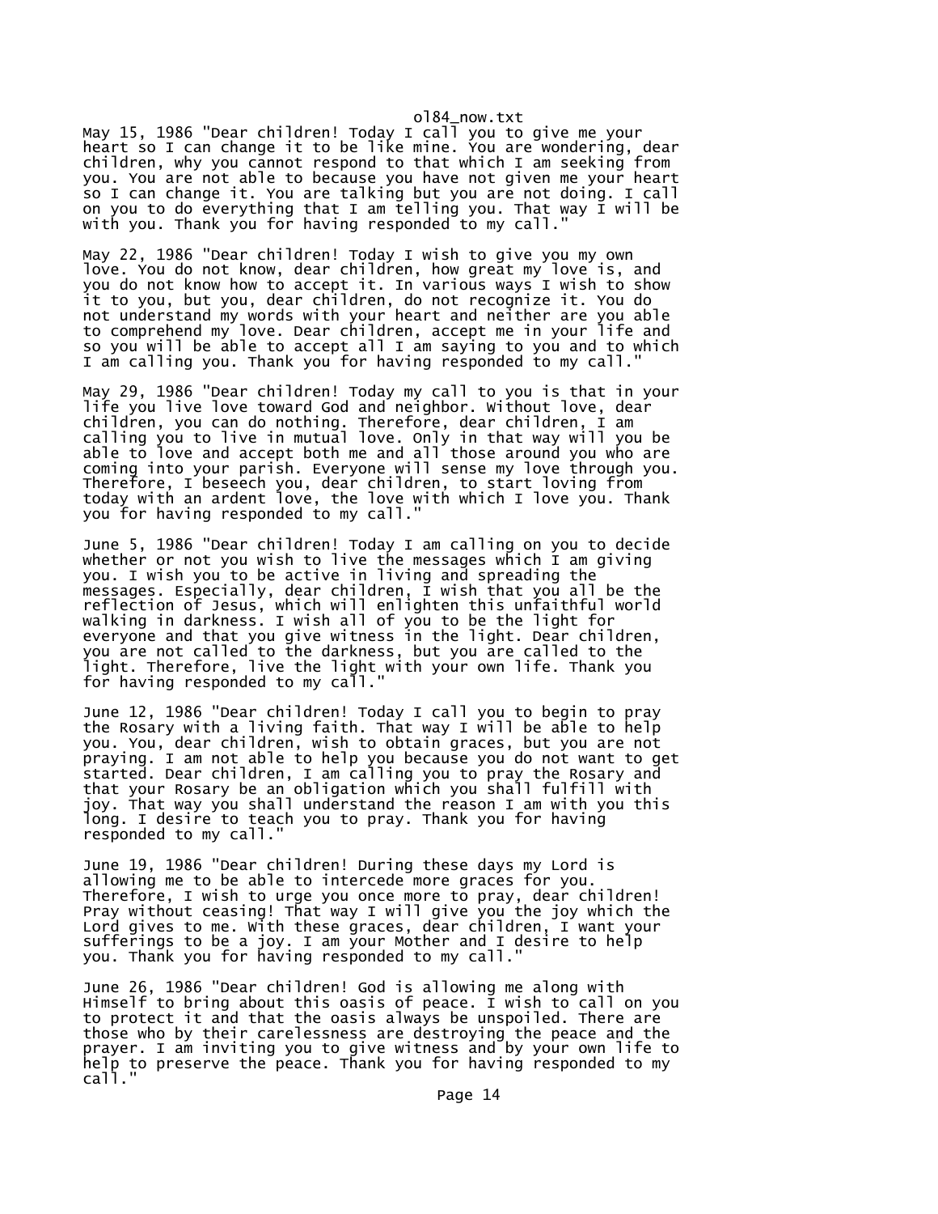May 15, 1986 "Dear children! Today I call you to give me your heart so I can change it to be like mine. You are wondering, dear children, why you cannot respond to that which I am seeking from you. You are not able to because you have not given me your heart so I can change it. You are talking but you are not doing. I call on you to do everything that I am telling you. That way I will be with you. Thank you for having responded to my call."

May 22, 1986 "Dear children! Today I wish to give you my own love. You do not know, dear children, how great my love is, and you do not know how to accept it. In various ways I wish to show it to you, but you, dear children, do not recognize it. You do not understand my words with your heart and neither are you able to comprehend my love. Dear children, accept me in your life and so you will be able to accept all I am saying to you and to which I am calling you. Thank you for having responded to my call."

May 29, 1986 "Dear children! Today my call to you is that in your life you live love toward God and neighbor. Without love, dear children, you can do nothing. Therefore, dear children, I am calling you to live in mutual love. Only in that way will you be able to love and accept both me and all those around you who are coming into your parish. Everyone will sense my love through you. Therefore, I beseech you, dear children, to start loving from today with an ardent love, the love with which I love you. Thank you for having responded to my call."

June 5, 1986 "Dear children! Today I am calling on you to decide whether or not you wish to live the messages which I am giving you. I wish you to be active in living and spreading the messages. Especially, dear children, I wish that you all be the reflection of Jesus, which will enlighten this unfaithful world walking in darkness. I wish all of you to be the light for everyone and that you give witness in the light. Dear children, you are not called to the darkness, but you are called to the light. Therefore, live the light with your own life. Thank you for having responded to my call."

June 12, 1986 "Dear children! Today I call you to begin to pray the Rosary with a living faith. That way I will be able to help you. You, dear children, wish to obtain graces, but you are not praying. I am not able to help you because you do not want to get started. Dear children, I am calling you to pray the Rosary and that your Rosary be an obligation which you shall fulfill with joy. That way you shall understand the reason I am with you this long. I desire to teach you to pray. Thank you for having responded to my call."

June 19, 1986 "Dear children! During these days my Lord is allowing me to be able to intercede more graces for you. Therefore, I wish to urge you once more to pray, dear children! Pray without ceasing! That way I will give you the joy which the Lord gives to me. With these graces, dear children, I want your sufferings to be a joy. I am your Mother and I desire to help you. Thank you for having responded to my call."

June 26, 1986 "Dear children! God is allowing me along with Himself to bring about this oasis of peace. I wish to call on you to protect it and that the oasis always be unspoiled. There are those who by their carelessness are destroying the peace and the prayer. I am inviting you to give witness and by your own life to help to preserve the peace. Thank you for having responded to my call."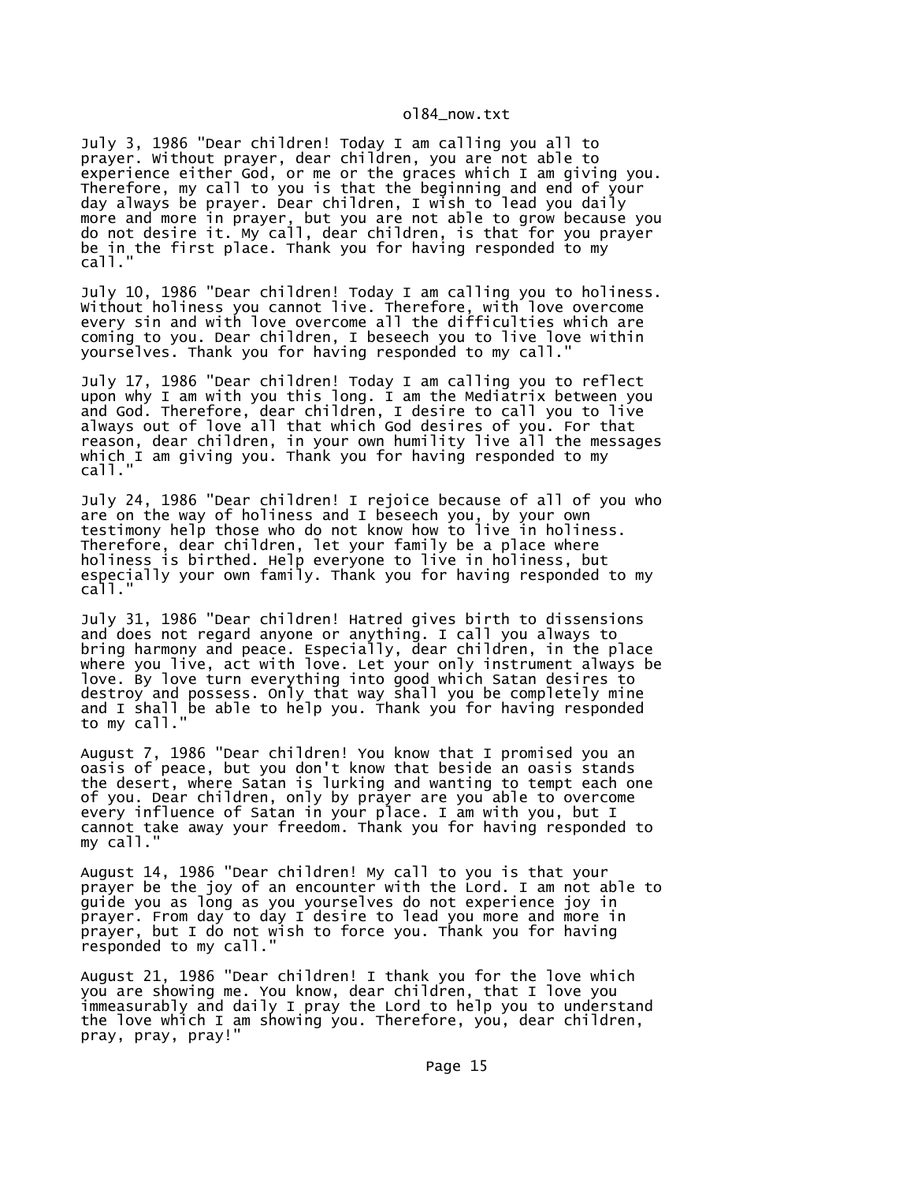July 3, 1986 "Dear children! Today I am calling you all to prayer. Without prayer, dear children, you are not able to experience either God, or me or the graces which I am giving you. Therefore, my call to you is that the beginning and end of your day always be prayer. Dear children, I wish to lead you daily more and more in prayer, but you are not able to grow because you do not desire it. My call, dear children, is that for you prayer be in the first place. Thank you for having responded to my call."

July 10, 1986 "Dear children! Today I am calling you to holiness. Without holiness you cannot live. Therefore, with love overcome every sin and with love overcome all the difficulties which are coming to you. Dear children, I beseech you to live love within yourselves. Thank you for having responded to my call."

July 17, 1986 "Dear children! Today I am calling you to reflect upon why I am with you this long. I am the Mediatrix between you and God. Therefore, dear children, I desire to call you to live always out of love all that which God desires of you. For that reason, dear children, in your own humility live all the messages which I am giving you. Thank you for having responded to my call."

July 24, 1986 "Dear children! I rejoice because of all of you who are on the way of holiness and I beseech you, by your own testimony help those who do not know how to live in holiness. Therefore, dear children, let your family be a place where holiness is birthed. Help everyone to live in holiness, but especially your own family. Thank you for having responded to my call."

July 31, 1986 "Dear children! Hatred gives birth to dissensions and does not regard anyone or anything. I call you always to bring harmony and peace. Especially, dear children, in the place where you live, act with love. Let your only instrument always be love. By love turn everything into good which Satan desires to destroy and possess. Only that way shall you be completely mine and I shall be able to help you. Thank you for having responded to my call."

August 7, 1986 "Dear children! You know that I promised you an oasis of peace, but you don't know that beside an oasis stands the desert, where Satan is lurking and wanting to tempt each one of you. Dear children, only by prayer are you able to overcome every influence of Satan in your place. I am with you, but I cannot take away your freedom. Thank you for having responded to my call."

August 14, 1986 "Dear children! My call to you is that your prayer be the joy of an encounter with the Lord. I am not able to guide you as long as you yourselves do not experience joy in prayer. From day to day I desire to lead you more and more in prayer, but I do not wish to force you. Thank you for having responded to my call."

August 21, 1986 "Dear children! I thank you for the love which you are showing me. You know, dear children, that I love you immeasurably and daily I pray the Lord to help you to understand the love which I am showing you. Therefore, you, dear children, pray, pray, pray!"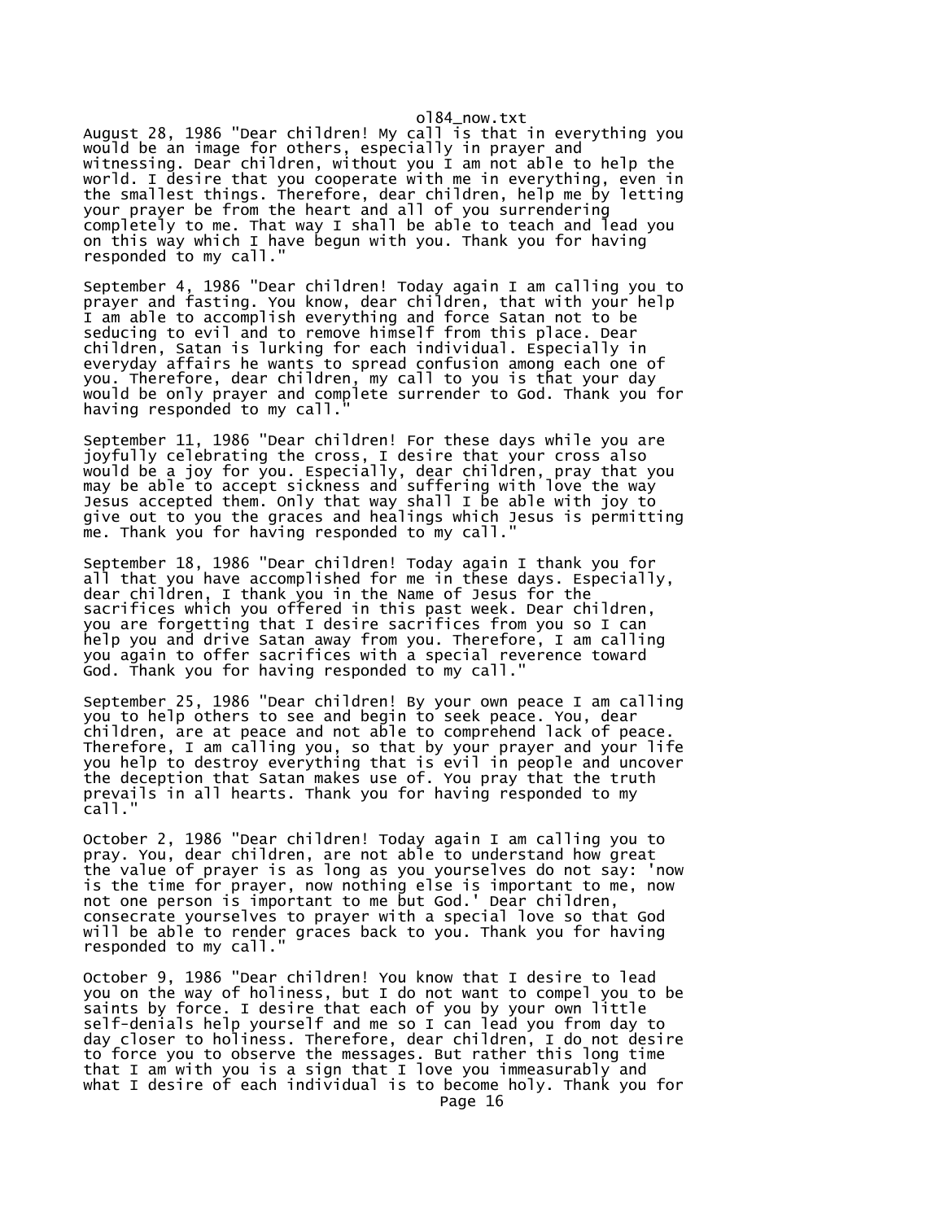August 28, 1986 "Dear children! My call is that in everything you would be an image for others, especially in prayer and witnessing. Dear children, without you I am not able to help the world. I desire that you cooperate with me in everything, even in the smallest things. Therefore, dear children, help me by letting your prayer be from the heart and all of you surrendering completely to me. That way I shall be able to teach and lead you on this way which I have begun with you. Thank you for having responded to my call."

September 4, 1986 "Dear children! Today again I am calling you to prayer and fasting. You know, dear children, that with your help I am able to accomplish everything and force Satan not to be seducing to evil and to remove himself from this place. Dear children, Satan is lurking for each individual. Especially in everyday affairs he wants to spread confusion among each one of you. Therefore, dear children, my call to you is that your day would be only prayer and complete surrender to God. Thank you for having responded to my call."

September 11, 1986 "Dear children! For these days while you are joyfully celebrating the cross, I desire that your cross also would be a joy for you. Especially, dear children, pray that you may be able to accept sickness and suffering with love the way Jesus accepted them. Only that way shall I be able with joy to give out to you the graces and healings which Jesus is permitting me. Thank you for having responded to my call."

September 18, 1986 "Dear children! Today again I thank you for all that you have accomplished for me in these days. Especially, dear children, I thank you in the Name of Jesus for the sacrifices which you offered in this past week. Dear children, you are forgetting that I desire sacrifices from you so I can help you and drive Satan away from you. Therefore, I am calling you again to offer sacrifices with a special reverence toward God. Thank you for having responded to my call."

September 25, 1986 "Dear children! By your own peace I am calling you to help others to see and begin to seek peace. You, dear children, are at peace and not able to comprehend lack of peace. Therefore, I am calling you, so that by your prayer and your life you help to destroy everything that is evil in people and uncover the deception that Satan makes use of. You pray that the truth prevails in all hearts. Thank you for having responded to my call."

October 2, 1986 "Dear children! Today again I am calling you to pray. You, dear children, are not able to understand how great the value of prayer is as long as you yourselves do not say: 'now is the time for prayer, now nothing else is important to me, now not one person is important to me but God.' Dear children, consecrate yourselves to prayer with a special love so that God will be able to render graces back to you. Thank you for having responded to my call."

October 9, 1986 "Dear children! You know that I desire to lead you on the way of holiness, but I do not want to compel you to be saints by force. I desire that each of you by your own little self-denials help yourself and me so I can lead you from day to day closer to holiness. Therefore, dear children, I do not desire to force you to observe the messages. But rather this long time that I am with you is a sign that I love you immeasurably and what I desire of each individual is to become holy. Thank you for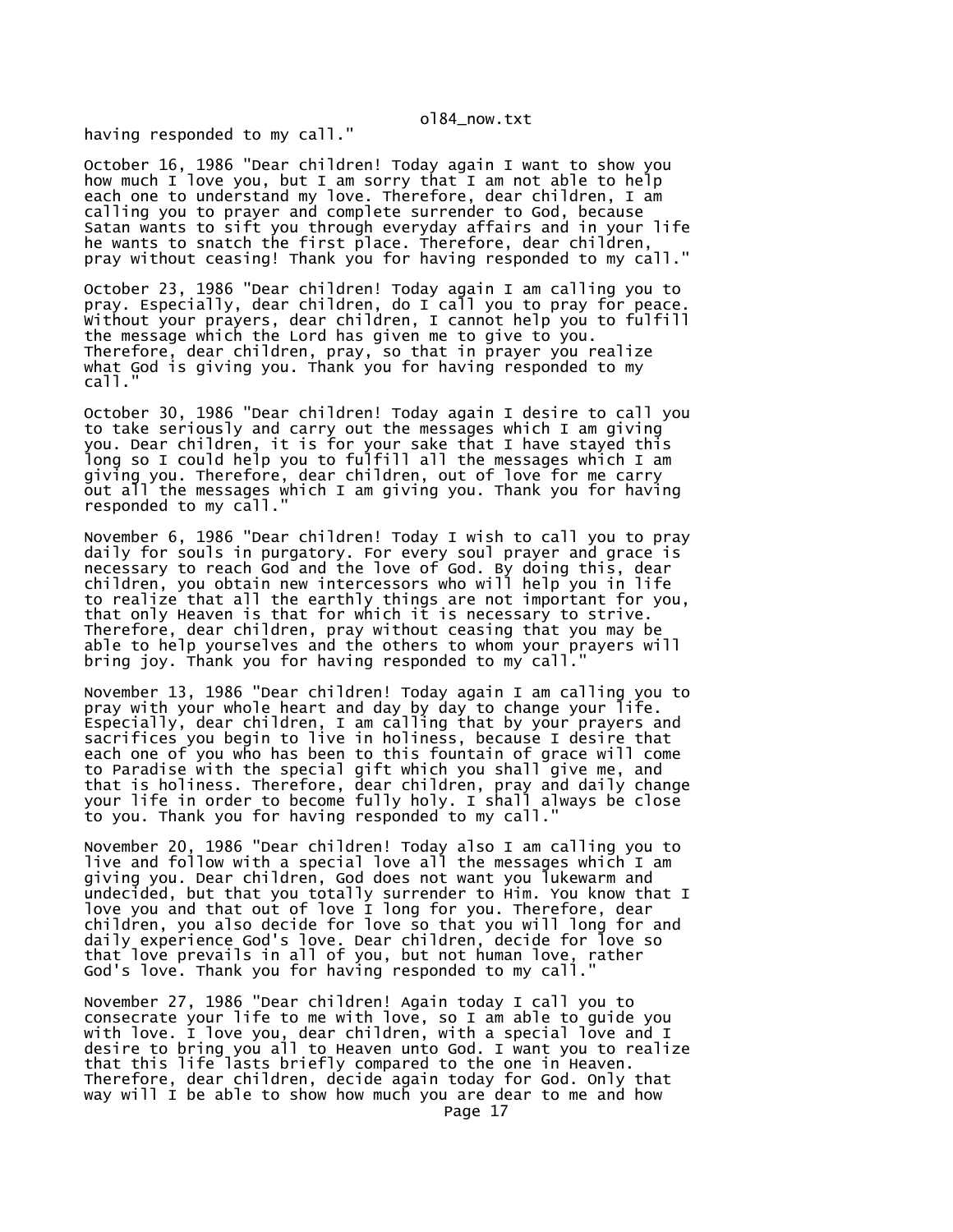having responded to my call."

October 16, 1986 "Dear children! Today again I want to show you how much I love you, but I am sorry that I am not able to help each one to understand my love. Therefore, dear children, I am calling you to prayer and complete surrender to God, because Satan wants to sift you through everyday affairs and in your life he wants to snatch the first place. Therefore, dear children, pray without ceasing! Thank you for having responded to my call."

October 23, 1986 "Dear children! Today again I am calling you to pray. Especially, dear children, do I call you to pray for peace. Without your prayers, dear children, I cannot help you to fulfill the message which the Lord has given me to give to you. Therefore, dear children, pray, so that in prayer you realize what God is giving you. Thank you for having responded to my call."

October 30, 1986 "Dear children! Today again I desire to call you to take seriously and carry out the messages which I am giving you. Dear children, it is for your sake that I have stayed this long so I could help you to fulfill all the messages which I am giving you. Therefore, dear children, out of love for me carry out all the messages which I am giving you. Thank you for having responded to my call."

November 6, 1986 "Dear children! Today I wish to call you to pray daily for souls in purgatory. For every soul prayer and grace is necessary to reach God and the love of God. By doing this, dear children, you obtain new intercessors who will help you in life to realize that all the earthly things are not important for you, that only Heaven is that for which it is necessary to strive. Therefore, dear children, pray without ceasing that you may be able to help yourselves and the others to whom your prayers will bring joy. Thank you for having responded to my call."

November 13, 1986 "Dear children! Today again I am calling you to pray with your whole heart and day by day to change your life. Especially, dear children, I am calling that by your prayers and sacrifices you begin to live in holiness, because I desire that each one of you who has been to this fountain of grace will come to Paradise with the special gift which you shall give me, and that is holiness. Therefore, dear children, pray and daily change your life in order to become fully holy. I shall always be close to you. Thank you for having responded to my call."

November 20, 1986 "Dear children! Today also I am calling you to live and follow with a special love all the messages which I am giving you. Dear children, God does not want you lukewarm and undecided, but that you totally surrender to Him. You know that I love you and that out of love I long for you. Therefore, dear children, you also decide for love so that you will long for and daily experience God's love. Dear children, decide for love so that love prevails in all of you, but not human love, rather God's love. Thank you for having responded to my call."

November 27, 1986 "Dear children! Again today I call you to consecrate your life to me with love, so I am able to guide you with love. I love you, dear children, with a special love and I desire to bring you all to Heaven unto God. I want you to realize that this life lasts briefly compared to the one in Heaven. Therefore, dear children, decide again today for God. Only that way will I be able to show how much you are dear to me and how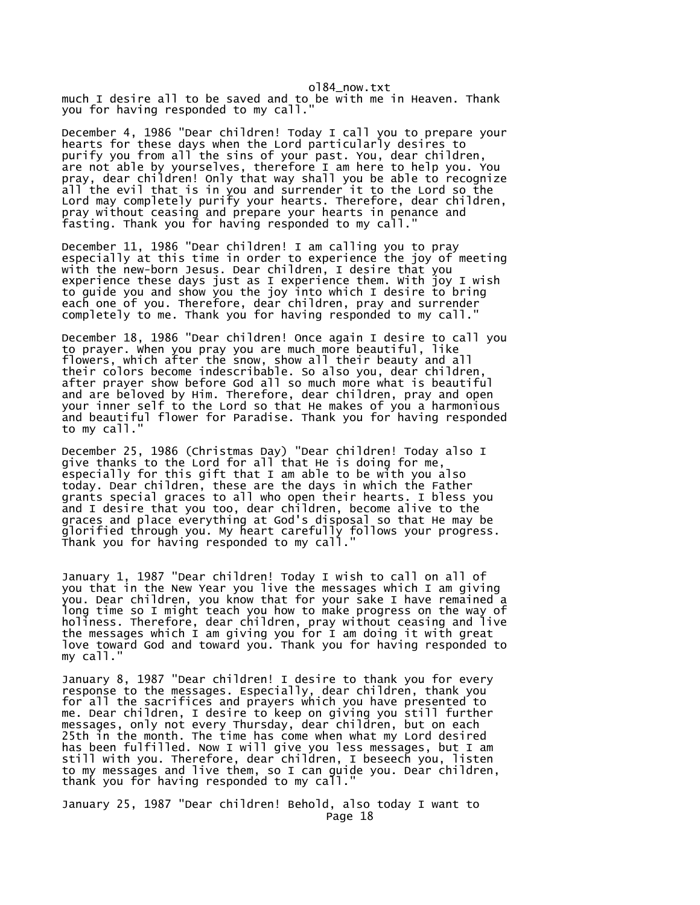much I desire all to be saved and to be with me in Heaven. Thank you for having responded to my call."

December 4, 1986 "Dear children! Today I call you to prepare your hearts for these days when the Lord particularly desires to purify you from all the sins of your past. You, dear children, are not able by yourselves, therefore I am here to help you. You pray, dear children! Only that way shall you be able to recognize all the evil that is in you and surrender it to the Lord so the Lord may completely purify your hearts. Therefore, dear children, pray without ceasing and prepare your hearts in penance and fasting. Thank you for having responded to my call."

December 11, 1986 "Dear children! I am calling you to pray especially at this time in order to experience the joy of meeting with the new-born Jesus. Dear children, I desire that you experience these days just as I experience them. With joy I wish to guide you and show you the joy into which I desire to bring each one of you. Therefore, dear children, pray and surrender completely to me. Thank you for having responded to my call."

December 18, 1986 "Dear children! Once again I desire to call you to prayer. When you pray you are much more beautiful, like flowers, which after the snow, show all their beauty and all their colors become indescribable. So also you, dear children, after prayer show before God all so much more what is beautiful and are beloved by Him. Therefore, dear children, pray and open your inner self to the Lord so that He makes of you a harmonious and beautiful flower for Paradise. Thank you for having responded to my call."

December 25, 1986 (Christmas Day) "Dear children! Today also I give thanks to the Lord for all that He is doing for me, especially for this gift that I am able to be with you also today. Dear children, these are the days in which the Father grants special graces to all who open their hearts. I bless you and I desire that you too, dear children, become alive to the graces and place everything at God's disposal so that He may be glorified through you. My heart carefully follows your progress. Thank you for having responded to my call."

January 1, 1987 "Dear children! Today I wish to call on all of you that in the New Year you live the messages which I am giving you. Dear children, you know that for your sake I have remained a long time so I might teach you how to make progress on the way of holiness. Therefore, dear children, pray without ceasing and live the messages which I am giving you for I am doing it with great love toward God and toward you. Thank you for having responded to my call."

January 8, 1987 "Dear children! I desire to thank you for every response to the messages. Especially, dear children, thank you for all the sacrifices and prayers which you have presented to me. Dear children, I desire to keep on giving you still further messages, only not every Thursday, dear children, but on each 25th in the month. The time has come when what my Lord desired has been fulfilled. Now I will give you less messages, but I am still with you. Therefore, dear children, I beseech you, listen to my messages and live them, so I can guide you. Dear children, thank you for having responded to my call."

January 25, 1987 "Dear children! Behold, also today I want to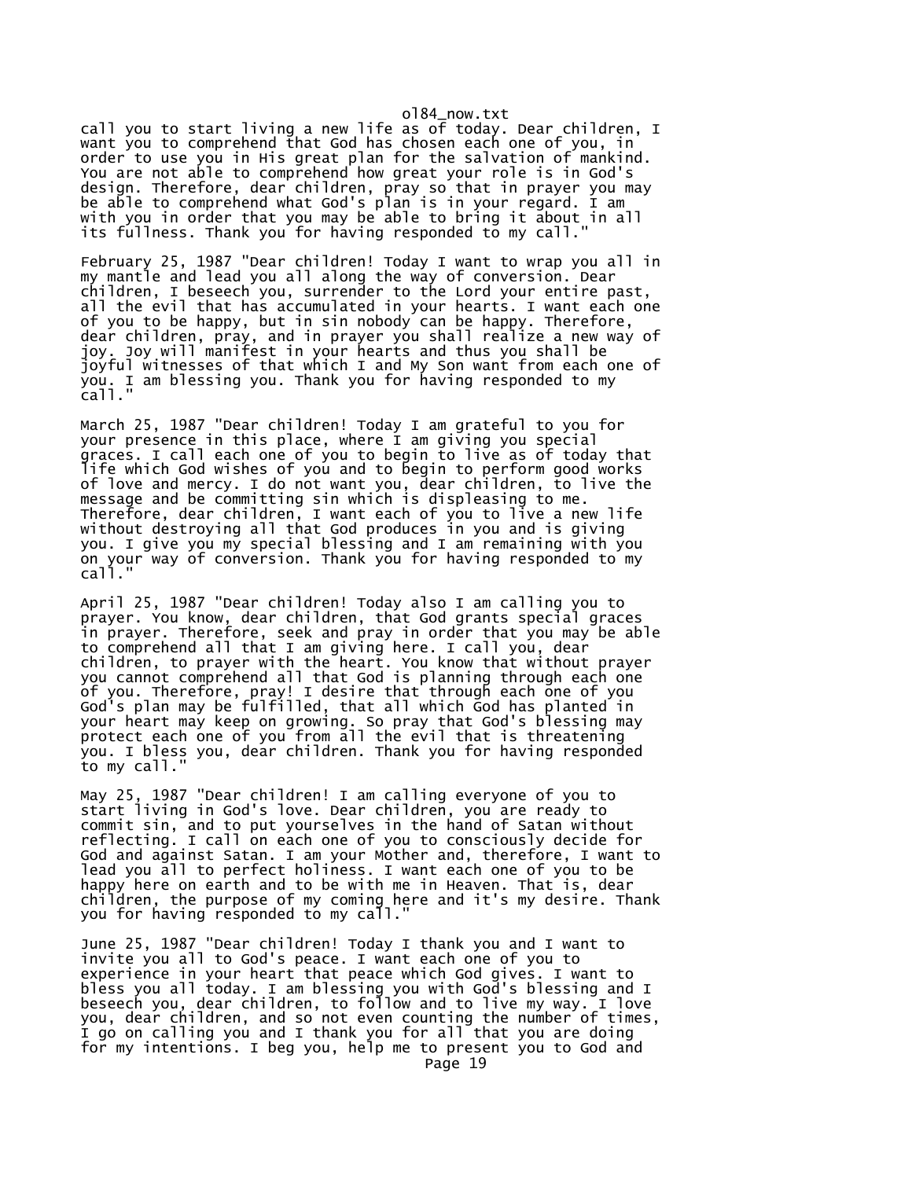call you to start living a new life as of today. Dear children, I want you to comprehend that God has chosen each one of you, in order to use you in His great plan for the salvation of mankind. You are not able to comprehend how great your role is in God's design. Therefore, dear children, pray so that in prayer you may be able to comprehend what God's plan is in your regard. I am with you in order that you may be able to bring it about in all its fullness. Thank you for having responded to my call."

February 25, 1987 "Dear children! Today I want to wrap you all in my mantle and lead you all along the way of conversion. Dear children, I beseech you, surrender to the Lord your entire past, all the evil that has accumulated in your hearts. I want each one of you to be happy, but in sin nobody can be happy. Therefore, dear children, pray, and in prayer you shall realize a new way of joy. Joy will manifest in your hearts and thus you shall be joyful witnesses of that which I and My Son want from each one of you. I am blessing you. Thank you for having responded to my call."

March 25, 1987 "Dear children! Today I am grateful to you for your presence in this place, where I am giving you special graces. I call each one of you to begin to live as of today that life which God wishes of you and to begin to perform good works of love and mercy. I do not want you, dear children, to live the message and be committing sin which is displeasing to me. Therefore, dear children, I want each of you to live a new life without destroying all that God produces in you and is giving you. I give you my special blessing and I am remaining with you on your way of conversion. Thank you for having responded to my call."

April 25, 1987 "Dear children! Today also I am calling you to prayer. You know, dear children, that God grants special graces in prayer. Therefore, seek and pray in order that you may be able to comprehend all that I am giving here. I call you, dear children, to prayer with the heart. You know that without prayer you cannot comprehend all that God is planning through each one of you. Therefore, pray! I desire that through each one of you God's plan may be fulfilled, that all which God has planted in your heart may keep on growing. So pray that God's blessing may protect each one of you from all the evil that is threatening you. I bless you, dear children. Thank you for having responded to my call."

May 25, 1987 "Dear children! I am calling everyone of you to start living in God's love. Dear children, you are ready to commit sin, and to put yourselves in the hand of Satan without reflecting. I call on each one of you to consciously decide for God and against Satan. I am your Mother and, therefore, I want to lead you all to perfect holiness. I want each one of you to be happy here on earth and to be with me in Heaven. That is, dear children, the purpose of my coming here and it's my desire. Thank you for having responded to my call."

June 25, 1987 "Dear children! Today I thank you and I want to invite you all to God's peace. I want each one of you to experience in your heart that peace which God gives. I want to bless you all today. I am blessing you with God's blessing and I beseech you, dear children, to follow and to live my way. I love you, dear children, and so not even counting the number of times, I go on calling you and I thank you for all that you are doing for my intentions. I beg you, help me to present you to God and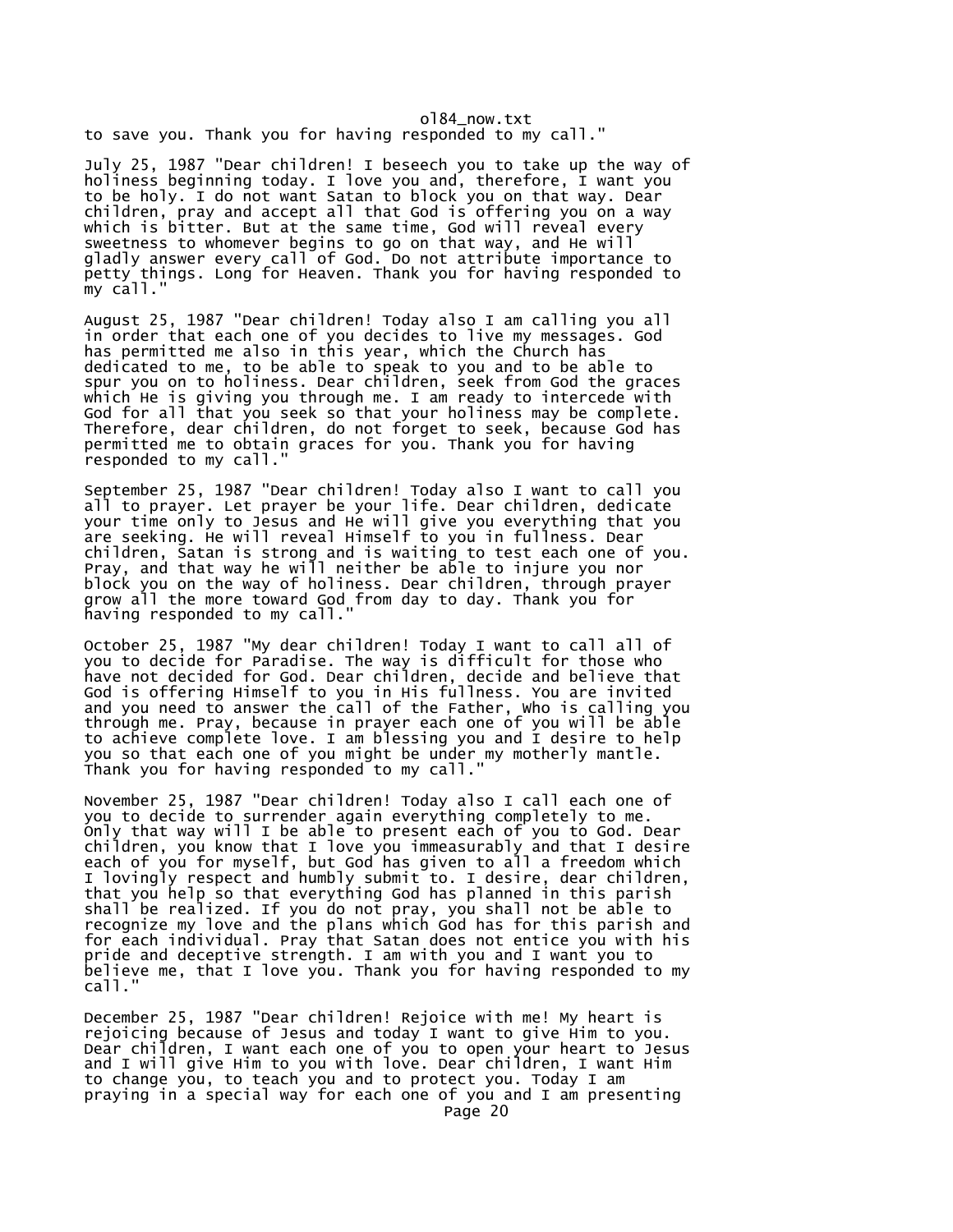to save you. Thank you for having responded to my call."

July 25, 1987 "Dear children! I beseech you to take up the way of holiness beginning today. I love you and, therefore, I want you to be holy. I do not want Satan to block you on that way. Dear children, pray and accept all that God is offering you on a way which is bitter. But at the same time, God will reveal every sweetness to whomever begins to go on that way, and He will gladly answer every call of God. Do not attribute importance to petty things. Long for Heaven. Thank you for having responded to my call."

August 25, 1987 "Dear children! Today also I am calling you all in order that each one of you decides to live my messages. God has permitted me also in this year, which the Church has dedicated to me, to be able to speak to you and to be able to spur you on to holiness. Dear children, seek from God the graces which He is giving you through me. I am ready to intercede with God for all that you seek so that your holiness may be complete. Therefore, dear children, do not forget to seek, because God has permitted me to obtain graces for you. Thank you for having responded to my call."

September 25, 1987 "Dear children! Today also I want to call you all to prayer. Let prayer be your life. Dear children, dedicate your time only to Jesus and He will give you everything that you are seeking. He will reveal Himself to you in fullness. Dear children, Satan is strong and is waiting to test each one of you. Pray, and that way he will neither be able to injure you nor block you on the way of holiness. Dear children, through prayer grow all the more toward God from day to day. Thank you for having responded to my call."

October 25, 1987 "My dear children! Today I want to call all of you to decide for Paradise. The way is difficult for those who have not decided for God. Dear children, decide and believe that God is offering Himself to you in His fullness. You are invited and you need to answer the call of the Father, Who is calling you through me. Pray, because in prayer each one of you will be able to achieve complete love. I am blessing you and I desire to help you so that each one of you might be under my motherly mantle. Thank you for having responded to my call."

November 25, 1987 "Dear children! Today also I call each one of you to decide to surrender again everything completely to me. Only that way will I be able to present each of you to God. Dear children, you know that I love you immeasurably and that I desire each of you for myself, but God has given to all a freedom which I lovingly respect and humbly submit to. I desire, dear children, that you help so that everything God has planned in this parish shall be realized. If you do not pray, you shall not be able to recognize my love and the plans which God has for this parish and for each individual. Pray that Satan does not entice you with his pride and deceptive strength. I am with you and I want you to believe me, that I love you. Thank you for having responded to my call."

December 25, 1987 "Dear children! Rejoice with me! My heart is rejoicing because of Jesus and today I want to give Him to you. Dear children, I want each one of you to open your heart to Jesus and I will give Him to you with love. Dear children, I want Him to change you, to teach you and to protect you. Today I am praying in a special way for each one of you and I am presenting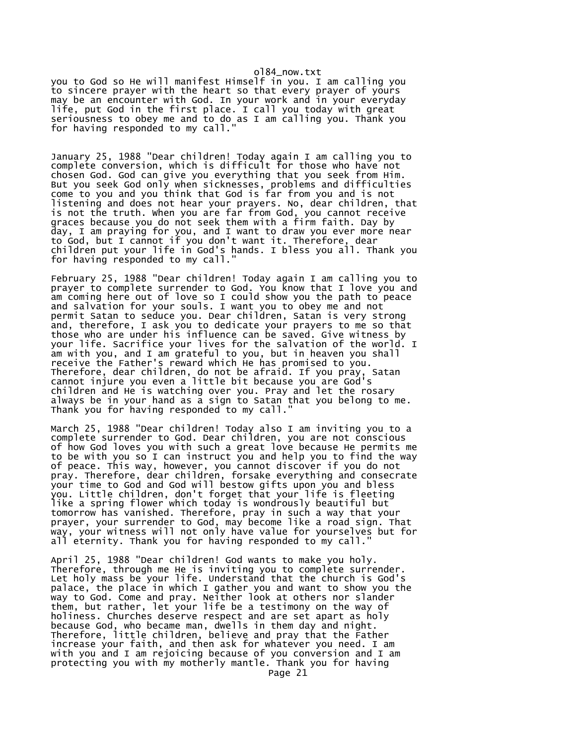you to God so He will manifest Himself in you. I am calling you to sincere prayer with the heart so that every prayer of yours may be an encounter with God. In your work and in your everyday life, put God in the first place. I call you today with great seriousness to obey me and to do as I am calling you. Thank you for having responded to my call."

January 25, 1988 "Dear children! Today again I am calling you to complete conversion, which is difficult for those who have not chosen God. God can give you everything that you seek from Him. But you seek God only when sicknesses, problems and difficulties come to you and you think that God is far from you and is not listening and does not hear your prayers. No, dear children, that is not the truth. When you are far from God, you cannot receive graces because you do not seek them with a firm faith. Day by day, I am praying for you, and I want to draw you ever more near to God, but I cannot if you don't want it. Therefore, dear children put your life in God's hands. I bless you all. Thank you for having responded to my call."

February 25, 1988 "Dear children! Today again I am calling you to prayer to complete surrender to God. You know that I love you and am coming here out of love so I could show you the path to peace and salvation for your souls. I want you to obey me and not permit Satan to seduce you. Dear children, Satan is very strong and, therefore, I ask you to dedicate your prayers to me so that those who are under his influence can be saved. Give witness by your life. Sacrifice your lives for the salvation of the world. I am with you, and I am grateful to you, but in heaven you shall receive the Father's reward which He has promised to you. Therefore, dear children, do not be afraid. If you pray, Satan cannot injure you even a little bit because you are God's children and He is watching over you. Pray and let the rosary always be in your hand as a sign to Satan that you belong to me. Thank you for having responded to my call."

March 25, 1988 "Dear children! Today also I am inviting you to a complete surrender to God. Dear children, you are not conscious of how God loves you with such a great love because He permits me to be with you so I can instruct you and help you to find the way of peace. This way, however, you cannot discover if you do not pray. Therefore, dear children, forsake everything and consecrate your time to God and God will bestow gifts upon you and bless you. Little children, don't forget that your life is fleeting like a spring flower which today is wondrously beautiful but tomorrow has vanished. Therefore, pray in such a way that your prayer, your surrender to God, may become like a road sign. That way, your witness will not only have value for yourselves but for all eternity. Thank you for having responded to my call."

April 25, 1988 "Dear children! God wants to make you holy. Therefore, through me He is inviting you to complete surrender. Let holy mass be your life. Understand that the church is God's palace, the place in which I gather you and want to show you the way to God. Come and pray. Neither look at others nor slander them, but rather, let your life be a testimony on the way of holiness. Churches deserve respect and are set apart as holy because God, who became man, dwells in them day and night. Therefore, little children, believe and pray that the Father increase your faith, and then ask for whatever you need. I am with you and I am rejoicing because of you conversion and I am protecting you with my motherly mantle. Thank you for having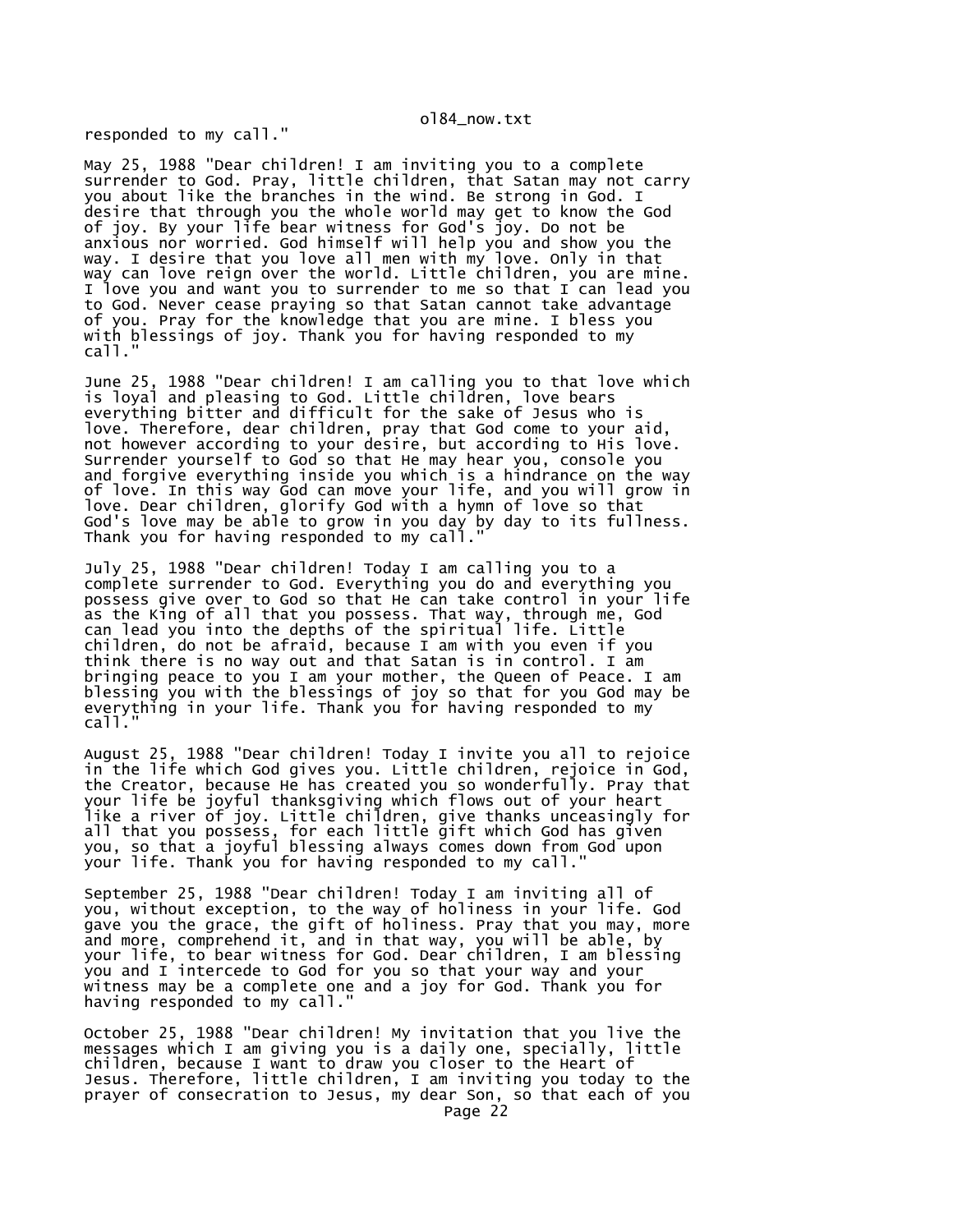responded to my call."

May 25, 1988 "Dear children! I am inviting you to a complete surrender to God. Pray, little children, that Satan may not carry you about like the branches in the wind. Be strong in God. I desire that through you the whole world may get to know the God of joy. By your life bear witness for God's joy. Do not be anxious nor worried. God himself will help you and show you the way. I desire that you love all men with my love. Only in that way can love reign over the world. Little children, you are mine. I love you and want you to surrender to me so that I can lead you to God. Never cease praying so that Satan cannot take advantage of you. Pray for the knowledge that you are mine. I bless you with blessings of joy. Thank you for having responded to my call."

June 25, 1988 "Dear children! I am calling you to that love which is loyal and pleasing to God. Little children, love bears everything bitter and difficult for the sake of Jesus who is love. Therefore, dear children, pray that God come to your aid, not however according to your desire, but according to His love. Surrender yourself to God so that He may hear you, console you and forgive everything inside you which is a hindrance on the way of love. In this way God can move your life, and you will grow in love. Dear children, glorify God with a hymn of love so that God's love may be able to grow in you day by day to its fullness. Thank you for having responded to my call."

July 25, 1988 "Dear children! Today I am calling you to a complete surrender to God. Everything you do and everything you possess give over to God so that He can take control in your life as the King of all that you possess. That way, through me, God can lead you into the depths of the spiritual life. Little children, do not be afraid, because I am with you even if you think there is no way out and that Satan is in control. I am bringing peace to you I am your mother, the Queen of Peace. I am blessing you with the blessings of joy so that for you God may be everything in your life. Thank you for having responded to my call."

August 25, 1988 "Dear children! Today I invite you all to rejoice in the life which God gives you. Little children, rejoice in God, the Creator, because He has created you so wonderfully. Pray that your life be joyful thanksgiving which flows out of your heart like a river of joy. Little children, give thanks unceasingly for all that you possess, for each little gift which God has given you, so that a joyful blessing always comes down from God upon your life. Thank you for having responded to my call."

September 25, 1988 "Dear children! Today I am inviting all of you, without exception, to the way of holiness in your life. God gave you the grace, the gift of holiness. Pray that you may, more and more, comprehend it, and in that way, you will be able, by your life, to bear witness for God. Dear children, I am blessing you and I intercede to God for you so that your way and your witness may be a complete one and a joy for God. Thank you for having responded to my call."

October 25, 1988 "Dear children! My invitation that you live the messages which I am giving you is a daily one, specially, little children, because I want to draw you closer to the Heart of Jesus. Therefore, little children, I am inviting you today to the prayer of consecration to Jesus, my dear Son, so that each of you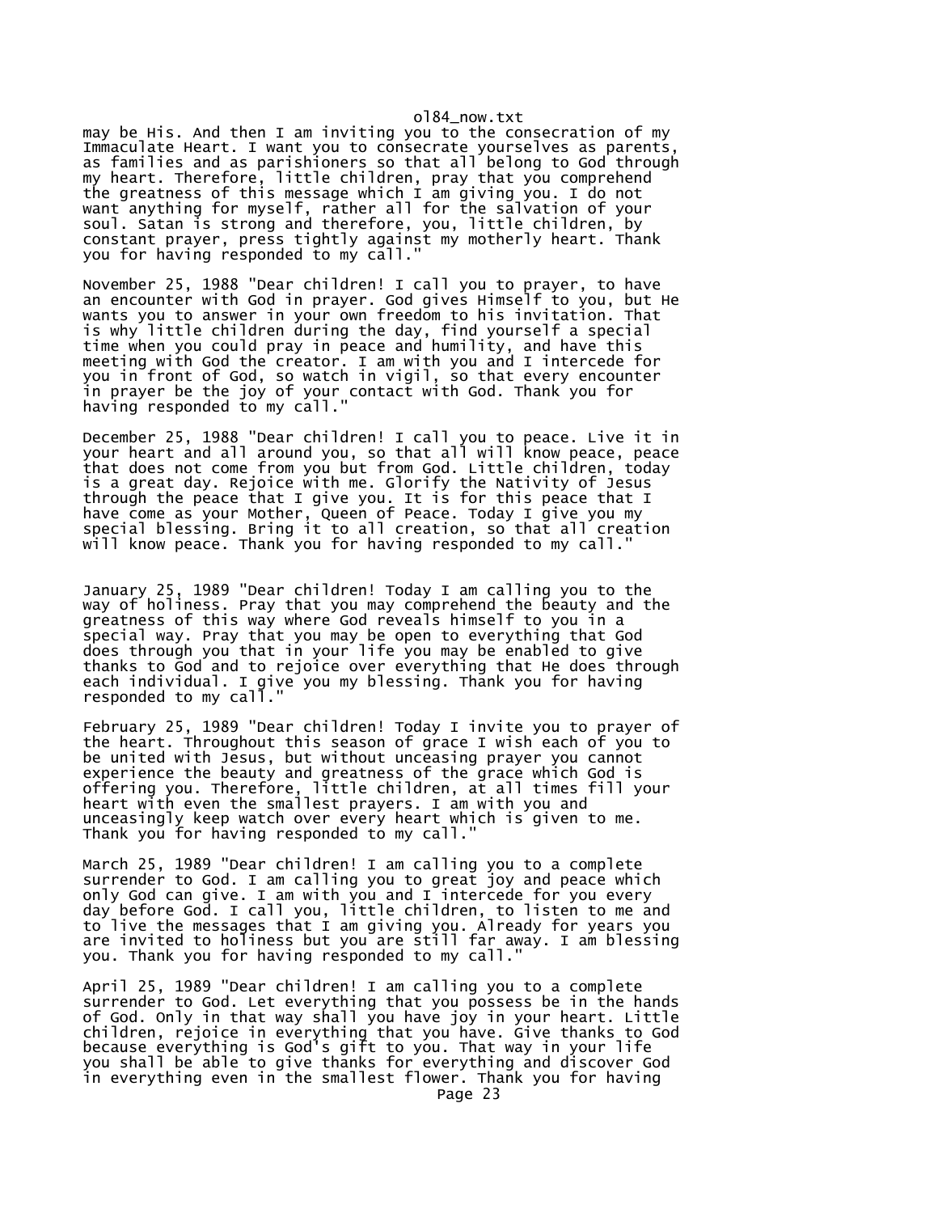may be His. And then I am inviting you to the consecration of my Immaculate Heart. I want you to consecrate yourselves as parents, as families and as parishioners so that all belong to God through my heart. Therefore, little children, pray that you comprehend the greatness of this message which I am giving you. I do not want anything for myself, rather all for the salvation of your soul. Satan is strong and therefore, you, little children, by constant prayer, press tightly against my motherly heart. Thank you for having responded to my call."

November 25, 1988 "Dear children! I call you to prayer, to have an encounter with God in prayer. God gives Himself to you, but He wants you to answer in your own freedom to his invitation. That is why little children during the day, find yourself a special time when you could pray in peace and humility, and have this meeting with God the creator. I am with you and I intercede for you in front of God, so watch in vigil, so that every encounter in prayer be the joy of your contact with God. Thank you for having responded to my call."

December 25, 1988 "Dear children! I call you to peace. Live it in your heart and all around you, so that all will know peace, peace that does not come from you but from God. Little children, today is a great day. Rejoice with me. Glorify the Nativity of Jesus through the peace that I give you. It is for this peace that I have come as your Mother, Queen of Peace. Today I give you my special blessing. Bring it to all creation, so that all creation will know peace. Thank you for having responded to my call."

January 25, 1989 "Dear children! Today I am calling you to the way of holiness. Pray that you may comprehend the beauty and the greatness of this way where God reveals himself to you in a special way. Pray that you may be open to everything that God does through you that in your life you may be enabled to give thanks to God and to rejoice over everything that He does through each individual. I give you my blessing. Thank you for having responded to my call."

February 25, 1989 "Dear children! Today I invite you to prayer of the heart. Throughout this season of grace I wish each of you to be united with Jesus, but without unceasing prayer you cannot experience the beauty and greatness of the grace which God is offering you. Therefore, little children, at all times fill your heart with even the smallest prayers. I am with you and unceasingly keep watch over every heart which is given to me. Thank you for having responded to my call."

March 25, 1989 "Dear children! I am calling you to a complete surrender to God. I am calling you to great joy and peace which only God can give. I am with you and I intercede for you every day before God. I call you, little children, to listen to me and to live the messages that I am giving you. Already for years you are invited to holiness but you are still far away. I am blessing you. Thank you for having responded to my call."

April 25, 1989 "Dear children! I am calling you to a complete surrender to God. Let everything that you possess be in the hands of God. Only in that way shall you have joy in your heart. Little children, rejoice in everything that you have. Give thanks to God because everything is God's gift to you. That way in your life you shall be able to give thanks for everything and discover God in everything even in the smallest flower. Thank you for having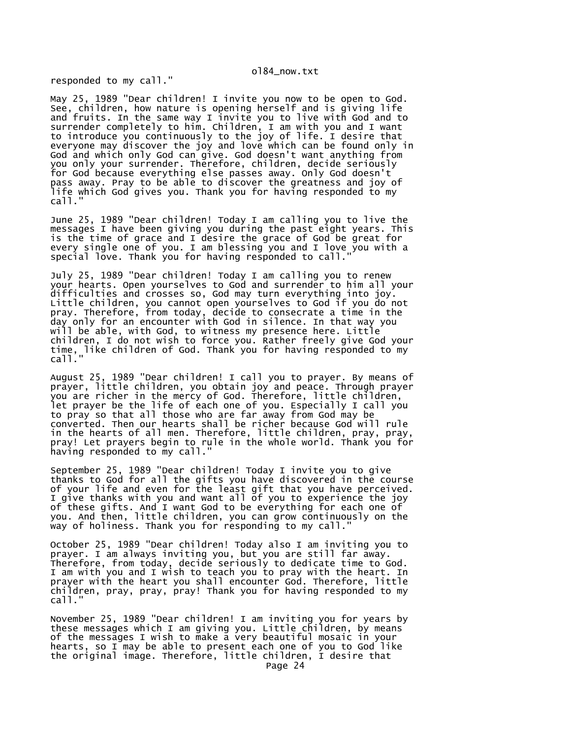responded to my call."

May 25, 1989 "Dear children! I invite you now to be open to God. See, children, how nature is opening herself and is giving life and fruits. In the same way I invite you to live with God and to surrender completely to him. Children, I am with you and I want to introduce you continuously to the joy of life. I desire that everyone may discover the joy and love which can be found only in God and which only God can give. God doesn't want anything from you only your surrender. Therefore, children, decide seriously for God because everything else passes away. Only God doesn't pass away. Pray to be able to discover the greatness and joy of life which God gives you. Thank you for having responded to my call."

June 25, 1989 "Dear children! Today I am calling you to live the messages I have been giving you during the past eight years. This is the time of grace and I desire the grace of God be great for every single one of you. I am blessing you and I love you with a special love. Thank you for having responded to call."

July 25, 1989 "Dear children! Today I am calling you to renew your hearts. Open yourselves to God and surrender to him all your difficulties and crosses so, God may turn everything into joy. Little children, you cannot open yourselves to God if you do not pray. Therefore, from today, decide to consecrate a time in the day only for an encounter with God in silence. In that way you will be able, with God, to witness my presence here. Little children, I do not wish to force you. Rather freely give God your time, like children of God. Thank you for having responded to my call."

August 25, 1989 "Dear children! I call you to prayer. By means of prayer, little children, you obtain joy and peace. Through prayer you are richer in the mercy of God. Therefore, little children, let prayer be the life of each one of you. Especially I call you to pray so that all those who are far away from God may be converted. Then our hearts shall be richer because God will rule in the hearts of all men. Therefore, little children, pray, pray, pray! Let prayers begin to rule in the whole world. Thank you for having responded to my call."

September 25, 1989 "Dear children! Today I invite you to give thanks to God for all the gifts you have discovered in the course of your life and even for the least gift that you have perceived. I give thanks with you and want all of you to experience the joy of these gifts. And I want God to be everything for each one of you. And then, little children, you can grow continuously on the way of holiness. Thank you for responding to my call."

October 25, 1989 "Dear children! Today also I am inviting you to prayer. I am always inviting you, but you are still far away. Therefore, from today, decide seriously to dedicate time to God. I am with you and I wish to teach you to pray with the heart. In prayer with the heart you shall encounter God. Therefore, little children, pray, pray, pray! Thank you for having responded to my call."

November 25, 1989 "Dear children! I am inviting you for years by these messages which I am giving you. Little children, by means of the messages I wish to make a very beautiful mosaic in your hearts, so I may be able to present each one of you to God like the original image. Therefore, little children, I desire that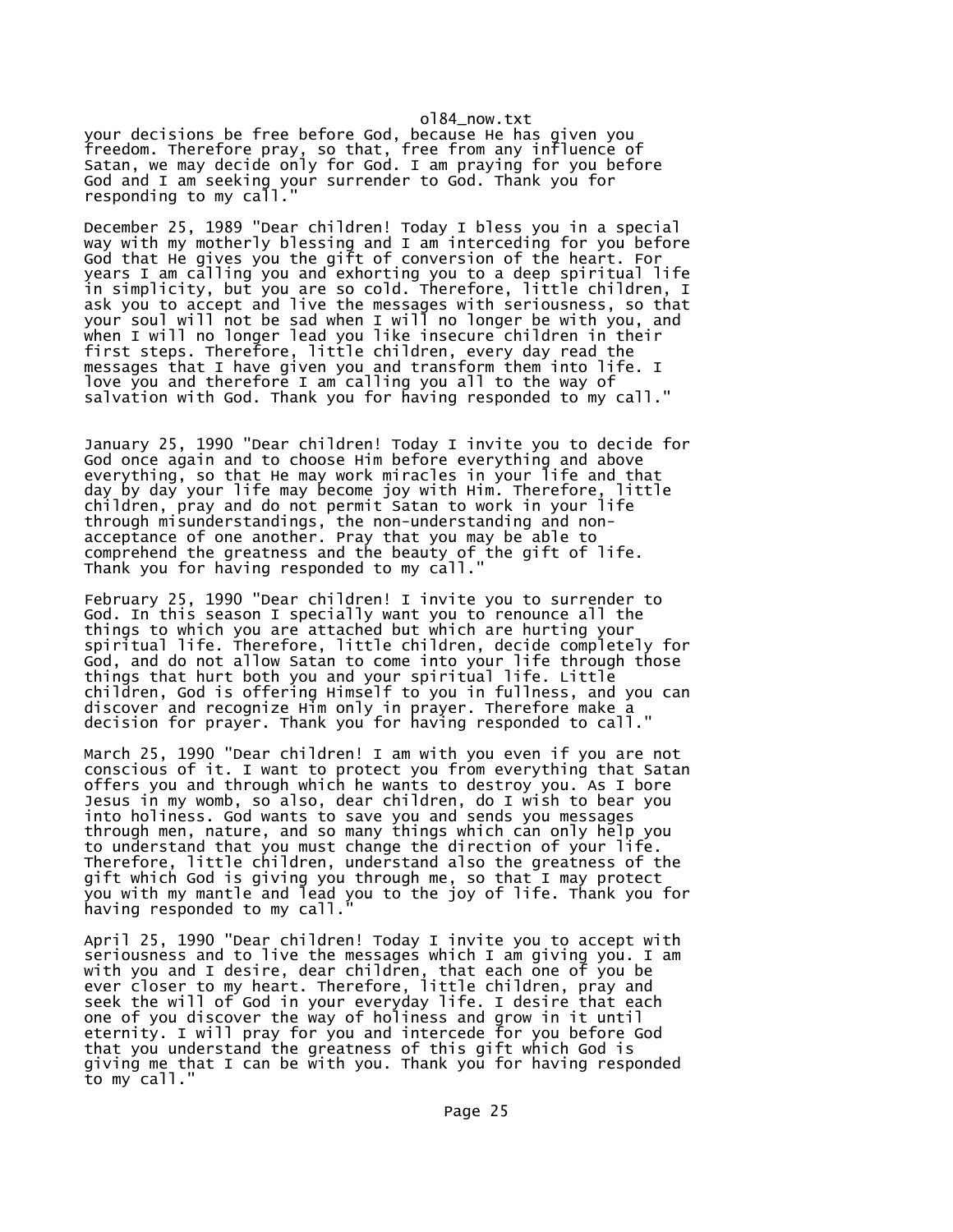your decisions be free before God, because He has given you freedom. Therefore pray, so that, free from any influence of Satan, we may decide only for God. I am praying for you before God and I am seeking your surrender to God. Thank you for responding to my call."

December 25, 1989 "Dear children! Today I bless you in a special way with my motherly blessing and I am interceding for you before God that He gives you the gift of conversion of the heart. For years I am calling you and exhorting you to a deep spiritual life in simplicity, but you are so cold. Therefore, little children, I ask you to accept and live the messages with seriousness, so that your soul will not be sad when I will no longer be with you, and when I will no longer lead you like insecure children in their first steps. Therefore, little children, every day read the messages that I have given you and transform them into life. I love you and therefore I am calling you all to the way of salvation with God. Thank you for having responded to my call."

January 25, 1990 "Dear children! Today I invite you to decide for God once again and to choose Him before everything and above everything, so that He may work miracles in your life and that day by day your life may become joy with Him. Therefore, little children, pray and do not permit Satan to work in your life through misunderstandings, the non-understanding and non-acceptance of one another. Pray that you may be able to comprehend the greatness and the beauty of the gift of life. Thank you for having responded to my call."

February 25, 1990 "Dear children! I invite you to surrender to God. In this season I specially want you to renounce all the things to which you are attached but which are hurting your spiritual life. Therefore, little children, decide completely for God, and do not allow Satan to come into your life through those things that hurt both you and your spiritual life. Little children, God is offering Himself to you in fullness, and you can discover and recognize Him only in prayer. Therefore make a decision for prayer. Thank you for having responded to call."

March 25, 1990 "Dear children! I am with you even if you are not conscious of it. I want to protect you from everything that Satan offers you and through which he wants to destroy you. As I bore Jesus in my womb, so also, dear children, do I wish to bear you into holiness. God wants to save you and sends you messages through men, nature, and so many things which can only help you to understand that you must change the direction of your life. Therefore, little children, understand also the greatness of the gift which God is giving you through me, so that I may protect you with my mantle and lead you to the joy of life. Thank you for having responded to my call."

April 25, 1990 "Dear children! Today I invite you to accept with seriousness and to live the messages which I am giving you. I am with you and I desire, dear children, that each one of you be ever closer to my heart. Therefore, little children, pray and seek the will of God in your everyday life. I desire that each one of you discover the way of holiness and grow in it until eternity. I will pray for you and intercede for you before God that you understand the greatness of this gift which God is giving me that I can be with you. Thank you for having responded to my call."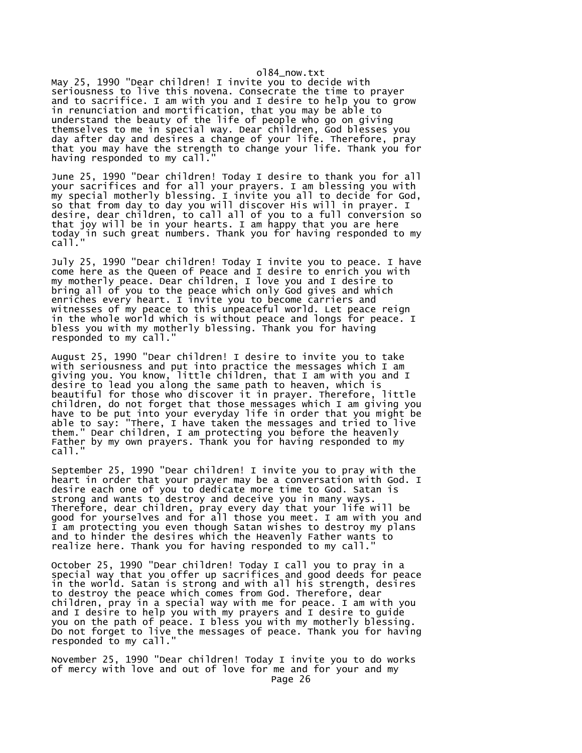May 25, 1990 "Dear children! I invite you to decide with seriousness to live this novena. Consecrate the time to prayer and to sacrifice. I am with you and I desire to help you to grow in renunciation and mortification, that you may be able to understand the beauty of the life of people who go on giving themselves to me in special way. Dear children, God blesses you day after day and desires a change of your life. Therefore, pray that you may have the strength to change your life. Thank you for having responded to my call."

June 25, 1990 "Dear children! Today I desire to thank you for all your sacrifices and for all your prayers. I am blessing you with my special motherly blessing. I invite you all to decide for God, so that from day to day you will discover His will in prayer. I desire, dear children, to call all of you to a full conversion so that joy will be in your hearts. I am happy that you are here today in such great numbers. Thank you for having responded to my call."

July 25, 1990 "Dear children! Today I invite you to peace. I have come here as the Queen of Peace and I desire to enrich you with my motherly peace. Dear children, I love you and I desire to bring all of you to the peace which only God gives and which enriches every heart. I invite you to become carriers and witnesses of my peace to this unpeaceful world. Let peace reign in the whole world which is without peace and longs for peace. I bless you with my motherly blessing. Thank you for having responded to my call."

August 25, 1990 "Dear children! I desire to invite you to take with seriousness and put into practice the messages which I am giving you. You know, little children, that I am with you and I desire to lead you along the same path to heaven, which is beautiful for those who discover it in prayer. Therefore, little children, do not forget that those messages which I am giving you have to be put into your everyday life in order that you might be able to say: "There, I have taken the messages and tried to live them." Dear children, I am protecting you before the heavenly Father by my own prayers. Thank you for having responded to my call."

September 25, 1990 "Dear children! I invite you to pray with the heart in order that your prayer may be a conversation with God. I desire each one of you to dedicate more time to God. Satan is strong and wants to destroy and deceive you in many ways. Therefore, dear children, pray every day that your life will be good for yourselves and for all those you meet. I am with you and I am protecting you even though Satan wishes to destroy my plans and to hinder the desires which the Heavenly Father wants to realize here. Thank you for having responded to my call."

October 25, 1990 "Dear children! Today I call you to pray in a special way that you offer up sacrifices and good deeds for peace in the world. Satan is strong and with all his strength, desires to destroy the peace which comes from God. Therefore, dear children, pray in a special way with me for peace. I am with you and I desire to help you with my prayers and I desire to guide you on the path of peace. I bless you with my motherly blessing. Do not forget to live the messages of peace. Thank you for having responded to my call."

November 25, 1990 "Dear children! Today I invite you to do works of mercy with love and out of love for me and for your and my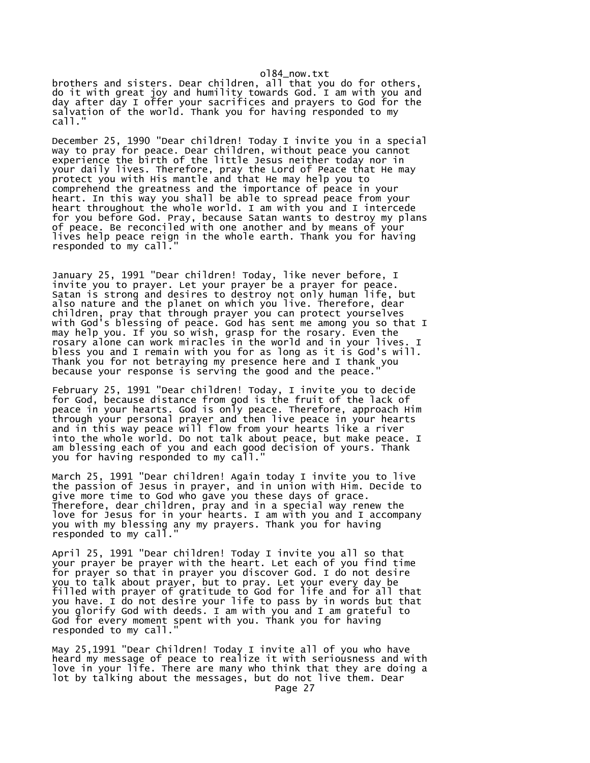brothers and sisters. Dear children, all that you do for others, do it with great joy and humility towards God. I am with you and day after day I offer your sacrifices and prayers to God for the salvation of the world. Thank you for having responded to my call."

December 25, 1990 "Dear children! Today I invite you in a special way to pray for peace. Dear children, without peace you cannot experience the birth of the little Jesus neither today nor in your daily lives. Therefore, pray the Lord of Peace that He may protect you with His mantle and that He may help you to comprehend the greatness and the importance of peace in your heart. In this way you shall be able to spread peace from your heart throughout the whole world. I am with you and I intercede for you before God. Pray, because Satan wants to destroy my plans of peace. Be reconciled with one another and by means of your lives help peace reign in the whole earth. Thank you for having responded to my call."

January 25, 1991 "Dear children! Today, like never before, I invite you to prayer. Let your prayer be a prayer for peace. Satan is strong and desires to destroy not only human life, but also nature and the planet on which you live. Therefore, dear children, pray that through prayer you can protect yourselves with God's blessing of peace. God has sent me among you so that I may help you. If you so wish, grasp for the rosary. Even the rosary alone can work miracles in the world and in your lives. I bless you and I remain with you for as long as it is God's will. Thank you for not betraying my presence here and I thank you because your response is serving the good and the peace."

February 25, 1991 "Dear children! Today, I invite you to decide for God, because distance from god is the fruit of the lack of peace in your hearts. God is only peace. Therefore, approach Him through your personal prayer and then live peace in your hearts and in this way peace will flow from your hearts like a river into the whole world. Do not talk about peace, but make peace. I am blessing each of you and each good decision of yours. Thank you for having responded to my call."

March 25, 1991 "Dear children! Again today I invite you to live the passion of Jesus in prayer, and in union with Him. Decide to give more time to God who gave you these days of grace. Therefore, dear children, pray and in a special way renew the love for Jesus for in your hearts. I am with you and I accompany you with my blessing any my prayers. Thank you for having responded to my call."

April 25, 1991 "Dear children! Today I invite you all so that your prayer be prayer with the heart. Let each of you find time for prayer so that in prayer you discover God. I do not desire you to talk about prayer, but to pray. Let your every day be filled with prayer of gratitude to God for life and for all that you have. I do not desire your life to pass by in words but that you glorify God with deeds. I am with you and I am grateful to God for every moment spent with you. Thank you for having responded to my call."

May 25,1991 "Dear Children! Today I invite all of you who have heard my message of peace to realize it with seriousness and with love in your life. There are many who think that they are doing a lot by talking about the messages, but do not live them. Dear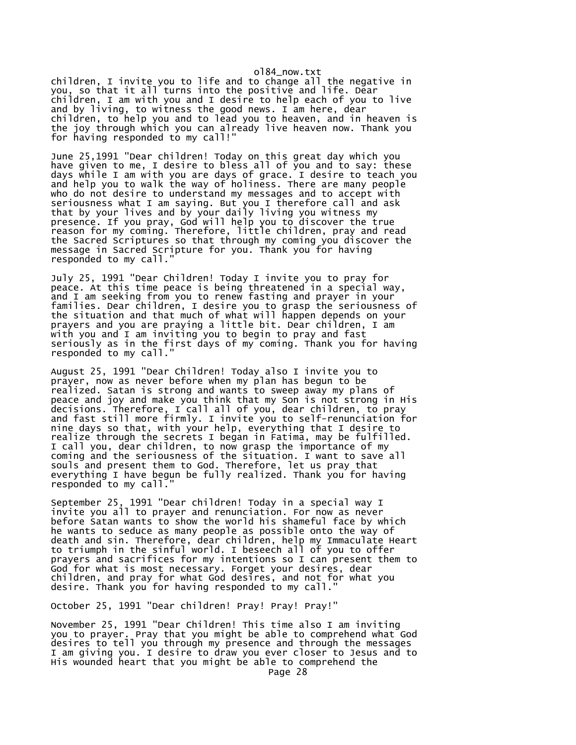children, I invite you to life and to change all the negative in you, so that it all turns into the positive and life. Dear children, I am with you and I desire to help each of you to live and by living, to witness the good news. I am here, dear children, to help you and to lead you to heaven, and in heaven is the joy through which you can already live heaven now. Thank you for having responded to my call!"

June 25,1991 "Dear children! Today on this great day which you have given to me, I desire to bless all of you and to say: these days while I am with you are days of grace. I desire to teach you and help you to walk the way of holiness. There are many people who do not desire to understand my messages and to accept with seriousness what I am saying. But you I therefore call and ask that by your lives and by your daily living you witness my presence. If you pray, God will help you to discover the true reason for my coming. Therefore, little children, pray and read the Sacred Scriptures so that through my coming you discover the message in Sacred Scripture for you. Thank you for having responded to my call."

July 25, 1991 "Dear Children! Today I invite you to pray for peace. At this time peace is being threatened in a special way, and I am seeking from you to renew fasting and prayer in your families. Dear children, I desire you to grasp the seriousness of the situation and that much of what will happen depends on your prayers and you are praying a little bit. Dear children, I am with you and I am inviting you to begin to pray and fast seriously as in the first days of my coming. Thank you for having responded to my call."

August 25, 1991 "Dear Children! Today also I invite you to prayer, now as never before when my plan has begun to be realized. Satan is strong and wants to sweep away my plans of peace and joy and make you think that my Son is not strong in His decisions. Therefore, I call all of you, dear children, to pray and fast still more firmly. I invite you to self-renunciation for nine days so that, with your help, everything that I desire to realize through the secrets I began in Fatima, may be fulfilled. I call you, dear children, to now grasp the importance of my coming and the seriousness of the situation. I want to save all souls and present them to God. Therefore, let us pray that everything I have begun be fully realized. Thank you for having responded to my call."

September 25, 1991 "Dear children! Today in a special way I invite you all to prayer and renunciation. For now as never before Satan wants to show the world his shameful face by which he wants to seduce as many people as possible onto the way of death and sin. Therefore, dear children, help my Immaculate Heart to triumph in the sinful world. I beseech all of you to offer prayers and sacrifices for my intentions so I can present them to God for what is most necessary. Forget your desires, dear children, and pray for what God desires, and not for what you desire. Thank you for having responded to my call."

October 25, 1991 "Dear children! Pray! Pray! Pray!"

November 25, 1991 "Dear Children! This time also I am inviting you to prayer. Pray that you might be able to comprehend what God desires to tell you through my presence and through the messages I am giving you. I desire to draw you ever closer to Jesus and to His wounded heart that you might be able to comprehend the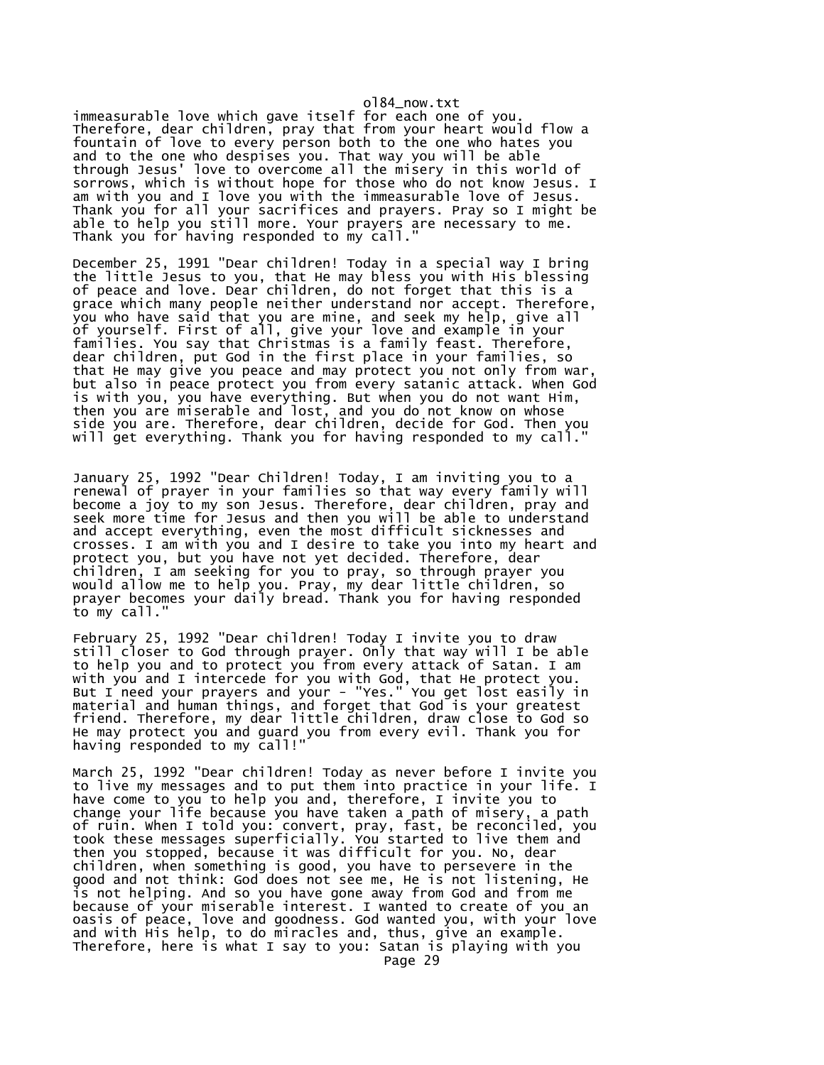immeasurable love which gave itself for each one of you. Therefore, dear children, pray that from your heart would flow a fountain of love to every person both to the one who hates you and to the one who despises you. That way you will be able through Jesus' love to overcome all the misery in this world of sorrows, which is without hope for those who do not know Jesus. I am with you and I love you with the immeasurable love of Jesus. Thank you for all your sacrifices and prayers. Pray so I might be able to help you still more. Your prayers are necessary to me. Thank you for having responded to my call."

December 25, 1991 "Dear children! Today in a special way I bring the little Jesus to you, that He may bless you with His blessing of peace and love. Dear children, do not forget that this is a grace which many people neither understand nor accept. Therefore, you who have said that you are mine, and seek my help, give all of yourself. First of all, give your love and example in your families. You say that Christmas is a family feast. Therefore, dear children, put God in the first place in your families, so that He may give you peace and may protect you not only from war, but also in peace protect you from every satanic attack. When God is with you, you have everything. But when you do not want Him, then you are miserable and lost, and you do not know on whose side you are. Therefore, dear children, decide for God. Then you will get everything. Thank you for having responded to my call."

January 25, 1992 "Dear Children! Today, I am inviting you to a renewal of prayer in your families so that way every family will become a joy to my son Jesus. Therefore, dear children, pray and seek more time for Jesus and then you will be able to understand and accept everything, even the most difficult sicknesses and crosses. I am with you and I desire to take you into my heart and protect you, but you have not yet decided. Therefore, dear children, I am seeking for you to pray, so through prayer you would allow me to help you. Pray, my dear little children, so prayer becomes your daily bread. Thank you for having responded to my call."

February 25, 1992 "Dear children! Today I invite you to draw still closer to God through prayer. Only that way will I be able to help you and to protect you from every attack of Satan. I am with you and I intercede for you with God, that He protect you. But I need your prayers and your - "Yes." You get lost easily in material and human things, and forget that God is your greatest friend. Therefore, my dear little children, draw close to God so He may protect you and guard you from every evil. Thank you for having responded to my call!"

March 25, 1992 "Dear children! Today as never before I invite you to live my messages and to put them into practice in your life. I have come to you to help you and, therefore, I invite you to change your life because you have taken a path of misery, a path of ruin. When I told you: convert, pray, fast, be reconciled, you took these messages superficially. You started to live them and then you stopped, because it was difficult for you. No, dear children, when something is good, you have to persevere in the good and not think: God does not see me, He is not listening, He is not helping. And so you have gone away from God and from me because of your miserable interest. I wanted to create of you an oasis of peace, love and goodness. God wanted you, with your love and with His help, to do miracles and, thus, give an example. Therefore, here is what I say to you: Satan is playing with you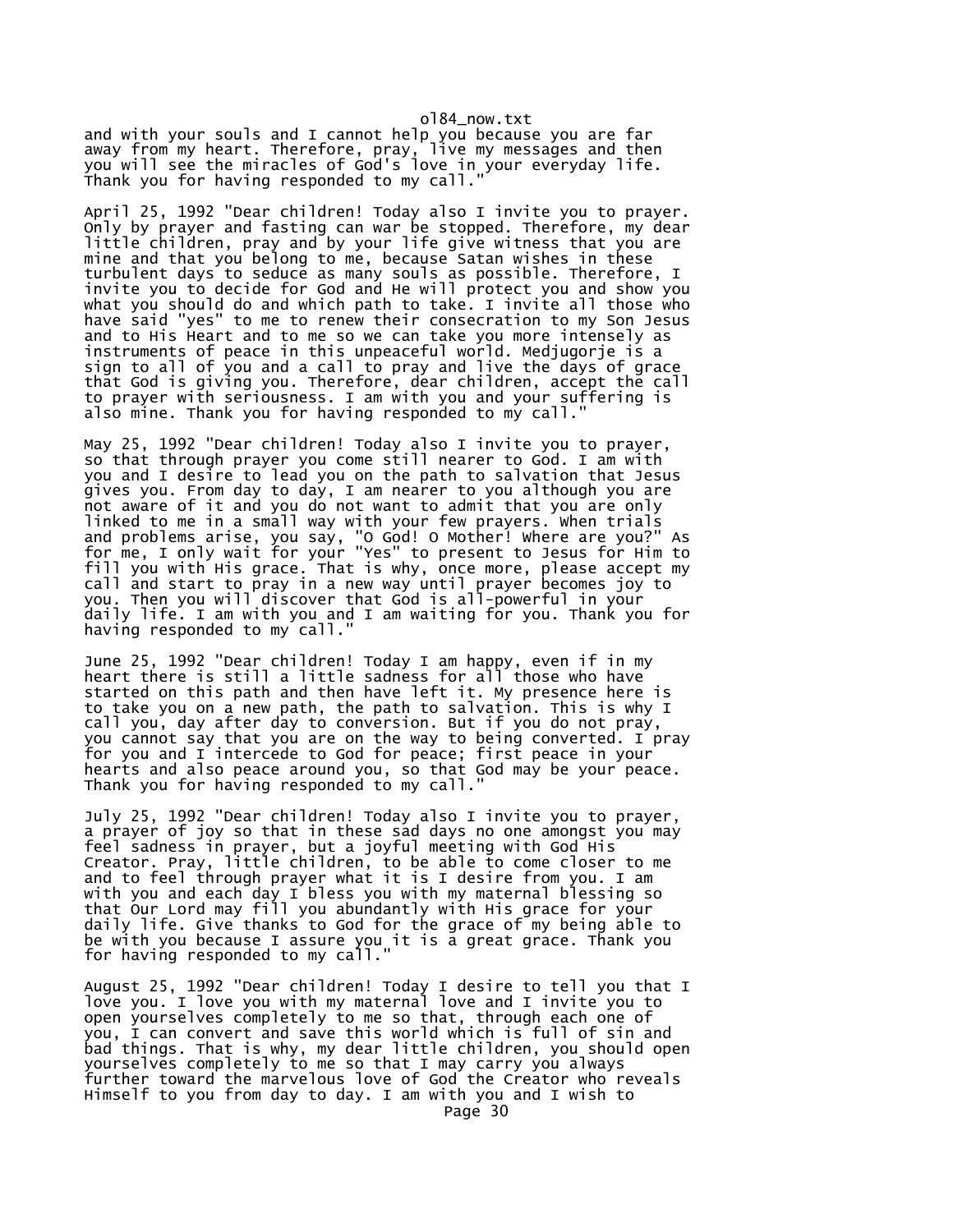and with your souls and I cannot help you because you are far away from my heart. Therefore, pray, live my messages and then you will see the miracles of God's love in your everyday life. Thank you for having responded to my call."

April 25, 1992 "Dear children! Today also I invite you to prayer. Only by prayer and fasting can war be stopped. Therefore, my dear little children, pray and by your life give witness that you are mine and that you belong to me, because Satan wishes in these turbulent days to seduce as many souls as possible. Therefore, I invite you to decide for God and He will protect you and show you what you should do and which path to take. I invite all those who have said "yes" to me to renew their consecration to my Son Jesus and to His Heart and to me so we can take you more intensely as instruments of peace in this unpeaceful world. Medjugorje is a sign to all of you and a call to pray and live the days of grace that God is giving you. Therefore, dear children, accept the call to prayer with seriousness. I am with you and your suffering is also mine. Thank you for having responded to my call."

May 25, 1992 "Dear children! Today also I invite you to prayer, so that through prayer you come still nearer to God. I am with you and I desire to lead you on the path to salvation that Jesus gives you. From day to day, I am nearer to you although you are not aware of it and you do not want to admit that you are only linked to me in a small way with your few prayers. When trials and problems arise, you say, "O God! O Mother! Where are you?" As for me, I only wait for your "Yes" to present to Jesus for Him to fill you with His grace. That is why, once more, please accept my call and start to pray in a new way until prayer becomes joy to you. Then you will discover that God is all-powerful in your daily life. I am with you and I am waiting for you. Thank you for having responded to my call."

June 25, 1992 "Dear children! Today I am happy, even if in my heart there is still a little sadness for all those who have started on this path and then have left it. My presence here is to take you on a new path, the path to salvation. This is why I call you, day after day to conversion. But if you do not pray, you cannot say that you are on the way to being converted. I pray for you and I intercede to God for peace; first peace in your hearts and also peace around you, so that God may be your peace. Thank you for having responded to my call."

July 25, 1992 "Dear children! Today also I invite you to prayer, a prayer of joy so that in these sad days no one amongst you may feel sadness in prayer, but a joyful meeting with God His Creator. Pray, little children, to be able to come closer to me and to feel through prayer what it is I desire from you. I am with you and each day I bless you with my maternal blessing so that Our Lord may fill you abundantly with His grace for your daily life. Give thanks to God for the grace of my being able to be with you because I assure you it is a great grace. Thank you for having responded to my call."

August 25, 1992 "Dear children! Today I desire to tell you that I love you. I love you with my maternal love and I invite you to open yourselves completely to me so that, through each one of you, I can convert and save this world which is full of sin and bad things. That is why, my dear little children, you should open yourselves completely to me so that I may carry you always further toward the marvelous love of God the Creator who reveals Himself to you from day to day. I am with you and I wish to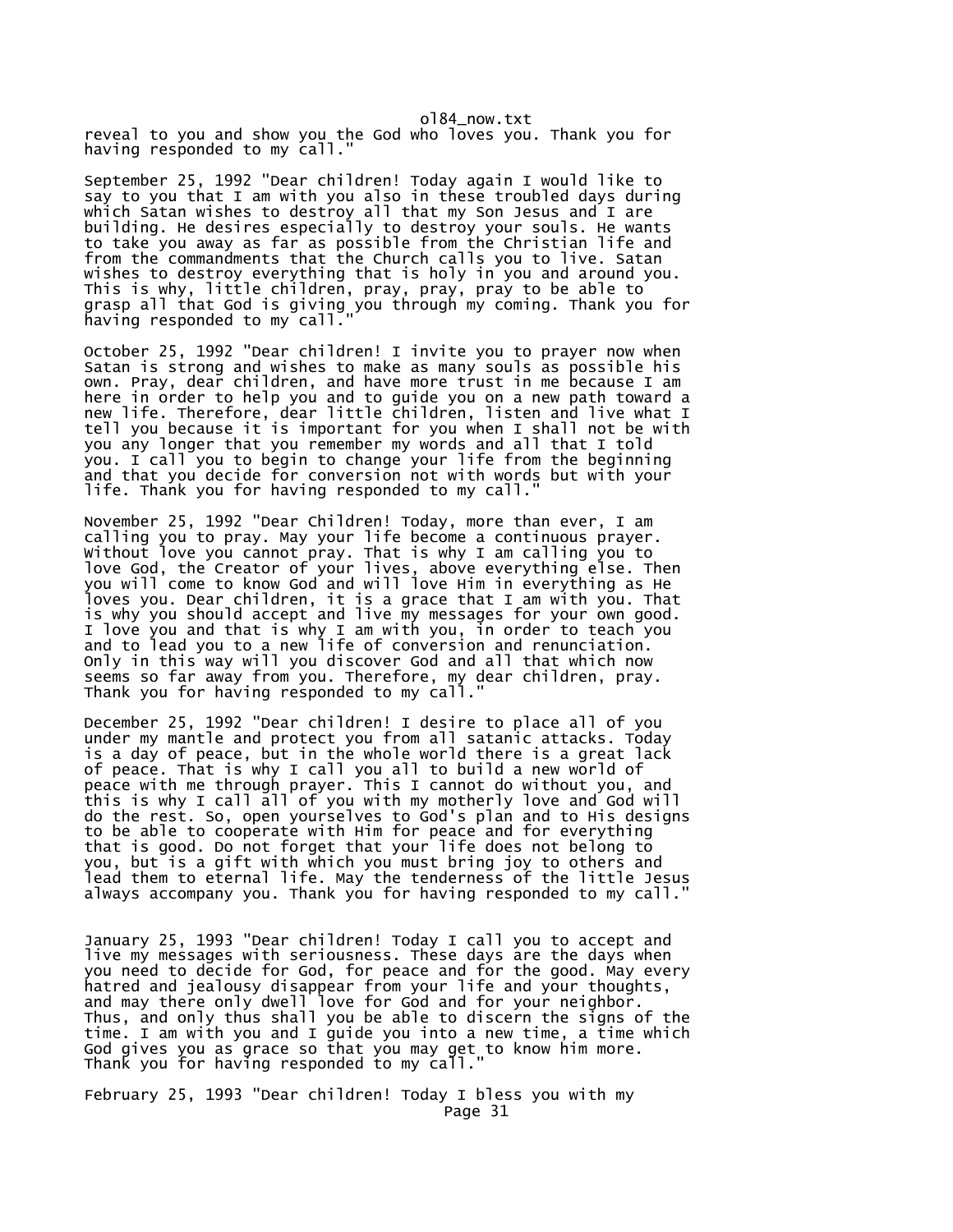reveal to you and show you the God who loves you. Thank you for having responded to my call."

September 25, 1992 "Dear children! Today again I would like to say to you that I am with you also in these troubled days during which Satan wishes to destroy all that my Son Jesus and I are building. He desires especially to destroy your souls. He wants to take you away as far as possible from the Christian life and from the commandments that the Church calls you to live. Satan wishes to destroy everything that is holy in you and around you. This is why, little children, pray, pray, pray to be able to grasp all that God is giving you through my coming. Thank you for having responded to my call."

October 25, 1992 "Dear children! I invite you to prayer now when Satan is strong and wishes to make as many souls as possible his own. Pray, dear children, and have more trust in me because I am here in order to help you and to guide you on a new path toward a new life. Therefore, dear little children, listen and live what I tell you because it is important for you when I shall not be with you any longer that you remember my words and all that I told you. I call you to begin to change your life from the beginning and that you decide for conversion not with words but with your life. Thank you for having responded to my call."

November 25, 1992 "Dear Children! Today, more than ever, I am calling you to pray. May your life become a continuous prayer. Without love you cannot pray. That is why I am calling you to love God, the Creator of your lives, above everything else. Then you will come to know God and will love Him in everything as He loves you. Dear children, it is a grace that I am with you. That is why you should accept and live my messages for your own good. I love you and that is why I am with you, in order to teach you and to lead you to a new life of conversion and renunciation. Only in this way will you discover God and all that which now seems so far away from you. Therefore, my dear children, pray. Thank you for having responded to my call."

December 25, 1992 "Dear children! I desire to place all of you under my mantle and protect you from all satanic attacks. Today is a day of peace, but in the whole world there is a great lack of peace. That is why I call you all to build a new world of peace with me through prayer. This I cannot do without you, and this is why I call all of you with my motherly love and God will do the rest. So, open yourselves to God's plan and to His designs to be able to cooperate with Him for peace and for everything that is good. Do not forget that your life does not belong to you, but is a gift with which you must bring joy to others and lead them to eternal life. May the tenderness of the little Jesus always accompany you. Thank you for having responded to my call."

January 25, 1993 "Dear children! Today I call you to accept and live my messages with seriousness. These days are the days when you need to decide for God, for peace and for the good. May every hatred and jealousy disappear from your life and your thoughts, and may there only dwell love for God and for your neighbor. Thus, and only thus shall you be able to discern the signs of the time. I am with you and I guide you into a new time, a time which God gives you as grace so that you may get to know him more. Thank you for having responded to my call."

February 25, 1993 "Dear children! Today I bless you with my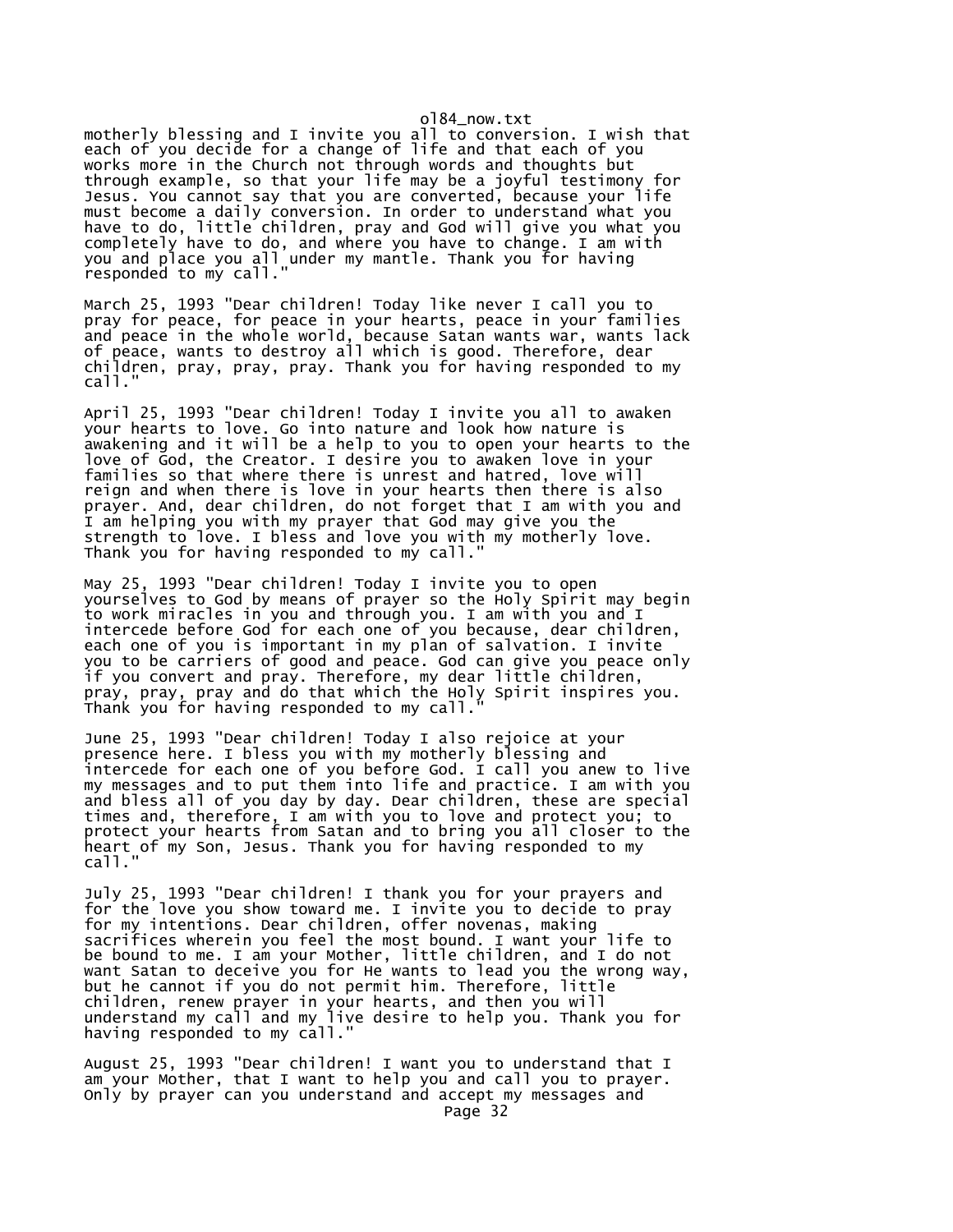motherly blessing and I invite you all to conversion. I wish that each of you decide for a change of life and that each of you works more in the Church not through words and thoughts but through example, so that your life may be a joyful testimony for Jesus. You cannot say that you are converted, because your life must become a daily conversion. In order to understand what you have to do, little children, pray and God will give you what you completely have to do, and where you have to change. I am with you and place you all under my mantle. Thank you for having responded to my call."

March 25, 1993 "Dear children! Today like never I call you to pray for peace, for peace in your hearts, peace in your families and peace in the whole world, because Satan wants war, wants lack of peace, wants to destroy all which is good. Therefore, dear children, pray, pray, pray. Thank you for having responded to my call."

April 25, 1993 "Dear children! Today I invite you all to awaken your hearts to love. Go into nature and look how nature is awakening and it will be a help to you to open your hearts to the love of God, the Creator. I desire you to awaken love in your families so that where there is unrest and hatred, love will reign and when there is love in your hearts then there is also prayer. And, dear children, do not forget that I am with you and I am helping you with my prayer that God may give you the strength to love. I bless and love you with my motherly love. Thank you for having responded to my call."

May 25, 1993 "Dear children! Today I invite you to open yourselves to God by means of prayer so the Holy Spirit may begin to work miracles in you and through you. I am with you and I intercede before God for each one of you because, dear children, each one of you is important in my plan of salvation. I invite you to be carriers of good and peace. God can give you peace only if you convert and pray. Therefore, my dear little children, pray, pray, pray and do that which the Holy Spirit inspires you. Thank you for having responded to my call."

June 25, 1993 "Dear children! Today I also rejoice at your presence here. I bless you with my motherly blessing and intercede for each one of you before God. I call you anew to live my messages and to put them into life and practice. I am with you and bless all of you day by day. Dear children, these are special times and, therefore, I am with you to love and protect you; to protect your hearts from Satan and to bring you all closer to the heart of my Son, Jesus. Thank you for having responded to my call."

July 25, 1993 "Dear children! I thank you for your prayers and for the love you show toward me. I invite you to decide to pray for my intentions. Dear children, offer novenas, making sacrifices wherein you feel the most bound. I want your life to be bound to me. I am your Mother, little children, and I do not want Satan to deceive you for He wants to lead you the wrong way, but he cannot if you do not permit him. Therefore, little children, renew prayer in your hearts, and then you will understand my call and my live desire to help you. Thank you for having responded to my call."

August 25, 1993 "Dear children! I want you to understand that I am your Mother, that I want to help you and call you to prayer. Only by prayer can you understand and accept my messages and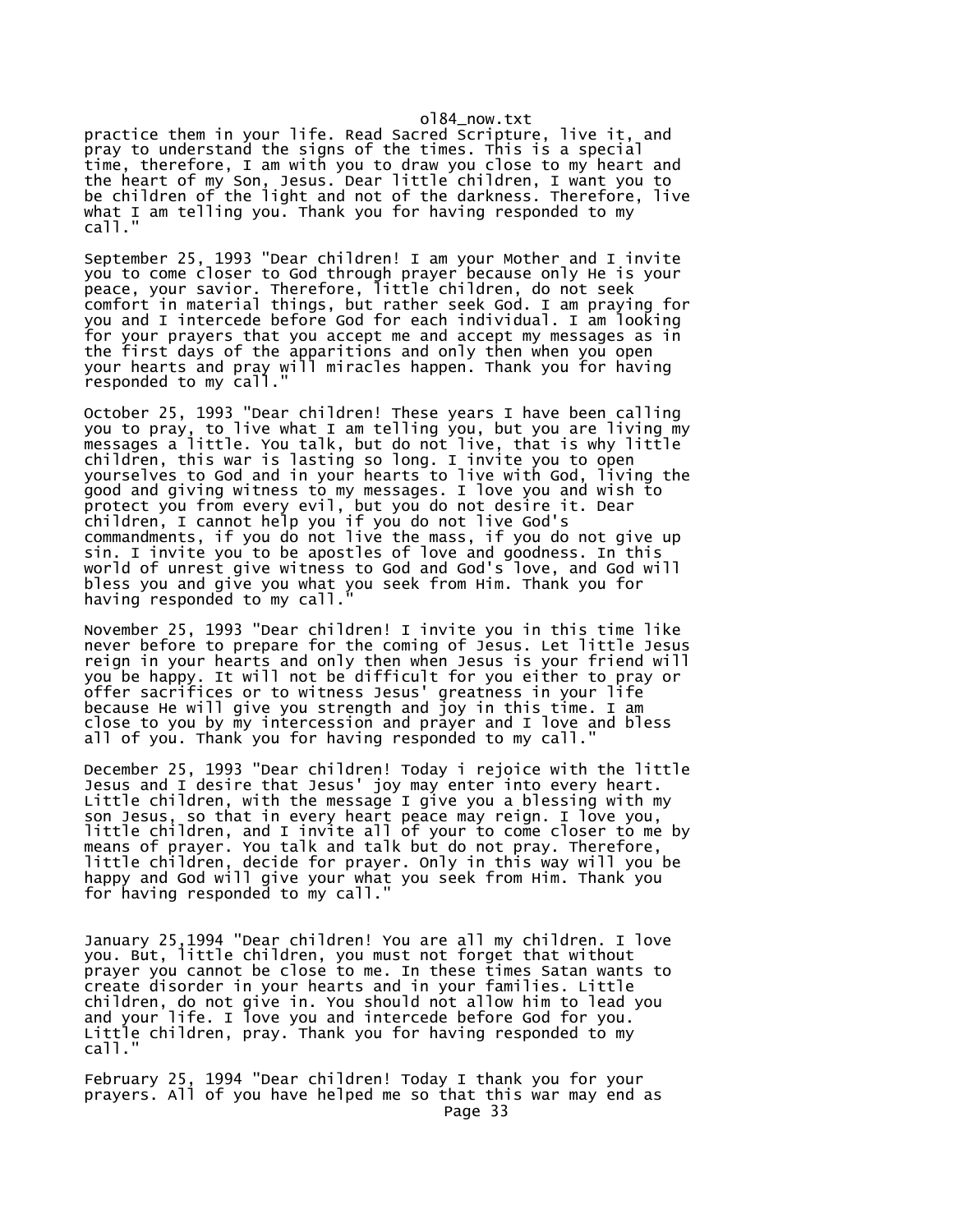practice them in your life. Read Sacred Scripture, live it, and pray to understand the signs of the times. This is a special time, therefore, I am with you to draw you close to my heart and the heart of my Son, Jesus. Dear little children, I want you to be children of the light and not of the darkness. Therefore, live what I am telling you. Thank you for having responded to my call."

September 25, 1993 "Dear children! I am your Mother and I invite you to come closer to God through prayer because only He is your peace, your savior. Therefore, little children, do not seek comfort in material things, but rather seek God. I am praying for you and I intercede before God for each individual. I am looking for your prayers that you accept me and accept my messages as in the first days of the apparitions and only then when you open your hearts and pray will miracles happen. Thank you for having responded to my call."

October 25, 1993 "Dear children! These years I have been calling you to pray, to live what I am telling you, but you are living my messages a little. You talk, but do not live, that is why little children, this war is lasting so long. I invite you to open yourselves to God and in your hearts to live with God, living the good and giving witness to my messages. I love you and wish to protect you from every evil, but you do not desire it. Dear children, I cannot help you if you do not live God's commandments, if you do not live the mass, if you do not give up sin. I invite you to be apostles of love and goodness. In this world of unrest give witness to God and God's love, and God will bless you and give you what you seek from Him. Thank you for having responded to my call."

November 25, 1993 "Dear children! I invite you in this time like never before to prepare for the coming of Jesus. Let little Jesus reign in your hearts and only then when Jesus is your friend will you be happy. It will not be difficult for you either to pray or offer sacrifices or to witness Jesus' greatness in your life because He will give you strength and joy in this time. I am close to you by my intercession and prayer and I love and bless all of you. Thank you for having responded to my call."

December 25, 1993 "Dear children! Today i rejoice with the little Jesus and I desire that Jesus' joy may enter into every heart. Little children, with the message I give you a blessing with my son Jesus, so that in every heart peace may reign. I love you, little children, and I invite all of your to come closer to me by means of prayer. You talk and talk but do not pray. Therefore, little children, decide for prayer. Only in this way will you be happy and God will give your what you seek from Him. Thank you for having responded to my call."

January 25,1994 "Dear children! You are all my children. I love you. But, little children, you must not forget that without prayer you cannot be close to me. In these times Satan wants to create disorder in your hearts and in your families. Little children, do not give in. You should not allow him to lead you and your life. I love you and intercede before God for you. Little children, pray. Thank you for having responded to my call."

February 25, 1994 "Dear children! Today I thank you for your prayers. All of you have helped me so that this war may end as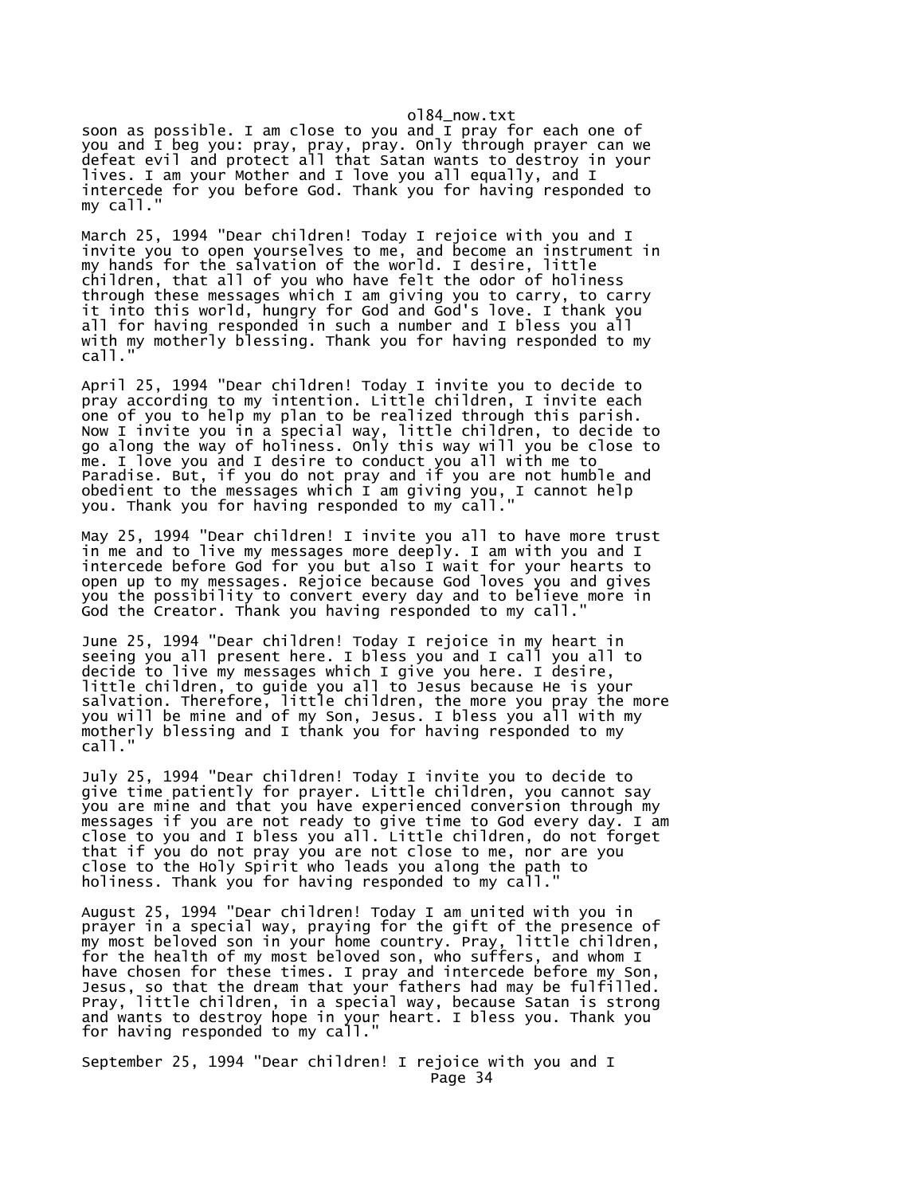soon as possible. I am close to you and I pray for each one of you and I beg you: pray, pray, pray. Only through prayer can we defeat evil and protect all that Satan wants to destroy in your lives. I am your Mother and I love you all equally, and I intercede for you before God. Thank you for having responded to my call."

March 25, 1994 "Dear children! Today I rejoice with you and I invite you to open yourselves to me, and become an instrument in my hands for the salvation of the world. I desire, little children, that all of you who have felt the odor of holiness through these messages which I am giving you to carry, to carry it into this world, hungry for God and God's love. I thank you all for having responded in such a number and I bless you all with my motherly blessing. Thank you for having responded to my call."

April 25, 1994 "Dear children! Today I invite you to decide to pray according to my intention. Little children, I invite each one of you to help my plan to be realized through this parish. Now I invite you in a special way, little children, to decide to go along the way of holiness. Only this way will you be close to me. I love you and I desire to conduct you all with me to Paradise. But, if you do not pray and if you are not humble and obedient to the messages which I am giving you, I cannot help you. Thank you for having responded to my call."

May 25, 1994 "Dear children! I invite you all to have more trust in me and to live my messages more deeply. I am with you and I intercede before God for you but also I wait for your hearts to open up to my messages. Rejoice because God loves you and gives you the possibility to convert every day and to believe more in God the Creator. Thank you having responded to my call."

June 25, 1994 "Dear children! Today I rejoice in my heart in seeing you all present here. I bless you and I call you all to decide to live my messages which I give you here. I desire, little children, to guide you all to Jesus because He is your salvation. Therefore, little children, the more you pray the more you will be mine and of my Son, Jesus. I bless you all with my motherly blessing and I thank you for having responded to my call."

July 25, 1994 "Dear children! Today I invite you to decide to give time patiently for prayer. Little children, you cannot say you are mine and that you have experienced conversion through my messages if you are not ready to give time to God every day. I am close to you and I bless you all. Little children, do not forget that if you do not pray you are not close to me, nor are you close to the Holy Spirit who leads you along the path to holiness. Thank you for having responded to my call."

August 25, 1994 "Dear children! Today I am united with you in prayer in a special way, praying for the gift of the presence of my most beloved son in your home country. Pray, little children, for the health of my most beloved son, who suffers, and whom I have chosen for these times. I pray and intercede before my Son, Jesus, so that the dream that your fathers had may be fulfilled. Pray, little children, in a special way, because Satan is strong and wants to destroy hope in your heart. I bless you. Thank you for having responded to my call."

September 25, 1994 "Dear children! I rejoice with you and I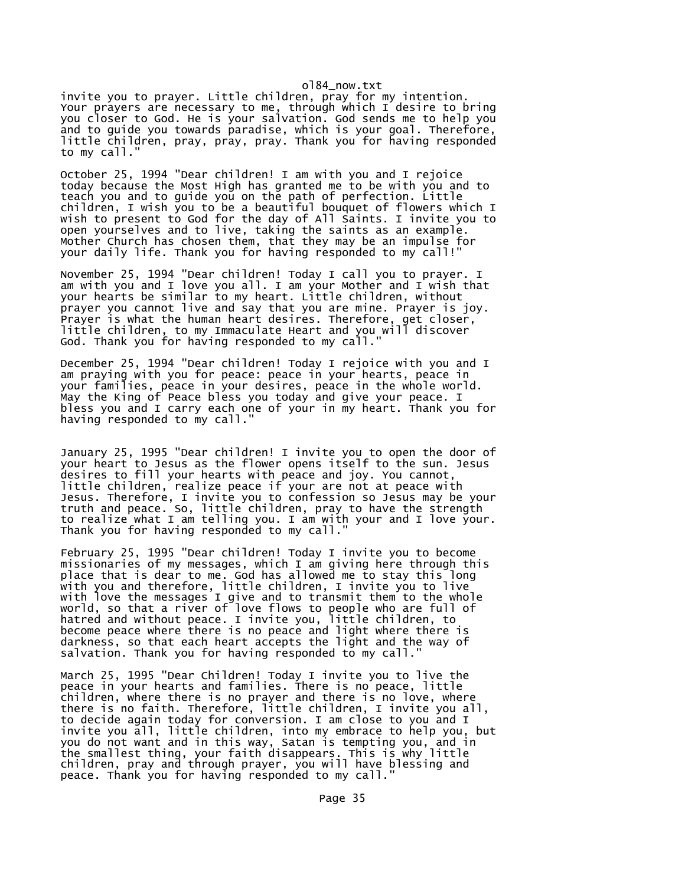invite you to prayer. Little children, pray for my intention. Your prayers are necessary to me, through which I desire to bring you closer to God. He is your salvation. God sends me to help you and to guide you towards paradise, which is your goal. Therefore, little children, pray, pray, pray. Thank you for having responded to my call."

October 25, 1994 "Dear children! I am with you and I rejoice today because the Most High has granted me to be with you and to teach you and to guide you on the path of perfection. Little children, I wish you to be a beautiful bouquet of flowers which I wish to present to God for the day of All Saints. I invite you to open yourselves and to live, taking the saints as an example. Mother Church has chosen them, that they may be an impulse for your daily life. Thank you for having responded to my call!"

November 25, 1994 "Dear children! Today I call you to prayer. I am with you and I love you all. I am your Mother and I wish that your hearts be similar to my heart. Little children, without prayer you cannot live and say that you are mine. Prayer is joy. Prayer is what the human heart desires. Therefore, get closer, little children, to my Immaculate Heart and you will discover God. Thank you for having responded to my call."

December 25, 1994 "Dear children! Today I rejoice with you and I am praying with you for peace: peace in your hearts, peace in your families, peace in your desires, peace in the whole world. May the King of Peace bless you today and give your peace. I bless you and I carry each one of your in my heart. Thank you for having responded to my call."

January 25, 1995 "Dear children! I invite you to open the door of your heart to Jesus as the flower opens itself to the sun. Jesus desires to fill your hearts with peace and joy. You cannot, little children, realize peace if your are not at peace with Jesus. Therefore, I invite you to confession so Jesus may be your truth and peace. So, little children, pray to have the strength to realize what I am telling you. I am with your and I love your. Thank you for having responded to my call."

February 25, 1995 "Dear children! Today I invite you to become missionaries of my messages, which I am giving here through this place that is dear to me. God has allowed me to stay this long with you and therefore, little children, I invite you to live with love the messages I give and to transmit them to the whole world, so that a river of love flows to people who are full of hatred and without peace. I invite you, little children, to become peace where there is no peace and light where there is darkness, so that each heart accepts the light and the way of salvation. Thank you for having responded to my call."

March 25, 1995 "Dear Children! Today I invite you to live the peace in your hearts and families. There is no peace, little children, where there is no prayer and there is no love, where there is no faith. Therefore, little children, I invite you all, to decide again today for conversion. I am close to you and I invite you all, little children, into my embrace to help you, but you do not want and in this way, Satan is tempting you, and in the smallest thing, your faith disappears. This is why little children, pray and through prayer, you will have blessing and peace. Thank you for having responded to my call."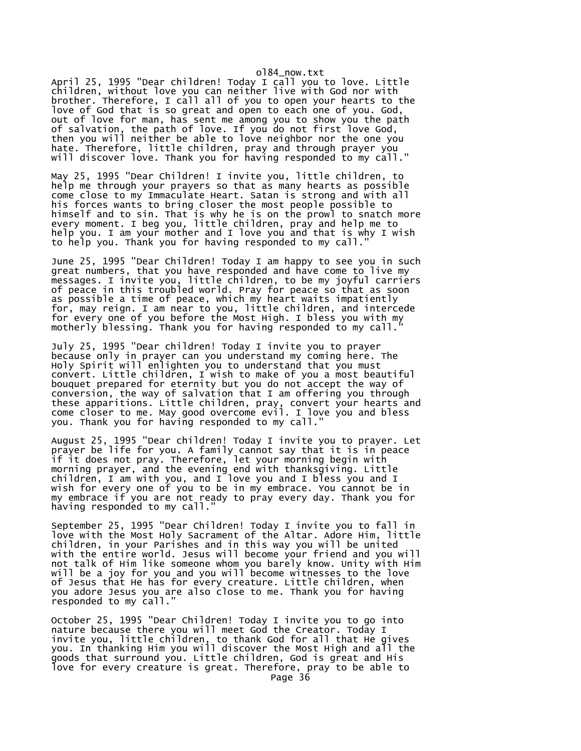April 25, 1995 "Dear children! Today I call you to love. Little children, without love you can neither live with God nor with brother. Therefore, I call all of you to open your hearts to the love of God that is so great and open to each one of you. God, out of love for man, has sent me among you to show you the path of salvation, the path of love. If you do not first love God, then you will neither be able to love neighbor nor the one you hate. Therefore, little children, pray and through prayer you will discover love. Thank you for having responded to my call."

May 25, 1995 "Dear Children! I invite you, little children, to help me through your prayers so that as many hearts as possible come close to my Immaculate Heart. Satan is strong and with all his forces wants to bring closer the most people possible to himself and to sin. That is why he is on the prowl to snatch more every moment. I beg you, little children, pray and help me to help you. I am your mother and I love you and that is why I wish to help you. Thank you for having responded to my call."

June 25, 1995 "Dear Children! Today I am happy to see you in such great numbers, that you have responded and have come to live my messages. I invite you, little children, to be my joyful carriers of peace in this troubled world. Pray for peace so that as soon as possible a time of peace, which my heart waits impatiently for, may reign. I am near to you, little children, and intercede for every one of you before the Most High. I bless you with my motherly blessing. Thank you for having responded to my call."

July 25, 1995 "Dear children! Today I invite you to prayer because only in prayer can you understand my coming here. The Holy Spirit will enlighten you to understand that you must convert. Little children, I wish to make of you a most beautiful bouquet prepared for eternity but you do not accept the way of conversion, the way of salvation that I am offering you through these apparitions. Little children, pray, convert your hearts and come closer to me. May good overcome evil. I love you and bless you. Thank you for having responded to my call."

August 25, 1995 "Dear children! Today I invite you to prayer. Let prayer be life for you. A family cannot say that it is in peace if it does not pray. Therefore, let your morning begin with morning prayer, and the evening end with thanksgiving. Little children, I am with you, and I love you and I bless you and I wish for every one of you to be in my embrace. You cannot be in my embrace if you are not ready to pray every day. Thank you for having responded to my call."

September 25, 1995 "Dear Children! Today I invite you to fall in love with the Most Holy Sacrament of the Altar. Adore Him, little children, in your Parishes and in this way you will be united with the entire world. Jesus will become your friend and you will not talk of Him like someone whom you barely know. Unity with Him will be a joy for you and you will become witnesses to the love of Jesus that He has for every creature. Little children, when you adore Jesus you are also close to me. Thank you for having responded to my call."

October 25, 1995 "Dear Children! Today I invite you to go into nature because there you will meet God the Creator. Today I invite you, little children, to thank God for all that He gives you. In thanking Him you will discover the Most High and all the goods that surround you. Little children, God is great and His love for every creature is great. Therefore, pray to be able to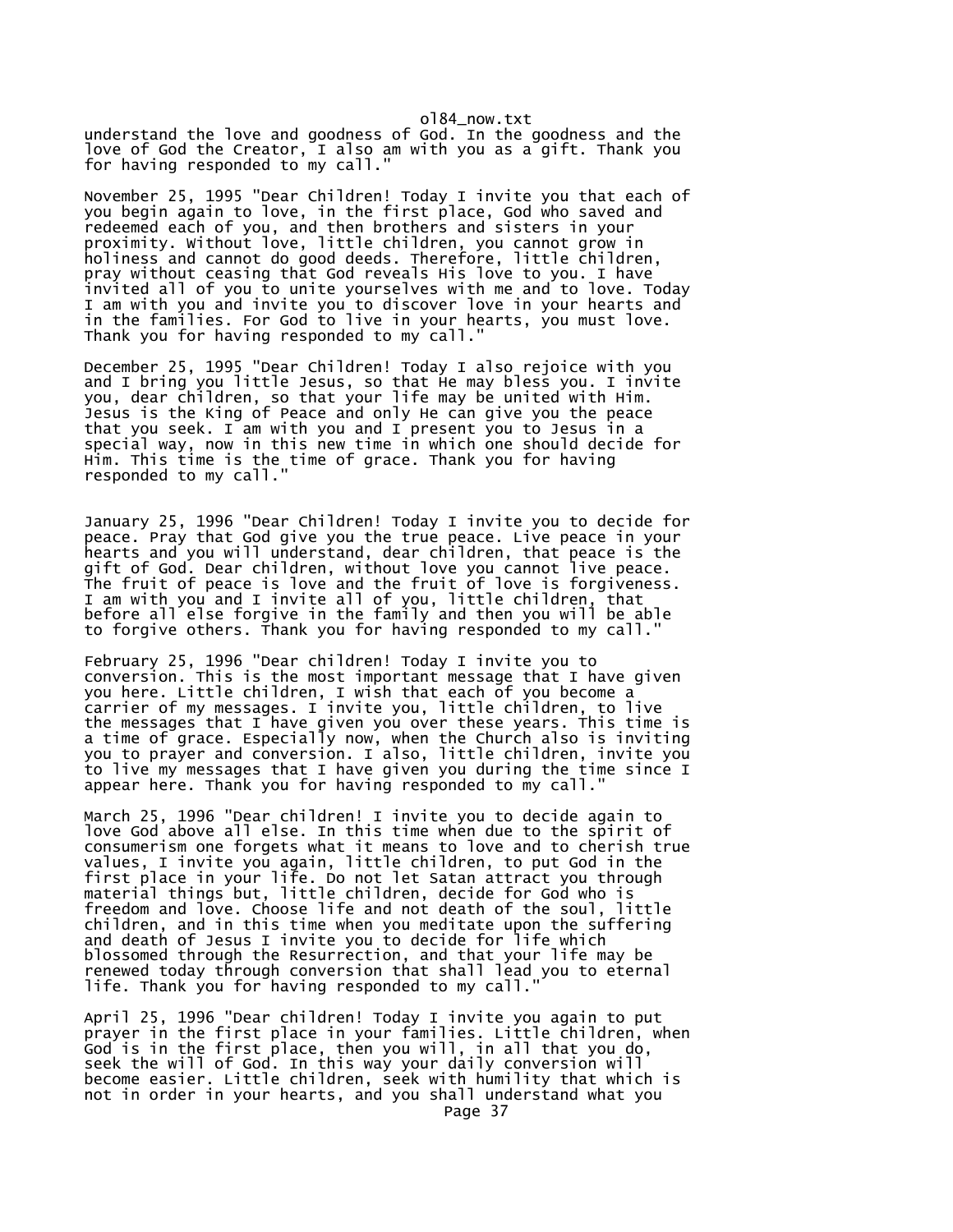understand the love and goodness of God. In the goodness and the love of God the Creator, I also am with you as a gift. Thank you for having responded to my call."

November 25, 1995 "Dear Children! Today I invite you that each of you begin again to love, in the first place, God who saved and redeemed each of you, and then brothers and sisters in your proximity. Without love, little children, you cannot grow in holiness and cannot do good deeds. Therefore, little children, pray without ceasing that God reveals His love to you. I have invited all of you to unite yourselves with me and to love. Today I am with you and invite you to discover love in your hearts and in the families. For God to live in your hearts, you must love. Thank you for having responded to my call."

December 25, 1995 "Dear Children! Today I also rejoice with you and I bring you little Jesus, so that He may bless you. I invite you, dear children, so that your life may be united with Him. Jesus is the King of Peace and only He can give you the peace that you seek. I am with you and I present you to Jesus in a special way, now in this new time in which one should decide for Him. This time is the time of grace. Thank you for having responded to my call."

January 25, 1996 "Dear Children! Today I invite you to decide for peace. Pray that God give you the true peace. Live peace in your hearts and you will understand, dear children, that peace is the gift of God. Dear children, without love you cannot live peace. The fruit of peace is love and the fruit of love is forgiveness. I am with you and I invite all of you, little children, that before all else forgive in the family and then you will be able to forgive others. Thank you for having responded to my call."

February 25, 1996 "Dear children! Today I invite you to conversion. This is the most important message that I have given you here. Little children, I wish that each of you become a carrier of my messages. I invite you, little children, to live the messages that I have given you over these years. This time is a time of grace. Especially now, when the Church also is inviting you to prayer and conversion. I also, little children, invite you to live my messages that I have given you during the time since I appear here. Thank you for having responded to my call."

March 25, 1996 "Dear children! I invite you to decide again to love God above all else. In this time when due to the spirit of consumerism one forgets what it means to love and to cherish true values, I invite you again, little children, to put God in the first place in your life. Do not let Satan attract you through material things but, little children, decide for God who is freedom and love. Choose life and not death of the soul, little children, and in this time when you meditate upon the suffering and death of Jesus I invite you to decide for life which blossomed through the Resurrection, and that your life may be renewed today through conversion that shall lead you to eternal life. Thank you for having responded to my call."

April 25, 1996 "Dear children! Today I invite you again to put prayer in the first place in your families. Little children, when God is in the first place, then you will, in all that you do, seek the will of God. In this way your daily conversion will become easier. Little children, seek with humility that which is not in order in your hearts, and you shall understand what you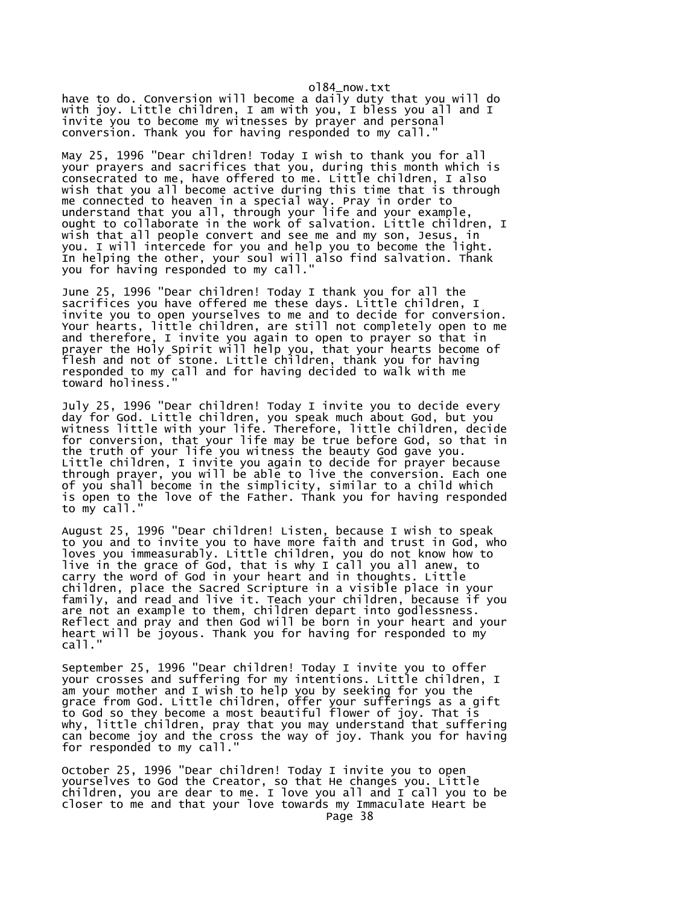have to do. Conversion will become a daily duty that you will do with joy. Little children, I am with you, I bless you all and I invite you to become my witnesses by prayer and personal conversion. Thank you for having responded to my call."

May 25, 1996 "Dear children! Today I wish to thank you for all your prayers and sacrifices that you, during this month which is consecrated to me, have offered to me. Little children, I also wish that you all become active during this time that is through me connected to heaven in a special way. Pray in order to understand that you all, through your life and your example, ought to collaborate in the work of salvation. Little children, I wish that all people convert and see me and my son, Jesus, in you. I will intercede for you and help you to become the light. In helping the other, your soul will also find salvation. Thank you for having responded to my call."

June 25, 1996 "Dear children! Today I thank you for all the sacrifices you have offered me these days. Little children, I invite you to open yourselves to me and to decide for conversion. Your hearts, little children, are still not completely open to me and therefore, I invite you again to open to prayer so that in prayer the Holy Spirit will help you, that your hearts become of flesh and not of stone. Little children, thank you for having responded to my call and for having decided to walk with me toward holiness."

July 25, 1996 "Dear children! Today I invite you to decide every day for God. Little children, you speak much about God, but you witness little with your life. Therefore, little children, decide for conversion, that your life may be true before God, so that in the truth of your life you witness the beauty God gave you. Little children, I invite you again to decide for prayer because through prayer, you will be able to live the conversion. Each one of you shall become in the simplicity, similar to a child which is open to the love of the Father. Thank you for having responded to my call."

August 25, 1996 "Dear children! Listen, because I wish to speak to you and to invite you to have more faith and trust in God, who loves you immeasurably. Little children, you do not know how to live in the grace of God, that is why I call you all anew, to carry the word of God in your heart and in thoughts. Little children, place the Sacred Scripture in a visible place in your family, and read and live it. Teach your children, because if you are not an example to them, children depart into godlessness. Reflect and pray and then God will be born in your heart and your heart will be joyous. Thank you for having for responded to my call."

September 25, 1996 "Dear children! Today I invite you to offer your crosses and suffering for my intentions. Little children, I am your mother and I wish to help you by seeking for you the grace from God. Little children, offer your sufferings as a gift to God so they become a most beautiful flower of joy. That is why, little children, pray that you may understand that suffering can become joy and the cross the way of joy. Thank you for having for responded to my call."

October 25, 1996 "Dear children! Today I invite you to open yourselves to God the Creator, so that He changes you. Little children, you are dear to me. I love you all and I call you to be closer to me and that your love towards my Immaculate Heart be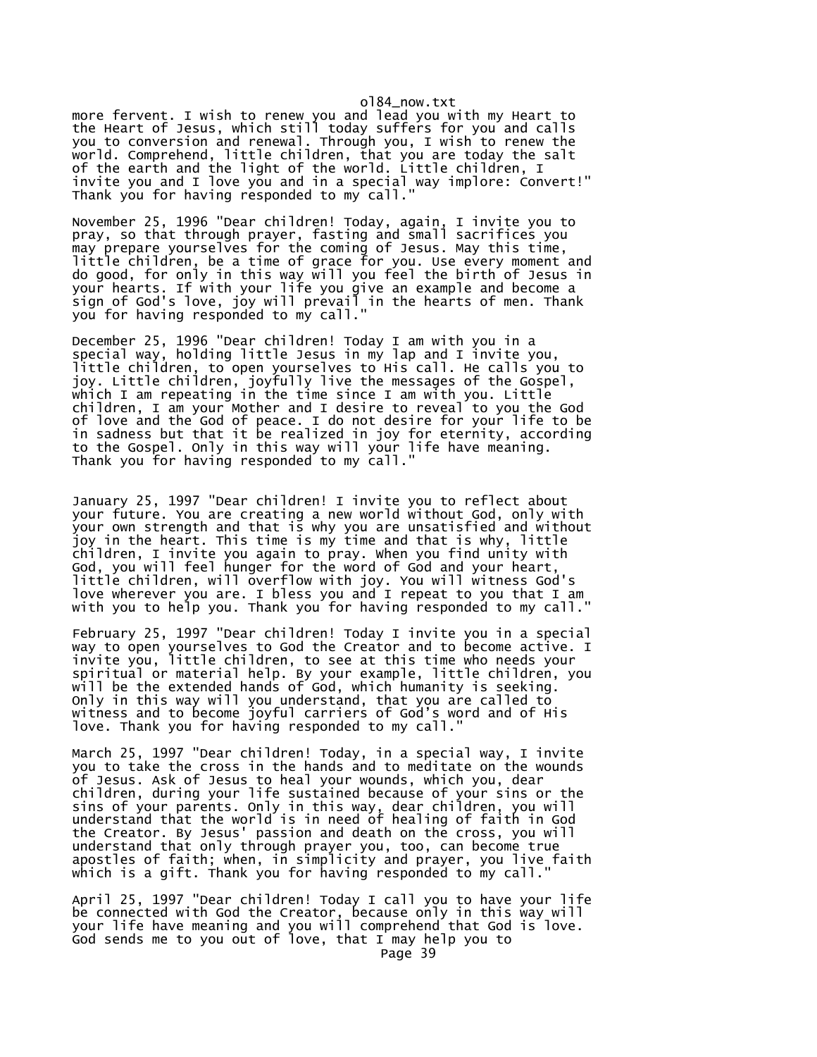more fervent. I wish to renew you and lead you with my Heart to the Heart of Jesus, which still today suffers for you and calls you to conversion and renewal. Through you, I wish to renew the world. Comprehend, little children, that you are today the salt of the earth and the light of the world. Little children, I invite you and I love you and in a special way implore: Convert!" Thank you for having responded to my call."

November 25, 1996 "Dear children! Today, again, I invite you to pray, so that through prayer, fasting and small sacrifices you may prepare yourselves for the coming of Jesus. May this time, little children, be a time of grace for you. Use every moment and do good, for only in this way will you feel the birth of Jesus in your hearts. If with your life you give an example and become a sign of God's love, joy will prevail in the hearts of men. Thank you for having responded to my call."

December 25, 1996 "Dear children! Today I am with you in a special way, holding little Jesus in my lap and I invite you, little children, to open yourselves to His call. He calls you to joy. Little children, joyfully live the messages of the Gospel, which I am repeating in the time since I am with you. Little children, I am your Mother and I desire to reveal to you the God of love and the God of peace. I do not desire for your life to be in sadness but that it be realized in joy for eternity, according to the Gospel. Only in this way will your life have meaning. Thank you for having responded to my call."

January 25, 1997 "Dear children! I invite you to reflect about your future. You are creating a new world without God, only with your own strength and that is why you are unsatisfied and without joy in the heart. This time is my time and that is why, little children, I invite you again to pray. When you find unity with God, you will feel hunger for the word of God and your heart, little children, will overflow with joy. You will witness God's love wherever you are. I bless you and I repeat to you that I am with you to help you. Thank you for having responded to my call."

February 25, 1997 "Dear children! Today I invite you in a special way to open yourselves to God the Creator and to become active. I invite you, little children, to see at this time who needs your spiritual or material help. By your example, little children, you will be the extended hands of God, which humanity is seeking. Only in this way will you understand, that you are called to witness and to become joyful carriers of God's word and of His love. Thank you for having responded to my call."

March 25, 1997 "Dear children! Today, in a special way, I invite you to take the cross in the hands and to meditate on the wounds of Jesus. Ask of Jesus to heal your wounds, which you, dear children, during your life sustained because of your sins or the sins of your parents. Only in this way, dear children, you will understand that the world is in need of healing of faith in God the Creator. By Jesus' passion and death on the cross, you will understand that only through prayer you, too, can become true apostles of faith; when, in simplicity and prayer, you live faith which is a gift. Thank you for having responded to my call."

April 25, 1997 "Dear children! Today I call you to have your life be connected with God the Creator, because only in this way will your life have meaning and you will comprehend that God is love. God sends me to you out of love, that I may help you to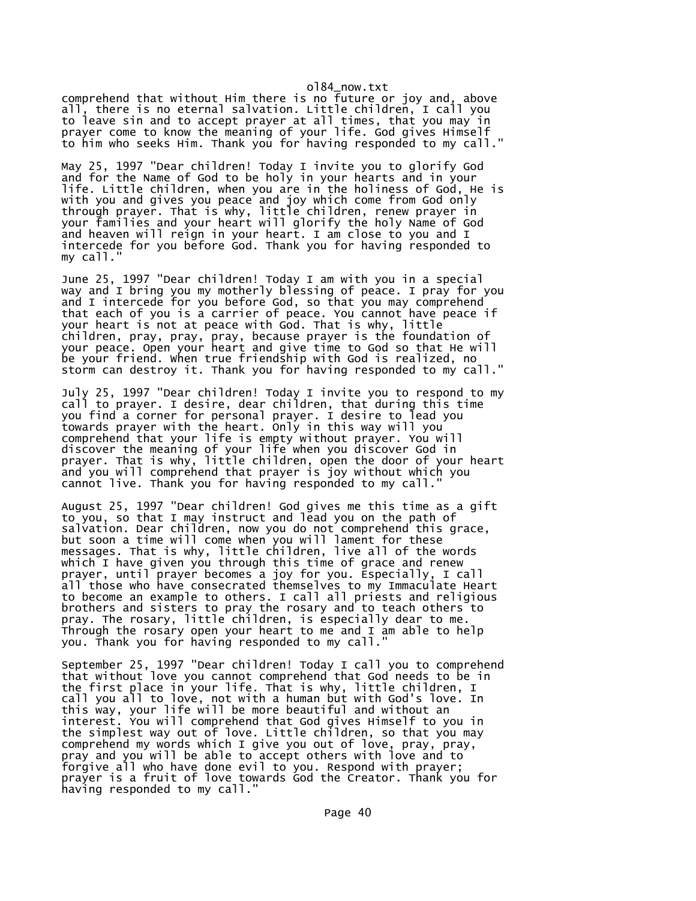comprehend that without Him there is no future or joy and, above all, there is no eternal salvation. Little children, I call you to leave sin and to accept prayer at all times, that you may in prayer come to know the meaning of your life. God gives Himself to him who seeks Him. Thank you for having responded to my call."

May 25, 1997 "Dear children! Today I invite you to glorify God and for the Name of God to be holy in your hearts and in your life. Little children, when you are in the holiness of God, He is with you and gives you peace and joy which come from God only through prayer. That is why, little children, renew prayer in your families and your heart will glorify the holy Name of God and heaven will reign in your heart. I am close to you and I intercede for you before God. Thank you for having responded to my call."

June 25, 1997 "Dear children! Today I am with you in a special way and I bring you my motherly blessing of peace. I pray for you and I intercede for you before God, so that you may comprehend that each of you is a carrier of peace. You cannot have peace if your heart is not at peace with God. That is why, little children, pray, pray, pray, because prayer is the foundation of your peace. Open your heart and give time to God so that He will be your friend. When true friendship with God is realized, no storm can destroy it. Thank you for having responded to my call."

July 25, 1997 "Dear children! Today I invite you to respond to my call to prayer. I desire, dear children, that during this time you find a corner for personal prayer. I desire to lead you towards prayer with the heart. Only in this way will you comprehend that your life is empty without prayer. You will discover the meaning of your life when you discover God in prayer. That is why, little children, open the door of your heart and you will comprehend that prayer is joy without which you cannot live. Thank you for having responded to my call."

August 25, 1997 "Dear children! God gives me this time as a gift to you, so that I may instruct and lead you on the path of salvation. Dear children, now you do not comprehend this grace, but soon a time will come when you will lament for these messages. That is why, little children, live all of the words which I have given you through this time of grace and renew prayer, until prayer becomes a joy for you. Especially, I call all those who have consecrated themselves to my Immaculate Heart to become an example to others. I call all priests and religious brothers and sisters to pray the rosary and to teach others to pray. The rosary, little children, is especially dear to me. Through the rosary open your heart to me and I am able to help you. Thank you for having responded to my call."

September 25, 1997 "Dear children! Today I call you to comprehend that without love you cannot comprehend that God needs to be in the first place in your life. That is why, little children, I call you all to love, not with a human but with God's love. In this way, your life will be more beautiful and without an interest. You will comprehend that God gives Himself to you in the simplest way out of love. Little children, so that you may comprehend my words which I give you out of love, pray, pray, pray and you will be able to accept others with love and to forgive all who have done evil to you. Respond with prayer; prayer is a fruit of love towards God the Creator. Thank you for having responded to my call."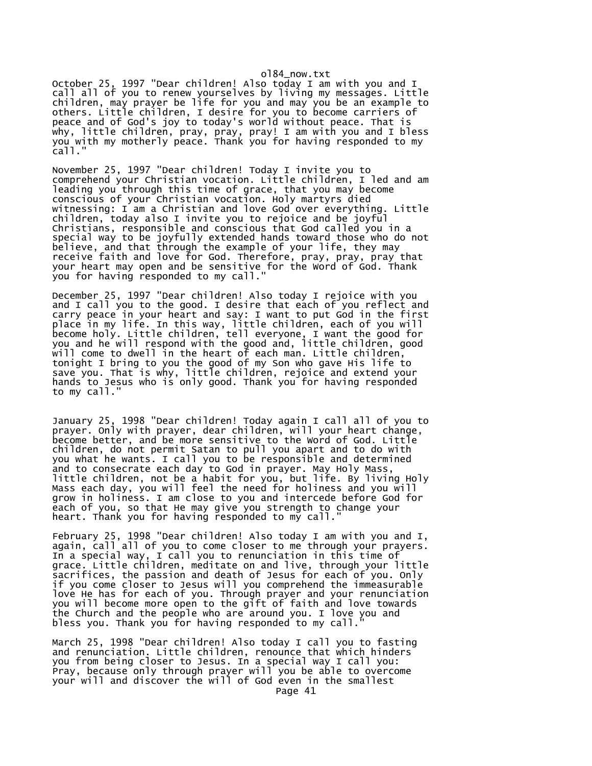October 25, 1997 "Dear children! Also today I am with you and I call all of you to renew yourselves by living my messages. Little children, may prayer be life for you and may you be an example to others. Little children, I desire for you to become carriers of peace and of God's joy to today's world without peace. That is why, little children, pray, pray, pray! I am with you and I bless you with my motherly peace. Thank you for having responded to my call."

November 25, 1997 "Dear children! Today I invite you to comprehend your Christian vocation. Little children, I led and am leading you through this time of grace, that you may become conscious of your Christian vocation. Holy martyrs died witnessing: I am a Christian and love God over everything. Little children, today also I invite you to rejoice and be joyful Christians, responsible and conscious that God called you in a special way to be joyfully extended hands toward those who do not believe, and that through the example of your life, they may receive faith and love for God. Therefore, pray, pray, pray that your heart may open and be sensitive for the Word of God. Thank you for having responded to my call."

December 25, 1997 "Dear children! Also today I rejoice with you and I call you to the good. I desire that each of you reflect and carry peace in your heart and say: I want to put God in the first place in my life. In this way, little children, each of you will become holy. Little children, tell everyone, I want the good for you and he will respond with the good and, little children, good will come to dwell in the heart of each man. Little children, tonight I bring to you the good of my Son who gave His life to save you. That is why, little children, rejoice and extend your hands to Jesus who is only good. Thank you for having responded to my call."

January 25, 1998 "Dear children! Today again I call all of you to prayer. Only with prayer, dear children, will your heart change, become better, and be more sensitive to the Word of God. Little children, do not permit Satan to pull you apart and to do with you what he wants. I call you to be responsible and determined and to consecrate each day to God in prayer. May Holy Mass, little children, not be a habit for you, but life. By living Holy Mass each day, you will feel the need for holiness and you will grow in holiness. I am close to you and intercede before God for each of you, so that He may give you strength to change your heart. Thank you for having responded to my call."

February 25, 1998 "Dear children! Also today I am with you and I, again, call all of you to come closer to me through your prayers. In a special way, I call you to renunciation in this time of grace. Little children, meditate on and live, through your little sacrifices, the passion and death of Jesus for each of you. Only if you come closer to Jesus will you comprehend the immeasurable love He has for each of you. Through prayer and your renunciation you will become more open to the gift of faith and love towards the Church and the people who are around you. I love you and bless you. Thank you for having responded to my call."

March 25, 1998 "Dear children! Also today I call you to fasting and renunciation. Little children, renounce that which hinders you from being closer to Jesus. In a special way I call you: Pray, because only through prayer will you be able to overcome your will and discover the will of God even in the smallest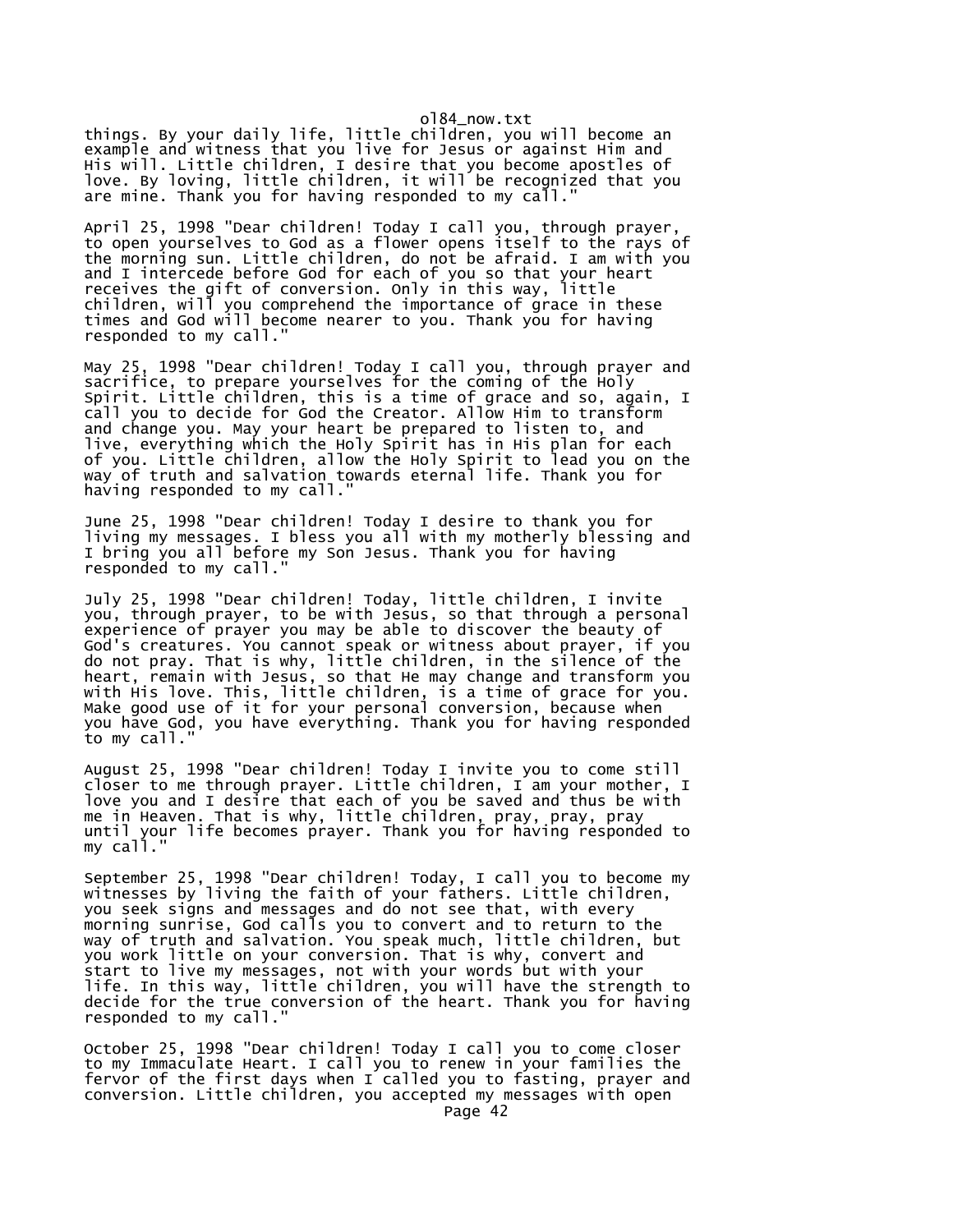things. By your daily life, little children, you will become an example and witness that you live for Jesus or against Him and His will. Little children, I desire that you become apostles of love. By loving, little children, it will be recognized that you are mine. Thank you for having responded to my call."

April 25, 1998 "Dear children! Today I call you, through prayer, to open yourselves to God as a flower opens itself to the rays of the morning sun. Little children, do not be afraid. I am with you and I intercede before God for each of you so that your heart receives the gift of conversion. Only in this way, little children, will you comprehend the importance of grace in these times and God will become nearer to you. Thank you for having responded to my call."

May 25, 1998 "Dear children! Today I call you, through prayer and sacrifice, to prepare yourselves for the coming of the Holy Spirit. Little children, this is a time of grace and so, again, I call you to decide for God the Creator. Allow Him to transform and change you. May your heart be prepared to listen to, and live, everything which the Holy Spirit has in His plan for each of you. Little children, allow the Holy Spirit to lead you on the way of truth and salvation towards eternal life. Thank you for having responded to my call."

June 25, 1998 "Dear children! Today I desire to thank you for living my messages. I bless you all with my motherly blessing and I bring you all before my Son Jesus. Thank you for having responded to my call."

July 25, 1998 "Dear children! Today, little children, I invite you, through prayer, to be with Jesus, so that through a personal experience of prayer you may be able to discover the beauty of God's creatures. You cannot speak or witness about prayer, if you do not pray. That is why, little children, in the silence of the heart, remain with Jesus, so that He may change and transform you with His love. This, little children, is a time of grace for you. Make good use of it for your personal conversion, because when you have God, you have everything. Thank you for having responded to my call."

August 25, 1998 "Dear children! Today I invite you to come still closer to me through prayer. Little children, I am your mother, I love you and I desire that each of you be saved and thus be with me in Heaven. That is why, little children, pray, pray, pray until your life becomes prayer. Thank you for having responded to my call."

September 25, 1998 "Dear children! Today, I call you to become my witnesses by living the faith of your fathers. Little children, you seek signs and messages and do not see that, with every morning sunrise, God calls you to convert and to return to the way of truth and salvation. You speak much, little children, but you work little on your conversion. That is why, convert and start to live my messages, not with your words but with your life. In this way, little children, you will have the strength to decide for the true conversion of the heart. Thank you for having responded to my call."

October 25, 1998 "Dear children! Today I call you to come closer to my Immaculate Heart. I call you to renew in your families the fervor of the first days when I called you to fasting, prayer and conversion. Little children, you accepted my messages with open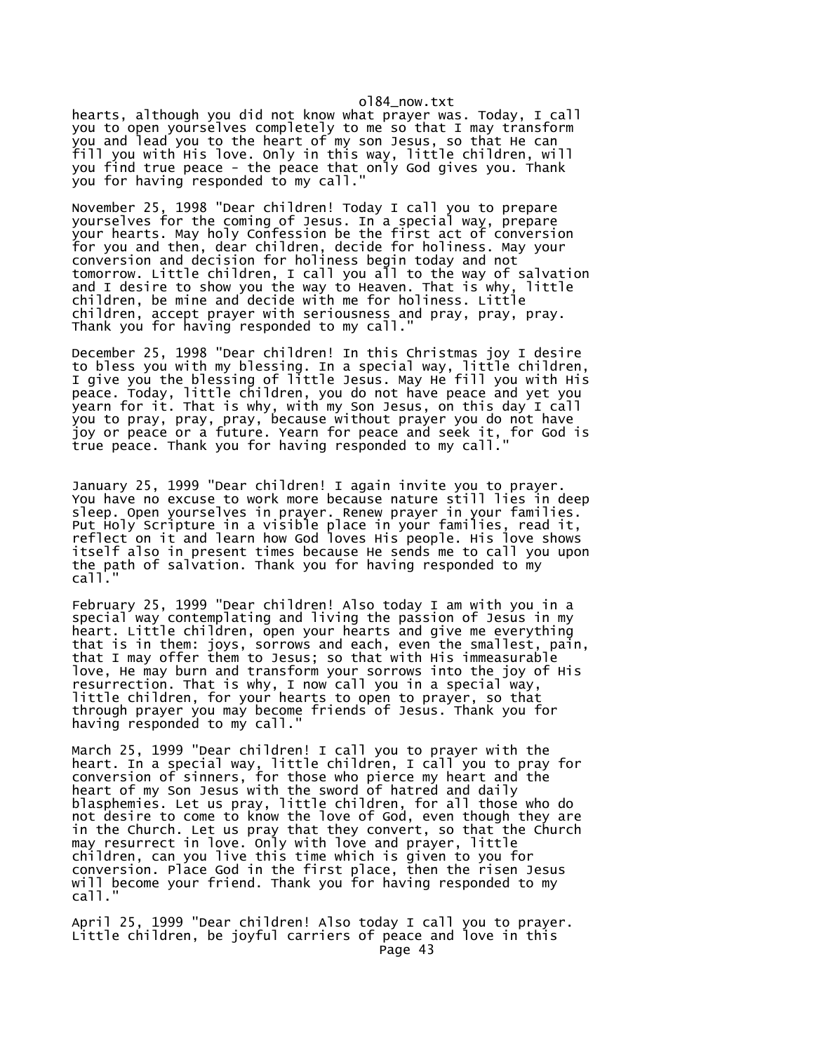hearts, although you did not know what prayer was. Today, I call you to open yourselves completely to me so that I may transform you and lead you to the heart of my son Jesus, so that He can fill you with His love. Only in this way, little children, will you find true peace - the peace that only God gives you. Thank you for having responded to my call."

November 25, 1998 "Dear children! Today I call you to prepare yourselves for the coming of Jesus. In a special way, prepare your hearts. May holy Confession be the first act of conversion for you and then, dear children, decide for holiness. May your conversion and decision for holiness begin today and not tomorrow. Little children, I call you all to the way of salvation and I desire to show you the way to Heaven. That is why, little children, be mine and decide with me for holiness. Little children, accept prayer with seriousness and pray, pray, pray. Thank you for having responded to my call."

December 25, 1998 "Dear children! In this Christmas joy I desire to bless you with my blessing. In a special way, little children, I give you the blessing of little Jesus. May He fill you with His peace. Today, little children, you do not have peace and yet you yearn for it. That is why, with my Son Jesus, on this day I call you to pray, pray, pray, because without prayer you do not have joy or peace or a future. Yearn for peace and seek it, for God is true peace. Thank you for having responded to my call."

January 25, 1999 "Dear children! I again invite you to prayer. You have no excuse to work more because nature still lies in deep sleep. Open yourselves in prayer. Renew prayer in your families. Put Holy Scripture in a visible place in your families, read it, reflect on it and learn how God loves His people. His love shows itself also in present times because He sends me to call you upon the path of salvation. Thank you for having responded to my call."

February 25, 1999 "Dear children! Also today I am with you in a special way contemplating and living the passion of Jesus in my heart. Little children, open your hearts and give me everything that is in them: joys, sorrows and each, even the smallest, pain, that I may offer them to Jesus; so that with His immeasurable love, He may burn and transform your sorrows into the joy of His resurrection. That is why, I now call you in a special way, little children, for your hearts to open to prayer, so that through prayer you may become friends of Jesus. Thank you for having responded to my call."

March 25, 1999 "Dear children! I call you to prayer with the heart. In a special way, little children, I call you to pray for conversion of sinners, for those who pierce my heart and the heart of my Son Jesus with the sword of hatred and daily blasphemies. Let us pray, little children, for all those who do not desire to come to know the love of God, even though they are in the Church. Let us pray that they convert, so that the Church may resurrect in love. Only with love and prayer, little children, can you live this time which is given to you for conversion. Place God in the first place, then the risen Jesus will become your friend. Thank you for having responded to my call."

April 25, 1999 "Dear children! Also today I call you to prayer. Little children, be joyful carriers of peace and love in this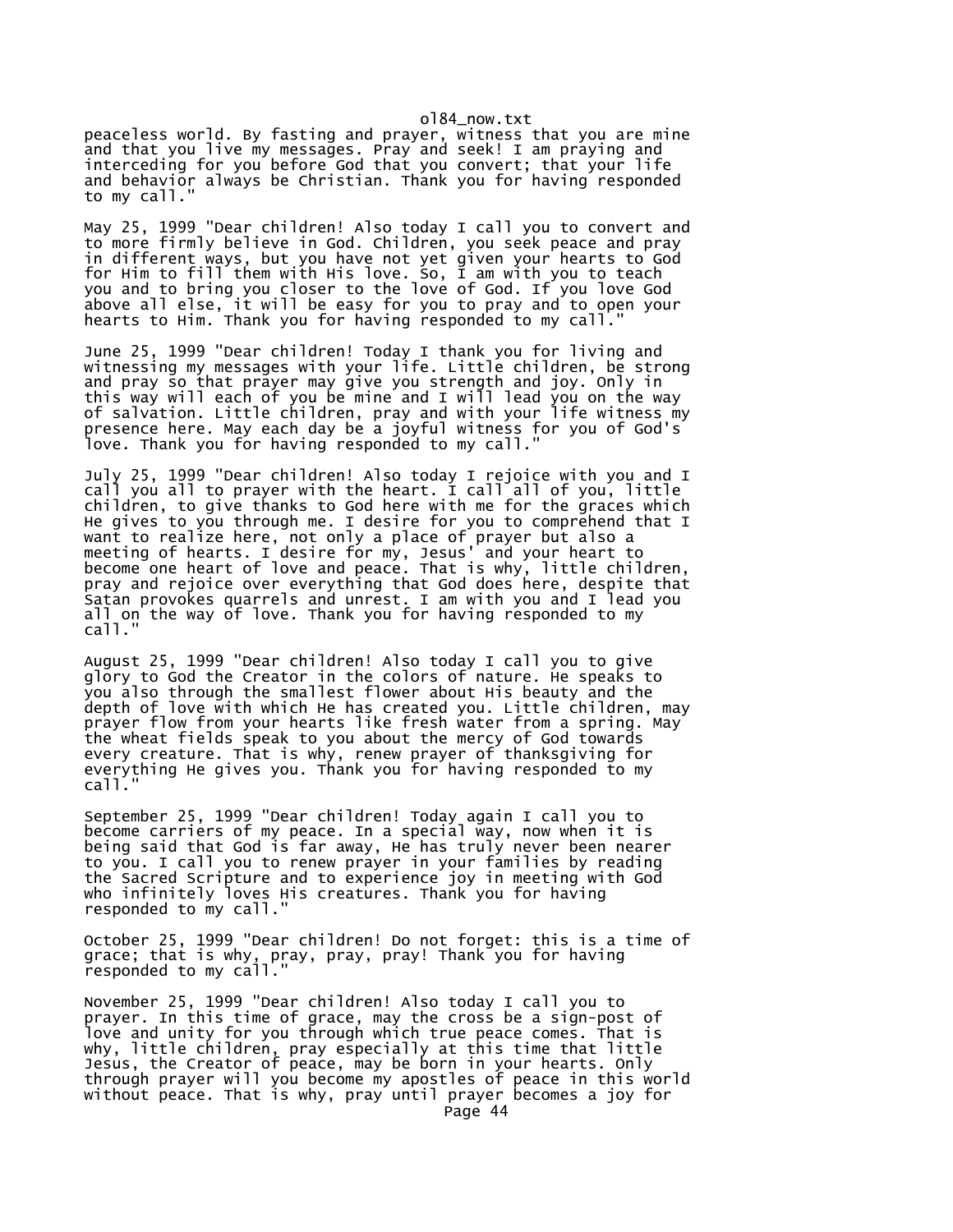peaceless world. By fasting and prayer, witness that you are mine and that you live my messages. Pray and seek! I am praying and interceding for you before God that you convert; that your life and behavior always be Christian. Thank you for having responded to my call."

May 25, 1999 "Dear children! Also today I call you to convert and to more firmly believe in God. Children, you seek peace and pray in different ways, but you have not yet given your hearts to God for Him to fill them with His love. So, I am with you to teach you and to bring you closer to the love of God. If you love God above all else, it will be easy for you to pray and to open your hearts to Him. Thank you for having responded to my call."

June 25, 1999 "Dear children! Today I thank you for living and witnessing my messages with your life. Little children, be strong and pray so that prayer may give you strength and joy. Only in this way will each of you be mine and I will lead you on the way of salvation. Little children, pray and with your life witness my presence here. May each day be a joyful witness for you of God's love. Thank you for having responded to my call."

July 25, 1999 "Dear children! Also today I rejoice with you and I call you all to prayer with the heart. I call all of you, little children, to give thanks to God here with me for the graces which He gives to you through me. I desire for you to comprehend that I want to realize here, not only a place of prayer but also a meeting of hearts. I desire for my, Jesus' and your heart to become one heart of love and peace. That is why, little children, pray and rejoice over everything that God does here, despite that Satan provokes quarrels and unrest. I am with you and I lead you all on the way of love. Thank you for having responded to my call."

August 25, 1999 "Dear children! Also today I call you to give glory to God the Creator in the colors of nature. He speaks to you also through the smallest flower about His beauty and the depth of love with which He has created you. Little children, may prayer flow from your hearts like fresh water from a spring. May the wheat fields speak to you about the mercy of God towards every creature. That is why, renew prayer of thanksgiving for everything He gives you. Thank you for having responded to my call."

September 25, 1999 "Dear children! Today again I call you to become carriers of my peace. In a special way, now when it is being said that God is far away, He has truly never been nearer to you. I call you to renew prayer in your families by reading the Sacred Scripture and to experience joy in meeting with God who infinitely loves His creatures. Thank you for having responded to my call."

October 25, 1999 "Dear children! Do not forget: this is a time of grace; that is why, pray, pray, pray! Thank you for having responded to my call."

November 25, 1999 "Dear children! Also today I call you to prayer. In this time of grace, may the cross be a sign-post of love and unity for you through which true peace comes. That is why, little children, pray especially at this time that little Jesus, the Creator of peace, may be born in your hearts. Only through prayer will you become my apostles of peace in this world without peace. That is why, pray until prayer becomes a joy for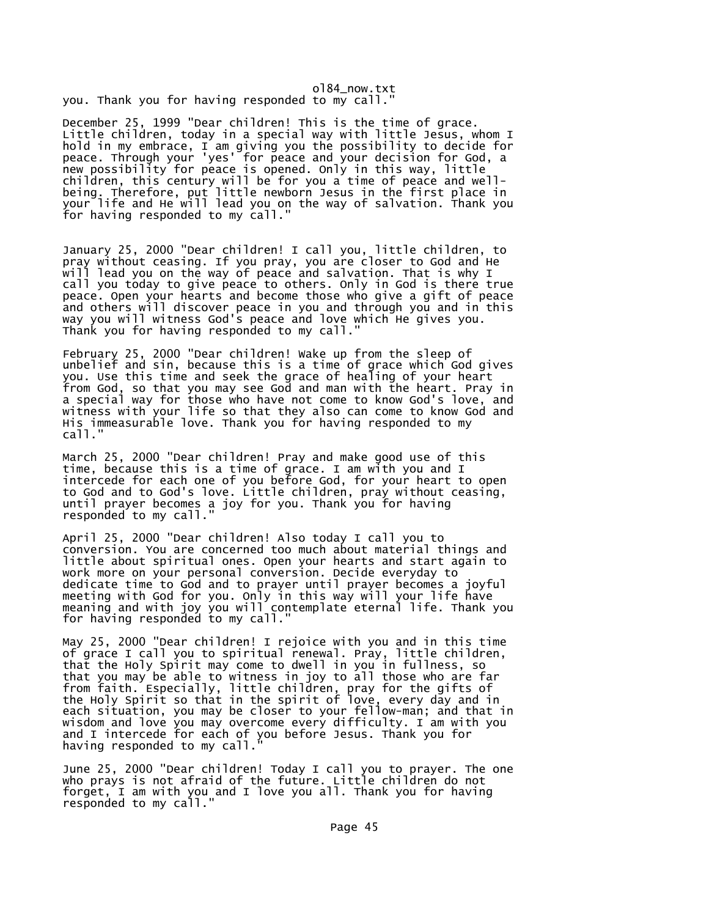you. Thank you for having responded to my call."

December 25, 1999 "Dear children! This is the time of grace. Little children, today in a special way with little Jesus, whom I hold in my embrace, I am giving you the possibility to decide for peace. Through your 'yes' for peace and your decision for God, a new possibility for peace is opened. Only in this way, little children, this century will be for you a time of peace and well-being. Therefore, put little newborn Jesus in the first place in your life and He will lead you on the way of salvation. Thank you for having responded to my call."

January 25, 2000 "Dear children! I call you, little children, to pray without ceasing. If you pray, you are closer to God and He will lead you on the way of peace and salvation. That is why I call you today to give peace to others. Only in God is there true peace. Open your hearts and become those who give a gift of peace and others will discover peace in you and through you and in this way you will witness God's peace and love which He gives you. Thank you for having responded to my call."

February 25, 2000 "Dear children! Wake up from the sleep of unbelief and sin, because this is a time of grace which God gives you. Use this time and seek the grace of healing of your heart from God, so that you may see God and man with the heart. Pray in a special way for those who have not come to know God's love, and witness with your life so that they also can come to know God and His immeasurable love. Thank you for having responded to my call."

March 25, 2000 "Dear children! Pray and make good use of this time, because this is a time of grace. I am with you and I intercede for each one of you before God, for your heart to open to God and to God's love. Little children, pray without ceasing, until prayer becomes a joy for you. Thank you for having responded to my call."

April 25, 2000 "Dear children! Also today I call you to conversion. You are concerned too much about material things and little about spiritual ones. Open your hearts and start again to work more on your personal conversion. Decide everyday to dedicate time to God and to prayer until prayer becomes a joyful meeting with God for you. Only in this way will your life have meaning and with joy you will contemplate eternal life. Thank you for having responded to my call."

May 25, 2000 "Dear children! I rejoice with you and in this time of grace I call you to spiritual renewal. Pray, little children, that the Holy Spirit may come to dwell in you in fullness, so that you may be able to witness in joy to all those who are far from faith. Especially, little children, pray for the gifts of the Holy Spirit so that in the spirit of love, every day and in each situation, you may be closer to your fellow-man; and that in wisdom and love you may overcome every difficulty. I am with you and I intercede for each of you before Jesus. Thank you for having responded to my call."

June 25, 2000 "Dear children! Today I call you to prayer. The one who prays is not afraid of the future. Little children do not forget, I am with you and I love you all. Thank you for having responded to my call."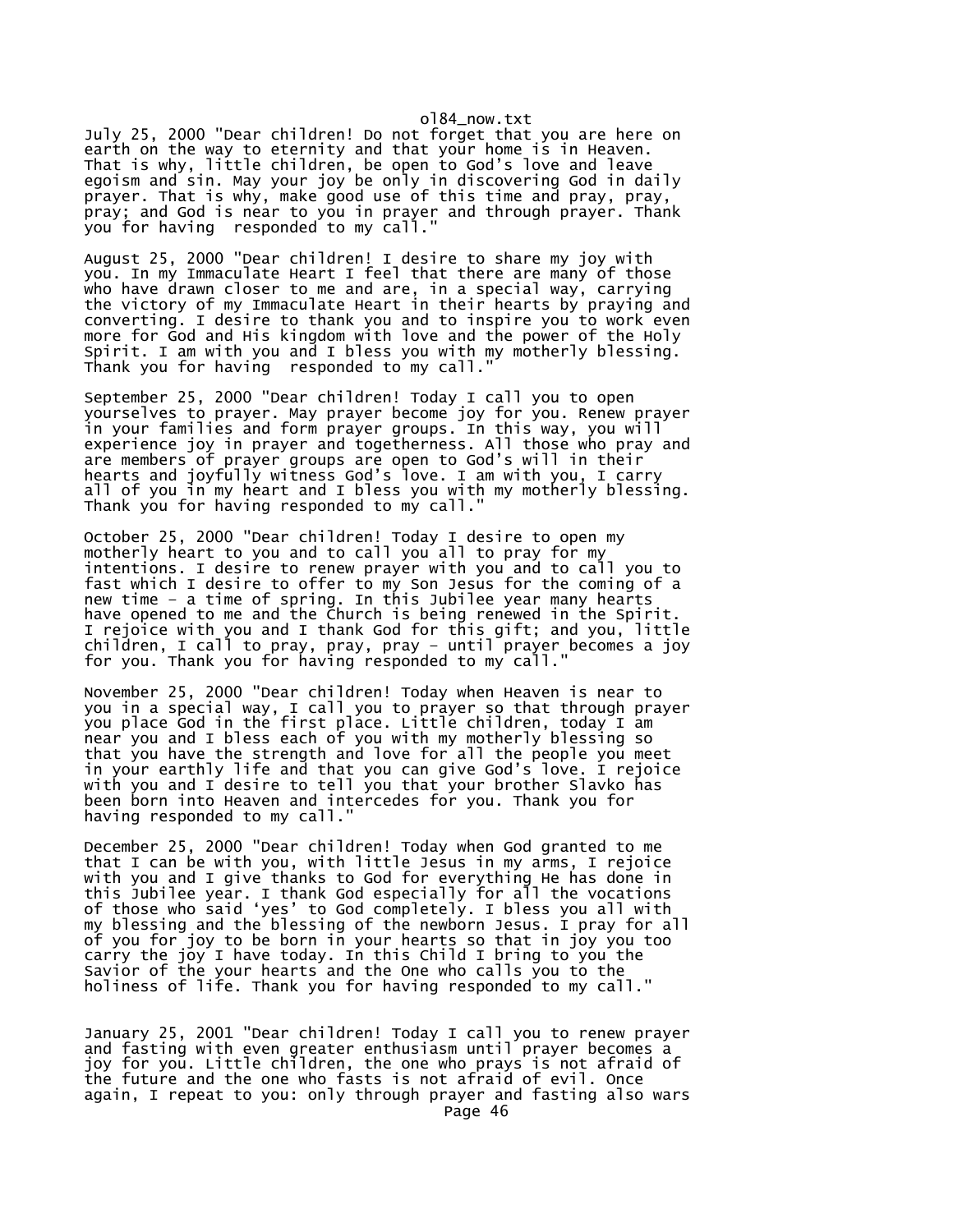July 25, 2000 "Dear children! Do not forget that you are here on earth on the way to eternity and that your home is in Heaven. That is why, little children, be open to God's love and leave egoism and sin. May your joy be only in discovering God in daily prayer. That is why, make good use of this time and pray, pray, pray; and God is near to you in prayer and through prayer. Thank you for having  responded to my call."

August 25, 2000 "Dear children! I desire to share my joy with you. In my Immaculate Heart I feel that there are many of those who have drawn closer to me and are, in a special way, carrying the victory of my Immaculate Heart in their hearts by praying and converting. I desire to thank you and to inspire you to work even more for God and His kingdom with love and the power of the Holy Spirit. I am with you and I bless you with my motherly blessing. Thank you for having  responded to my call."

September 25, 2000 "Dear children! Today I call you to open yourselves to prayer. May prayer become joy for you. Renew prayer in your families and form prayer groups. In this way, you will experience joy in prayer and togetherness. All those who pray and are members of prayer groups are open to God's will in their hearts and joyfully witness God's love. I am with you, I carry all of you in my heart and I bless you with my motherly blessing. Thank you for having responded to my call."

October 25, 2000 "Dear children! Today I desire to open my motherly heart to you and to call you all to pray for my intentions. I desire to renew prayer with you and to call you to fast which I desire to offer to my Son Jesus for the coming of a new time – a time of spring. In this Jubilee year many hearts have opened to me and the Church is being renewed in the Spirit. I rejoice with you and I thank God for this gift; and you, little children, I call to pray, pray, pray – until prayer becomes a joy for you. Thank you for having responded to my call."

November 25, 2000 "Dear children! Today when Heaven is near to you in a special way, I call you to prayer so that through prayer you place God in the first place. Little children, today I am near you and I bless each of you with my motherly blessing so that you have the strength and love for all the people you meet in your earthly life and that you can give God's love. I rejoice with you and I desire to tell you that your brother Slavko has been born into Heaven and intercedes for you. Thank you for having responded to my call."

December 25, 2000 "Dear children! Today when God granted to me that I can be with you, with little Jesus in my arms, I rejoice with you and I give thanks to God for everything He has done in this Jubilee year. I thank God especially for all the vocations of those who said 'yes' to God completely. I bless you all with my blessing and the blessing of the newborn Jesus. I pray for all of you for joy to be born in your hearts so that in joy you too carry the joy I have today. In this Child I bring to you the Savior of the your hearts and the One who calls you to the holiness of life. Thank you for having responded to my call."

January 25, 2001 "Dear children! Today I call you to renew prayer and fasting with even greater enthusiasm until prayer becomes a joy for you. Little children, the one who prays is not afraid of the future and the one who fasts is not afraid of evil. Once again, I repeat to you: only through prayer and fasting also wars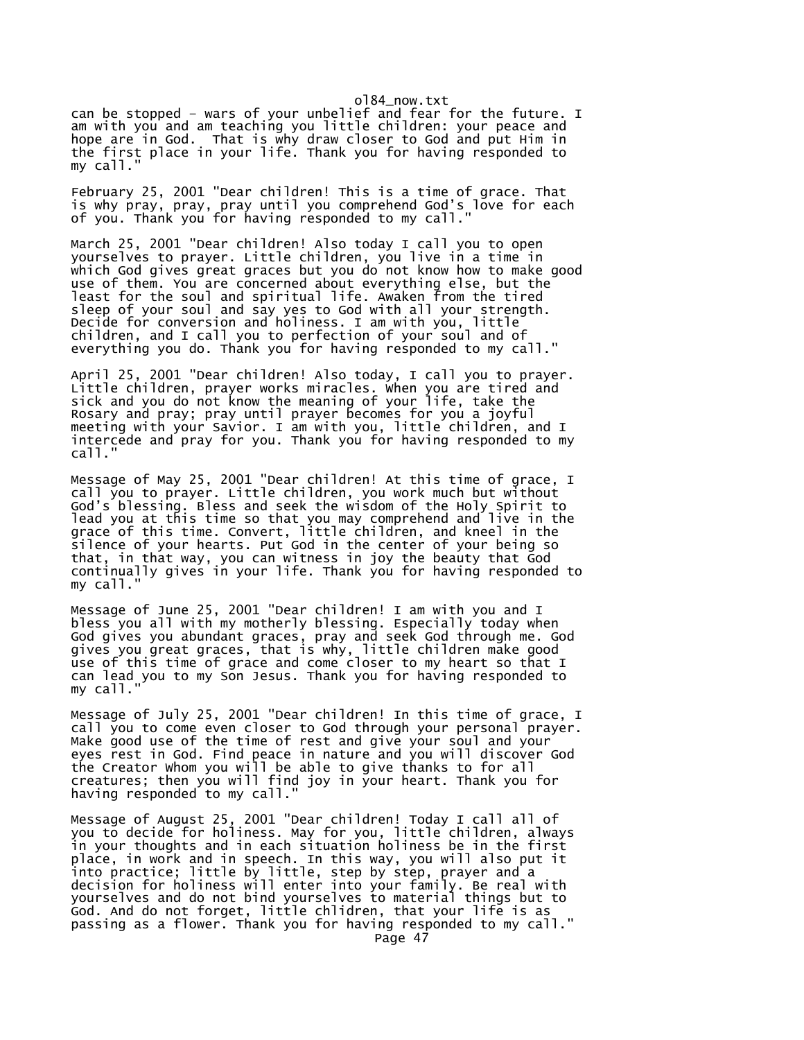can be stopped – wars of your unbelief and fear for the future. I am with you and am teaching you little children: your peace and hope are in God.  That is why draw closer to God and put Him in the first place in your life. Thank you for having responded to my call."

February 25, 2001 "Dear children! This is a time of grace. That is why pray, pray, pray until you comprehend God's love for each of you. Thank you for having responded to my call."

March 25, 2001 "Dear children! Also today I call you to open yourselves to prayer. Little children, you live in a time in which God gives great graces but you do not know how to make good use of them. You are concerned about everything else, but the least for the soul and spiritual life. Awaken from the tired sleep of your soul and say yes to God with all your strength. Decide for conversion and holiness. I am with you, little children, and I call you to perfection of your soul and of everything you do. Thank you for having responded to my call."

April 25, 2001 "Dear children! Also today, I call you to prayer. Little children, prayer works miracles. When you are tired and sick and you do not know the meaning of your life, take the Rosary and pray; pray until prayer becomes for you a joyful meeting with your Savior. I am with you, little children, and I intercede and pray for you. Thank you for having responded to my call."

Message of May 25, 2001 "Dear children! At this time of grace, I call you to prayer. Little children, you work much but without God's blessing. Bless and seek the wisdom of the Holy Spirit to lead you at this time so that you may comprehend and live in the grace of this time. Convert, little children, and kneel in the silence of your hearts. Put God in the center of your being so that, in that way, you can witness in joy the beauty that God continually gives in your life. Thank you for having responded to my call."

Message of June 25, 2001 "Dear children! I am with you and I bless you all with my motherly blessing. Especially today when God gives you abundant graces, pray and seek God through me. God gives you great graces, that is why, little children make good use of this time of grace and come closer to my heart so that I can lead you to my Son Jesus. Thank you for having responded to my call."

Message of July 25, 2001 "Dear children! In this time of grace, I call you to come even closer to God through your personal prayer. Make good use of the time of rest and give your soul and your eyes rest in God. Find peace in nature and you will discover God the Creator Whom you will be able to give thanks to for all creatures; then you will find joy in your heart. Thank you for having responded to my call."

Message of August 25, 2001 "Dear children! Today I call all of you to decide for holiness. May for you, little children, always in your thoughts and in each situation holiness be in the first place, in work and in speech. In this way, you will also put it into practice; little by little, step by step, prayer and a decision for holiness will enter into your family. Be real with yourselves and do not bind yourselves to material things but to God. And do not forget, little chlidren, that your life is as passing as a flower. Thank you for having responded to my call."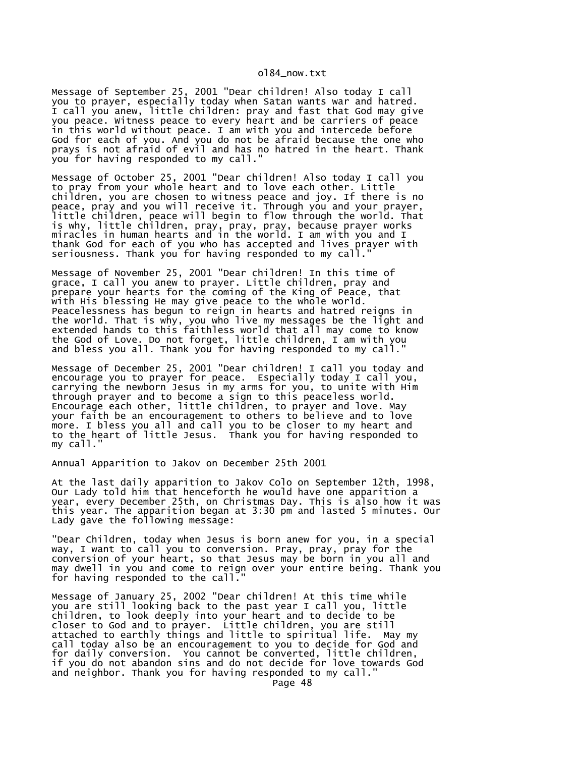Message of September 25, 2001 "Dear children! Also today I call you to prayer, especially today when Satan wants war and hatred. I call you anew, little children: pray and fast that God may give you peace. Witness peace to every heart and be carriers of peace in this world without peace. I am with you and intercede before God for each of you. And you do not be afraid because the one who prays is not afraid of evil and has no hatred in the heart. Thank you for having responded to my call."

Message of October 25, 2001 "Dear children! Also today I call you to pray from your whole heart and to love each other. Little children, you are chosen to witness peace and joy. If there is no peace, pray and you will receive it. Through you and your prayer, little children, peace will begin to flow through the world. That is why, little children, pray, pray, pray, because prayer works miracles in human hearts and in the world. I am with you and I thank God for each of you who has accepted and lives prayer with seriousness. Thank you for having responded to my call."

Message of November 25, 2001 "Dear children! In this time of grace, I call you anew to prayer. Little children, pray and prepare your hearts for the coming of the King of Peace, that with His blessing He may give peace to the whole world. Peacelessness has begun to reign in hearts and hatred reigns in the world. That is why, you who live my messages be the light and extended hands to this faithless world that all may come to know the God of Love. Do not forget, little children, I am with you and bless you all. Thank you for having responded to my call."

Message of December 25, 2001 "Dear children! I call you today and encourage you to prayer for peace. Especially today I call you, carrying the newborn Jesus in my arms for you, to unite with Him through prayer and to become a sign to this peaceless world. Encourage each other, little children, to prayer and love. May your faith be an encouragement to others to believe and to love more. I bless you all and call you to be closer to my heart and to the heart of little Jesus. Thank you for having responded to my call."

Annual Apparition to Jakov on December 25th 2001

At the last daily apparition to Jakov Colo on September 12th, 1998, Our Lady told him that henceforth he would have one apparition a year, every December 25th, on Christmas Day. This is also how it was this year. The apparition began at 3:30 pm and lasted 5 minutes. Our Lady gave the following message:

"Dear Children, today when Jesus is born anew for you, in a special way, I want to call you to conversion. Pray, pray, pray for the conversion of your heart, so that Jesus may be born in you all and may dwell in you and come to reign over your entire being. Thank you for having responded to the call."

Message of January 25, 2002 "Dear children! At this time while you are still looking back to the past year I call you, little children, to look deeply into your heart and to decide to be closer to God and to prayer. Little children, you are still attached to earthly things and little to spiritual life. May my call today also be an encouragement to you to decide for God and for daily conversion. You cannot be converted, little children, if you do not abandon sins and do not decide for love towards God and neighbor. Thank you for having responded to my call."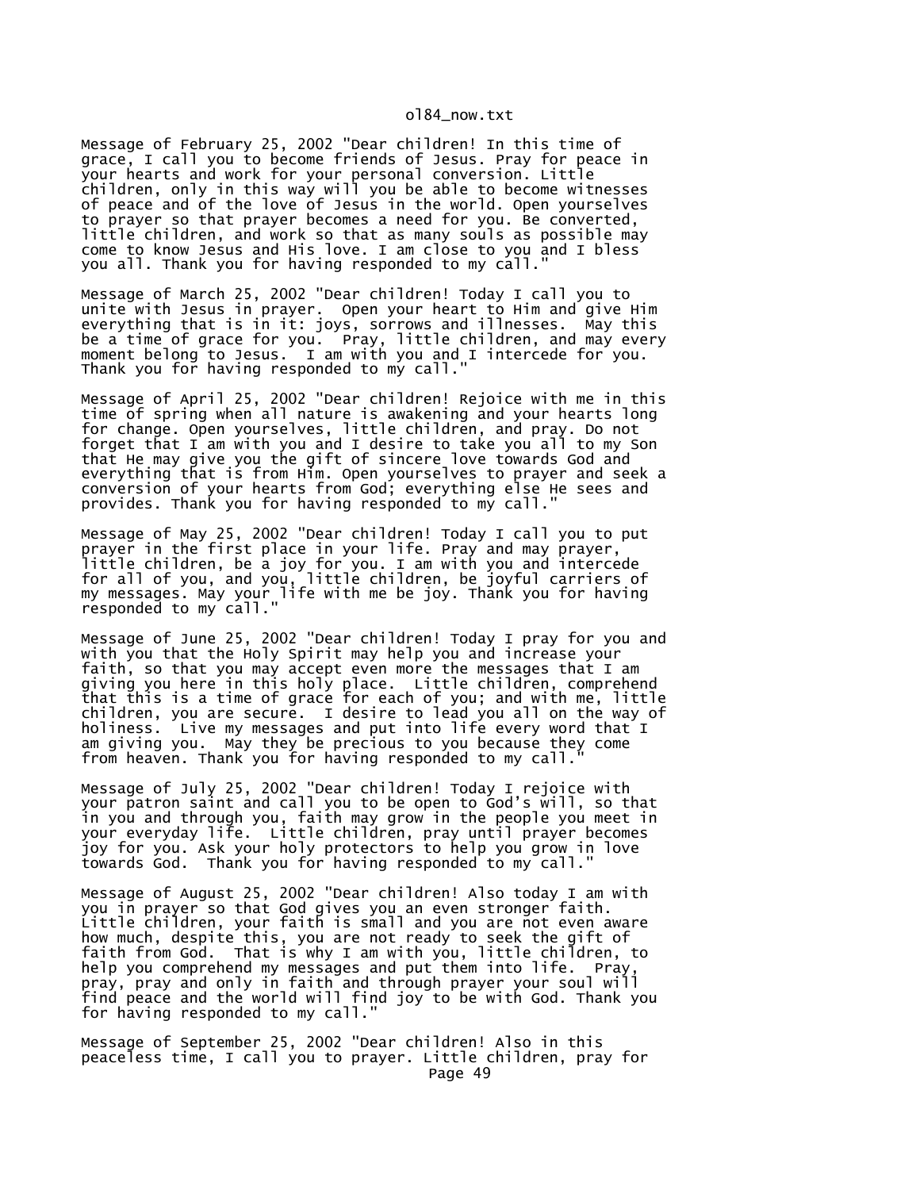Message of February 25, 2002 "Dear children! In this time of grace, I call you to become friends of Jesus. Pray for peace in your hearts and work for your personal conversion. Little children, only in this way will you be able to become witnesses of peace and of the love of Jesus in the world. Open yourselves to prayer so that prayer becomes a need for you. Be converted, little children, and work so that as many souls as possible may come to know Jesus and His love. I am close to you and I bless you all. Thank you for having responded to my call."

Message of March 25, 2002 "Dear children! Today I call you to unite with Jesus in prayer. Open your heart to Him and give Him everything that is in it: joys, sorrows and illnesses. May this be a time of grace for you. Pray, little children, and may every moment belong to Jesus. I am with you and I intercede for you. Thank you for having responded to my call."

Message of April 25, 2002 "Dear children! Rejoice with me in this time of spring when all nature is awakening and your hearts long for change. Open yourselves, little children, and pray. Do not forget that I am with you and I desire to take you all to my Son that He may give you the gift of sincere love towards God and everything that is from Him. Open yourselves to prayer and seek a conversion of your hearts from God; everything else He sees and provides. Thank you for having responded to my call."

Message of May 25, 2002 "Dear children! Today I call you to put prayer in the first place in your life. Pray and may prayer, little children, be a joy for you. I am with you and intercede for all of you, and you, little children, be joyful carriers of my messages. May your life with me be joy. Thank you for having responded to my call."

Message of June 25, 2002 "Dear children! Today I pray for you and with you that the Holy Spirit may help you and increase your faith, so that you may accept even more the messages that I am giving you here in this holy place. Little children, comprehend that this is a time of grace for each of you; and with me, little children, you are secure. I desire to lead you all on the way of holiness. Live my messages and put into life every word that I am giving you. May they be precious to you because they come from heaven. Thank you for having responded to my call."

Message of July 25, 2002 "Dear children! Today I rejoice with your patron saint and call you to be open to God's will, so that in you and through you, faith may grow in the people you meet in your everyday life. Little children, pray until prayer becomes joy for you. Ask your holy protectors to help you grow in love towards God. Thank you for having responded to my call."

Message of August 25, 2002 "Dear children! Also today I am with you in prayer so that God gives you an even stronger faith. Little children, your faith is small and you are not even aware how much, despite this, you are not ready to seek the gift of faith from God. That is why I am with you, little children, to help you comprehend my messages and put them into life. Pray, pray, pray and only in faith and through prayer your soul will find peace and the world will find joy to be with God. Thank you for having responded to my call."

Message of September 25, 2002 "Dear children! Also in this peaceless time, I call you to prayer. Little children, pray for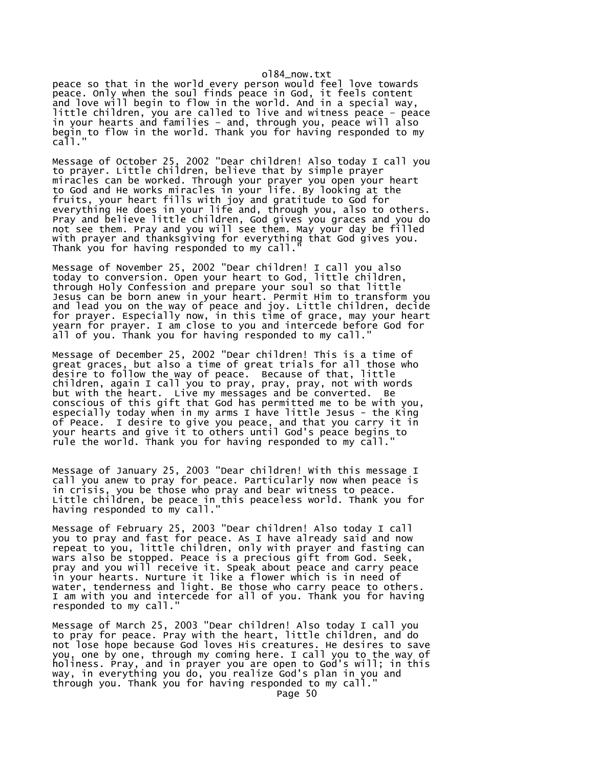peace so that in the world every person would feel love towards peace. Only when the soul finds peace in God, it feels content and love will begin to flow in the world. And in a special way, little children, you are called to live and witness peace - peace in your hearts and families - and, through you, peace will also begin to flow in the world. Thank you for having responded to my call."

Message of October 25, 2002 "Dear children! Also today I call you to prayer. Little children, believe that by simple prayer miracles can be worked. Through your prayer you open your heart to God and He works miracles in your life. By looking at the fruits, your heart fills with joy and gratitude to God for everything He does in your life and, through you, also to others. Pray and believe little children, God gives you graces and you do not see them. Pray and you will see them. May your day be filled with prayer and thanksgiving for everything that God gives you. Thank you for having responded to my call."

Message of November 25, 2002 "Dear children! I call you also today to conversion. Open your heart to God, little children, through Holy Confession and prepare your soul so that little Jesus can be born anew in your heart. Permit Him to transform you and lead you on the way of peace and joy. Little children, decide for prayer. Especially now, in this time of grace, may your heart yearn for prayer. I am close to you and intercede before God for all of you. Thank you for having responded to my call."

Message of December 25, 2002 "Dear children! This is a time of great graces, but also a time of great trials for all those who desire to follow the way of peace. Because of that, little children, again I call you to pray, pray, pray, not with words but with the heart. Live my messages and be converted. Be conscious of this gift that God has permitted me to be with you, especially today when in my arms I have little Jesus - the King of Peace. I desire to give you peace, and that you carry it in your hearts and give it to others until God's peace begins to rule the world. Thank you for having responded to my call."

Message of January 25, 2003 "Dear children! With this message I call you anew to pray for peace. Particularly now when peace is in crisis, you be those who pray and bear witness to peace. Little children, be peace in this peaceless world. Thank you for having responded to my call."

Message of February 25, 2003 "Dear children! Also today I call you to pray and fast for peace. As I have already said and now repeat to you, little children, only with prayer and fasting can wars also be stopped. Peace is a precious gift from God. Seek, pray and you will receive it. Speak about peace and carry peace in your hearts. Nurture it like a flower which is in need of water, tenderness and light. Be those who carry peace to others. I am with you and intercede for all of you. Thank you for having responded to my call."

Message of March 25, 2003 "Dear children! Also today I call you to pray for peace. Pray with the heart, little children, and do not lose hope because God loves His creatures. He desires to save you, one by one, through my coming here. I call you to the way of holiness. Pray, and in prayer you are open to God's will; in this way, in everything you do, you realize God's plan in you and through you. Thank you for having responded to my call."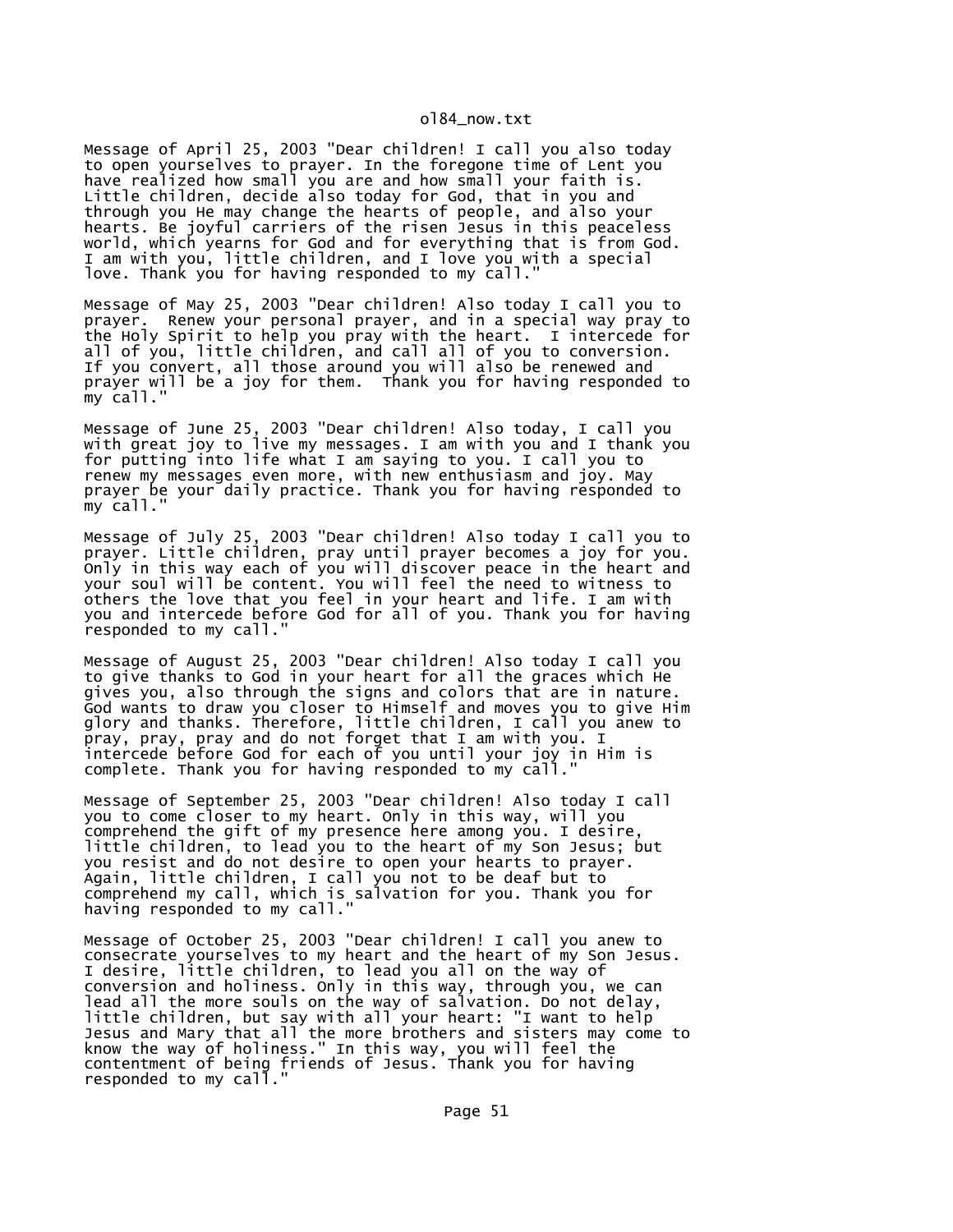Message of April 25, 2003 "Dear children! I call you also today to open yourselves to prayer. In the foregone time of Lent you have realized how small you are and how small your faith is. Little children, decide also today for God, that in you and through you He may change the hearts of people, and also your hearts. Be joyful carriers of the risen Jesus in this peaceless world, which yearns for God and for everything that is from God. I am with you, little children, and I love you with a special love. Thank you for having responded to my call."

Message of May 25, 2003 "Dear children! Also today I call you to prayer. Renew your personal prayer, and in a special way pray to the Holy Spirit to help you pray with the heart. I intercede for all of you, little children, and call all of you to conversion. If you convert, all those around you will also be renewed and prayer will be a joy for them. Thank you for having responded to my call."

Message of June 25, 2003 "Dear children! Also today, I call you with great joy to live my messages. I am with you and I thank you for putting into life what I am saying to you. I call you to renew my messages even more, with new enthusiasm and joy. May prayer be your daily practice. Thank you for having responded to my call."

Message of July 25, 2003 "Dear children! Also today I call you to prayer. Little children, pray until prayer becomes a joy for you. Only in this way each of you will discover peace in the heart and your soul will be content. You will feel the need to witness to others the love that you feel in your heart and life. I am with you and intercede before God for all of you. Thank you for having responded to my call."

Message of August 25, 2003 "Dear children! Also today I call you to give thanks to God in your heart for all the graces which He gives you, also through the signs and colors that are in nature. God wants to draw you closer to Himself and moves you to give Him glory and thanks. Therefore, little children, I call you anew to pray, pray, pray and do not forget that I am with you. I intercede before God for each of you until your joy in Him is complete. Thank you for having responded to my call."

Message of September 25, 2003 "Dear children! Also today I call you to come closer to my heart. Only in this way, will you comprehend the gift of my presence here among you. I desire, little children, to lead you to the heart of my Son Jesus; but you resist and do not desire to open your hearts to prayer. Again, little children, I call you not to be deaf but to comprehend my call, which is salvation for you. Thank you for having responded to my call."

Message of October 25, 2003 "Dear children! I call you anew to consecrate yourselves to my heart and the heart of my Son Jesus. I desire, little children, to lead you all on the way of conversion and holiness. Only in this way, through you, we can lead all the more souls on the way of salvation. Do not delay, little children, but say with all your heart: "I want to help Jesus and Mary that all the more brothers and sisters may come to know the way of holiness." In this way, you will feel the contentment of being friends of Jesus. Thank you for having responded to my call."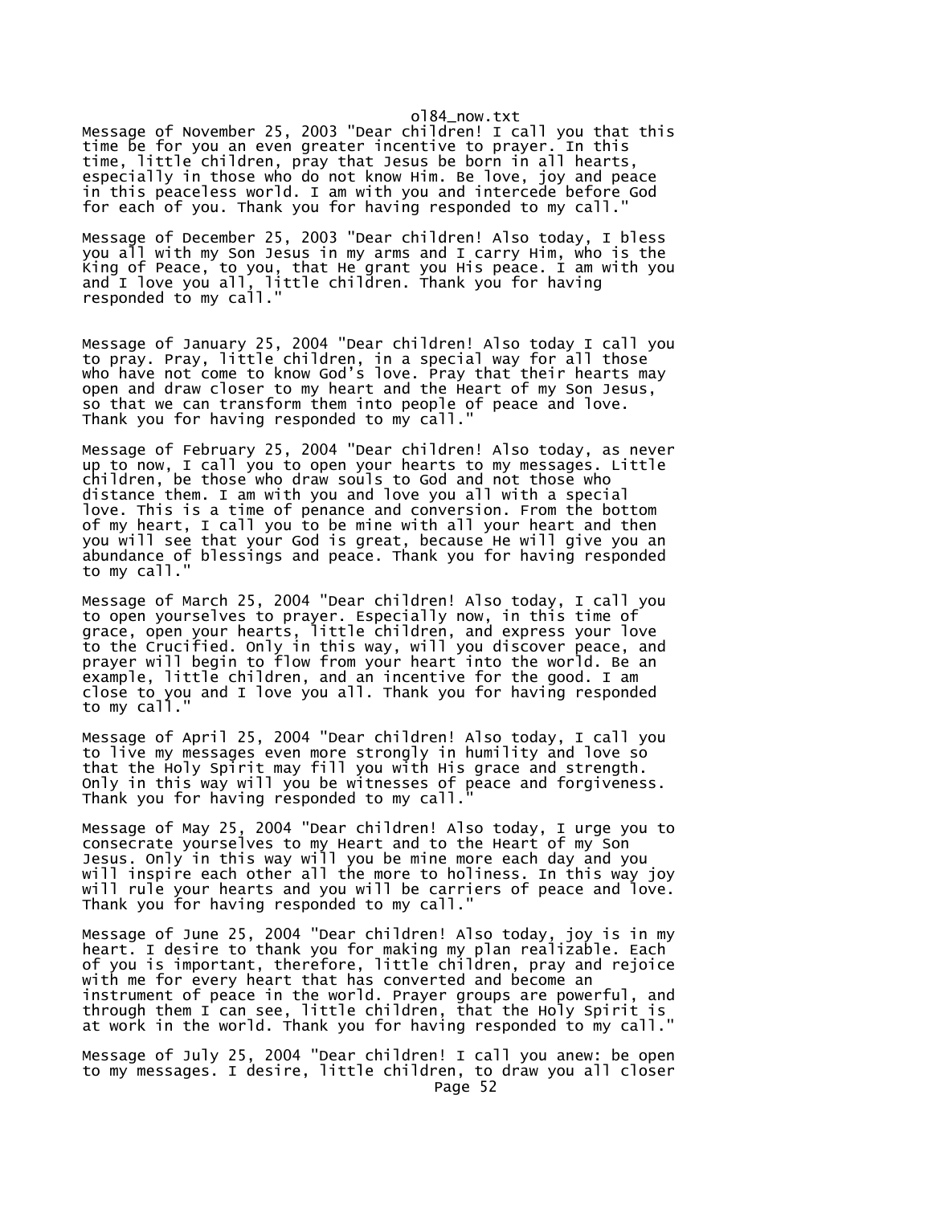Message of November 25, 2003 "Dear children! I call you that this time be for you an even greater incentive to prayer. In this time, little children, pray that Jesus be born in all hearts, especially in those who do not know Him. Be love, joy and peace in this peaceless world. I am with you and intercede before God for each of you. Thank you for having responded to my call."

Message of December 25, 2003 "Dear children! Also today, I bless you all with my Son Jesus in my arms and I carry Him, who is the King of Peace, to you, that He grant you His peace. I am with you and I love you all, little children. Thank you for having responded to my call."

Message of January 25, 2004 "Dear children! Also today I call you to pray. Pray, little children, in a special way for all those who have not come to know God's love. Pray that their hearts may open and draw closer to my heart and the Heart of my Son Jesus, so that we can transform them into people of peace and love. Thank you for having responded to my call."

Message of February 25, 2004 "Dear children! Also today, as never up to now, I call you to open your hearts to my messages. Little children, be those who draw souls to God and not those who distance them. I am with you and love you all with a special love. This is a time of penance and conversion. From the bottom of my heart, I call you to be mine with all your heart and then you will see that your God is great, because He will give you an abundance of blessings and peace. Thank you for having responded to my call."

Message of March 25, 2004 "Dear children! Also today, I call you to open yourselves to prayer. Especially now, in this time of grace, open your hearts, little children, and express your love to the Crucified. Only in this way, will you discover peace, and prayer will begin to flow from your heart into the world. Be an example, little children, and an incentive for the good. I am close to you and I love you all. Thank you for having responded to my call."

Message of April 25, 2004 "Dear children! Also today, I call you to live my messages even more strongly in humility and love so that the Holy Spirit may fill you with His grace and strength. Only in this way will you be witnesses of peace and forgiveness. Thank you for having responded to my call."

Message of May 25, 2004 "Dear children! Also today, I urge you to consecrate yourselves to my Heart and to the Heart of my Son Jesus. Only in this way will you be mine more each day and you will inspire each other all the more to holiness. In this way joy will rule your hearts and you will be carriers of peace and love. Thank you for having responded to my call."

Message of June 25, 2004 "Dear children! Also today, joy is in my heart. I desire to thank you for making my plan realizable. Each of you is important, therefore, little children, pray and rejoice with me for every heart that has converted and become an instrument of peace in the world. Prayer groups are powerful, and through them I can see, little children, that the Holy Spirit is at work in the world. Thank you for having responded to my call."

Message of July 25, 2004 "Dear children! I call you anew: be open to my messages. I desire, little children, to draw you all closer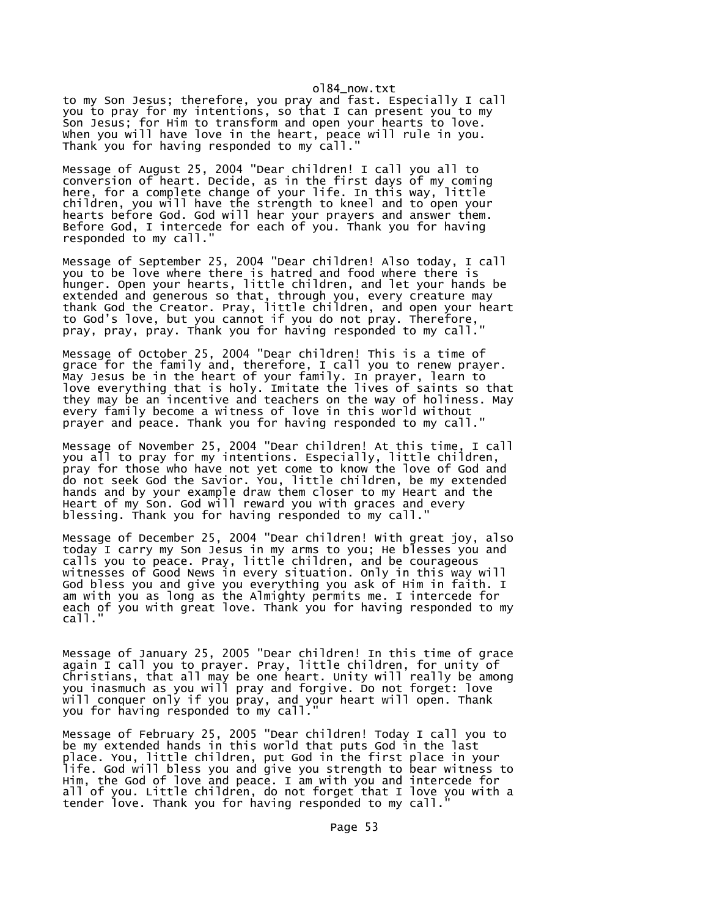to my Son Jesus; therefore, you pray and fast. Especially I call you to pray for my intentions, so that I can present you to my Son Jesus; for Him to transform and open your hearts to love. When you will have love in the heart, peace will rule in you. Thank you for having responded to my call."

Message of August 25, 2004 "Dear children! I call you all to conversion of heart. Decide, as in the first days of my coming here, for a complete change of your life. In this way, little children, you will have the strength to kneel and to open your hearts before God. God will hear your prayers and answer them. Before God, I intercede for each of you. Thank you for having responded to my call."

Message of September 25, 2004 "Dear children! Also today, I call you to be love where there is hatred and food where there is hunger. Open your hearts, little children, and let your hands be extended and generous so that, through you, every creature may thank God the Creator. Pray, little children, and open your heart to God's love, but you cannot if you do not pray. Therefore, pray, pray, pray. Thank you for having responded to my call."

Message of October 25, 2004 "Dear children! This is a time of grace for the family and, therefore, I call you to renew prayer. May Jesus be in the heart of your family. In prayer, learn to love everything that is holy. Imitate the lives of saints so that they may be an incentive and teachers on the way of holiness. May every family become a witness of love in this world without prayer and peace. Thank you for having responded to my call."

Message of November 25, 2004 "Dear children! At this time, I call you all to pray for my intentions. Especially, little children, pray for those who have not yet come to know the love of God and do not seek God the Savior. You, little children, be my extended hands and by your example draw them closer to my Heart and the Heart of my Son. God will reward you with graces and every blessing. Thank you for having responded to my call."

Message of December 25, 2004 "Dear children! With great joy, also today I carry my Son Jesus in my arms to you; He blesses you and calls you to peace. Pray, little children, and be courageous witnesses of Good News in every situation. Only in this way will God bless you and give you everything you ask of Him in faith. I am with you as long as the Almighty permits me. I intercede for each of you with great love. Thank you for having responded to my call."

Message of January 25, 2005 "Dear children! In this time of grace again I call you to prayer. Pray, little children, for unity of Christians, that all may be one heart. Unity will really be among you inasmuch as you will pray and forgive. Do not forget: love will conquer only if you pray, and your heart will open. Thank you for having responded to my call."

Message of February 25, 2005 "Dear children! Today I call you to be my extended hands in this world that puts God in the last place. You, little children, put God in the first place in your life. God will bless you and give you strength to bear witness to Him, the God of love and peace. I am with you and intercede for all of you. Little children, do not forget that I love you with a tender love. Thank you for having responded to my call."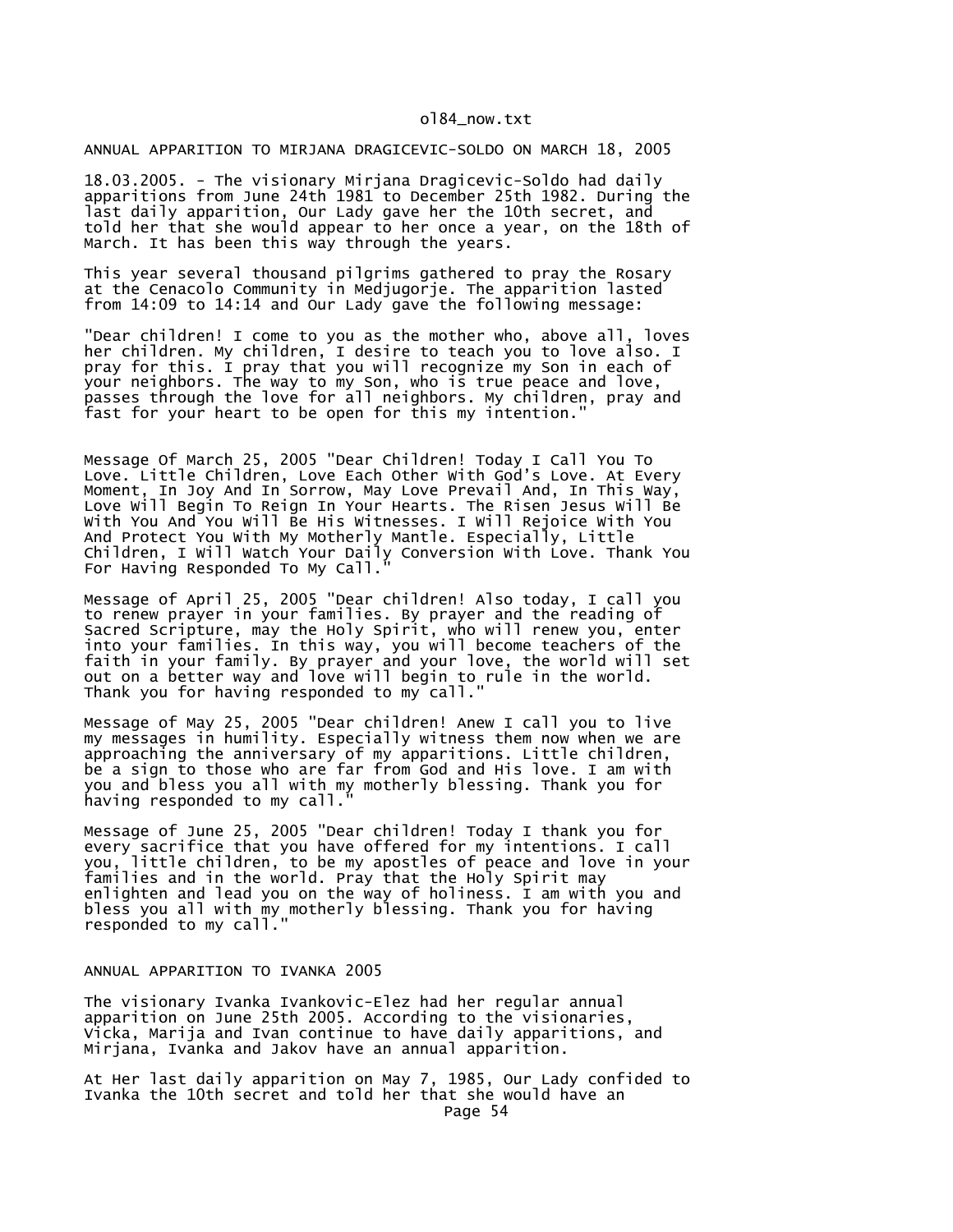ANNUAL APPARITION TO MIRJANA DRAGICEVIC-SOLDO ON MARCH 18, 2005

18.03.2005. - The visionary Mirjana Dragicevic-Soldo had daily apparitions from June 24th 1981 to December 25th 1982. During the last daily apparition, Our Lady gave her the 10th secret, and told her that she would appear to her once a year, on the 18th of March. It has been this way through the years.

This year several thousand pilgrims gathered to pray the Rosary at the Cenacolo Community in Medjugorje. The apparition lasted from 14:09 to 14:14 and Our Lady gave the following message:

"Dear children! I come to you as the mother who, above all, loves her children. My children, I desire to teach you to love also. I pray for this. I pray that you will recognize my Son in each of your neighbors. The way to my Son, who is true peace and love, passes through the love for all neighbors. My children, pray and fast for your heart to be open for this my intention."

Message Of March 25, 2005 "Dear Children! Today I Call You To Love. Little Children, Love Each Other With God's Love. At Every Moment, In Joy And In Sorrow, May Love Prevail And, In This Way, Love Will Begin To Reign In Your Hearts. The Risen Jesus Will Be With You And You Will Be His Witnesses. I Will Rejoice With You And Protect You With My Motherly Mantle. Especially, Little Children, I Will Watch Your Daily Conversion With Love. Thank You For Having Responded To My Call."

Message of April 25, 2005 "Dear children! Also today, I call you to renew prayer in your families. By prayer and the reading of Sacred Scripture, may the Holy Spirit, who will renew you, enter into your families. In this way, you will become teachers of the faith in your family. By prayer and your love, the world will set out on a better way and love will begin to rule in the world. Thank you for having responded to my call."

Message of May 25, 2005 "Dear children! Anew I call you to live my messages in humility. Especially witness them now when we are approaching the anniversary of my apparitions. Little children, be a sign to those who are far from God and His love. I am with you and bless you all with my motherly blessing. Thank you for having responded to my call."

Message of June 25, 2005 "Dear children! Today I thank you for every sacrifice that you have offered for my intentions. I call you, little children, to be my apostles of peace and love in your families and in the world. Pray that the Holy Spirit may enlighten and lead you on the way of holiness. I am with you and bless you all with my motherly blessing. Thank you for having responded to my call."

ANNUAL APPARITION TO IVANKA 2005

The visionary Ivanka Ivankovic-Elez had her regular annual apparition on June 25th 2005. According to the visionaries, Vicka, Marija and Ivan continue to have daily apparitions, and Mirjana, Ivanka and Jakov have an annual apparition.

At Her last daily apparition on May 7, 1985, Our Lady confided to Ivanka the 10th secret and told her that she would have an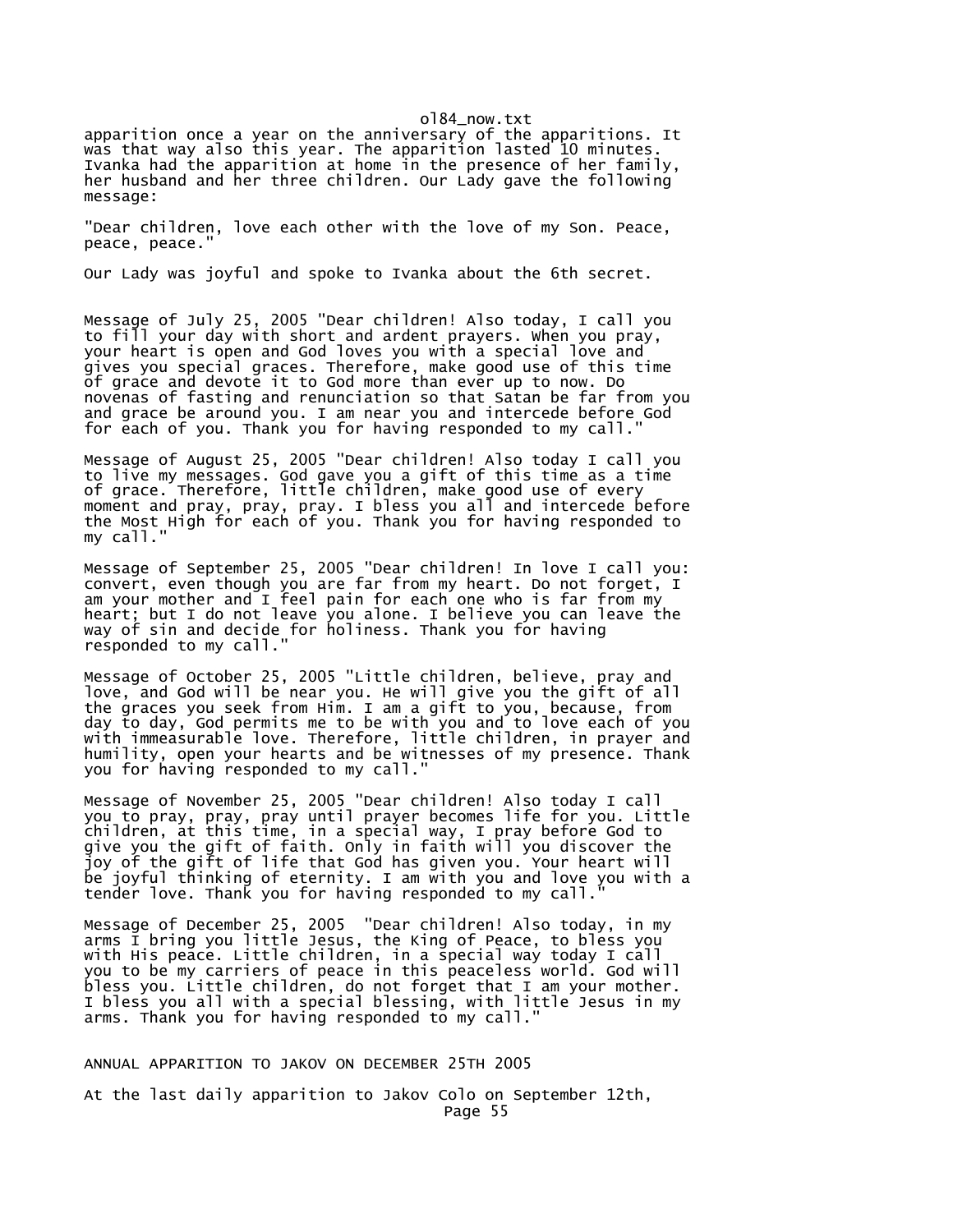apparition once a year on the anniversary of the apparitions. It was that way also this year. The apparition lasted 10 minutes. Ivanka had the apparition at home in the presence of her family, her husband and her three children. Our Lady gave the following message:

"Dear children, love each other with the love of my Son. Peace, peace, peace."

Our Lady was joyful and spoke to Ivanka about the 6th secret.

Message of July 25, 2005 "Dear children! Also today, I call you to fill your day with short and ardent prayers. When you pray, your heart is open and God loves you with a special love and gives you special graces. Therefore, make good use of this time of grace and devote it to God more than ever up to now. Do novenas of fasting and renunciation so that Satan be far from you and grace be around you. I am near you and intercede before God for each of you. Thank you for having responded to my call."

Message of August 25, 2005 "Dear children! Also today I call you to live my messages. God gave you a gift of this time as a time of grace. Therefore, little children, make good use of every moment and pray, pray, pray. I bless you all and intercede before the Most High for each of you. Thank you for having responded to my call."

Message of September 25, 2005 "Dear children! In love I call you: convert, even though you are far from my heart. Do not forget, I am your mother and I feel pain for each one who is far from my heart; but I do not leave you alone. I believe you can leave the way of sin and decide for holiness. Thank you for having responded to my call."

Message of October 25, 2005 "Little children, believe, pray and love, and God will be near you. He will give you the gift of all the graces you seek from Him. I am a gift to you, because, from day to day, God permits me to be with you and to love each of you with immeasurable love. Therefore, little children, in prayer and humility, open your hearts and be witnesses of my presence. Thank you for having responded to my call."

Message of November 25, 2005 "Dear children! Also today I call you to pray, pray, pray until prayer becomes life for you. Little children, at this time, in a special way, I pray before God to give you the gift of faith. Only in faith will you discover the joy of the gift of life that God has given you. Your heart will be joyful thinking of eternity. I am with you and love you with a tender love. Thank you for having responded to my call."

Message of December 25, 2005 "Dear children! Also today, in my arms I bring you little Jesus, the King of Peace, to bless you with His peace. Little children, in a special way today I call you to be my carriers of peace in this peaceless world. God will bless you. Little children, do not forget that I am your mother. I bless you all with a special blessing, with little Jesus in my arms. Thank you for having responded to my call."

ANNUAL APPARITION TO JAKOV ON DECEMBER 25TH 2005

At the last daily apparition to Jakov Colo on September 12th,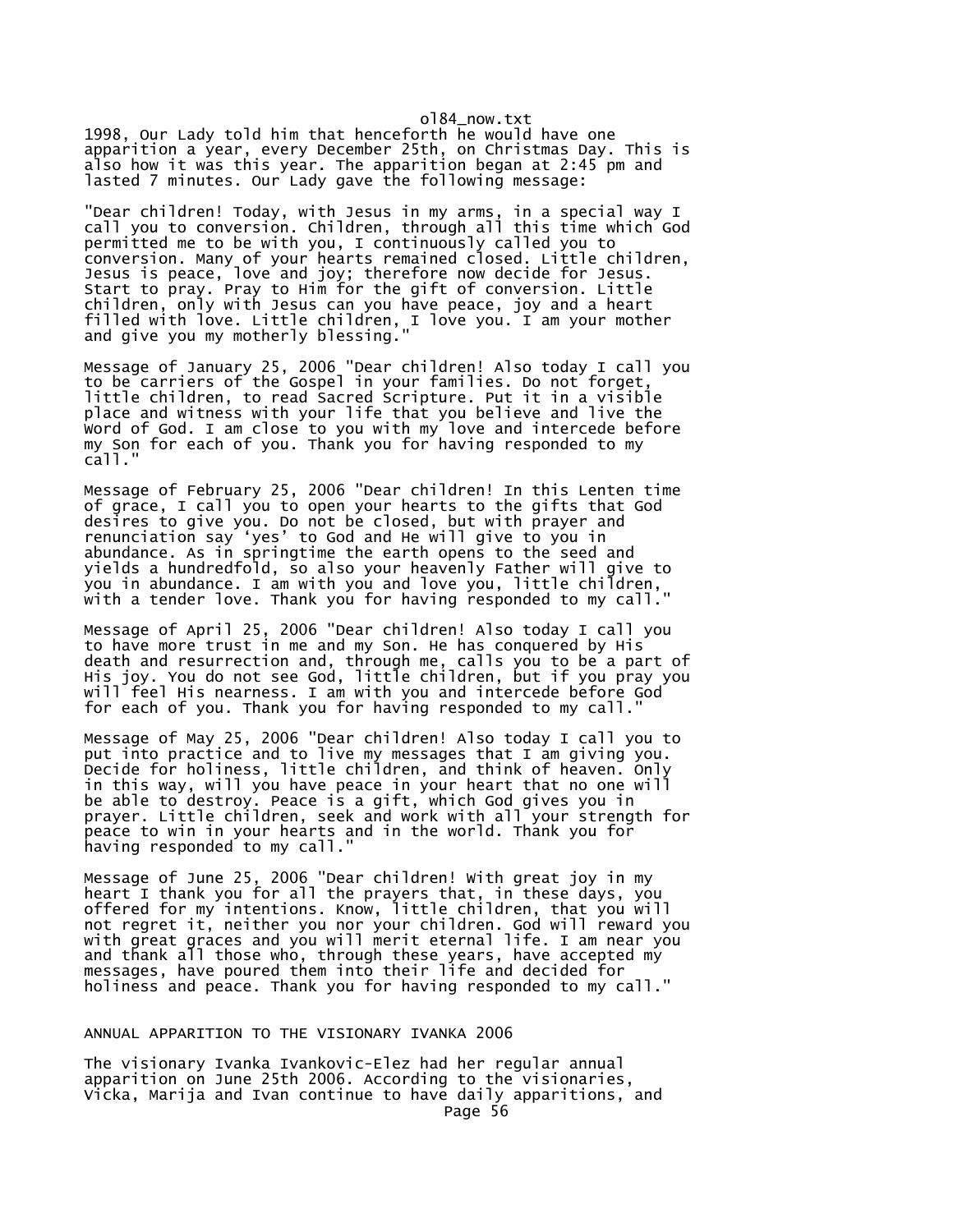1998, Our Lady told him that henceforth he would have one apparition a year, every December 25th, on Christmas Day. This is also how it was this year. The apparition began at 2:45 pm and lasted 7 minutes. Our Lady gave the following message:

"Dear children! Today, with Jesus in my arms, in a special way I call you to conversion. Children, through all this time which God permitted me to be with you, I continuously called you to conversion. Many of your hearts remained closed. Little children, Jesus is peace, love and joy; therefore now decide for Jesus. Start to pray. Pray to Him for the gift of conversion. Little children, only with Jesus can you have peace, joy and a heart filled with love. Little children, I love you. I am your mother and give you my motherly blessing."

Message of January 25, 2006 "Dear children! Also today I call you to be carriers of the Gospel in your families. Do not forget, little children, to read Sacred Scripture. Put it in a visible place and witness with your life that you believe and live the Word of God. I am close to you with my love and intercede before my Son for each of you. Thank you for having responded to my call."

Message of February 25, 2006 "Dear children! In this Lenten time of grace, I call you to open your hearts to the gifts that God desires to give you. Do not be closed, but with prayer and renunciation say 'yes' to God and He will give to you in abundance. As in springtime the earth opens to the seed and yields a hundredfold, so also your heavenly Father will give to you in abundance. I am with you and love you, little children, with a tender love. Thank you for having responded to my call."

Message of April 25, 2006 "Dear children! Also today I call you to have more trust in me and my Son. He has conquered by His death and resurrection and, through me, calls you to be a part of His joy. You do not see God, little children, but if you pray you will feel His nearness. I am with you and intercede before God for each of you. Thank you for having responded to my call."

Message of May 25, 2006 "Dear children! Also today I call you to put into practice and to live my messages that I am giving you. Decide for holiness, little children, and think of heaven. Only in this way, will you have peace in your heart that no one will be able to destroy. Peace is a gift, which God gives you in prayer. Little children, seek and work with all your strength for peace to win in your hearts and in the world. Thank you for having responded to my call."

Message of June 25, 2006 "Dear children! With great joy in my heart I thank you for all the prayers that, in these days, you offered for my intentions. Know, little children, that you will not regret it, neither you nor your children. God will reward you with great graces and you will merit eternal life. I am near you and thank all those who, through these years, have accepted my messages, have poured them into their life and decided for holiness and peace. Thank you for having responded to my call."

ANNUAL APPARITION TO THE VISIONARY IVANKA 2006

The visionary Ivanka Ivankovic-Elez had her regular annual apparition on June 25th 2006. According to the visionaries, Vicka, Marija and Ivan continue to have daily apparitions, and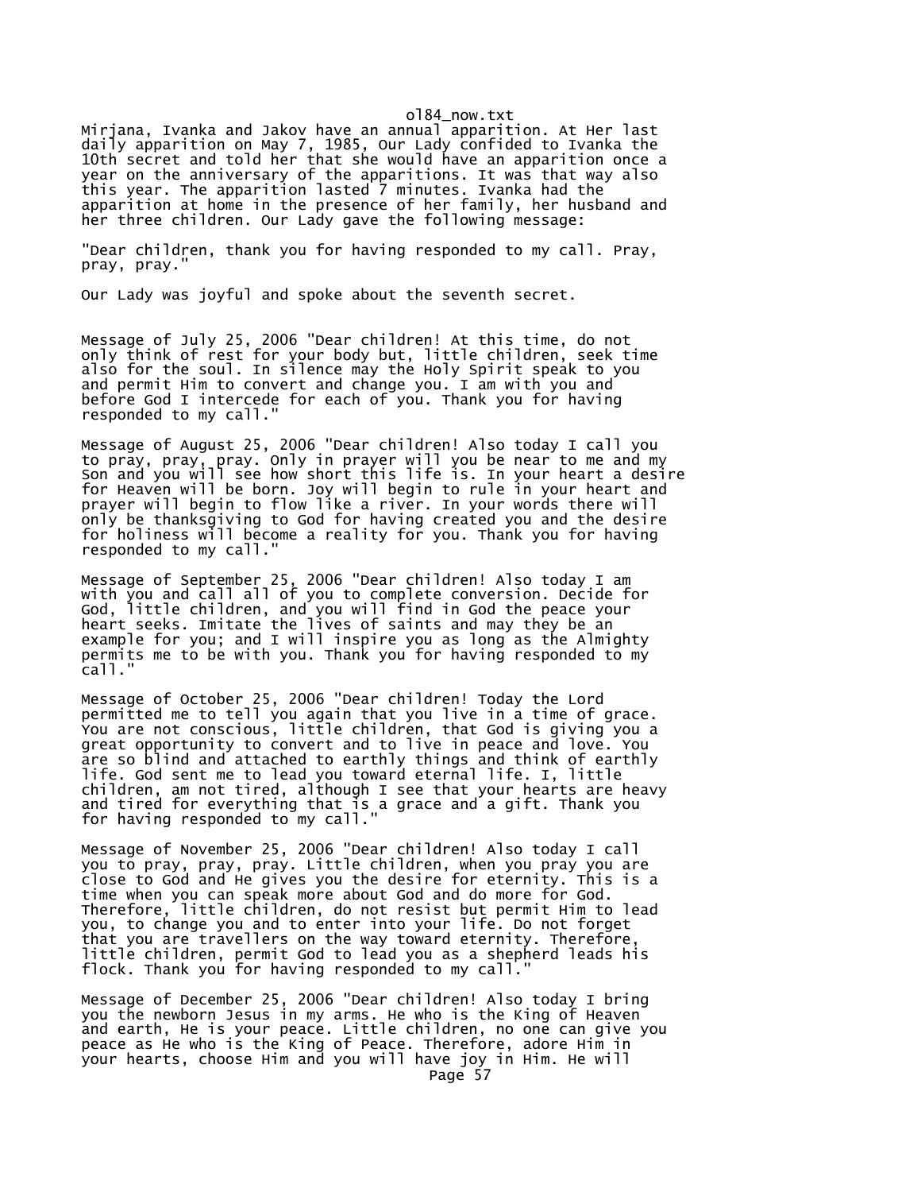Mirjana, Ivanka and Jakov have an annual apparition. At Her last daily apparition on May 7, 1985, Our Lady confided to Ivanka the 10th secret and told her that she would have an apparition once a year on the anniversary of the apparitions. It was that way also this year. The apparition lasted 7 minutes. Ivanka had the apparition at home in the presence of her family, her husband and her three children. Our Lady gave the following message:

"Dear children, thank you for having responded to my call. Pray, pray, pray."

Our Lady was joyful and spoke about the seventh secret.

Message of July 25, 2006 "Dear children! At this time, do not only think of rest for your body but, little children, seek time also for the soul. In silence may the Holy Spirit speak to you and permit Him to convert and change you. I am with you and before God I intercede for each of you. Thank you for having responded to my call."

Message of August 25, 2006 "Dear children! Also today I call you to pray, pray, pray. Only in prayer will you be near to me and my Son and you will see how short this life is. In your heart a desire for Heaven will be born. Joy will begin to rule in your heart and prayer will begin to flow like a river. In your words there will only be thanksgiving to God for having created you and the desire for holiness will become a reality for you. Thank you for having responded to my call."

Message of September 25, 2006 "Dear children! Also today I am with you and call all of you to complete conversion. Decide for God, little children, and you will find in God the peace your heart seeks. Imitate the lives of saints and may they be an example for you; and I will inspire you as long as the Almighty permits me to be with you. Thank you for having responded to my call."

Message of October 25, 2006 "Dear children! Today the Lord permitted me to tell you again that you live in a time of grace. You are not conscious, little children, that God is giving you a great opportunity to convert and to live in peace and love. You are so blind and attached to earthly things and think of earthly life. God sent me to lead you toward eternal life. I, little children, am not tired, although I see that your hearts are heavy and tired for everything that is a grace and a gift. Thank you for having responded to my call."

Message of November 25, 2006 "Dear children! Also today I call you to pray, pray, pray. Little children, when you pray you are close to God and He gives you the desire for eternity. This is a time when you can speak more about God and do more for God. Therefore, little children, do not resist but permit Him to lead you, to change you and to enter into your life. Do not forget that you are travellers on the way toward eternity. Therefore, little children, permit God to lead you as a shepherd leads his flock. Thank you for having responded to my call."

Message of December 25, 2006 "Dear children! Also today I bring you the newborn Jesus in my arms. He who is the King of Heaven and earth, He is your peace. Little children, no one can give you peace as He who is the King of Peace. Therefore, adore Him in your hearts, choose Him and you will have joy in Him. He will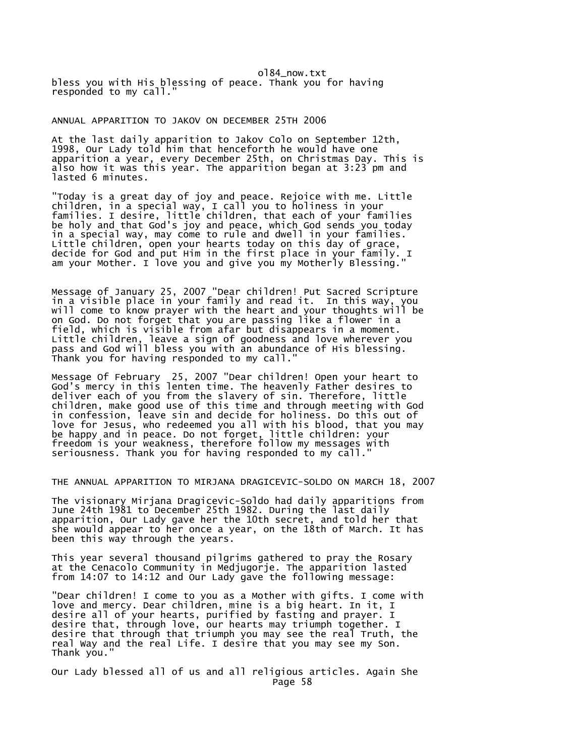bless you with His blessing of peace. Thank you for having responded to my call."

## ANNUAL APPARITION TO JAKOV ON DECEMBER 25TH 2006

At the last daily apparition to Jakov Colo on September 12th, 1998, Our Lady told him that henceforth he would have one apparition a year, every December 25th, on Christmas Day. This is also how it was this year. The apparition began at 3:23 pm and lasted 6 minutes.

"Today is a great day of joy and peace. Rejoice with me. Little children, in a special way, I call you to holiness in your families. I desire, little children, that each of your families be holy and that God's joy and peace, which God sends you today in a special way, may come to rule and dwell in your families. Little children, open your hearts today on this day of grace, decide for God and put Him in the first place in your family. I am your Mother. I love you and give you my Motherly Blessing."

Message of January 25, 2007 "Dear children! Put Sacred Scripture in a visible place in your family and read it. In this way, you will come to know prayer with the heart and your thoughts will be on God. Do not forget that you are passing like a flower in a field, which is visible from afar but disappears in a moment. Little children, leave a sign of goodness and love wherever you pass and God will bless you with an abundance of His blessing. Thank you for having responded to my call."

Message Of February 25, 2007 "Dear children! Open your heart to God's mercy in this lenten time. The heavenly Father desires to deliver each of you from the slavery of sin. Therefore, little children, make good use of this time and through meeting with God in confession, leave sin and decide for holiness. Do this out of love for Jesus, who redeemed you all with his blood, that you may be happy and in peace. Do not forget, little children: your freedom is your weakness, therefore follow my messages with seriousness. Thank you for having responded to my call."

## THE ANNUAL APPARITION TO MIRJANA DRAGICEVIC-SOLDO ON MARCH 18, 2007

The visionary Mirjana Dragicevic-Soldo had daily apparitions from June 24th 1981 to December 25th 1982. During the last daily apparition, Our Lady gave her the 10th secret, and told her that she would appear to her once a year, on the 18th of March. It has been this way through the years.

This year several thousand pilgrims gathered to pray the Rosary at the Cenacolo Community in Medjugorje. The apparition lasted from 14:07 to 14:12 and Our Lady gave the following message:

"Dear children! I come to you as a Mother with gifts. I come with love and mercy. Dear children, mine is a big heart. In it, I desire all of your hearts, purified by fasting and prayer. I desire that, through love, our hearts may triumph together. I desire that through that triumph you may see the real Truth, the real Way and the real Life. I desire that you may see my Son. Thank you."

Our Lady blessed all of us and all religious articles. Again She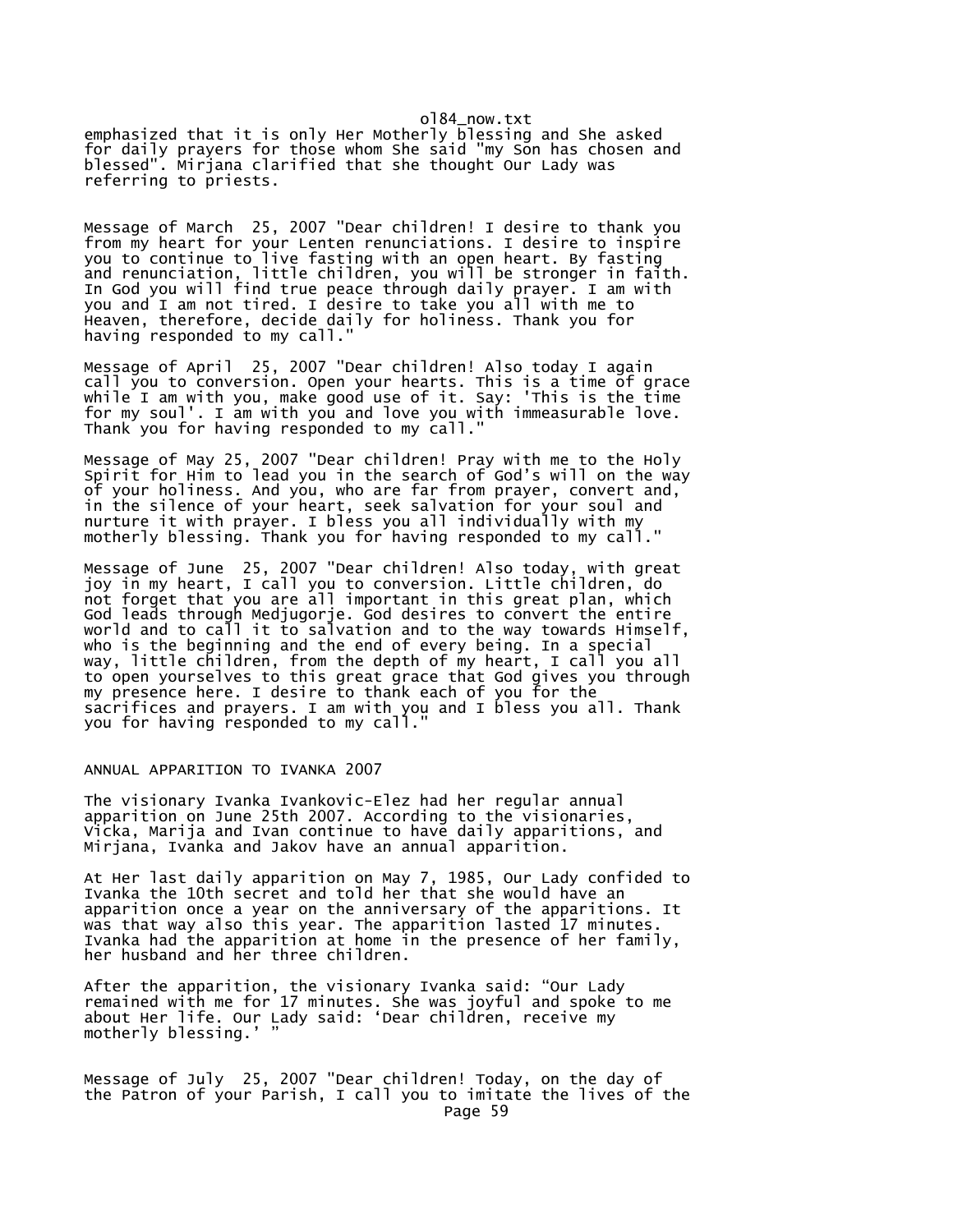emphasized that it is only Her Motherly blessing and She asked for daily prayers for those whom She said "my Son has chosen and blessed". Mirjana clarified that she thought Our Lady was referring to priests.

Message of March 25, 2007 "Dear children! I desire to thank you from my heart for your Lenten renunciations. I desire to inspire you to continue to live fasting with an open heart. By fasting and renunciation, little children, you will be stronger in faith. In God you will find true peace through daily prayer. I am with you and I am not tired. I desire to take you all with me to Heaven, therefore, decide daily for holiness. Thank you for having responded to my call."

Message of April 25, 2007 "Dear children! Also today I again call you to conversion. Open your hearts. This is a time of grace while I am with you, make good use of it. Say: 'This is the time for my soul'. I am with you and love you with immeasurable love. Thank you for having responded to my call."

Message of May 25, 2007 "Dear children! Pray with me to the Holy Spirit for Him to lead you in the search of God's will on the way of your holiness. And you, who are far from prayer, convert and, in the silence of your heart, seek salvation for your soul and nurture it with prayer. I bless you all individually with my motherly blessing. Thank you for having responded to my call."

Message of June 25, 2007 "Dear children! Also today, with great joy in my heart, I call you to conversion. Little children, do not forget that you are all important in this great plan, which God leads through Medjugorje. God desires to convert the entire world and to call it to salvation and to the way towards Himself, who is the beginning and the end of every being. In a special way, little children, from the depth of my heart, I call you all to open yourselves to this great grace that God gives you through my presence here. I desire to thank each of you for the sacrifices and prayers. I am with you and I bless you all. Thank you for having responded to my call."

ANNUAL APPARITION TO IVANKA 2007

The visionary Ivanka Ivankovic-Elez had her regular annual apparition on June 25th 2007. According to the visionaries, Vicka, Marija and Ivan continue to have daily apparitions, and Mirjana, Ivanka and Jakov have an annual apparition.

At Her last daily apparition on May 7, 1985, Our Lady confided to Ivanka the 10th secret and told her that she would have an apparition once a year on the anniversary of the apparitions. It was that way also this year. The apparition lasted 17 minutes. Ivanka had the apparition at home in the presence of her family, her husband and her three children.

After the apparition, the visionary Ivanka said: "Our Lady remained with me for 17 minutes. She was joyful and spoke to me about Her life. Our Lady said: 'Dear children, receive my motherly blessing.' "

Message of July 25, 2007 "Dear children! Today, on the day of the Patron of your Parish, I call you to imitate the lives of the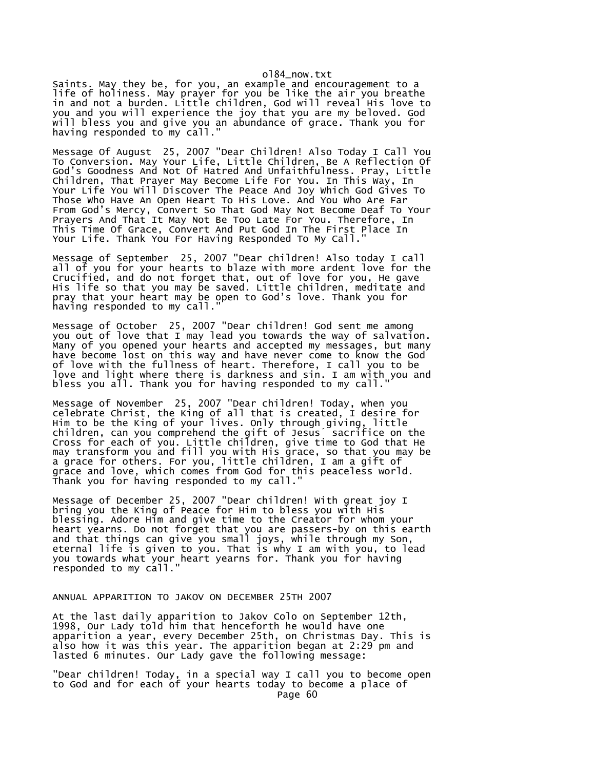Saints. May they be, for you, an example and encouragement to a life of holiness. May prayer for you be like the air you breathe in and not a burden. Little children, God will reveal His love to you and you will experience the joy that you are my beloved. God will bless you and give you an abundance of grace. Thank you for having responded to my call."

Message Of August 25, 2007 "Dear Children! Also Today I Call You To Conversion. May Your Life, Little Children, Be A Reflection Of God's Goodness And Not Of Hatred And Unfaithfulness. Pray, Little Children, That Prayer May Become Life For You. In This Way, In Your Life You Will Discover The Peace And Joy Which God Gives To Those Who Have An Open Heart To His Love. And You Who Are Far From God's Mercy, Convert So That God May Not Become Deaf To Your Prayers And That It May Not Be Too Late For You. Therefore, In This Time Of Grace, Convert And Put God In The First Place In Your Life. Thank You For Having Responded To My Call."

Message of September 25, 2007 "Dear children! Also today I call all of you for your hearts to blaze with more ardent love for the Crucified, and do not forget that, out of love for you, He gave His life so that you may be saved. Little children, meditate and pray that your heart may be open to God's love. Thank you for having responded to my call."

Message of October 25, 2007 "Dear children! God sent me among you out of love that I may lead you towards the way of salvation. Many of you opened your hearts and accepted my messages, but many have become lost on this way and have never come to know the God of love with the fullness of heart. Therefore, I call you to be love and light where there is darkness and sin. I am with you and bless you all. Thank you for having responded to my call."

Message of November 25, 2007 "Dear children! Today, when you celebrate Christ, the King of all that is created, I desire for Him to be the King of your lives. Only through giving, little children, can you comprehend the gift of Jesus´ sacrifice on the Cross for each of you. Little children, give time to God that He may transform you and fill you with His grace, so that you may be a grace for others. For you, little children, I am a gift of grace and love, which comes from God for this peaceless world. Thank you for having responded to my call."

Message of December 25, 2007 "Dear children! With great joy I bring you the King of Peace for Him to bless you with His blessing. Adore Him and give time to the Creator for whom your heart yearns. Do not forget that you are passers-by on this earth and that things can give you small joys, while through my Son, eternal life is given to you. That is why I am with you, to lead you towards what your heart yearns for. Thank you for having responded to my call."

ANNUAL APPARITION TO JAKOV ON DECEMBER 25TH 2007

At the last daily apparition to Jakov Colo on September 12th, 1998, Our Lady told him that henceforth he would have one apparition a year, every December 25th, on Christmas Day. This is also how it was this year. The apparition began at 2:29 pm and lasted 6 minutes. Our Lady gave the following message:

"Dear children! Today, in a special way I call you to become open to God and for each of your hearts today to become a place of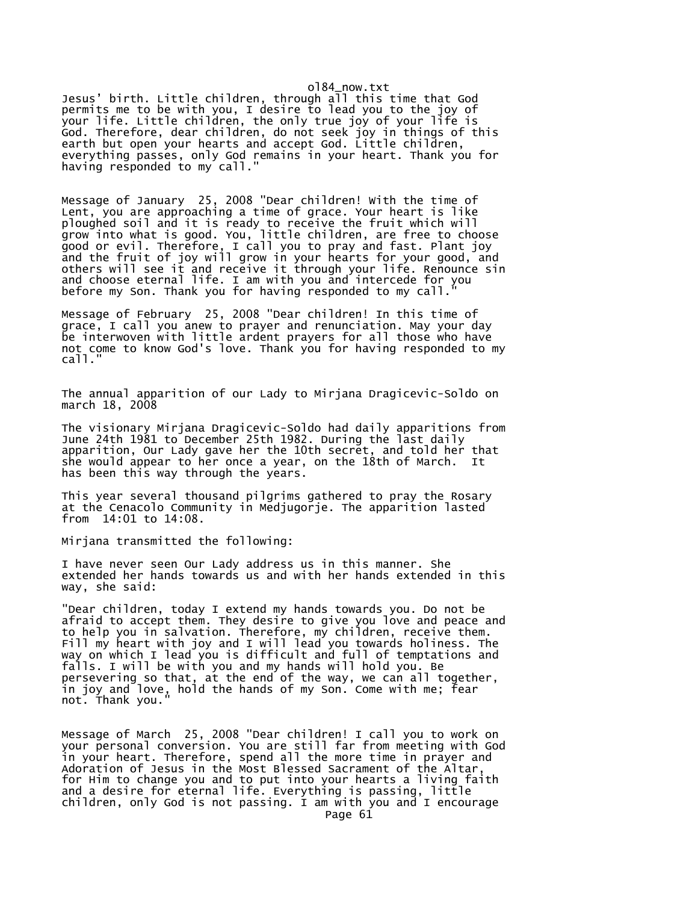Jesus' birth. Little children, through all this time that God permits me to be with you, I desire to lead you to the joy of your life. Little children, the only true joy of your life is God. Therefore, dear children, do not seek joy in things of this earth but open your hearts and accept God. Little children, everything passes, only God remains in your heart. Thank you for having responded to my call."

Message of January  25, 2008 "Dear children! With the time of Lent, you are approaching a time of grace. Your heart is like ploughed soil and it is ready to receive the fruit which will grow into what is good. You, little children, are free to choose good or evil. Therefore, I call you to pray and fast. Plant joy and the fruit of joy will grow in your hearts for your good, and others will see it and receive it through your life. Renounce sin and choose eternal life. I am with you and intercede for you before my Son. Thank you for having responded to my call."

Message of February  25, 2008 "Dear children! In this time of grace, I call you anew to prayer and renunciation. May your day be interwoven with little ardent prayers for all those who have not come to know God's love. Thank you for having responded to my call."

The annual apparition of our Lady to Mirjana Dragicevic-Soldo on march 18, 2008

The visionary Mirjana Dragicevic-Soldo had daily apparitions from June 24th 1981 to December 25th 1982. During the last daily apparition, Our Lady gave her the 10th secret, and told her that she would appear to her once a year, on the 18th of March.  It has been this way through the years.

This year several thousand pilgrims gathered to pray the Rosary at the Cenacolo Community in Medjugorje. The apparition lasted from  14:01 to 14:08.

Mirjana transmitted the following:

I have never seen Our Lady address us in this manner. She extended her hands towards us and with her hands extended in this way, she said:

"Dear children, today I extend my hands towards you. Do not be afraid to accept them. They desire to give you love and peace and to help you in salvation. Therefore, my children, receive them. Fill my heart with joy and I will lead you towards holiness. The way on which I lead you is difficult and full of temptations and falls. I will be with you and my hands will hold you. Be persevering so that, at the end of the way, we can all together, in joy and love, hold the hands of my Son. Come with me; fear not. Thank you."

Message of March  25, 2008 "Dear children! I call you to work on your personal conversion. You are still far from meeting with God in your heart. Therefore, spend all the more time in prayer and Adoration of Jesus in the Most Blessed Sacrament of the Altar, for Him to change you and to put into your hearts a living faith and a desire for eternal life. Everything is passing, little children, only God is not passing. I am with you and I encourage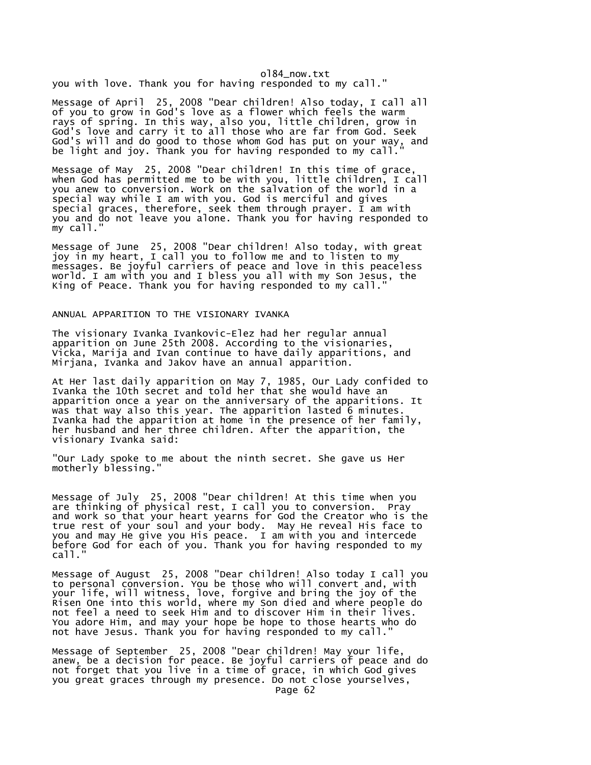you with love. Thank you for having responded to my call."

Message of April 25, 2008 "Dear children! Also today, I call all of you to grow in God's love as a flower which feels the warm rays of spring. In this way, also you, little children, grow in God's love and carry it to all those who are far from God. Seek God's will and do good to those whom God has put on your way, and be light and joy. Thank you for having responded to my call."

Message of May 25, 2008 "Dear children! In this time of grace, when God has permitted me to be with you, little children, I call you anew to conversion. Work on the salvation of the world in a special way while I am with you. God is merciful and gives special graces, therefore, seek them through prayer. I am with you and do not leave you alone. Thank you for having responded to my call."

Message of June 25, 2008 "Dear children! Also today, with great joy in my heart, I call you to follow me and to listen to my messages. Be joyful carriers of peace and love in this peaceless world. I am with you and I bless you all with my Son Jesus, the King of Peace. Thank you for having responded to my call."

## ANNUAL APPARITION TO THE VISIONARY IVANKA

The visionary Ivanka Ivankovic-Elez had her regular annual apparition on June 25th 2008. According to the visionaries, Vicka, Marija and Ivan continue to have daily apparitions, and Mirjana, Ivanka and Jakov have an annual apparition.

At Her last daily apparition on May 7, 1985, Our Lady confided to Ivanka the 10th secret and told her that she would have an apparition once a year on the anniversary of the apparitions. It was that way also this year. The apparition lasted 6 minutes. Ivanka had the apparition at home in the presence of her family, her husband and her three children. After the apparition, the visionary Ivanka said:

"Our Lady spoke to me about the ninth secret. She gave us Her motherly blessing."

Message of July 25, 2008 "Dear children! At this time when you are thinking of physical rest, I call you to conversion. Pray and work so that your heart yearns for God the Creator who is the true rest of your soul and your body. May He reveal His face to you and may He give you His peace. I am with you and intercede before God for each of you. Thank you for having responded to my call."

Message of August 25, 2008 "Dear children! Also today I call you to personal conversion. You be those who will convert and, with your life, will witness, love, forgive and bring the joy of the Risen One into this world, where my Son died and where people do not feel a need to seek Him and to discover Him in their lives. You adore Him, and may your hope be hope to those hearts who do not have Jesus. Thank you for having responded to my call."

Message of September 25, 2008 "Dear children! May your life, anew, be a decision for peace. Be joyful carriers of peace and do not forget that you live in a time of grace, in which God gives you great graces through my presence. Do not close yourselves,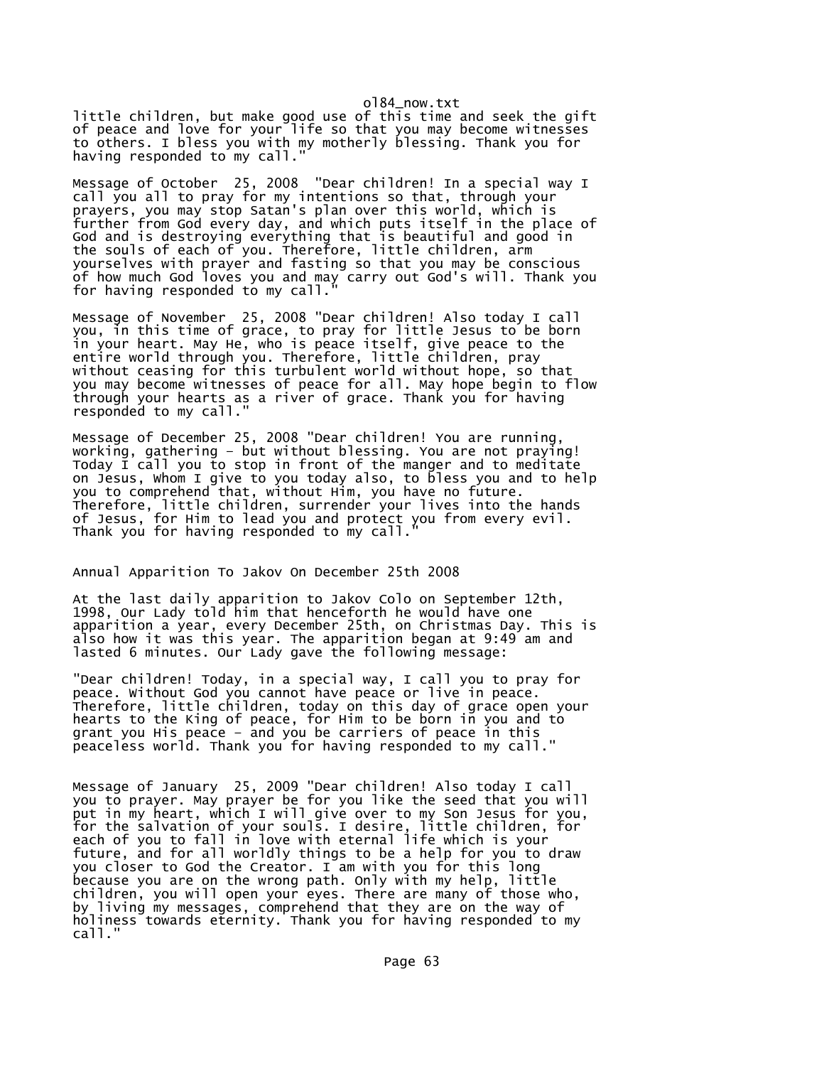little children, but make good use of this time and seek the gift of peace and love for your life so that you may become witnesses to others. I bless you with my motherly blessing. Thank you for having responded to my call."

Message of October 25, 2008 "Dear children! In a special way I call you all to pray for my intentions so that, through your prayers, you may stop Satan's plan over this world, which is further from God every day, and which puts itself in the place of God and is destroying everything that is beautiful and good in the souls of each of you. Therefore, little children, arm yourselves with prayer and fasting so that you may be conscious of how much God loves you and may carry out God's will. Thank you for having responded to my call."

Message of November 25, 2008 "Dear children! Also today I call you, in this time of grace, to pray for little Jesus to be born in your heart. May He, who is peace itself, give peace to the entire world through you. Therefore, little children, pray without ceasing for this turbulent world without hope, so that you may become witnesses of peace for all. May hope begin to flow through your hearts as a river of grace. Thank you for having responded to my call."

Message of December 25, 2008 "Dear children! You are running, working, gathering - but without blessing. You are not praying! Today I call you to stop in front of the manger and to meditate on Jesus, Whom I give to you today also, to bless you and to help you to comprehend that, without Him, you have no future. Therefore, little children, surrender your lives into the hands of Jesus, for Him to lead you and protect you from every evil. Thank you for having responded to my call."

Annual Apparition To Jakov On December 25th 2008

At the last daily apparition to Jakov Colo on September 12th, 1998, Our Lady told him that henceforth he would have one apparition a year, every December 25th, on Christmas Day. This is also how it was this year. The apparition began at 9:49 am and lasted 6 minutes. Our Lady gave the following message:

"Dear children! Today, in a special way, I call you to pray for peace. Without God you cannot have peace or live in peace. Therefore, little children, today on this day of grace open your hearts to the King of peace, for Him to be born in you and to grant you His peace - and you be carriers of peace in this peaceless world. Thank you for having responded to my call."

Message of January 25, 2009 "Dear children! Also today I call you to prayer. May prayer be for you like the seed that you will put in my heart, which I will give over to my Son Jesus for you, for the salvation of your souls. I desire, little children, for each of you to fall in love with eternal life which is your future, and for all worldly things to be a help for you to draw you closer to God the Creator. I am with you for this long because you are on the wrong path. Only with my help, little children, you will open your eyes. There are many of those who, by living my messages, comprehend that they are on the way of holiness towards eternity. Thank you for having responded to my call."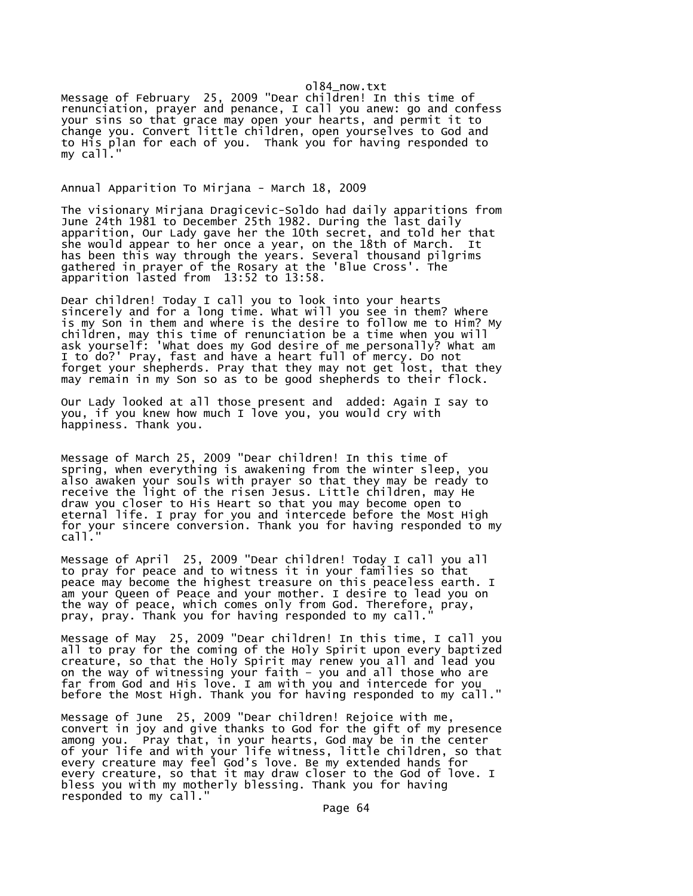Message of February 25, 2009 "Dear children! In this time of renunciation, prayer and penance, I call you anew: go and confess your sins so that grace may open your hearts, and permit it to change you. Convert little children, open yourselves to God and to His plan for each of you. Thank you for having responded to my call."

Annual Apparition To Mirjana - March 18, 2009

The visionary Mirjana Dragicevic-Soldo had daily apparitions from June 24th 1981 to December 25th 1982. During the last daily apparition, Our Lady gave her the 10th secret, and told her that she would appear to her once a year, on the 18th of March. It has been this way through the years. Several thousand pilgrims gathered in prayer of the Rosary at the 'Blue Cross'. The apparition lasted from 13:52 to 13:58.

Dear children! Today I call you to look into your hearts sincerely and for a long time. What will you see in them? Where is my Son in them and where is the desire to follow me to Him? My children, may this time of renunciation be a time when you will ask yourself: 'What does my God desire of me personally? What am I to do?' Pray, fast and have a heart full of mercy. Do not forget your shepherds. Pray that they may not get lost, that they may remain in my Son so as to be good shepherds to their flock.

Our Lady looked at all those present and added: Again I say to you, if you knew how much I love you, you would cry with happiness. Thank you.

Message of March 25, 2009 "Dear children! In this time of spring, when everything is awakening from the winter sleep, you also awaken your souls with prayer so that they may be ready to receive the light of the risen Jesus. Little children, may He draw you closer to His Heart so that you may become open to eternal life. I pray for you and intercede before the Most High for your sincere conversion. Thank you for having responded to my call."

Message of April 25, 2009 "Dear children! Today I call you all to pray for peace and to witness it in your families so that peace may become the highest treasure on this peaceless earth. I am your Queen of Peace and your mother. I desire to lead you on the way of peace, which comes only from God. Therefore, pray, pray, pray. Thank you for having responded to my call."

Message of May 25, 2009 "Dear children! In this time, I call you all to pray for the coming of the Holy Spirit upon every baptized creature, so that the Holy Spirit may renew you all and lead you on the way of witnessing your faith – you and all those who are far from God and His love. I am with you and intercede for you before the Most High. Thank you for having responded to my call."

Message of June 25, 2009 "Dear children! Rejoice with me, convert in joy and give thanks to God for the gift of my presence among you. Pray that, in your hearts, God may be in the center of your life and with your life witness, little children, so that every creature may feel God's love. Be my extended hands for every creature, so that it may draw closer to the God of love. I bless you with my motherly blessing. Thank you for having responded to my call."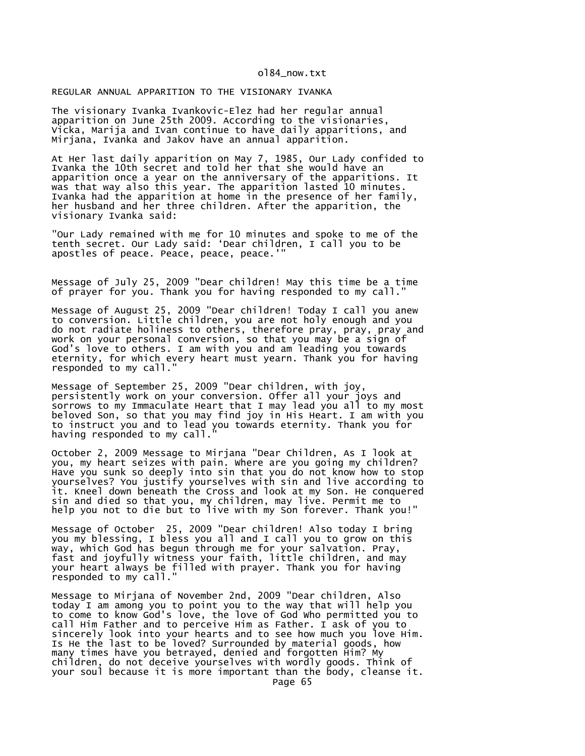REGULAR ANNUAL APPARITION TO THE VISIONARY IVANKA

The visionary Ivanka Ivankovic-Elez had her regular annual apparition on June 25th 2009. According to the visionaries, Vicka, Marija and Ivan continue to have daily apparitions, and Mirjana, Ivanka and Jakov have an annual apparition.

At Her last daily apparition on May 7, 1985, Our Lady confided to Ivanka the 10th secret and told her that she would have an apparition once a year on the anniversary of the apparitions. It was that way also this year. The apparition lasted 10 minutes. Ivanka had the apparition at home in the presence of her family, her husband and her three children. After the apparition, the visionary Ivanka said:

"Our Lady remained with me for 10 minutes and spoke to me of the tenth secret. Our Lady said: 'Dear children, I call you to be apostles of peace. Peace, peace, peace.'"

Message of July 25, 2009 "Dear children! May this time be a time of prayer for you. Thank you for having responded to my call."

Message of August 25, 2009 "Dear children! Today I call you anew to conversion. Little children, you are not holy enough and you do not radiate holiness to others, therefore pray, pray, pray and work on your personal conversion, so that you may be a sign of God's love to others. I am with you and am leading you towards eternity, for which every heart must yearn. Thank you for having responded to my call."

Message of September 25, 2009 "Dear children, with joy, persistently work on your conversion. Offer all your joys and sorrows to my Immaculate Heart that I may lead you all to my most beloved Son, so that you may find joy in His Heart. I am with you to instruct you and to lead you towards eternity. Thank you for having responded to my call."

October 2, 2009 Message to Mirjana "Dear Children, As I look at you, my heart seizes with pain. Where are you going my children? Have you sunk so deeply into sin that you do not know how to stop yourselves? You justify yourselves with sin and live according to it. Kneel down beneath the Cross and look at my Son. He conquered sin and died so that you, my children, may live. Permit me to help you not to die but to live with my Son forever. Thank you!"

Message of October 25, 2009 "Dear children! Also today I bring you my blessing, I bless you all and I call you to grow on this way, which God has begun through me for your salvation. Pray, fast and joyfully witness your faith, little children, and may your heart always be filled with prayer. Thank you for having responded to my call."

Message to Mirjana of November 2nd, 2009 "Dear children, Also today I am among you to point you to the way that will help you to come to know God's love, the love of God Who permitted you to call Him Father and to perceive Him as Father. I ask of you to sincerely look into your hearts and to see how much you love Him. Is He the last to be loved? Surrounded by material goods, how many times have you betrayed, denied and forgotten Him? My children, do not deceive yourselves with wordly goods. Think of your soul because it is more important than the body, cleanse it.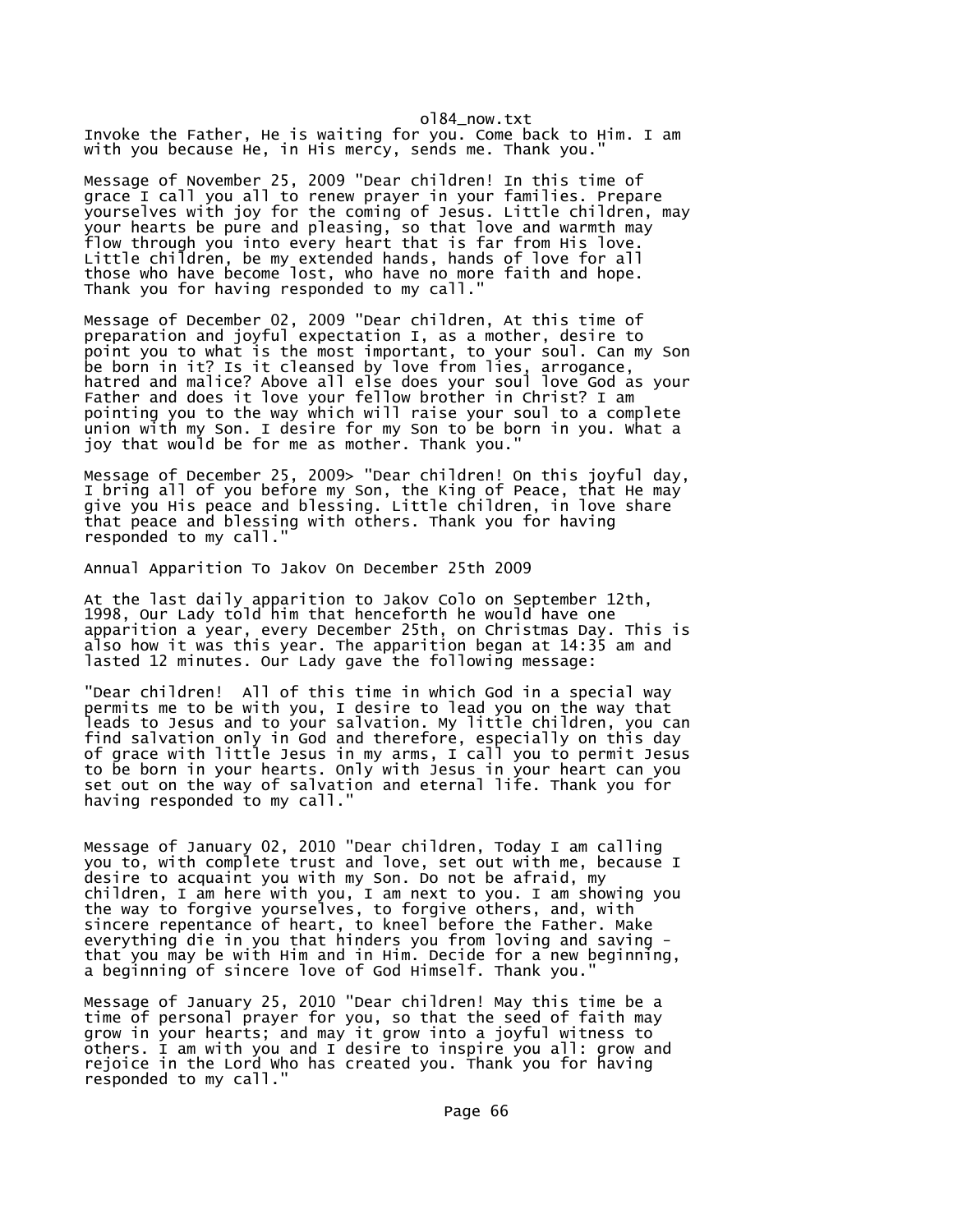Invoke the Father, He is waiting for you. Come back to Him. I am with you because He, in His mercy, sends me. Thank you."

Message of November 25, 2009 "Dear children! In this time of grace I call you all to renew prayer in your families. Prepare yourselves with joy for the coming of Jesus. Little children, may your hearts be pure and pleasing, so that love and warmth may flow through you into every heart that is far from His love. Little children, be my extended hands, hands of love for all those who have become lost, who have no more faith and hope. Thank you for having responded to my call."

Message of December 02, 2009 "Dear children, At this time of preparation and joyful expectation I, as a mother, desire to point you to what is the most important, to your soul. Can my Son be born in it? Is it cleansed by love from lies, arrogance, hatred and malice? Above all else does your soul love God as your Father and does it love your fellow brother in Christ? I am pointing you to the way which will raise your soul to a complete union with my Son. I desire for my Son to be born in you. What a joy that would be for me as mother. Thank you."

Message of December 25, 2009> "Dear children! On this joyful day, I bring all of you before my Son, the King of Peace, that He may give you His peace and blessing. Little children, in love share that peace and blessing with others. Thank you for having responded to my call."

Annual Apparition To Jakov On December 25th 2009

At the last daily apparition to Jakov Colo on September 12th, 1998, Our Lady told him that henceforth he would have one apparition a year, every December 25th, on Christmas Day. This is also how it was this year. The apparition began at 14:35 am and lasted 12 minutes. Our Lady gave the following message:

"Dear children! All of this time in which God in a special way permits me to be with you, I desire to lead you on the way that leads to Jesus and to your salvation. My little children, you can find salvation only in God and therefore, especially on this day of grace with little Jesus in my arms, I call you to permit Jesus to be born in your hearts. Only with Jesus in your heart can you set out on the way of salvation and eternal life. Thank you for having responded to my call."

Message of January 02, 2010 "Dear children, Today I am calling you to, with complete trust and love, set out with me, because I desire to acquaint you with my Son. Do not be afraid, my children, I am here with you, I am next to you. I am showing you the way to forgive yourselves, to forgive others, and, with sincere repentance of heart, to kneel before the Father. Make everything die in you that hinders you from loving and saving - that you may be with Him and in Him. Decide for a new beginning, a beginning of sincere love of God Himself. Thank you."

Message of January 25, 2010 "Dear children! May this time be a time of personal prayer for you, so that the seed of faith may grow in your hearts; and may it grow into a joyful witness to others. I am with you and I desire to inspire you all: grow and rejoice in the Lord Who has created you. Thank you for having responded to my call."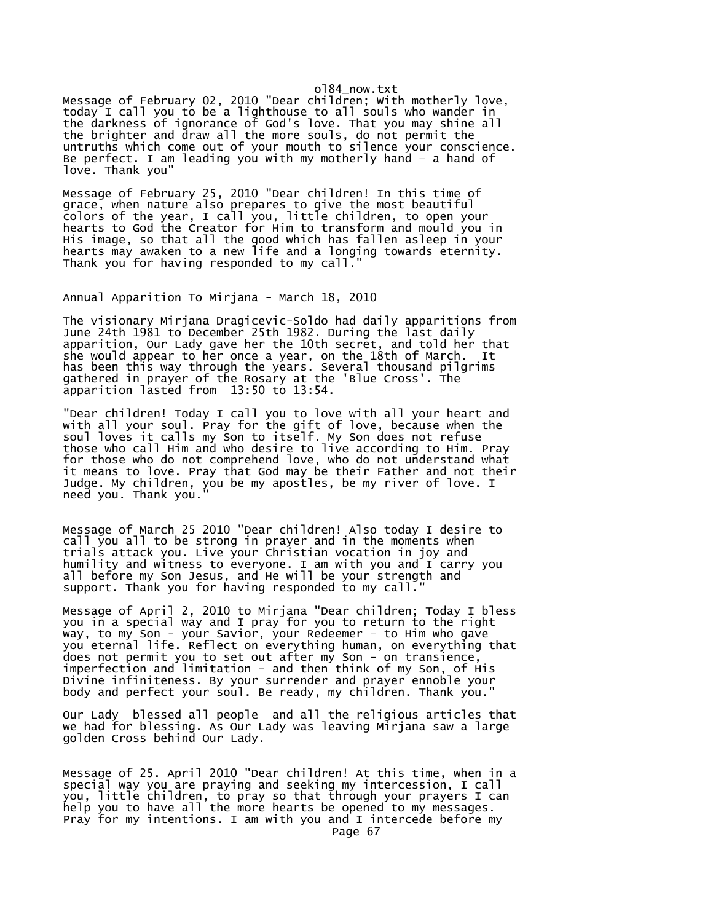Message of February 02, 2010 "Dear children; With motherly love, today I call you to be a lighthouse to all souls who wander in the darkness of ignorance of God's love. That you may shine all the brighter and draw all the more souls, do not permit the untruths which come out of your mouth to silence your conscience. Be perfect. I am leading you with my motherly hand – a hand of love. Thank you"

Message of February 25, 2010 "Dear children! In this time of grace, when nature also prepares to give the most beautiful colors of the year, I call you, little children, to open your hearts to God the Creator for Him to transform and mould you in His image, so that all the good which has fallen asleep in your hearts may awaken to a new life and a longing towards eternity. Thank you for having responded to my call."

Annual Apparition To Mirjana - March 18, 2010

The visionary Mirjana Dragicevic-Soldo had daily apparitions from June 24th 1981 to December 25th 1982. During the last daily apparition, Our Lady gave her the 10th secret, and told her that she would appear to her once a year, on the 18th of March. It has been this way through the years. Several thousand pilgrims gathered in prayer of the Rosary at the 'Blue Cross'. The apparition lasted from 13:50 to 13:54.

"Dear children! Today I call you to love with all your heart and with all your soul. Pray for the gift of love, because when the soul loves it calls my Son to itself. My Son does not refuse those who call Him and who desire to live according to Him. Pray for those who do not comprehend love, who do not understand what it means to love. Pray that God may be their Father and not their Judge. My children, you be my apostles, be my river of love. I need you. Thank you."

Message of March 25 2010 "Dear children! Also today I desire to call you all to be strong in prayer and in the moments when trials attack you. Live your Christian vocation in joy and humility and witness to everyone. I am with you and I carry you all before my Son Jesus, and He will be your strength and support. Thank you for having responded to my call."

Message of April 2, 2010 to Mirjana "Dear children; Today I bless you in a special way and I pray for you to return to the right way, to my Son - your Savior, your Redeemer – to Him who gave you eternal life. Reflect on everything human, on everything that does not permit you to set out after my Son – on transience, imperfection and limitation - and then think of my Son, of His Divine infiniteness. By your surrender and prayer ennoble your body and perfect your soul. Be ready, my children. Thank you."

Our Lady blessed all people and all the religious articles that we had for blessing. As Our Lady was leaving Mirjana saw a large golden Cross behind Our Lady.

Message of 25. April 2010 "Dear children! At this time, when in a special way you are praying and seeking my intercession, I call you, little children, to pray so that through your prayers I can help you to have all the more hearts be opened to my messages. Pray for my intentions. I am with you and I intercede before my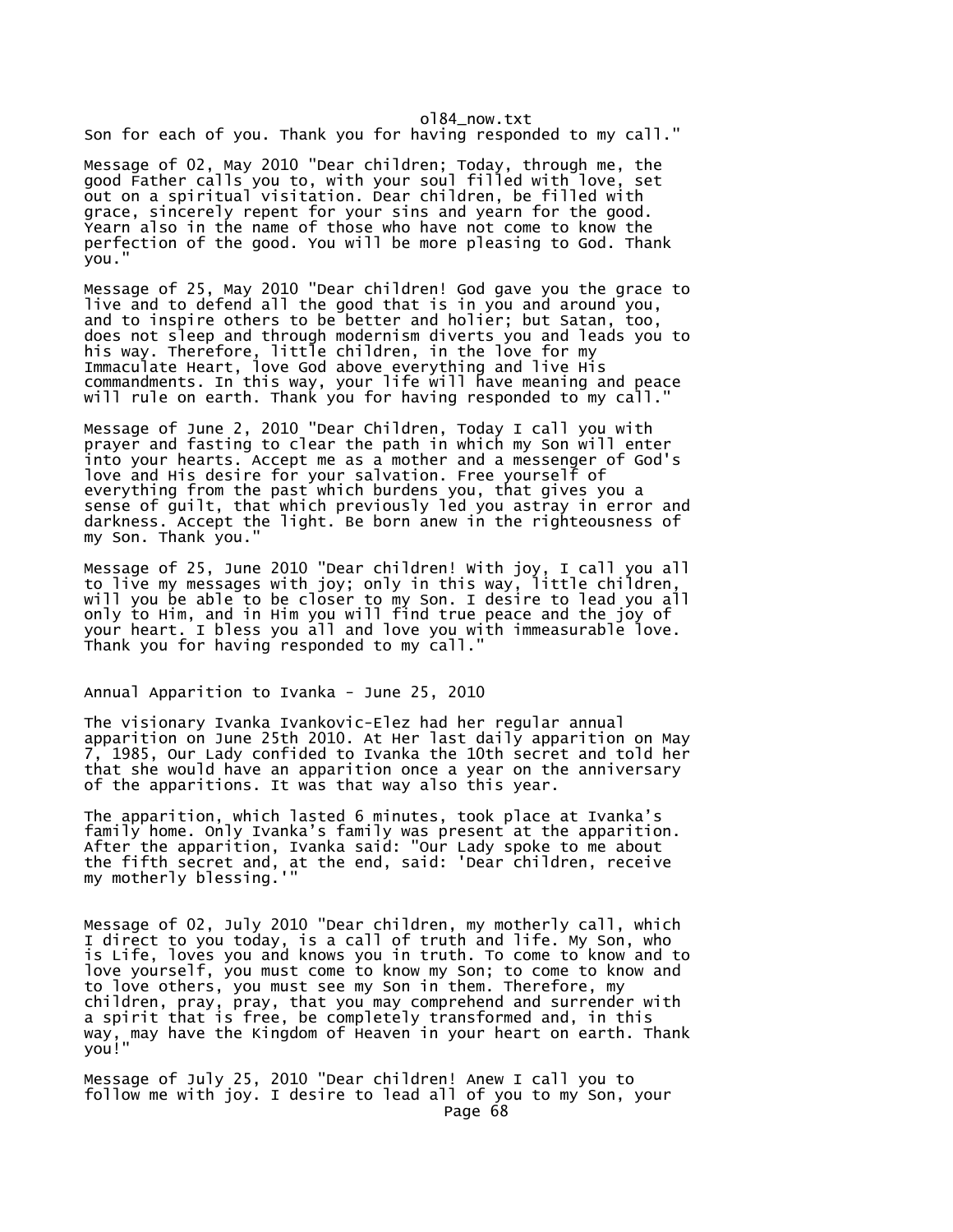Son for each of you. Thank you for having responded to my call."

Message of 02, May 2010 "Dear children; Today, through me, the good Father calls you to, with your soul filled with love, set out on a spiritual visitation. Dear children, be filled with grace, sincerely repent for your sins and yearn for the good. Yearn also in the name of those who have not come to know the perfection of the good. You will be more pleasing to God. Thank you."

Message of 25, May 2010 "Dear children! God gave you the grace to live and to defend all the good that is in you and around you, and to inspire others to be better and holier; but Satan, too, does not sleep and through modernism diverts you and leads you to his way. Therefore, little children, in the love for my Immaculate Heart, love God above everything and live His commandments. In this way, your life will have meaning and peace will rule on earth. Thank you for having responded to my call."

Message of June 2, 2010 "Dear Children, Today I call you with prayer and fasting to clear the path in which my Son will enter into your hearts. Accept me as a mother and a messenger of God's love and His desire for your salvation. Free yourself of everything from the past which burdens you, that gives you a sense of guilt, that which previously led you astray in error and darkness. Accept the light. Be born anew in the righteousness of my Son. Thank you."

Message of 25, June 2010 "Dear children! With joy, I call you all to live my messages with joy; only in this way, little children, will you be able to be closer to my Son. I desire to lead you all only to Him, and in Him you will find true peace and the joy of your heart. I bless you all and love you with immeasurable love. Thank you for having responded to my call."

Annual Apparition to Ivanka - June 25, 2010

The visionary Ivanka Ivankovic-Elez had her regular annual apparition on June 25th 2010. At Her last daily apparition on May 7, 1985, Our Lady confided to Ivanka the 10th secret and told her that she would have an apparition once a year on the anniversary of the apparitions. It was that way also this year.

The apparition, which lasted 6 minutes, took place at Ivanka's family home. Only Ivanka's family was present at the apparition. After the apparition, Ivanka said: "Our Lady spoke to me about the fifth secret and, at the end, said: 'Dear children, receive my motherly blessing.'"

Message of 02, July 2010 "Dear children, my motherly call, which I direct to you today, is a call of truth and life. My Son, who is Life, loves you and knows you in truth. To come to know and to love yourself, you must come to know my Son; to come to know and to love others, you must see my Son in them. Therefore, my children, pray, pray, that you may comprehend and surrender with a spirit that is free, be completely transformed and, in this way, may have the Kingdom of Heaven in your heart on earth. Thank you!"

Message of July 25, 2010 "Dear children! Anew I call you to follow me with joy. I desire to lead all of you to my Son, your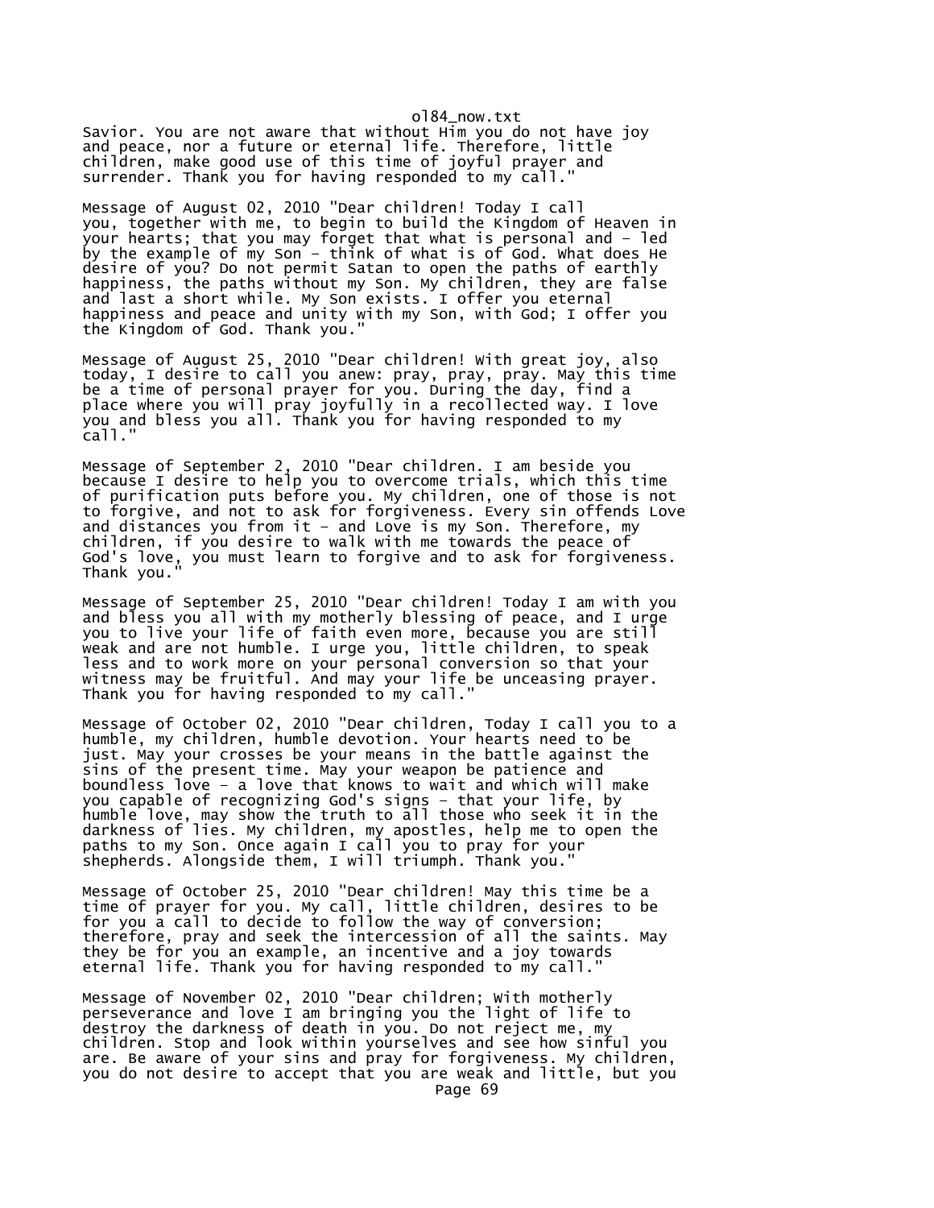Savior. You are not aware that without Him you do not have joy and peace, nor a future or eternal life. Therefore, little children, make good use of this time of joyful prayer and surrender. Thank you for having responded to my call."

Message of August 02, 2010 "Dear children! Today I call you, together with me, to begin to build the Kingdom of Heaven in your hearts; that you may forget that what is personal and - led by the example of my Son - think of what is of God. What does He desire of you? Do not permit Satan to open the paths of earthly happiness, the paths without my Son. My children, they are false and last a short while. My Son exists. I offer you eternal happiness and peace and unity with my Son, with God; I offer you the Kingdom of God. Thank you."

Message of August 25, 2010 "Dear children! With great joy, also today, I desire to call you anew: pray, pray, pray. May this time be a time of personal prayer for you. During the day, find a place where you will pray joyfully in a recollected way. I love you and bless you all. Thank you for having responded to my call."

Message of September 2, 2010 "Dear children. I am beside you because I desire to help you to overcome trials, which this time of purification puts before you. My children, one of those is not to forgive, and not to ask for forgiveness. Every sin offends Love and distances you from it - and Love is my Son. Therefore, my children, if you desire to walk with me towards the peace of God's love, you must learn to forgive and to ask for forgiveness. Thank you."

Message of September 25, 2010 "Dear children! Today I am with you and bless you all with my motherly blessing of peace, and I urge you to live your life of faith even more, because you are still weak and are not humble. I urge you, little children, to speak less and to work more on your personal conversion so that your witness may be fruitful. And may your life be unceasing prayer. Thank you for having responded to my call."

Message of October 02, 2010 "Dear children, Today I call you to a humble, my children, humble devotion. Your hearts need to be just. May your crosses be your means in the battle against the sins of the present time. May your weapon be patience and boundless love - a love that knows to wait and which will make you capable of recognizing God's signs - that your life, by humble love, may show the truth to all those who seek it in the darkness of lies. My children, my apostles, help me to open the paths to my Son. Once again I call you to pray for your shepherds. Alongside them, I will triumph. Thank you."

Message of October 25, 2010 "Dear children! May this time be a time of prayer for you. My call, little children, desires to be for you a call to decide to follow the way of conversion; therefore, pray and seek the intercession of all the saints. May they be for you an example, an incentive and a joy towards eternal life. Thank you for having responded to my call."

Message of November 02, 2010 "Dear children; With motherly perseverance and love I am bringing you the light of life to destroy the darkness of death in you. Do not reject me, my children. Stop and look within yourselves and see how sinful you are. Be aware of your sins and pray for forgiveness. My children, you do not desire to accept that you are weak and little, but you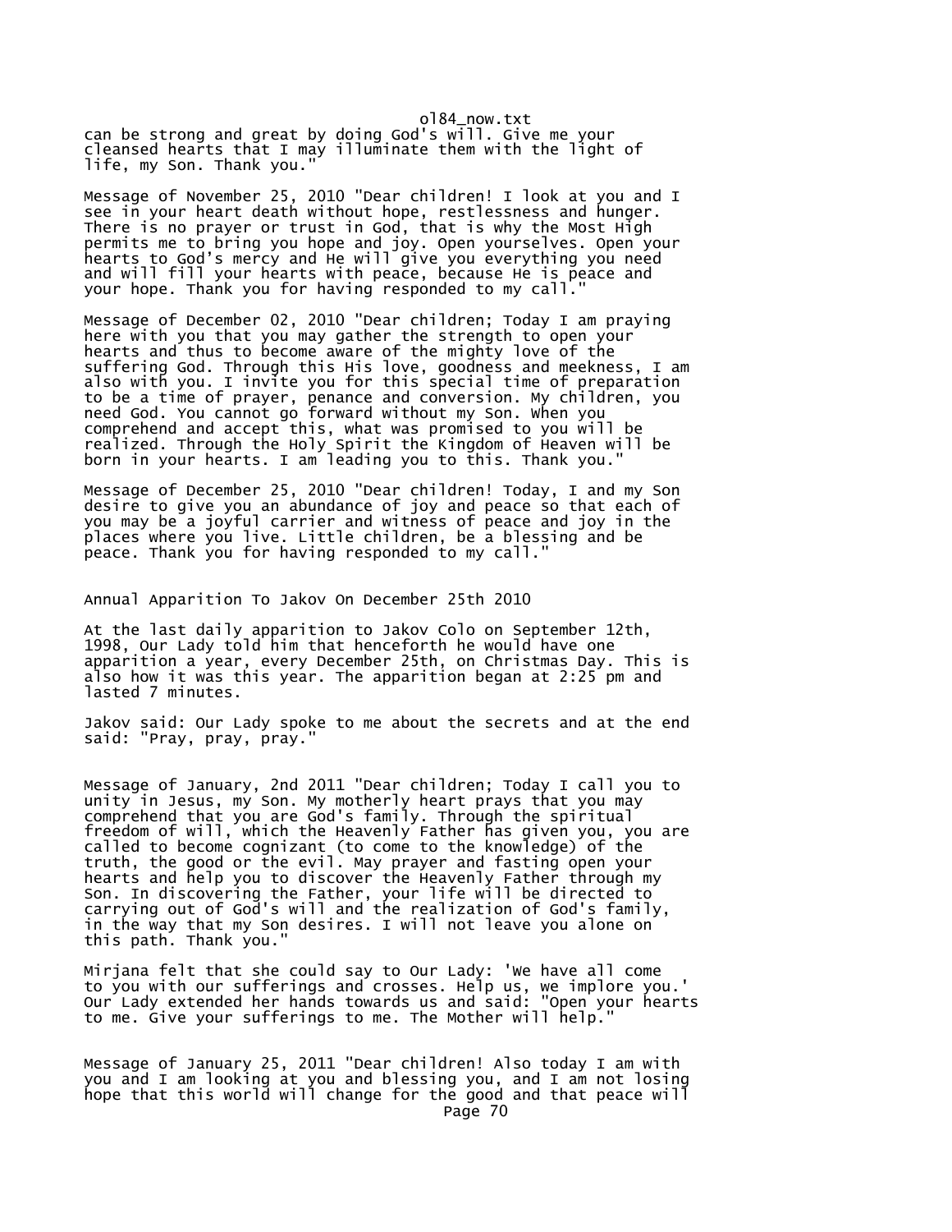can be strong and great by doing God's will. Give me your cleansed hearts that I may illuminate them with the light of life, my Son. Thank you."

Message of November 25, 2010 "Dear children! I look at you and I see in your heart death without hope, restlessness and hunger. There is no prayer or trust in God, that is why the Most High permits me to bring you hope and joy. Open yourselves. Open your hearts to God's mercy and He will give you everything you need and will fill your hearts with peace, because He is peace and your hope. Thank you for having responded to my call."

Message of December 02, 2010 "Dear children; Today I am praying here with you that you may gather the strength to open your hearts and thus to become aware of the mighty love of the suffering God. Through this His love, goodness and meekness, I am also with you. I invite you for this special time of preparation to be a time of prayer, penance and conversion. My children, you need God. You cannot go forward without my Son. When you comprehend and accept this, what was promised to you will be realized. Through the Holy Spirit the Kingdom of Heaven will be born in your hearts. I am leading you to this. Thank you."

Message of December 25, 2010 "Dear children! Today, I and my Son desire to give you an abundance of joy and peace so that each of you may be a joyful carrier and witness of peace and joy in the places where you live. Little children, be a blessing and be peace. Thank you for having responded to my call."

Annual Apparition To Jakov On December 25th 2010

At the last daily apparition to Jakov Colo on September 12th, 1998, Our Lady told him that henceforth he would have one apparition a year, every December 25th, on Christmas Day. This is also how it was this year. The apparition began at 2:25 pm and lasted 7 minutes.

Jakov said: Our Lady spoke to me about the secrets and at the end said: "Pray, pray, pray."

Message of January, 2nd 2011 "Dear children; Today I call you to unity in Jesus, my Son. My motherly heart prays that you may comprehend that you are God's family. Through the spiritual freedom of will, which the Heavenly Father has given you, you are called to become cognizant (to come to the knowledge) of the truth, the good or the evil. May prayer and fasting open your hearts and help you to discover the Heavenly Father through my Son. In discovering the Father, your life will be directed to carrying out of God's will and the realization of God's family, in the way that my Son desires. I will not leave you alone on this path. Thank you."

Mirjana felt that she could say to Our Lady: 'We have all come to you with our sufferings and crosses. Help us, we implore you.' Our Lady extended her hands towards us and said: "Open your hearts to me. Give your sufferings to me. The Mother will help."

Message of January 25, 2011 "Dear children! Also today I am with you and I am looking at you and blessing you, and I am not losing hope that this world will change for the good and that peace will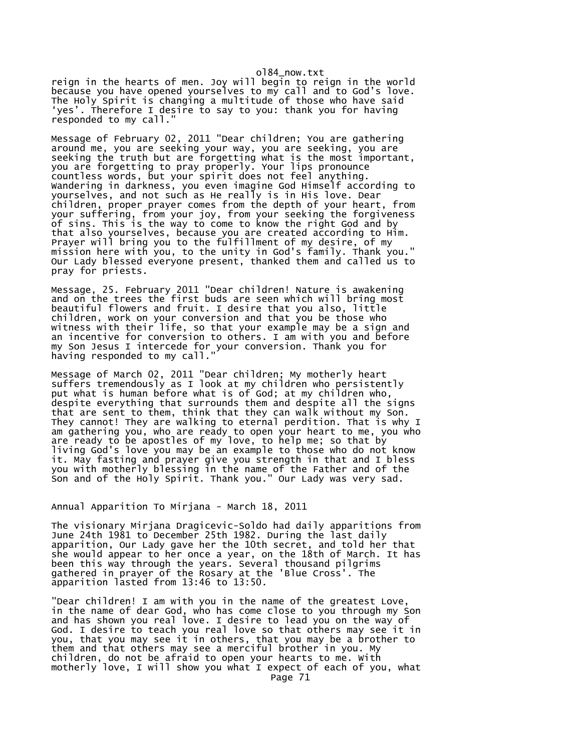reign in the hearts of men. Joy will begin to reign in the world because you have opened yourselves to my call and to God's love. The Holy Spirit is changing a multitude of those who have said 'yes'. Therefore I desire to say to you: thank you for having responded to my call."

Message of February 02, 2011 "Dear children; You are gathering around me, you are seeking your way, you are seeking, you are seeking the truth but are forgetting what is the most important, you are forgetting to pray properly. Your lips pronounce countless words, but your spirit does not feel anything. Wandering in darkness, you even imagine God Himself according to yourselves, and not such as He really is in His love. Dear children, proper prayer comes from the depth of your heart, from your suffering, from your joy, from your seeking the forgiveness of sins. This is the way to come to know the right God and by that also yourselves, because you are created according to Him. Prayer will bring you to the fulfillment of my desire, of my mission here with you, to the unity in God's family. Thank you." Our Lady blessed everyone present, thanked them and called us to pray for priests.

Message, 25. February 2011 "Dear children! Nature is awakening and on the trees the first buds are seen which will bring most beautiful flowers and fruit. I desire that you also, little children, work on your conversion and that you be those who witness with their life, so that your example may be a sign and an incentive for conversion to others. I am with you and before my Son Jesus I intercede for your conversion. Thank you for having responded to my call."

Message of March 02, 2011 "Dear children; My motherly heart suffers tremendously as I look at my children who persistently put what is human before what is of God; at my children who, despite everything that surrounds them and despite all the signs that are sent to them, think that they can walk without my Son. They cannot! They are walking to eternal perdition. That is why I am gathering you, who are ready to open your heart to me, you who are ready to be apostles of my love, to help me; so that by living God's love you may be an example to those who do not know it. May fasting and prayer give you strength in that and I bless you with motherly blessing in the name of the Father and of the Son and of the Holy Spirit. Thank you." Our Lady was very sad.

Annual Apparition To Mirjana - March 18, 2011

The visionary Mirjana Dragicevic-Soldo had daily apparitions from June 24th 1981 to December 25th 1982. During the last daily apparition, Our Lady gave her the 10th secret, and told her that she would appear to her once a year, on the 18th of March. It has been this way through the years. Several thousand pilgrims gathered in prayer of the Rosary at the 'Blue Cross'. The apparition lasted from 13:46 to 13:50.

"Dear children! I am with you in the name of the greatest Love, in the name of dear God, who has come close to you through my Son and has shown you real love. I desire to lead you on the way of God. I desire to teach you real love so that others may see it in you, that you may see it in others, that you may be a brother to them and that others may see a merciful brother in you. My children, do not be afraid to open your hearts to me. With motherly love, I will show you what I expect of each of you, what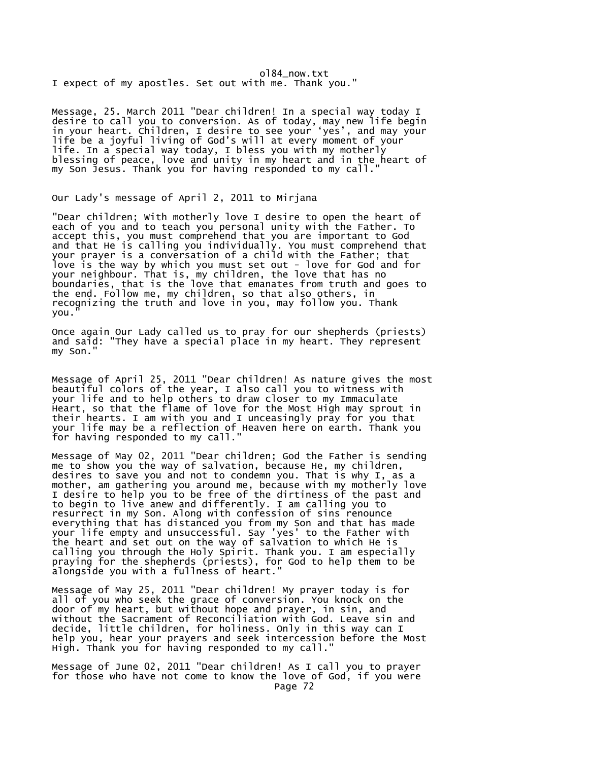I expect of my apostles. Set out with me. Thank you."

Message, 25. March 2011 "Dear children! In a special way today I desire to call you to conversion. As of today, may new life begin in your heart. Children, I desire to see your 'yes', and may your life be a joyful living of God's will at every moment of your life. In a special way today, I bless you with my motherly blessing of peace, love and unity in my heart and in the heart of my Son Jesus. Thank you for having responded to my call."

Our Lady's message of April 2, 2011 to Mirjana

"Dear children; With motherly love I desire to open the heart of each of you and to teach you personal unity with the Father. To accept this, you must comprehend that you are important to God and that He is calling you individually. You must comprehend that your prayer is a conversation of a child with the Father; that love is the way by which you must set out - love for God and for your neighbour. That is, my children, the love that has no boundaries, that is the love that emanates from truth and goes to the end. Follow me, my children, so that also others, in recognizing the truth and love in you, may follow you. Thank you."

Once again Our Lady called us to pray for our shepherds (priests) and said: "They have a special place in my heart. They represent my Son."

Message of April 25, 2011 "Dear children! As nature gives the most beautiful colors of the year, I also call you to witness with your life and to help others to draw closer to my Immaculate Heart, so that the flame of love for the Most High may sprout in their hearts. I am with you and I unceasingly pray for you that your life may be a reflection of Heaven here on earth. Thank you for having responded to my call."

Message of May 02, 2011 "Dear children; God the Father is sending me to show you the way of salvation, because He, my children, desires to save you and not to condemn you. That is why I, as a mother, am gathering you around me, because with my motherly love I desire to help you to be free of the dirtiness of the past and to begin to live anew and differently. I am calling you to resurrect in my Son. Along with confession of sins renounce everything that has distanced you from my Son and that has made your life empty and unsuccessful. Say 'yes' to the Father with the heart and set out on the way of salvation to which He is calling you through the Holy Spirit. Thank you. I am especially praying for the shepherds (priests), for God to help them to be alongside you with a fullness of heart."

Message of May 25, 2011 "Dear children! My prayer today is for all of you who seek the grace of conversion. You knock on the door of my heart, but without hope and prayer, in sin, and without the Sacrament of Reconciliation with God. Leave sin and decide, little children, for holiness. Only in this way can I help you, hear your prayers and seek intercession before the Most High. Thank you for having responded to my call."

Message of June 02, 2011 "Dear children! As I call you to prayer for those who have not come to know the love of God, if you were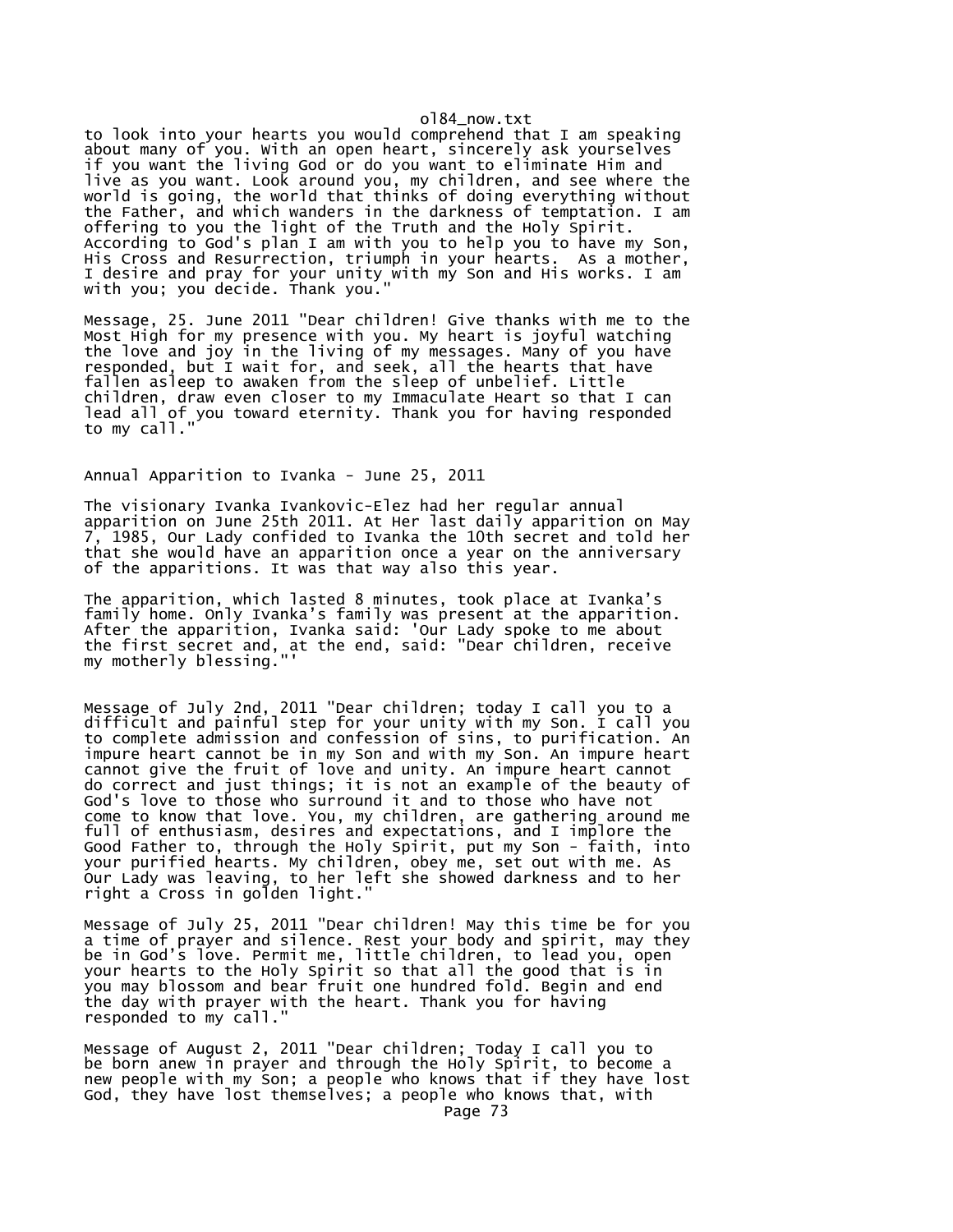to look into your hearts you would comprehend that I am speaking about many of you. With an open heart, sincerely ask yourselves if you want the living God or do you want to eliminate Him and live as you want. Look around you, my children, and see where the world is going, the world that thinks of doing everything without the Father, and which wanders in the darkness of temptation. I am offering to you the light of the Truth and the Holy Spirit. According to God's plan I am with you to help you to have my Son, His Cross and Resurrection, triumph in your hearts. As a mother, I desire and pray for your unity with my Son and His works. I am with you; you decide. Thank you."

Message, 25. June 2011 "Dear children! Give thanks with me to the Most High for my presence with you. My heart is joyful watching the love and joy in the living of my messages. Many of you have responded, but I wait for, and seek, all the hearts that have fallen asleep to awaken from the sleep of unbelief. Little children, draw even closer to my Immaculate Heart so that I can lead all of you toward eternity. Thank you for having responded to my call."

Annual Apparition to Ivanka - June 25, 2011

The visionary Ivanka Ivankovic-Elez had her regular annual apparition on June 25th 2011. At Her last daily apparition on May 7, 1985, Our Lady confided to Ivanka the 10th secret and told her that she would have an apparition once a year on the anniversary of the apparitions. It was that way also this year.

The apparition, which lasted 8 minutes, took place at Ivanka's family home. Only Ivanka's family was present at the apparition. After the apparition, Ivanka said: 'Our Lady spoke to me about the first secret and, at the end, said: "Dear children, receive my motherly blessing."'

Message of July 2nd, 2011 "Dear children; today I call you to a difficult and painful step for your unity with my Son. I call you to complete admission and confession of sins, to purification. An impure heart cannot be in my Son and with my Son. An impure heart cannot give the fruit of love and unity. An impure heart cannot do correct and just things; it is not an example of the beauty of God's love to those who surround it and to those who have not come to know that love. You, my children, are gathering around me full of enthusiasm, desires and expectations, and I implore the Good Father to, through the Holy Spirit, put my Son - faith, into your purified hearts. My children, obey me, set out with me. As Our Lady was leaving, to her left she showed darkness and to her right a Cross in golden light."

Message of July 25, 2011 "Dear children! May this time be for you a time of prayer and silence. Rest your body and spirit, may they be in God's love. Permit me, little children, to lead you, open your hearts to the Holy Spirit so that all the good that is in you may blossom and bear fruit one hundred fold. Begin and end the day with prayer with the heart. Thank you for having responded to my call."

Message of August 2, 2011 "Dear children; Today I call you to be born anew in prayer and through the Holy Spirit, to become a new people with my Son; a people who knows that if they have lost God, they have lost themselves; a people who knows that, with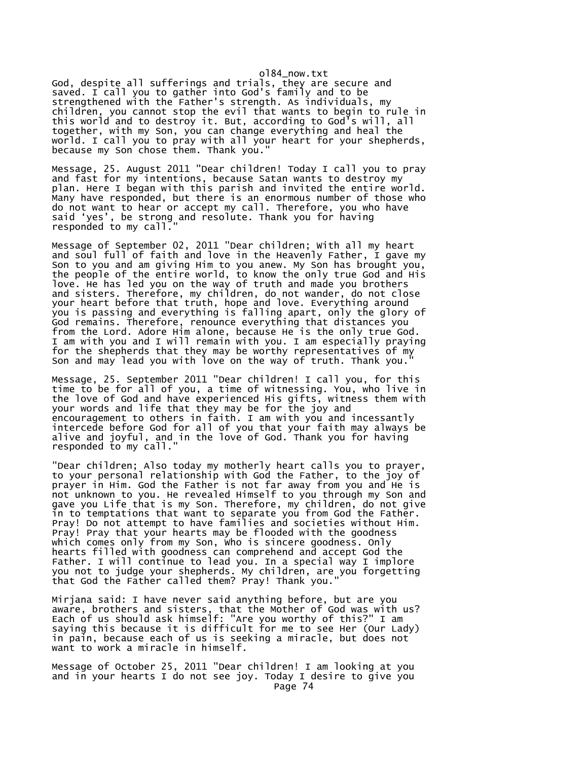God, despite all sufferings and trials, they are secure and saved. I call you to gather into God's family and to be strengthened with the Father's strength. As individuals, my children, you cannot stop the evil that wants to begin to rule in this world and to destroy it. But, according to God's will, all together, with my Son, you can change everything and heal the world. I call you to pray with all your heart for your shepherds, because my Son chose them. Thank you."

Message, 25. August 2011 "Dear children! Today I call you to pray and fast for my intentions, because Satan wants to destroy my plan. Here I began with this parish and invited the entire world. Many have responded, but there is an enormous number of those who do not want to hear or accept my call. Therefore, you who have said 'yes', be strong and resolute. Thank you for having responded to my call."

Message of September 02, 2011 "Dear children; With all my heart and soul full of faith and love in the Heavenly Father, I gave my Son to you and am giving Him to you anew. My Son has brought you, the people of the entire world, to know the only true God and His love. He has led you on the way of truth and made you brothers and sisters. Therefore, my children, do not wander, do not close your heart before that truth, hope and love. Everything around you is passing and everything is falling apart, only the glory of God remains. Therefore, renounce everything that distances you from the Lord. Adore Him alone, because He is the only true God. I am with you and I will remain with you. I am especially praying for the shepherds that they may be worthy representatives of my Son and may lead you with love on the way of truth. Thank you."

Message, 25. September 2011 "Dear children! I call you, for this time to be for all of you, a time of witnessing. You, who live in the love of God and have experienced His gifts, witness them with your words and life that they may be for the joy and encouragement to others in faith. I am with you and incessantly intercede before God for all of you that your faith may always be alive and joyful, and in the love of God. Thank you for having responded to my call."

"Dear children; Also today my motherly heart calls you to prayer, to your personal relationship with God the Father, to the joy of prayer in Him. God the Father is not far away from you and He is not unknown to you. He revealed Himself to you through my Son and gave you Life that is my Son. Therefore, my children, do not give in to temptations that want to separate you from God the Father. Pray! Do not attempt to have families and societies without Him. Pray! Pray that your hearts may be flooded with the goodness which comes only from my Son, Who is sincere goodness. Only hearts filled with goodness can comprehend and accept God the Father. I will continue to lead you. In a special way I implore you not to judge your shepherds. My children, are you forgetting that God the Father called them? Pray! Thank you."

Mirjana said: I have never said anything before, but are you aware, brothers and sisters, that the Mother of God was with us? Each of us should ask himself: "Are you worthy of this?" I am saying this because it is difficult for me to see Her (Our Lady) in pain, because each of us is seeking a miracle, but does not want to work a miracle in himself.

Message of October 25, 2011 "Dear children! I am looking at you and in your hearts I do not see joy. Today I desire to give you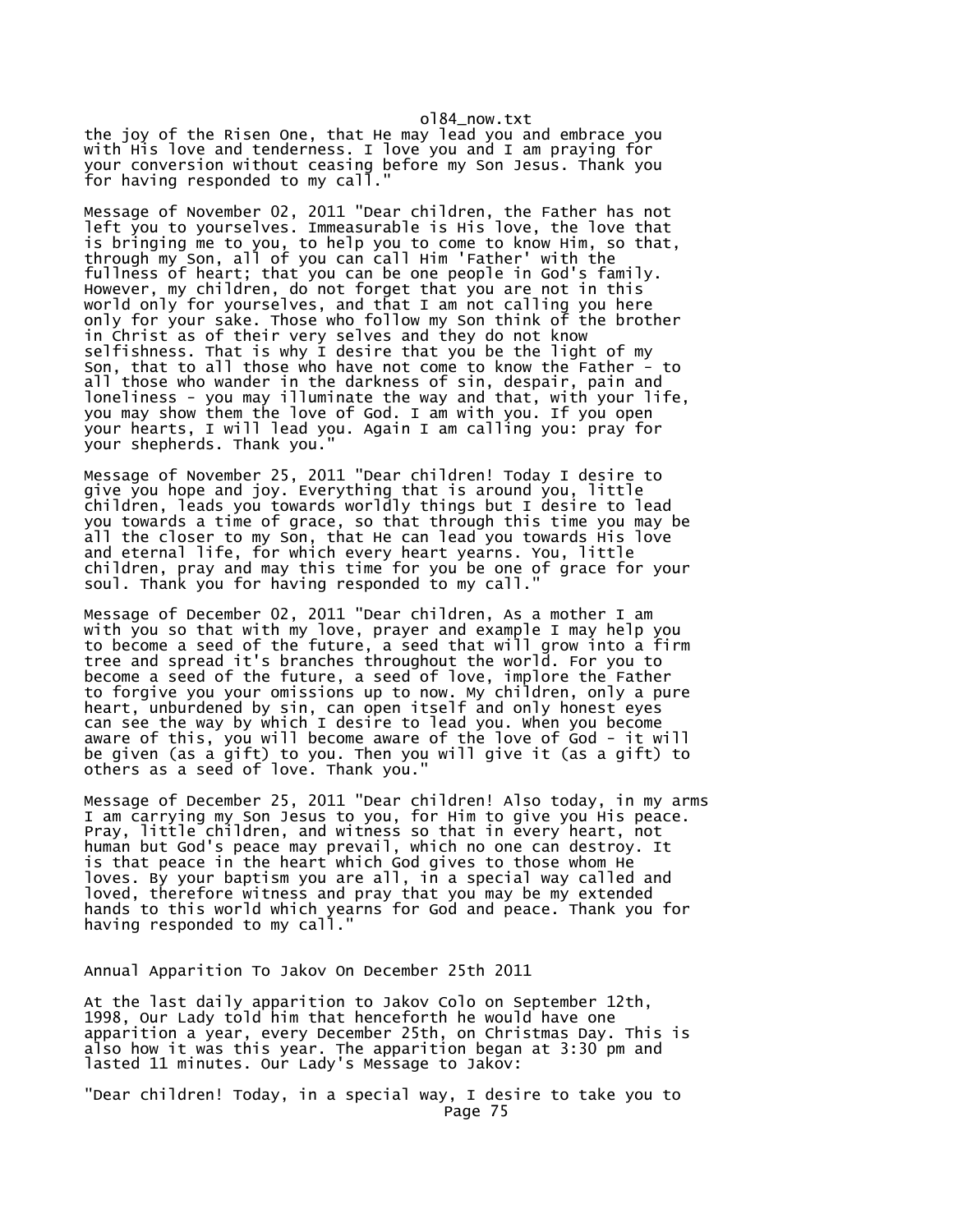the joy of the Risen One, that He may lead you and embrace you with His love and tenderness. I love you and I am praying for your conversion without ceasing before my Son Jesus. Thank you for having responded to my call."

Message of November 02, 2011 "Dear children, the Father has not left you to yourselves. Immeasurable is His love, the love that is bringing me to you, to help you to come to know Him, so that, through my Son, all of you can call Him 'Father' with the fullness of heart; that you can be one people in God's family. However, my children, do not forget that you are not in this world only for yourselves, and that I am not calling you here only for your sake. Those who follow my Son think of the brother in Christ as of their very selves and they do not know selfishness. That is why I desire that you be the light of my Son, that to all those who have not come to know the Father - to all those who wander in the darkness of sin, despair, pain and loneliness - you may illuminate the way and that, with your life, you may show them the love of God. I am with you. If you open your hearts, I will lead you. Again I am calling you: pray for your shepherds. Thank you."

Message of November 25, 2011 "Dear children! Today I desire to give you hope and joy. Everything that is around you, little children, leads you towards worldly things but I desire to lead you towards a time of grace, so that through this time you may be all the closer to my Son, that He can lead you towards His love and eternal life, for which every heart yearns. You, little children, pray and may this time for you be one of grace for your soul. Thank you for having responded to my call."

Message of December 02, 2011 "Dear children, As a mother I am with you so that with my love, prayer and example I may help you to become a seed of the future, a seed that will grow into a firm tree and spread it's branches throughout the world. For you to become a seed of the future, a seed of love, implore the Father to forgive you your omissions up to now. My children, only a pure heart, unburdened by sin, can open itself and only honest eyes can see the way by which I desire to lead you. When you become aware of this, you will become aware of the love of God - it will be given (as a gift) to you. Then you will give it (as a gift) to others as a seed of love. Thank you."

Message of December 25, 2011 "Dear children! Also today, in my arms I am carrying my Son Jesus to you, for Him to give you His peace. Pray, little children, and witness so that in every heart, not human but God's peace may prevail, which no one can destroy. It is that peace in the heart which God gives to those whom He loves. By your baptism you are all, in a special way called and loved, therefore witness and pray that you may be my extended hands to this world which yearns for God and peace. Thank you for having responded to my call."

Annual Apparition To Jakov On December 25th 2011

At the last daily apparition to Jakov Colo on September 12th, 1998, Our Lady told him that henceforth he would have one apparition a year, every December 25th, on Christmas Day. This is also how it was this year. The apparition began at 3:30 pm and lasted 11 minutes. Our Lady's Message to Jakov:

"Dear children! Today, in a special way, I desire to take you to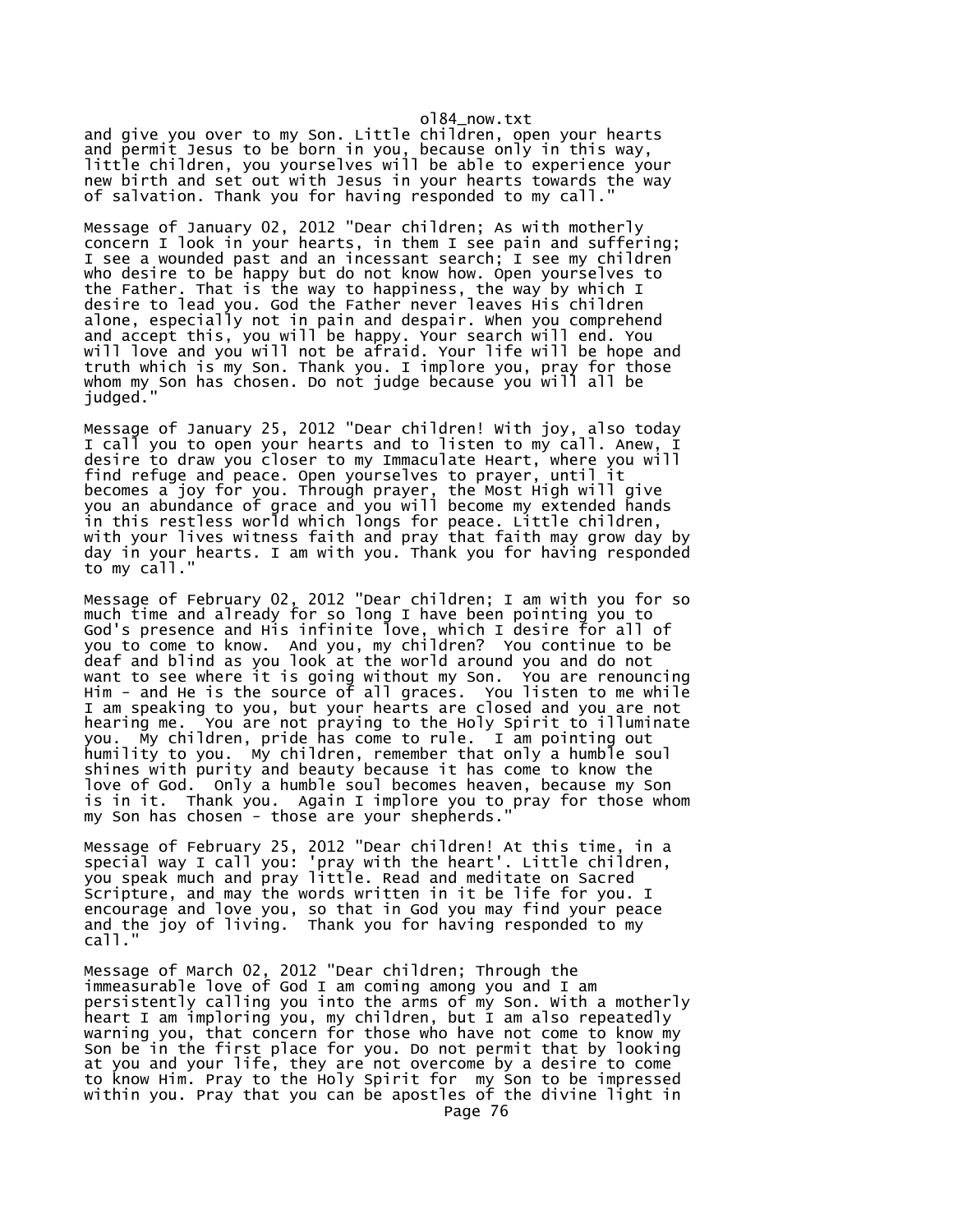and give you over to my Son. Little children, open your hearts and permit Jesus to be born in you, because only in this way, little children, you yourselves will be able to experience your new birth and set out with Jesus in your hearts towards the way of salvation. Thank you for having responded to my call."

Message of January 02, 2012 "Dear children; As with motherly concern I look in your hearts, in them I see pain and suffering; I see a wounded past and an incessant search; I see my children who desire to be happy but do not know how. Open yourselves to the Father. That is the way to happiness, the way by which I desire to lead you. God the Father never leaves His children alone, especially not in pain and despair. When you comprehend and accept this, you will be happy. Your search will end. You will love and you will not be afraid. Your life will be hope and truth which is my Son. Thank you. I implore you, pray for those whom my Son has chosen. Do not judge because you will all be judged."

Message of January 25, 2012 "Dear children! With joy, also today I call you to open your hearts and to listen to my call. Anew, I desire to draw you closer to my Immaculate Heart, where you will find refuge and peace. Open yourselves to prayer, until it becomes a joy for you. Through prayer, the Most High will give you an abundance of grace and you will become my extended hands in this restless world which longs for peace. Little children, with your lives witness faith and pray that faith may grow day by day in your hearts. I am with you. Thank you for having responded to my call."

Message of February 02, 2012 "Dear children; I am with you for so much time and already for so long I have been pointing you to God's presence and His infinite love, which I desire for all of you to come to know. And you, my children? You continue to be deaf and blind as you look at the world around you and do not want to see where it is going without my Son. You are renouncing Him - and He is the source of all graces. You listen to me while I am speaking to you, but your hearts are closed and you are not hearing me. You are not praying to the Holy Spirit to illuminate you. My children, pride has come to rule. I am pointing out humility to you. My children, remember that only a humble soul shines with purity and beauty because it has come to know the love of God. Only a humble soul becomes heaven, because my Son is in it. Thank you. Again I implore you to pray for those whom my Son has chosen - those are your shepherds."

Message of February 25, 2012 "Dear children! At this time, in a special way I call you: 'pray with the heart'. Little children, you speak much and pray little. Read and meditate on Sacred Scripture, and may the words written in it be life for you. I encourage and love you, so that in God you may find your peace and the joy of living. Thank you for having responded to my call."

Message of March 02, 2012 "Dear children; Through the immeasurable love of God I am coming among you and I am persistently calling you into the arms of my Son. With a motherly heart I am imploring you, my children, but I am also repeatedly warning you, that concern for those who have not come to know my Son be in the first place for you. Do not permit that by looking at you and your life, they are not overcome by a desire to come to know Him. Pray to the Holy Spirit for my Son to be impressed within you. Pray that you can be apostles of the divine light in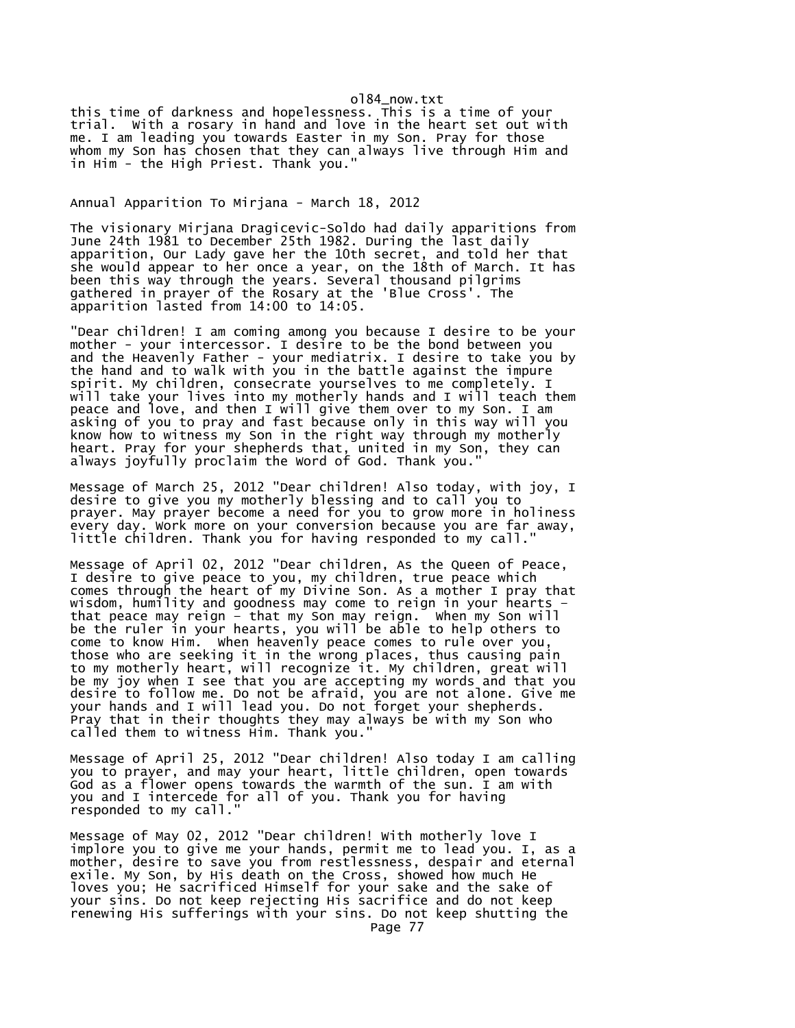this time of darkness and hopelessness. This is a time of your trial. With a rosary in hand and love in the heart set out with me. I am leading you towards Easter in my Son. Pray for those whom my Son has chosen that they can always live through Him and in Him - the High Priest. Thank you."

Annual Apparition To Mirjana - March 18, 2012

The visionary Mirjana Dragicevic-Soldo had daily apparitions from June 24th 1981 to December 25th 1982. During the last daily apparition, Our Lady gave her the 10th secret, and told her that she would appear to her once a year, on the 18th of March. It has been this way through the years. Several thousand pilgrims gathered in prayer of the Rosary at the 'Blue Cross'. The apparition lasted from 14:00 to 14:05.

"Dear children! I am coming among you because I desire to be your mother - your intercessor. I desire to be the bond between you and the Heavenly Father - your mediatrix. I desire to take you by the hand and to walk with you in the battle against the impure spirit. My children, consecrate yourselves to me completely. I will take your lives into my motherly hands and I will teach them peace and love, and then I will give them over to my Son. I am asking of you to pray and fast because only in this way will you know how to witness my Son in the right way through my motherly heart. Pray for your shepherds that, united in my Son, they can always joyfully proclaim the Word of God. Thank you."

Message of March 25, 2012 "Dear children! Also today, with joy, I desire to give you my motherly blessing and to call you to prayer. May prayer become a need for you to grow more in holiness every day. Work more on your conversion because you are far away, little children. Thank you for having responded to my call."

Message of April 02, 2012 "Dear children, As the Queen of Peace, I desire to give peace to you, my children, true peace which comes through the heart of my Divine Son. As a mother I pray that wisdom, humility and goodness may come to reign in your hearts – that peace may reign – that my Son may reign. When my Son will be the ruler in your hearts, you will be able to help others to come to know Him. When heavenly peace comes to rule over you, those who are seeking it in the wrong places, thus causing pain to my motherly heart, will recognize it. My children, great will be my joy when I see that you are accepting my words and that you desire to follow me. Do not be afraid, you are not alone. Give me your hands and I will lead you. Do not forget your shepherds. Pray that in their thoughts they may always be with my Son who called them to witness Him. Thank you."

Message of April 25, 2012 "Dear children! Also today I am calling you to prayer, and may your heart, little children, open towards God as a flower opens towards the warmth of the sun. I am with you and I intercede for all of you. Thank you for having responded to my call."

Message of May 02, 2012 "Dear children! With motherly love I implore you to give me your hands, permit me to lead you. I, as a mother, desire to save you from restlessness, despair and eternal exile. My Son, by His death on the Cross, showed how much He loves you; He sacrificed Himself for your sake and the sake of your sins. Do not keep rejecting His sacrifice and do not keep renewing His sufferings with your sins. Do not keep shutting the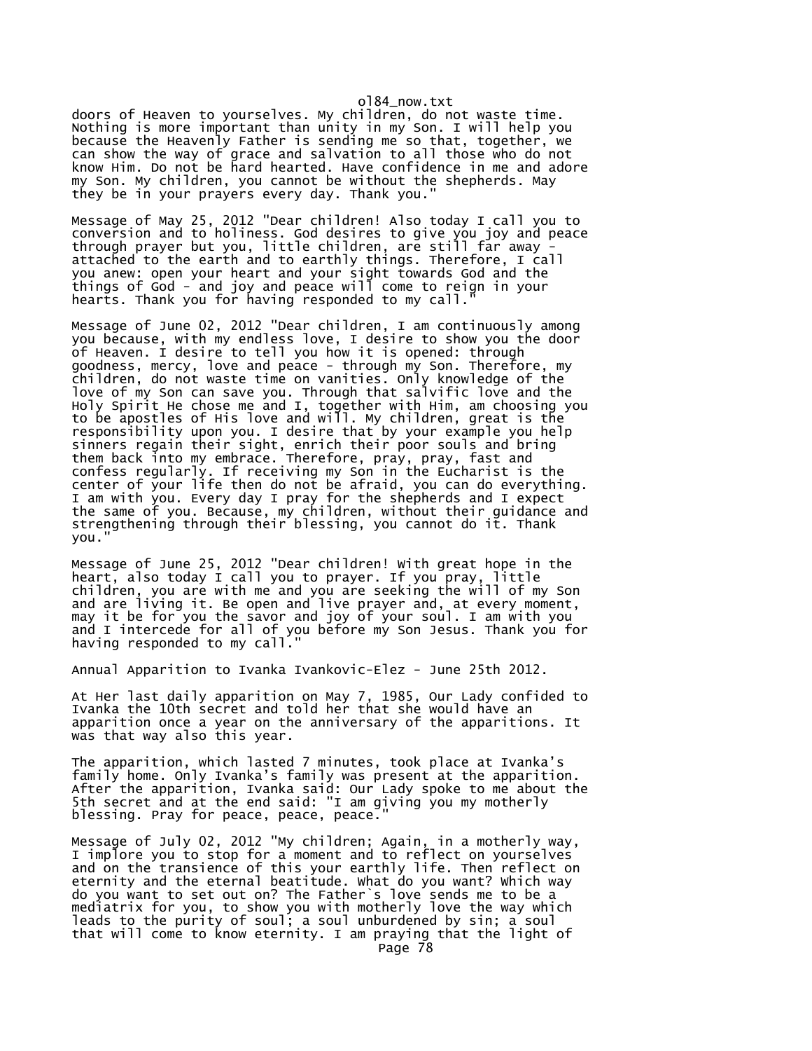doors of Heaven to yourselves. My children, do not waste time. Nothing is more important than unity in my Son. I will help you because the Heavenly Father is sending me so that, together, we can show the way of grace and salvation to all those who do not know Him. Do not be hard hearted. Have confidence in me and adore my Son. My children, you cannot be without the shepherds. May they be in your prayers every day. Thank you."

Message of May 25, 2012 "Dear children! Also today I call you to conversion and to holiness. God desires to give you joy and peace through prayer but you, little children, are still far away - attached to the earth and to earthly things. Therefore, I call you anew: open your heart and your sight towards God and the things of God - and joy and peace will come to reign in your hearts. Thank you for having responded to my call."

Message of June 02, 2012 "Dear children, I am continuously among you because, with my endless love, I desire to show you the door of Heaven. I desire to tell you how it is opened: through goodness, mercy, love and peace - through my Son. Therefore, my children, do not waste time on vanities. Only knowledge of the love of my Son can save you. Through that salvific love and the Holy Spirit He chose me and I, together with Him, am choosing you to be apostles of His love and will. My children, great is the responsibility upon you. I desire that by your example you help sinners regain their sight, enrich their poor souls and bring them back into my embrace. Therefore, pray, pray, fast and confess regularly. If receiving my Son in the Eucharist is the center of your life then do not be afraid, you can do everything. I am with you. Every day I pray for the shepherds and I expect the same of you. Because, my children, without their guidance and strengthening through their blessing, you cannot do it. Thank you."

Message of June 25, 2012 "Dear children! With great hope in the heart, also today I call you to prayer. If you pray, little children, you are with me and you are seeking the will of my Son and are living it. Be open and live prayer and, at every moment, may it be for you the savor and joy of your soul. I am with you and I intercede for all of you before my Son Jesus. Thank you for having responded to my call."

Annual Apparition to Ivanka Ivankovic-Elez - June 25th 2012.

At Her last daily apparition on May 7, 1985, Our Lady confided to Ivanka the 10th secret and told her that she would have an apparition once a year on the anniversary of the apparitions. It was that way also this year.

The apparition, which lasted 7 minutes, took place at Ivanka's family home. Only Ivanka's family was present at the apparition. After the apparition, Ivanka said: Our Lady spoke to me about the 5th secret and at the end said: "I am giving you my motherly blessing. Pray for peace, peace, peace."

Message of July 02, 2012 "My children; Again, in a motherly way, I implore you to stop for a moment and to reflect on yourselves and on the transience of this your earthly life. Then reflect on eternity and the eternal beatitude. What do you want? Which way do you want to set out on? The Father`s love sends me to be a mediatrix for you, to show you with motherly love the way which leads to the purity of soul; a soul unburdened by sin; a soul that will come to know eternity. I am praying that the light of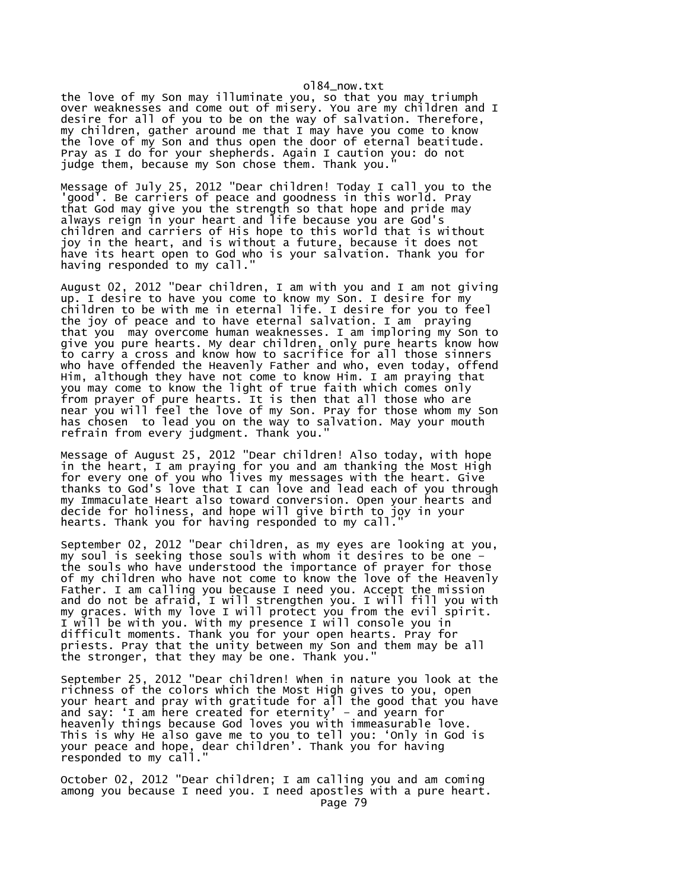the love of my Son may illuminate you, so that you may triumph over weaknesses and come out of misery. You are my children and I desire for all of you to be on the way of salvation. Therefore, my children, gather around me that I may have you come to know the love of my Son and thus open the door of eternal beatitude. Pray as I do for your shepherds. Again I caution you: do not judge them, because my Son chose them. Thank you."

Message of July 25, 2012 "Dear children! Today I call you to the 'good'. Be carriers of peace and goodness in this world. Pray that God may give you the strength so that hope and pride may always reign in your heart and life because you are God's children and carriers of His hope to this world that is without joy in the heart, and is without a future, because it does not have its heart open to God who is your salvation. Thank you for having responded to my call."

August 02, 2012 "Dear children, I am with you and I am not giving up. I desire to have you come to know my Son. I desire for my children to be with me in eternal life. I desire for you to feel the joy of peace and to have eternal salvation. I am praying that you may overcome human weaknesses. I am imploring my Son to give you pure hearts. My dear children, only pure hearts know how to carry a cross and know how to sacrifice for all those sinners who have offended the Heavenly Father and who, even today, offend Him, although they have not come to know Him. I am praying that you may come to know the light of true faith which comes only from prayer of pure hearts. It is then that all those who are near you will feel the love of my Son. Pray for those whom my Son has chosen to lead you on the way to salvation. May your mouth refrain from every judgment. Thank you."

Message of August 25, 2012 "Dear children! Also today, with hope in the heart, I am praying for you and am thanking the Most High for every one of you who lives my messages with the heart. Give thanks to God's love that I can love and lead each of you through my Immaculate Heart also toward conversion. Open your hearts and decide for holiness, and hope will give birth to joy in your hearts. Thank you for having responded to my call."

September 02, 2012 "Dear children, as my eyes are looking at you, my soul is seeking those souls with whom it desires to be one – the souls who have understood the importance of prayer for those of my children who have not come to know the love of the Heavenly Father. I am calling you because I need you. Accept the mission and do not be afraid, I will strengthen you. I will fill you with my graces. With my love I will protect you from the evil spirit. I will be with you. With my presence I will console you in difficult moments. Thank you for your open hearts. Pray for priests. Pray that the unity between my Son and them may be all the stronger, that they may be one. Thank you."

September 25, 2012 "Dear children! When in nature you look at the richness of the colors which the Most High gives to you, open your heart and pray with gratitude for all the good that you have and say: 'I am here created for eternity' – and yearn for heavenly things because God loves you with immeasurable love. This is why He also gave me to you to tell you: 'Only in God is your peace and hope, dear children'. Thank you for having responded to my call."

October 02, 2012 "Dear children; I am calling you and am coming among you because I need you. I need apostles with a pure heart.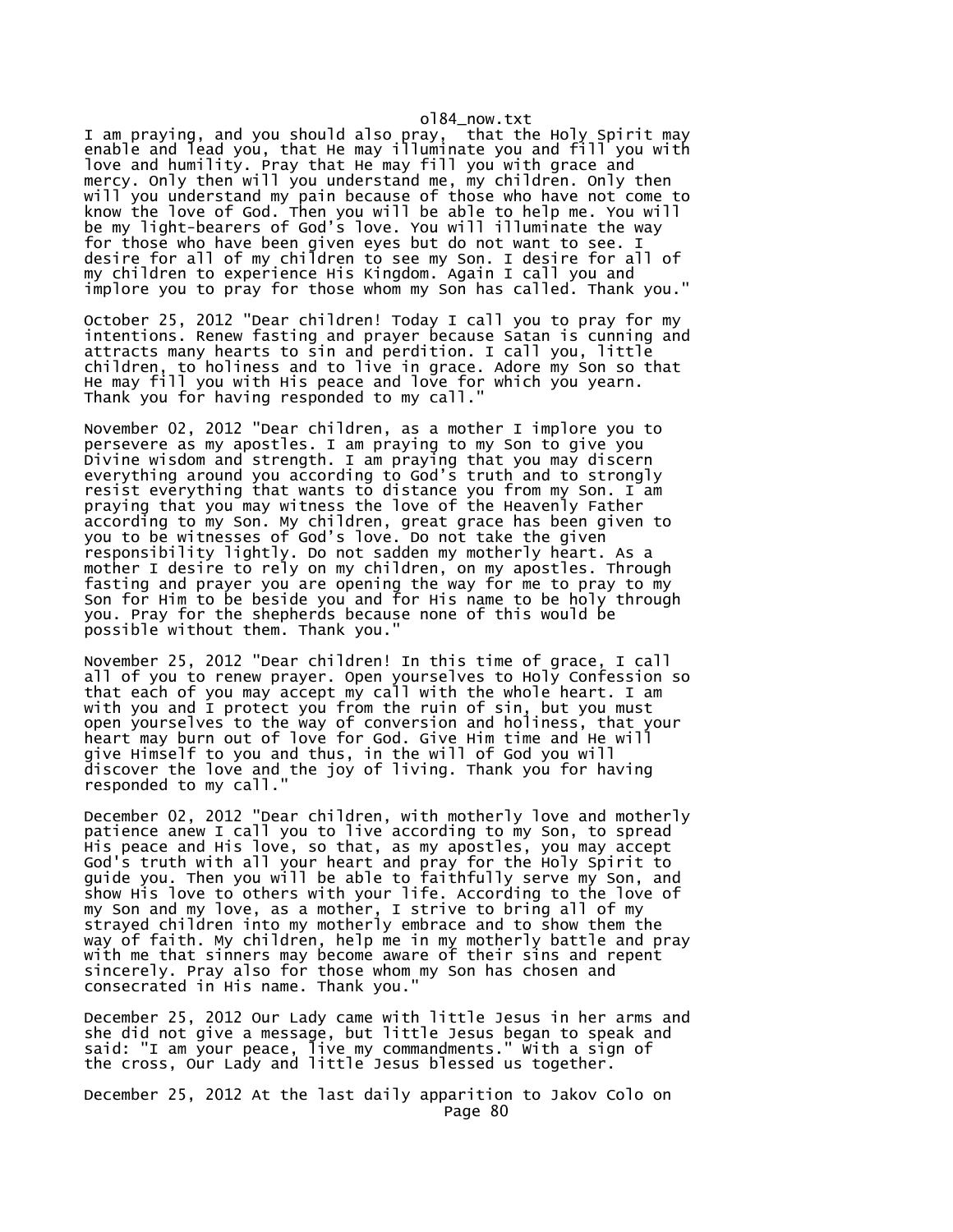I am praying, and you should also pray, that the Holy Spirit may enable and lead you, that He may illuminate you and fill you with love and humility. Pray that He may fill you with grace and mercy. Only then will you understand me, my children. Only then will you understand my pain because of those who have not come to know the love of God. Then you will be able to help me. You will be my light-bearers of God's love. You will illuminate the way for those who have been given eyes but do not want to see. I desire for all of my children to see my Son. I desire for all of my children to experience His Kingdom. Again I call you and implore you to pray for those whom my Son has called. Thank you."

October 25, 2012 "Dear children! Today I call you to pray for my intentions. Renew fasting and prayer because Satan is cunning and attracts many hearts to sin and perdition. I call you, little children, to holiness and to live in grace. Adore my Son so that He may fill you with His peace and love for which you yearn. Thank you for having responded to my call."

November 02, 2012 "Dear children, as a mother I implore you to persevere as my apostles. I am praying to my Son to give you Divine wisdom and strength. I am praying that you may discern everything around you according to God's truth and to strongly resist everything that wants to distance you from my Son. I am praying that you may witness the love of the Heavenly Father according to my Son. My children, great grace has been given to you to be witnesses of God's love. Do not take the given responsibility lightly. Do not sadden my motherly heart. As a mother I desire to rely on my children, on my apostles. Through fasting and prayer you are opening the way for me to pray to my Son for Him to be beside you and for His name to be holy through you. Pray for the shepherds because none of this would be possible without them. Thank you."

November 25, 2012 "Dear children! In this time of grace, I call all of you to renew prayer. Open yourselves to Holy Confession so that each of you may accept my call with the whole heart. I am with you and I protect you from the ruin of sin, but you must open yourselves to the way of conversion and holiness, that your heart may burn out of love for God. Give Him time and He will give Himself to you and thus, in the will of God you will discover the love and the joy of living. Thank you for having responded to my call."

December 02, 2012 "Dear children, with motherly love and motherly patience anew I call you to live according to my Son, to spread His peace and His love, so that, as my apostles, you may accept God's truth with all your heart and pray for the Holy Spirit to guide you. Then you will be able to faithfully serve my Son, and show His love to others with your life. According to the love of my Son and my love, as a mother, I strive to bring all of my strayed children into my motherly embrace and to show them the way of faith. My children, help me in my motherly battle and pray with me that sinners may become aware of their sins and repent sincerely. Pray also for those whom my Son has chosen and consecrated in His name. Thank you."

December 25, 2012 Our Lady came with little Jesus in her arms and she did not give a message, but little Jesus began to speak and said: "I am your peace, live my commandments." With a sign of the cross, Our Lady and little Jesus blessed us together.

December 25, 2012 At the last daily apparition to Jakov Colo on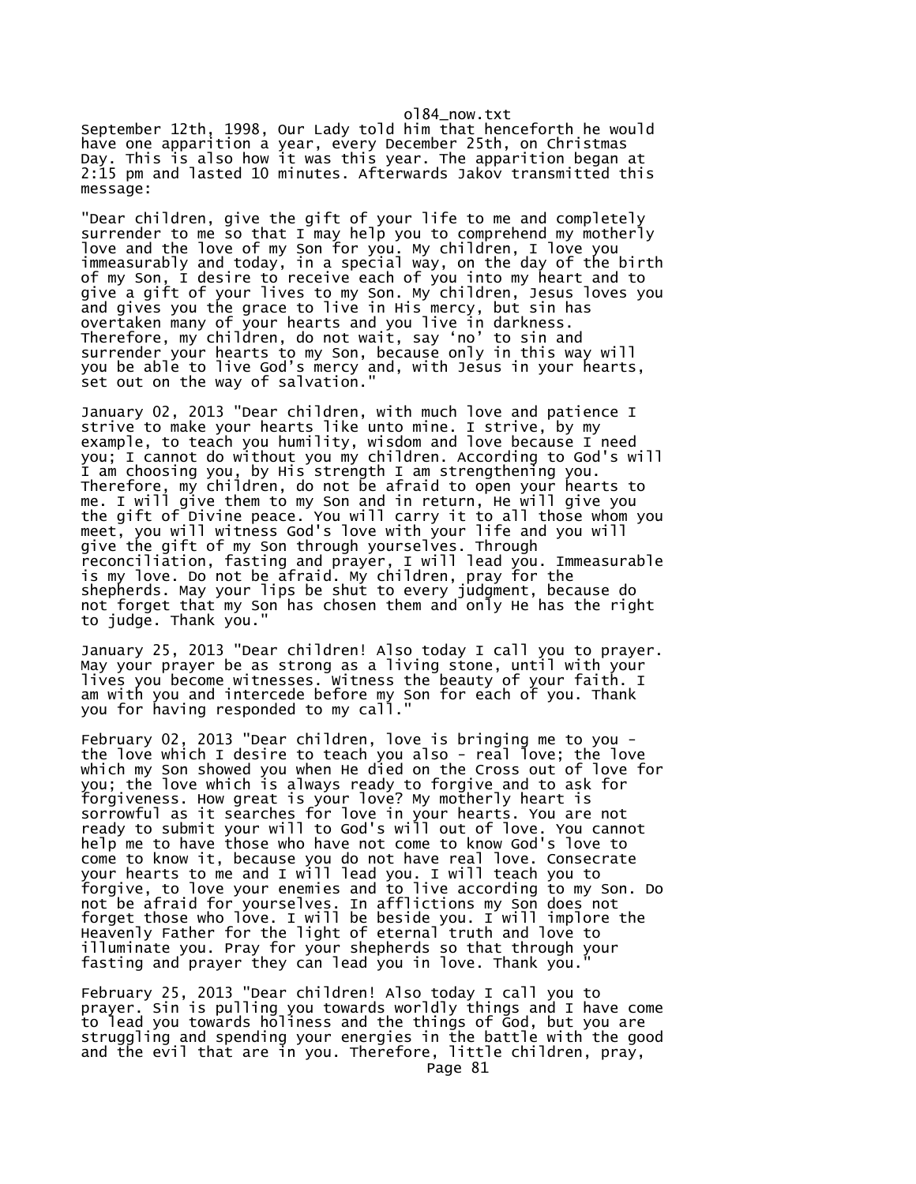September 12th, 1998, Our Lady told him that henceforth he would have one apparition a year, every December 25th, on Christmas Day. This is also how it was this year. The apparition began at 2:15 pm and lasted 10 minutes. Afterwards Jakov transmitted this message:

"Dear children, give the gift of your life to me and completely surrender to me so that I may help you to comprehend my motherly love and the love of my Son for you. My children, I love you immeasurably and today, in a special way, on the day of the birth of my Son, I desire to receive each of you into my heart and to give a gift of your lives to my Son. My children, Jesus loves you and gives you the grace to live in His mercy, but sin has overtaken many of your hearts and you live in darkness. Therefore, my children, do not wait, say 'no' to sin and surrender your hearts to my Son, because only in this way will you be able to live God's mercy and, with Jesus in your hearts, set out on the way of salvation."

January 02, 2013 "Dear children, with much love and patience I strive to make your hearts like unto mine. I strive, by my example, to teach you humility, wisdom and love because I need you; I cannot do without you my children. According to God's will I am choosing you, by His strength I am strengthening you. Therefore, my children, do not be afraid to open your hearts to me. I will give them to my Son and in return, He will give you the gift of Divine peace. You will carry it to all those whom you meet, you will witness God's love with your life and you will give the gift of my Son through yourselves. Through reconciliation, fasting and prayer, I will lead you. Immeasurable is my love. Do not be afraid. My children, pray for the shepherds. May your lips be shut to every judgment, because do not forget that my Son has chosen them and only He has the right to judge. Thank you."

January 25, 2013 "Dear children! Also today I call you to prayer. May your prayer be as strong as a living stone, until with your lives you become witnesses. Witness the beauty of your faith. I am with you and intercede before my Son for each of you. Thank you for having responded to my call."

February 02, 2013 "Dear children, love is bringing me to you - the love which I desire to teach you also - real love; the love which my Son showed you when He died on the Cross out of love for you; the love which is always ready to forgive and to ask for forgiveness. How great is your love? My motherly heart is sorrowful as it searches for love in your hearts. You are not ready to submit your will to God's will out of love. You cannot help me to have those who have not come to know God's love to come to know it, because you do not have real love. Consecrate your hearts to me and I will lead you. I will teach you to forgive, to love your enemies and to live according to my Son. Do not be afraid for yourselves. In afflictions my Son does not forget those who love. I will be beside you. I will implore the Heavenly Father for the light of eternal truth and love to illuminate you. Pray for your shepherds so that through your fasting and prayer they can lead you in love. Thank you."

February 25, 2013 "Dear children! Also today I call you to prayer. Sin is pulling you towards worldly things and I have come to lead you towards holiness and the things of God, but you are struggling and spending your energies in the battle with the good and the evil that are in you. Therefore, little children, pray,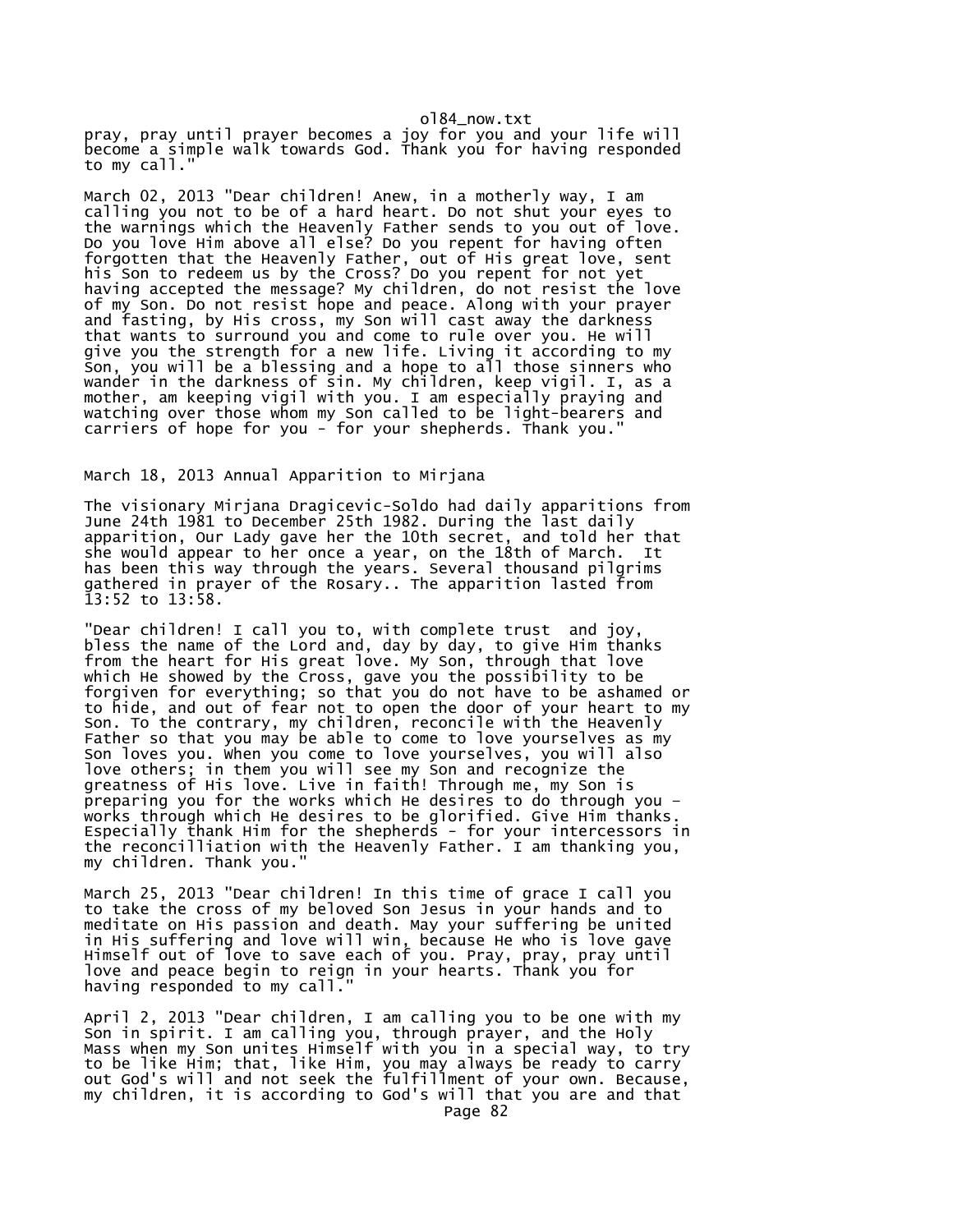pray, pray until prayer becomes a joy for you and your life will become a simple walk towards God. Thank you for having responded to my call."

March 02, 2013 "Dear children! Anew, in a motherly way, I am calling you not to be of a hard heart. Do not shut your eyes to the warnings which the Heavenly Father sends to you out of love. Do you love Him above all else? Do you repent for having often forgotten that the Heavenly Father, out of His great love, sent his Son to redeem us by the Cross? Do you repent for not yet having accepted the message? My children, do not resist the love of my Son. Do not resist hope and peace. Along with your prayer and fasting, by His cross, my Son will cast away the darkness that wants to surround you and come to rule over you. He will give you the strength for a new life. Living it according to my Son, you will be a blessing and a hope to all those sinners who wander in the darkness of sin. My children, keep vigil. I, as a mother, am keeping vigil with you. I am especially praying and watching over those whom my Son called to be light-bearers and carriers of hope for you - for your shepherds. Thank you."

March 18, 2013 Annual Apparition to Mirjana

The visionary Mirjana Dragicevic-Soldo had daily apparitions from June 24th 1981 to December 25th 1982. During the last daily apparition, Our Lady gave her the 10th secret, and told her that she would appear to her once a year, on the 18th of March. It has been this way through the years. Several thousand pilgrims gathered in prayer of the Rosary.. The apparition lasted from 13:52 to 13:58.

"Dear children! I call you to, with complete trust and joy, bless the name of the Lord and, day by day, to give Him thanks from the heart for His great love. My Son, through that love which He showed by the Cross, gave you the possibility to be forgiven for everything; so that you do not have to be ashamed or to hide, and out of fear not to open the door of your heart to my Son. To the contrary, my children, reconcile with the Heavenly Father so that you may be able to come to love yourselves as my Son loves you. When you come to love yourselves, you will also love others; in them you will see my Son and recognize the greatness of His love. Live in faith! Through me, my Son is preparing you for the works which He desires to do through you – works through which He desires to be glorified. Give Him thanks. Especially thank Him for the shepherds - for your intercessors in the reconcilliation with the Heavenly Father. I am thanking you, my children. Thank you."

March 25, 2013 "Dear children! In this time of grace I call you to take the cross of my beloved Son Jesus in your hands and to meditate on His passion and death. May your suffering be united in His suffering and love will win, because He who is love gave Himself out of love to save each of you. Pray, pray, pray until love and peace begin to reign in your hearts. Thank you for having responded to my call."

April 2, 2013 "Dear children, I am calling you to be one with my Son in spirit. I am calling you, through prayer, and the Holy Mass when my Son unites Himself with you in a special way, to try to be like Him; that, like Him, you may always be ready to carry out God's will and not seek the fulfillment of your own. Because, my children, it is according to God's will that you are and that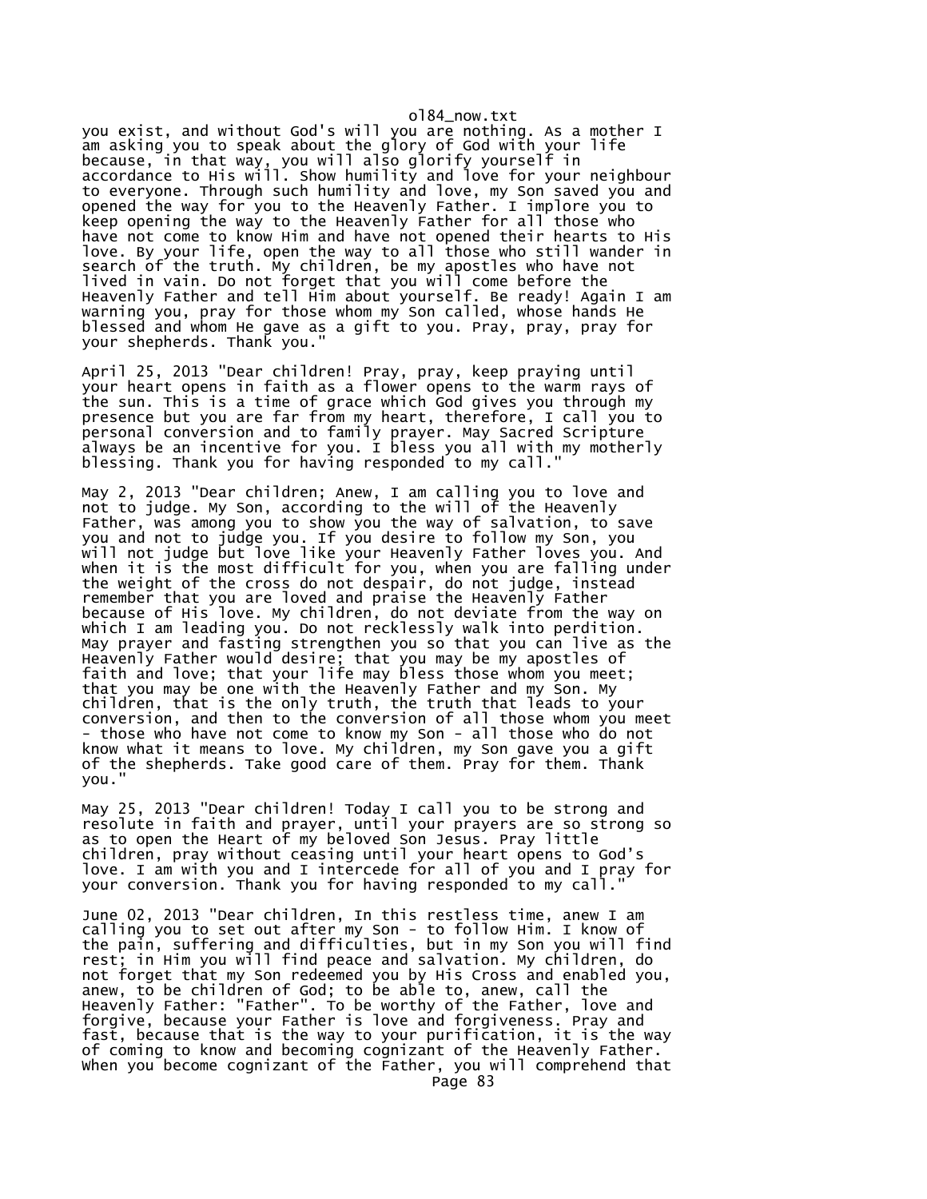you exist, and without God's will you are nothing. As a mother I am asking you to speak about the glory of God with your life because, in that way, you will also glorify yourself in accordance to His will. Show humility and love for your neighbour to everyone. Through such humility and love, my Son saved you and opened the way for you to the Heavenly Father. I implore you to keep opening the way to the Heavenly Father for all those who have not come to know Him and have not opened their hearts to His love. By your life, open the way to all those who still wander in search of the truth. My children, be my apostles who have not lived in vain. Do not forget that you will come before the Heavenly Father and tell Him about yourself. Be ready! Again I am warning you, pray for those whom my Son called, whose hands He blessed and whom He gave as a gift to you. Pray, pray, pray for your shepherds. Thank you."

April 25, 2013 "Dear children! Pray, pray, keep praying until your heart opens in faith as a flower opens to the warm rays of the sun. This is a time of grace which God gives you through my presence but you are far from my heart, therefore, I call you to personal conversion and to family prayer. May Sacred Scripture always be an incentive for you. I bless you all with my motherly blessing. Thank you for having responded to my call."

May 2, 2013 "Dear children; Anew, I am calling you to love and not to judge. My Son, according to the will of the Heavenly Father, was among you to show you the way of salvation, to save you and not to judge you. If you desire to follow my Son, you will not judge but love like your Heavenly Father loves you. And when it is the most difficult for you, when you are falling under the weight of the cross do not despair, do not judge, instead remember that you are loved and praise the Heavenly Father because of His love. My children, do not deviate from the way on which I am leading you. Do not recklessly walk into perdition. May prayer and fasting strengthen you so that you can live as the Heavenly Father would desire; that you may be my apostles of faith and love; that your life may bless those whom you meet; that you may be one with the Heavenly Father and my Son. My children, that is the only truth, the truth that leads to your conversion, and then to the conversion of all those whom you meet - those who have not come to know my Son - all those who do not know what it means to love. My children, my Son gave you a gift of the shepherds. Take good care of them. Pray for them. Thank you."

May 25, 2013 "Dear children! Today I call you to be strong and resolute in faith and prayer, until your prayers are so strong so as to open the Heart of my beloved Son Jesus. Pray little children, pray without ceasing until your heart opens to God's love. I am with you and I intercede for all of you and I pray for your conversion. Thank you for having responded to my call."

June 02, 2013 "Dear children, In this restless time, anew I am calling you to set out after my Son - to follow Him. I know of the pain, suffering and difficulties, but in my Son you will find rest; in Him you will find peace and salvation. My children, do not forget that my Son redeemed you by His Cross and enabled you, anew, to be children of God; to be able to, anew, call the Heavenly Father: "Father". To be worthy of the Father, love and forgive, because your Father is love and forgiveness. Pray and fast, because that is the way to your purification, it is the way of coming to know and becoming cognizant of the Heavenly Father. When you become cognizant of the Father, you will comprehend that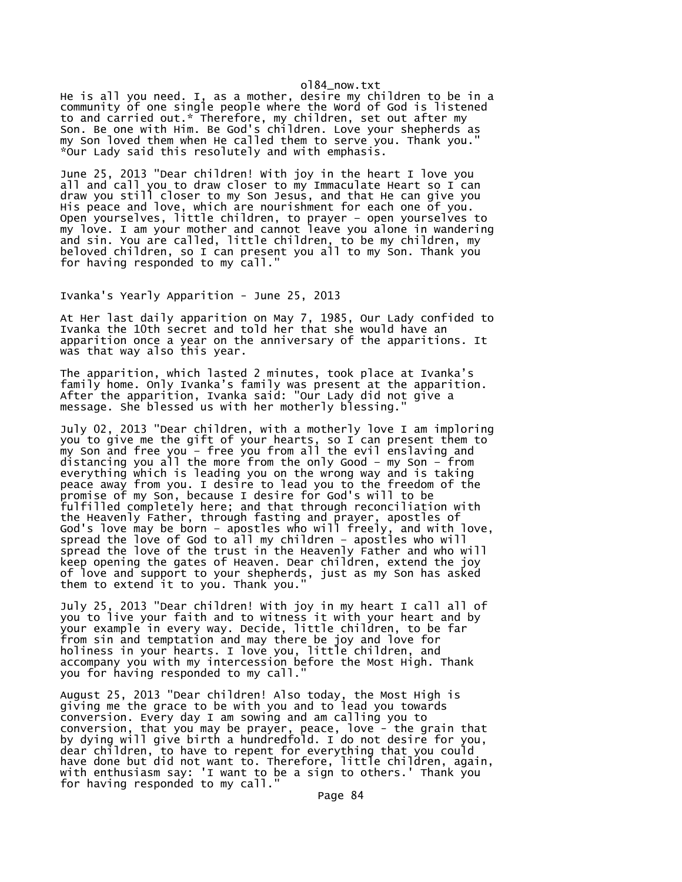He is all you need. I, as a mother, desire my children to be in a community of one single people where the Word of God is listened to and carried out.* Therefore, my children, set out after my Son. Be one with Him. Be God's children. Love your shepherds as my Son loved them when He called them to serve you. Thank you."
*Our Lady said this resolutely and with emphasis.

June 25, 2013 "Dear children! With joy in the heart I love you all and call you to draw closer to my Immaculate Heart so I can draw you still closer to my Son Jesus, and that He can give you His peace and love, which are nourishment for each one of you. Open yourselves, little children, to prayer – open yourselves to my love. I am your mother and cannot leave you alone in wandering and sin. You are called, little children, to be my children, my beloved children, so I can present you all to my Son. Thank you for having responded to my call."

Ivanka's Yearly Apparition - June 25, 2013

At Her last daily apparition on May 7, 1985, Our Lady confided to Ivanka the 10th secret and told her that she would have an apparition once a year on the anniversary of the apparitions. It was that way also this year.

The apparition, which lasted 2 minutes, took place at Ivanka's family home. Only Ivanka's family was present at the apparition. After the apparition, Ivanka said: "Our Lady did not give a message. She blessed us with her motherly blessing."

July 02, 2013 "Dear children, with a motherly love I am imploring you to give me the gift of your hearts, so I can present them to my Son and free you – free you from all the evil enslaving and distancing you all the more from the only Good – my Son – from everything which is leading you on the wrong way and is taking peace away from you. I desire to lead you to the freedom of the promise of my Son, because I desire for God's will to be fulfilled completely here; and that through reconciliation with the Heavenly Father, through fasting and prayer, apostles of God's love may be born – apostles who will freely, and with love, spread the love of God to all my children – apostles who will spread the love of the trust in the Heavenly Father and who will keep opening the gates of Heaven. Dear children, extend the joy of love and support to your shepherds, just as my Son has asked them to extend it to you. Thank you."

July 25, 2013 "Dear children! With joy in my heart I call all of you to live your faith and to witness it with your heart and by your example in every way. Decide, little children, to be far from sin and temptation and may there be joy and love for holiness in your hearts. I love you, little children, and accompany you with my intercession before the Most High. Thank you for having responded to my call."

August 25, 2013 "Dear children! Also today, the Most High is giving me the grace to be with you and to lead you towards conversion. Every day I am sowing and am calling you to conversion, that you may be prayer, peace, love - the grain that by dying will give birth a hundredfold. I do not desire for you, dear children, to have to repent for everything that you could have done but did not want to. Therefore, little children, again, with enthusiasm say: 'I want to be a sign to others.' Thank you for having responded to my call."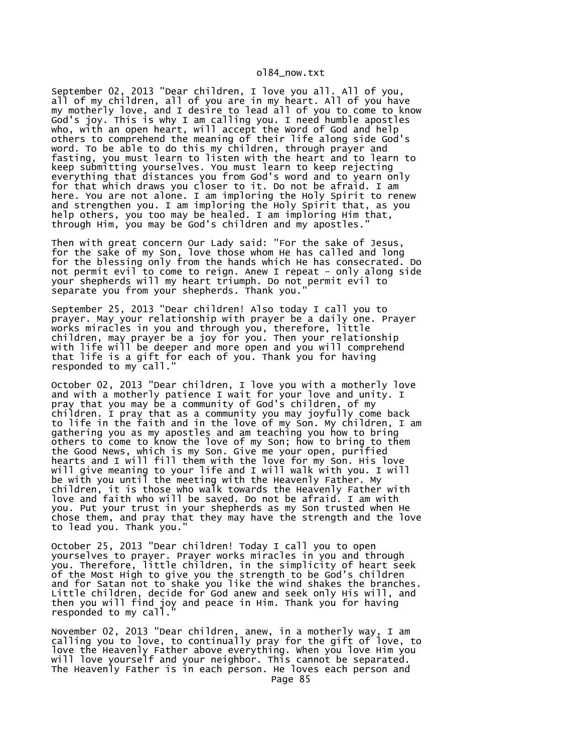September 02, 2013 "Dear children, I love you all. All of you, all of my children, all of you are in my heart. All of you have my motherly love, and I desire to lead all of you to come to know God's joy. This is why I am calling you. I need humble apostles who, with an open heart, will accept the Word of God and help others to comprehend the meaning of their life along side God's word. To be able to do this my children, through prayer and fasting, you must learn to listen with the heart and to learn to keep submitting yourselves. You must learn to keep rejecting everything that distances you from God's word and to yearn only for that which draws you closer to it. Do not be afraid. I am here. You are not alone. I am imploring the Holy Spirit to renew and strengthen you. I am imploring the Holy Spirit that, as you help others, you too may be healed. I am imploring Him that, through Him, you may be God's children and my apostles."

Then with great concern Our Lady said: "For the sake of Jesus, for the sake of my Son, love those whom He has called and long for the blessing only from the hands which He has consecrated. Do not permit evil to come to reign. Anew I repeat - only along side your shepherds will my heart triumph. Do not permit evil to separate you from your shepherds. Thank you."

September 25, 2013 "Dear children! Also today I call you to prayer. May your relationship with prayer be a daily one. Prayer works miracles in you and through you, therefore, little children, may prayer be a joy for you. Then your relationship with life will be deeper and more open and you will comprehend that life is a gift for each of you. Thank you for having responded to my call."

October 02, 2013 "Dear children, I love you with a motherly love and with a motherly patience I wait for your love and unity. I pray that you may be a community of God's children, of my children. I pray that as a community you may joyfully come back to life in the faith and in the love of my Son. My children, I am gathering you as my apostles and am teaching you how to bring others to come to know the love of my Son; how to bring to them the Good News, which is my Son. Give me your open, purified hearts and I will fill them with the love for my Son. His love will give meaning to your life and I will walk with you. I will be with you until the meeting with the Heavenly Father. My children, it is those who walk towards the Heavenly Father with love and faith who will be saved. Do not be afraid. I am with you. Put your trust in your shepherds as my Son trusted when He chose them, and pray that they may have the strength and the love to lead you. Thank you."

October 25, 2013 "Dear children! Today I call you to open yourselves to prayer. Prayer works miracles in you and through you. Therefore, little children, in the simplicity of heart seek of the Most High to give you the strength to be God's children and for Satan not to shake you like the wind shakes the branches. Little children, decide for God anew and seek only His will, and then you will find joy and peace in Him. Thank you for having responded to my call."

November 02, 2013 "Dear children, anew, in a motherly way, I am calling you to love, to continually pray for the gift of love, to love the Heavenly Father above everything. When you love Him you will love yourself and your neighbor. This cannot be separated. The Heavenly Father is in each person. He loves each person and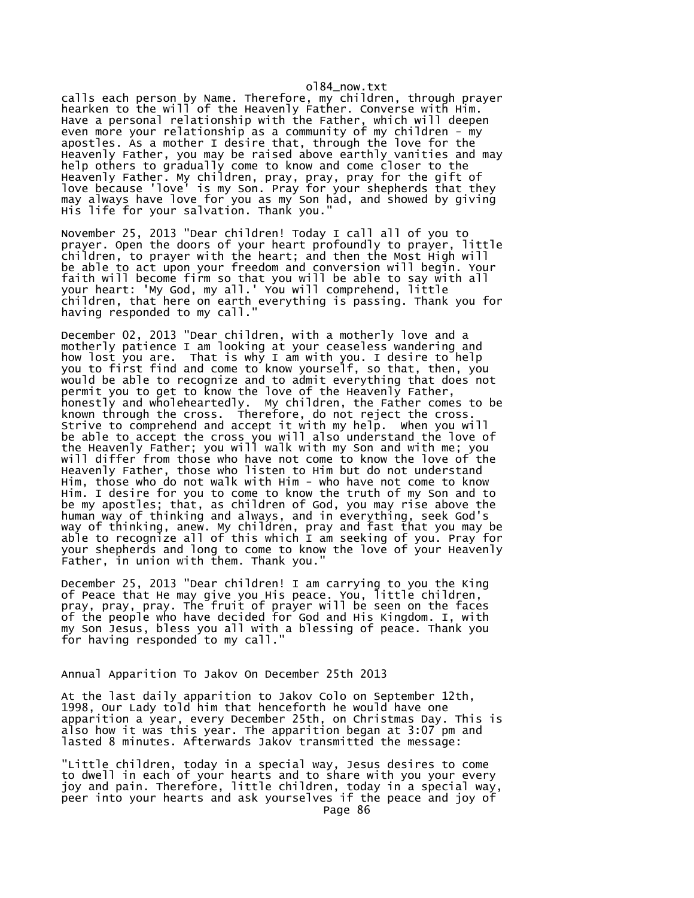calls each person by Name. Therefore, my children, through prayer hearken to the will of the Heavenly Father. Converse with Him. Have a personal relationship with the Father, which will deepen even more your relationship as a community of my children - my apostles. As a mother I desire that, through the love for the Heavenly Father, you may be raised above earthly vanities and may help others to gradually come to know and come closer to the Heavenly Father. My children, pray, pray, pray for the gift of love because 'love' is my Son. Pray for your shepherds that they may always have love for you as my Son had, and showed by giving His life for your salvation. Thank you."

November 25, 2013 "Dear children! Today I call all of you to prayer. Open the doors of your heart profoundly to prayer, little children, to prayer with the heart; and then the Most High will be able to act upon your freedom and conversion will begin. Your faith will become firm so that you will be able to say with all your heart: 'My God, my all.' You will comprehend, little children, that here on earth everything is passing. Thank you for having responded to my call."

December 02, 2013 "Dear children, with a motherly love and a motherly patience I am looking at your ceaseless wandering and how lost you are. That is why I am with you. I desire to help you to first find and come to know yourself, so that, then, you would be able to recognize and to admit everything that does not permit you to get to know the love of the Heavenly Father, honestly and wholeheartedly. My children, the Father comes to be known through the cross. Therefore, do not reject the cross. Strive to comprehend and accept it with my help. When you will be able to accept the cross you will also understand the love of the Heavenly Father; you will walk with my Son and with me; you will differ from those who have not come to know the love of the Heavenly Father, those who listen to Him but do not understand Him, those who do not walk with Him - who have not come to know Him. I desire for you to come to know the truth of my Son and to be my apostles; that, as children of God, you may rise above the human way of thinking and always, and in everything, seek God's way of thinking, anew. My children, pray and fast that you may be able to recognize all of this which I am seeking of you. Pray for your shepherds and long to come to know the love of your Heavenly Father, in union with them. Thank you."

December 25, 2013 "Dear children! I am carrying to you the King of Peace that He may give you His peace. You, little children, pray, pray, pray. The fruit of prayer will be seen on the faces of the people who have decided for God and His Kingdom. I, with my Son Jesus, bless you all with a blessing of peace. Thank you for having responded to my call."

Annual Apparition To Jakov On December 25th 2013

At the last daily apparition to Jakov Colo on September 12th, 1998, Our Lady told him that henceforth he would have one apparition a year, every December 25th, on Christmas Day. This is also how it was this year. The apparition began at 3:07 pm and lasted 8 minutes. Afterwards Jakov transmitted the message:

"Little children, today in a special way, Jesus desires to come to dwell in each of your hearts and to share with you your every joy and pain. Therefore, little children, today in a special way, peer into your hearts and ask yourselves if the peace and joy of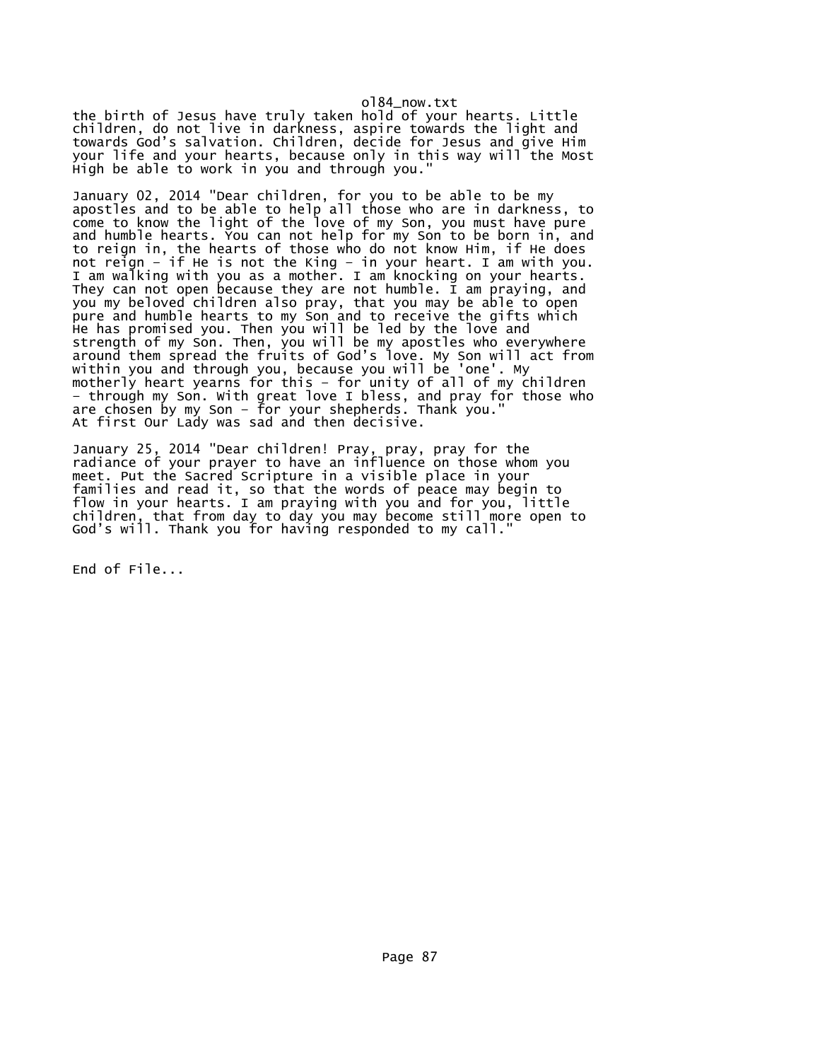the birth of Jesus have truly taken hold of your hearts. Little children, do not live in darkness, aspire towards the light and towards God's salvation. Children, decide for Jesus and give Him your life and your hearts, because only in this way will the Most High be able to work in you and through you."

January 02, 2014 "Dear children, for you to be able to be my apostles and to be able to help all those who are in darkness, to come to know the light of the love of my Son, you must have pure and humble hearts. You can not help for my Son to be born in, and to reign in, the hearts of those who do not know Him, if He does not reign – if He is not the King – in your heart. I am with you. I am walking with you as a mother. I am knocking on your hearts. They can not open because they are not humble. I am praying, and you my beloved children also pray, that you may be able to open pure and humble hearts to my Son and to receive the gifts which He has promised you. Then you will be led by the love and strength of my Son. Then, you will be my apostles who everywhere around them spread the fruits of God's love. My Son will act from within you and through you, because you will be 'one'. My motherly heart yearns for this – for unity of all of my children – through my Son. With great love I bless, and pray for those who are chosen by my Son – for your shepherds. Thank you."
At first Our Lady was sad and then decisive.

January 25, 2014 "Dear children! Pray, pray, pray for the radiance of your prayer to have an influence on those whom you meet. Put the Sacred Scripture in a visible place in your families and read it, so that the words of peace may begin to flow in your hearts. I am praying with you and for you, little children, that from day to day you may become still more open to God's will. Thank you for having responded to my call."

End of File...